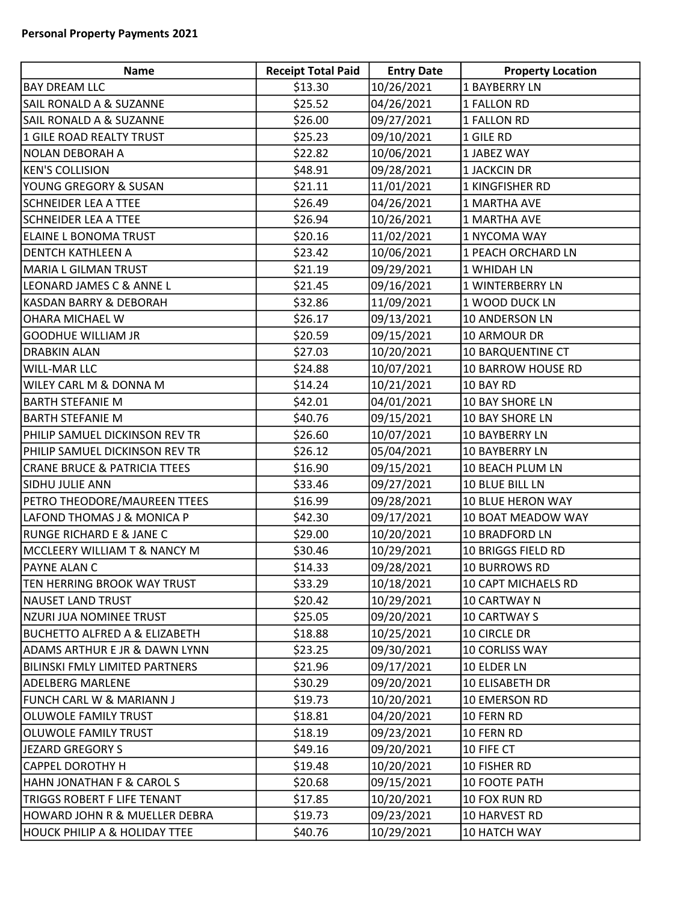**Personal Property Payments 2021**

| Name | Receipt Total Paid | Entry Date | Property Location |
|---|---|---|---|
| BAY DREAM LLC | $13.30 | 10/26/2021 | 1 BAYBERRY LN |
| SAIL RONALD A & SUZANNE | $25.52 | 04/26/2021 | 1 FALLON RD |
| SAIL RONALD A & SUZANNE | $26.00 | 09/27/2021 | 1 FALLON RD |
| 1 GILE ROAD REALTY TRUST | $25.23 | 09/10/2021 | 1 GILE RD |
| NOLAN DEBORAH A | $22.82 | 10/06/2021 | 1 JABEZ WAY |
| KEN'S COLLISION | $48.91 | 09/28/2021 | 1 JACKCIN DR |
| YOUNG GREGORY & SUSAN | $21.11 | 11/01/2021 | 1 KINGFISHER RD |
| SCHNEIDER LEA A TTEE | $26.49 | 04/26/2021 | 1 MARTHA AVE |
| SCHNEIDER LEA A TTEE | $26.94 | 10/26/2021 | 1 MARTHA AVE |
| ELAINE L BONOMA TRUST | $20.16 | 11/02/2021 | 1 NYCOMA WAY |
| DENTCH KATHLEEN A | $23.42 | 10/06/2021 | 1 PEACH ORCHARD LN |
| MARIA L GILMAN TRUST | $21.19 | 09/29/2021 | 1 WHIDAH LN |
| LEONARD JAMES C & ANNE L | $21.45 | 09/16/2021 | 1 WINTERBERRY LN |
| KASDAN BARRY & DEBORAH | $32.86 | 11/09/2021 | 1 WOOD DUCK LN |
| OHARA MICHAEL W | $26.17 | 09/13/2021 | 10 ANDERSON LN |
| GOODHUE WILLIAM JR | $20.59 | 09/15/2021 | 10 ARMOUR DR |
| DRABKIN ALAN | $27.03 | 10/20/2021 | 10 BARQUENTINE CT |
| WILL-MAR LLC | $24.88 | 10/07/2021 | 10 BARROW HOUSE RD |
| WILEY CARL M & DONNA M | $14.24 | 10/21/2021 | 10 BAY RD |
| BARTH STEFANIE M | $42.01 | 04/01/2021 | 10 BAY SHORE LN |
| BARTH STEFANIE M | $40.76 | 09/15/2021 | 10 BAY SHORE LN |
| PHILIP SAMUEL DICKINSON REV TR | $26.60 | 10/07/2021 | 10 BAYBERRY LN |
| PHILIP SAMUEL DICKINSON REV TR | $26.12 | 05/04/2021 | 10 BAYBERRY LN |
| CRANE BRUCE & PATRICIA TTEES | $16.90 | 09/15/2021 | 10 BEACH PLUM LN |
| SIDHU JULIE ANN | $33.46 | 09/27/2021 | 10 BLUE BILL LN |
| PETRO THEODORE/MAUREEN TTEES | $16.99 | 09/28/2021 | 10 BLUE HERON WAY |
| LAFOND THOMAS J & MONICA P | $42.30 | 09/17/2021 | 10 BOAT MEADOW WAY |
| RUNGE RICHARD E & JANE C | $29.00 | 10/20/2021 | 10 BRADFORD LN |
| MCCLEERY WILLIAM T & NANCY M | $30.46 | 10/29/2021 | 10 BRIGGS FIELD RD |
| PAYNE ALAN C | $14.33 | 09/28/2021 | 10 BURROWS RD |
| TEN HERRING BROOK WAY TRUST | $33.29 | 10/18/2021 | 10 CAPT MICHAELS RD |
| NAUSET LAND TRUST | $20.42 | 10/29/2021 | 10 CARTWAY N |
| NZURI JUA NOMINEE TRUST | $25.05 | 09/20/2021 | 10 CARTWAY S |
| BUCHETTO ALFRED A & ELIZABETH | $18.88 | 10/25/2021 | 10 CIRCLE DR |
| ADAMS ARTHUR E JR & DAWN LYNN | $23.25 | 09/30/2021 | 10 CORLISS WAY |
| BILINSKI FMLY LIMITED PARTNERS | $21.96 | 09/17/2021 | 10 ELDER LN |
| ADELBERG MARLENE | $30.29 | 09/20/2021 | 10 ELISABETH DR |
| FUNCH CARL W & MARIANN J | $19.73 | 10/20/2021 | 10 EMERSON RD |
| OLUWOLE FAMILY TRUST | $18.81 | 04/20/2021 | 10 FERN RD |
| OLUWOLE FAMILY TRUST | $18.19 | 09/23/2021 | 10 FERN RD |
| JEZARD GREGORY S | $49.16 | 09/20/2021 | 10 FIFE CT |
| CAPPEL DOROTHY H | $19.48 | 10/20/2021 | 10 FISHER RD |
| HAHN JONATHAN F & CAROL S | $20.68 | 09/15/2021 | 10 FOOTE PATH |
| TRIGGS ROBERT F LIFE TENANT | $17.85 | 10/20/2021 | 10 FOX RUN RD |
| HOWARD JOHN R & MUELLER DEBRA | $19.73 | 09/23/2021 | 10 HARVEST RD |
| HOUCK PHILIP A & HOLIDAY TTEE | $40.76 | 10/29/2021 | 10 HATCH WAY |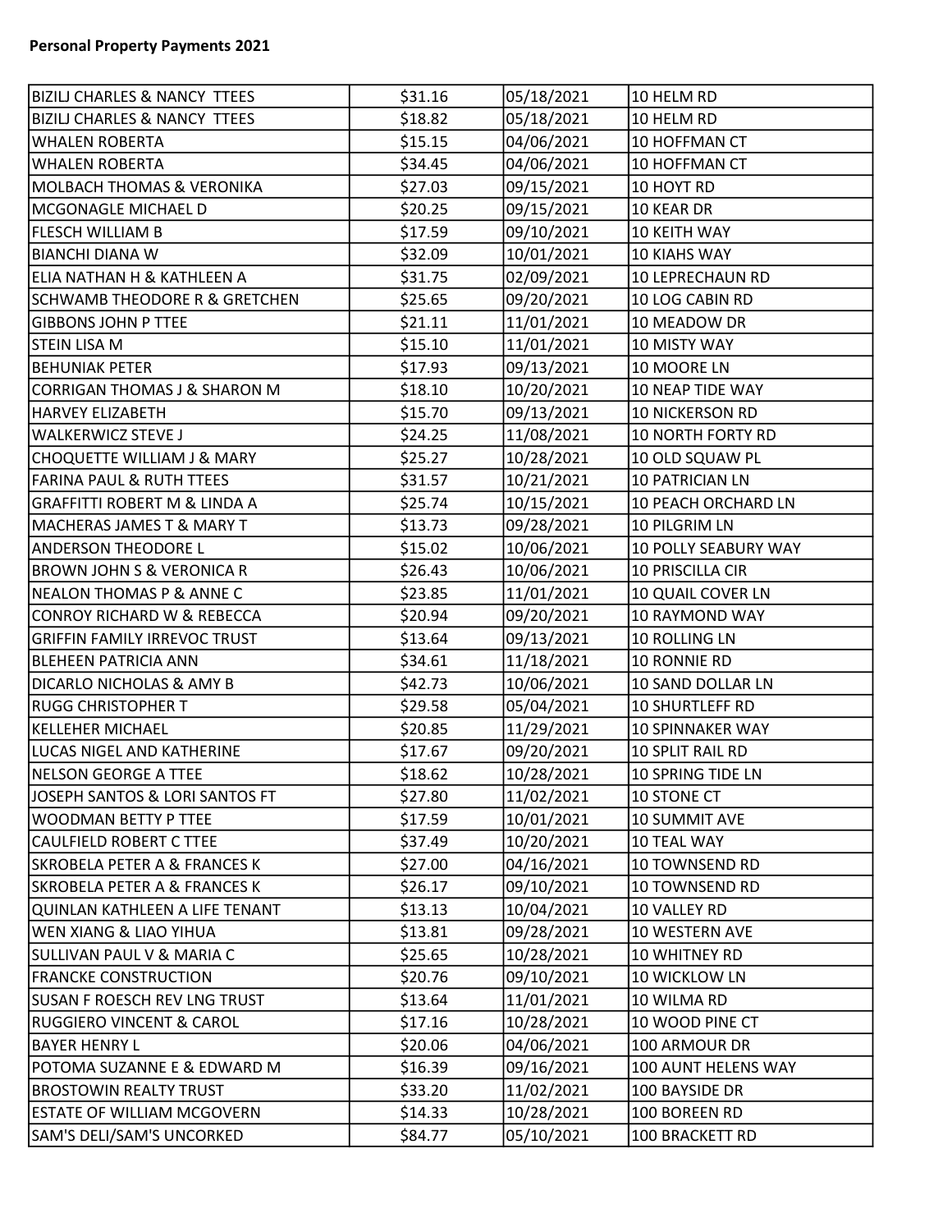**Personal Property Payments 2021**

| | | | |
|---|---|---|---|
| BIZILJ CHARLES & NANCY TTEES | $31.16 | 05/18/2021 | 10 HELM RD |
| BIZILJ CHARLES & NANCY TTEES | $18.82 | 05/18/2021 | 10 HELM RD |
| WHALEN ROBERTA | $15.15 | 04/06/2021 | 10 HOFFMAN CT |
| WHALEN ROBERTA | $34.45 | 04/06/2021 | 10 HOFFMAN CT |
| MOLBACH THOMAS & VERONIKA | $27.03 | 09/15/2021 | 10 HOYT RD |
| MCGONAGLE MICHAEL D | $20.25 | 09/15/2021 | 10 KEAR DR |
| FLESCH WILLIAM B | $17.59 | 09/10/2021 | 10 KEITH WAY |
| BIANCHI DIANA W | $32.09 | 10/01/2021 | 10 KIAHS WAY |
| ELIA NATHAN H & KATHLEEN A | $31.75 | 02/09/2021 | 10 LEPRECHAUN RD |
| SCHWAMB THEODORE R & GRETCHEN | $25.65 | 09/20/2021 | 10 LOG CABIN RD |
| GIBBONS JOHN P TTEE | $21.11 | 11/01/2021 | 10 MEADOW DR |
| STEIN LISA M | $15.10 | 11/01/2021 | 10 MISTY WAY |
| BEHUNIAK PETER | $17.93 | 09/13/2021 | 10 MOORE LN |
| CORRIGAN THOMAS J & SHARON M | $18.10 | 10/20/2021 | 10 NEAP TIDE WAY |
| HARVEY ELIZABETH | $15.70 | 09/13/2021 | 10 NICKERSON RD |
| WALKERWICZ STEVE J | $24.25 | 11/08/2021 | 10 NORTH FORTY RD |
| CHOQUETTE WILLIAM J & MARY | $25.27 | 10/28/2021 | 10 OLD SQUAW PL |
| FARINA PAUL & RUTH TTEES | $31.57 | 10/21/2021 | 10 PATRICIAN LN |
| GRAFFITTI ROBERT M & LINDA A | $25.74 | 10/15/2021 | 10 PEACH ORCHARD LN |
| MACHERAS JAMES T & MARY T | $13.73 | 09/28/2021 | 10 PILGRIM LN |
| ANDERSON THEODORE L | $15.02 | 10/06/2021 | 10 POLLY SEABURY WAY |
| BROWN JOHN S & VERONICA R | $26.43 | 10/06/2021 | 10 PRISCILLA CIR |
| NEALON THOMAS P & ANNE C | $23.85 | 11/01/2021 | 10 QUAIL COVER LN |
| CONROY RICHARD W & REBECCA | $20.94 | 09/20/2021 | 10 RAYMOND WAY |
| GRIFFIN FAMILY IRREVOC TRUST | $13.64 | 09/13/2021 | 10 ROLLING LN |
| BLEHEEN PATRICIA ANN | $34.61 | 11/18/2021 | 10 RONNIE RD |
| DICARLO NICHOLAS & AMY B | $42.73 | 10/06/2021 | 10 SAND DOLLAR LN |
| RUGG CHRISTOPHER T | $29.58 | 05/04/2021 | 10 SHURTLEFF RD |
| KELLEHER MICHAEL | $20.85 | 11/29/2021 | 10 SPINNAKER WAY |
| LUCAS NIGEL AND KATHERINE | $17.67 | 09/20/2021 | 10 SPLIT RAIL RD |
| NELSON GEORGE A TTEE | $18.62 | 10/28/2021 | 10 SPRING TIDE LN |
| JOSEPH SANTOS & LORI SANTOS FT | $27.80 | 11/02/2021 | 10 STONE CT |
| WOODMAN BETTY P TTEE | $17.59 | 10/01/2021 | 10 SUMMIT AVE |
| CAULFIELD ROBERT C TTEE | $37.49 | 10/20/2021 | 10 TEAL WAY |
| SKROBELA PETER A & FRANCES K | $27.00 | 04/16/2021 | 10 TOWNSEND RD |
| SKROBELA PETER A & FRANCES K | $26.17 | 09/10/2021 | 10 TOWNSEND RD |
| QUINLAN KATHLEEN A LIFE TENANT | $13.13 | 10/04/2021 | 10 VALLEY RD |
| WEN XIANG & LIAO YIHUA | $13.81 | 09/28/2021 | 10 WESTERN AVE |
| SULLIVAN PAUL V & MARIA C | $25.65 | 10/28/2021 | 10 WHITNEY RD |
| FRANCKE CONSTRUCTION | $20.76 | 09/10/2021 | 10 WICKLOW LN |
| SUSAN F ROESCH REV LNG TRUST | $13.64 | 11/01/2021 | 10 WILMA RD |
| RUGGIERO VINCENT & CAROL | $17.16 | 10/28/2021 | 10 WOOD PINE CT |
| BAYER HENRY L | $20.06 | 04/06/2021 | 100 ARMOUR DR |
| POTOMA SUZANNE E & EDWARD M | $16.39 | 09/16/2021 | 100 AUNT HELENS WAY |
| BROSTOWIN REALTY TRUST | $33.20 | 11/02/2021 | 100 BAYSIDE DR |
| ESTATE OF WILLIAM MCGOVERN | $14.33 | 10/28/2021 | 100 BOREEN RD |
| SAM'S DELI/SAM'S UNCORKED | $84.77 | 05/10/2021 | 100 BRACKETT RD |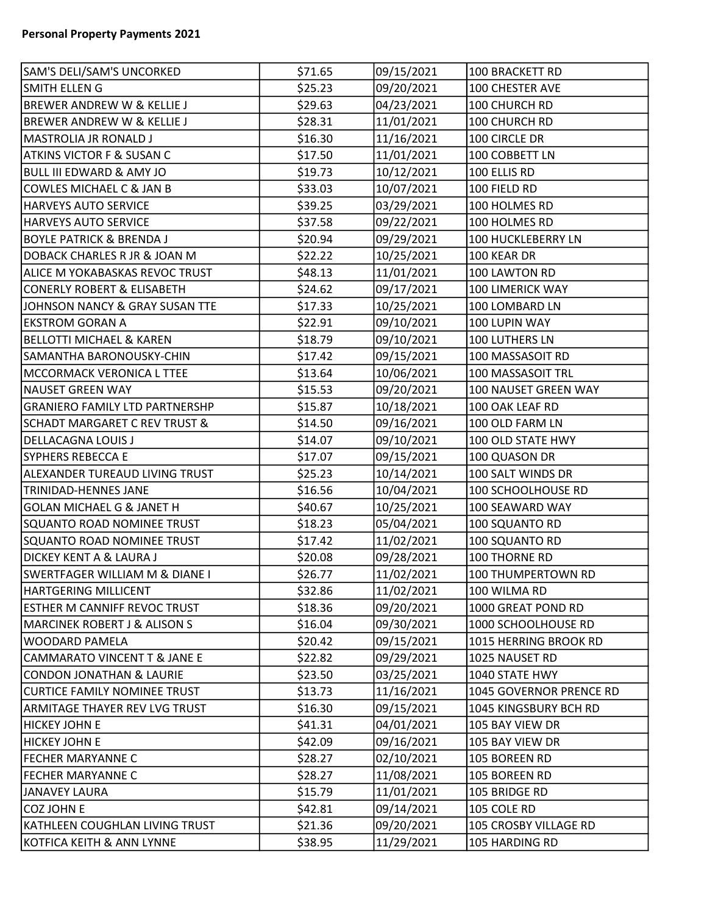**Personal Property Payments 2021**

| | | | |
|---|---|---|---|
| SAM'S DELI/SAM'S UNCORKED | $71.65 | 09/15/2021 | 100 BRACKETT RD |
| SMITH ELLEN G | $25.23 | 09/20/2021 | 100 CHESTER AVE |
| BREWER ANDREW W & KELLIE J | $29.63 | 04/23/2021 | 100 CHURCH RD |
| BREWER ANDREW W & KELLIE J | $28.31 | 11/01/2021 | 100 CHURCH RD |
| MASTROLIA JR RONALD J | $16.30 | 11/16/2021 | 100 CIRCLE DR |
| ATKINS VICTOR F & SUSAN C | $17.50 | 11/01/2021 | 100 COBBETT LN |
| BULL III EDWARD & AMY JO | $19.73 | 10/12/2021 | 100 ELLIS RD |
| COWLES MICHAEL C & JAN B | $33.03 | 10/07/2021 | 100 FIELD RD |
| HARVEYS AUTO SERVICE | $39.25 | 03/29/2021 | 100 HOLMES RD |
| HARVEYS AUTO SERVICE | $37.58 | 09/22/2021 | 100 HOLMES RD |
| BOYLE PATRICK & BRENDA J | $20.94 | 09/29/2021 | 100 HUCKLEBERRY LN |
| DOBACK CHARLES R JR & JOAN M | $22.22 | 10/25/2021 | 100 KEAR DR |
| ALICE M YOKABASKAS REVOC TRUST | $48.13 | 11/01/2021 | 100 LAWTON RD |
| CONERLY ROBERT & ELISABETH | $24.62 | 09/17/2021 | 100 LIMERICK WAY |
| JOHNSON NANCY & GRAY SUSAN TTE | $17.33 | 10/25/2021 | 100 LOMBARD LN |
| EKSTROM GORAN A | $22.91 | 09/10/2021 | 100 LUPIN WAY |
| BELLOTTI MICHAEL & KAREN | $18.79 | 09/10/2021 | 100 LUTHERS LN |
| SAMANTHA BARONOUSKY-CHIN | $17.42 | 09/15/2021 | 100 MASSASOIT RD |
| MCCORMACK VERONICA L TTEE | $13.64 | 10/06/2021 | 100 MASSASOIT TRL |
| NAUSET GREEN WAY | $15.53 | 09/20/2021 | 100 NAUSET GREEN WAY |
| GRANIERO FAMILY LTD PARTNERSHP | $15.87 | 10/18/2021 | 100 OAK LEAF RD |
| SCHADT MARGARET C REV TRUST & | $14.50 | 09/16/2021 | 100 OLD FARM LN |
| DELLACAGNA LOUIS J | $14.07 | 09/10/2021 | 100 OLD STATE HWY |
| SYPHERS REBECCA E | $17.07 | 09/15/2021 | 100 QUASON DR |
| ALEXANDER TUREAUD LIVING TRUST | $25.23 | 10/14/2021 | 100 SALT WINDS DR |
| TRINIDAD-HENNES JANE | $16.56 | 10/04/2021 | 100 SCHOOLHOUSE RD |
| GOLAN MICHAEL G & JANET H | $40.67 | 10/25/2021 | 100 SEAWARD WAY |
| SQUANTO ROAD NOMINEE TRUST | $18.23 | 05/04/2021 | 100 SQUANTO RD |
| SQUANTO ROAD NOMINEE TRUST | $17.42 | 11/02/2021 | 100 SQUANTO RD |
| DICKEY KENT A & LAURA J | $20.08 | 09/28/2021 | 100 THORNE RD |
| SWERTFAGER WILLIAM M & DIANE I | $26.77 | 11/02/2021 | 100 THUMPERTOWN RD |
| HARTGERING MILLICENT | $32.86 | 11/02/2021 | 100 WILMA RD |
| ESTHER M CANNIFF REVOC TRUST | $18.36 | 09/20/2021 | 1000 GREAT POND RD |
| MARCINEK ROBERT J & ALISON S | $16.04 | 09/30/2021 | 1000 SCHOOLHOUSE RD |
| WOODARD PAMELA | $20.42 | 09/15/2021 | 1015 HERRING BROOK RD |
| CAMMARATO VINCENT T & JANE E | $22.82 | 09/29/2021 | 1025 NAUSET RD |
| CONDON JONATHAN & LAURIE | $23.50 | 03/25/2021 | 1040 STATE HWY |
| CURTICE FAMILY NOMINEE TRUST | $13.73 | 11/16/2021 | 1045 GOVERNOR PRENCE RD |
| ARMITAGE THAYER REV LVG TRUST | $16.30 | 09/15/2021 | 1045 KINGSBURY BCH RD |
| HICKEY JOHN E | $41.31 | 04/01/2021 | 105 BAY VIEW DR |
| HICKEY JOHN E | $42.09 | 09/16/2021 | 105 BAY VIEW DR |
| FECHER MARYANNE C | $28.27 | 02/10/2021 | 105 BOREEN RD |
| FECHER MARYANNE C | $28.27 | 11/08/2021 | 105 BOREEN RD |
| JANAVEY LAURA | $15.79 | 11/01/2021 | 105 BRIDGE RD |
| COZ JOHN E | $42.81 | 09/14/2021 | 105 COLE RD |
| KATHLEEN COUGHLAN LIVING TRUST | $21.36 | 09/20/2021 | 105 CROSBY VILLAGE RD |
| KOTFICA KEITH & ANN LYNNE | $38.95 | 11/29/2021 | 105 HARDING RD |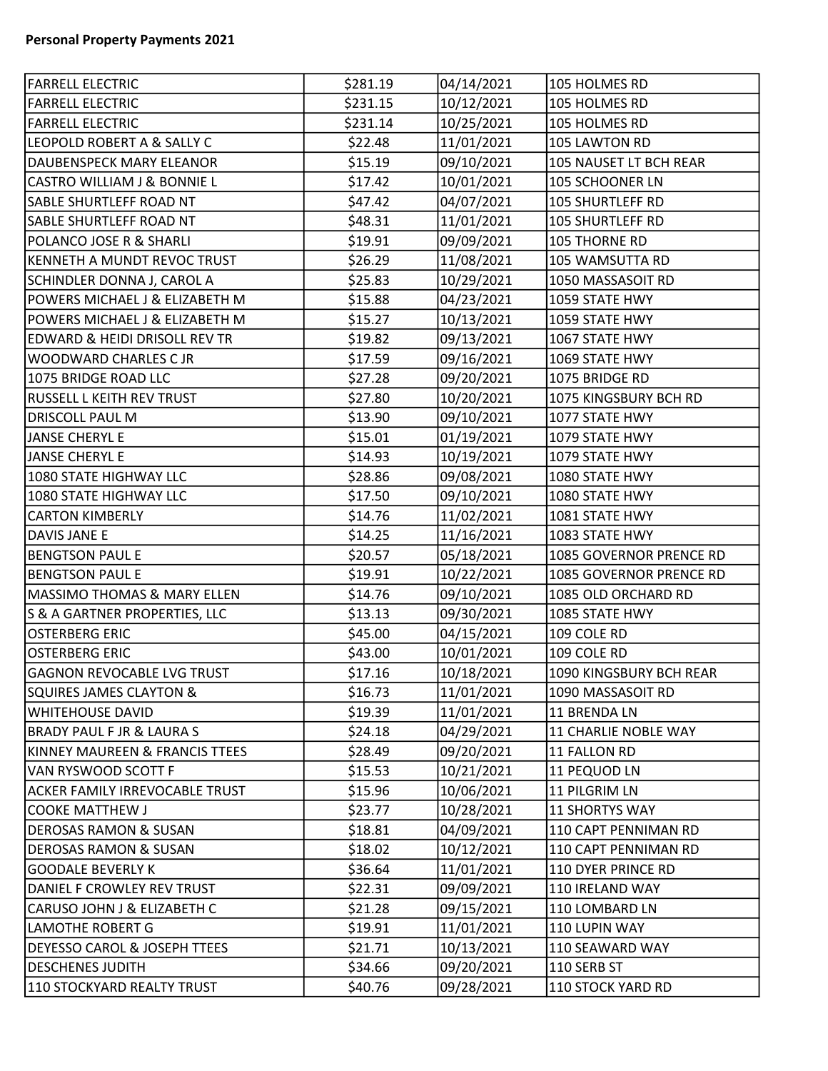**Personal Property Payments 2021**

| | | | |
|---|---|---|---|
| FARRELL ELECTRIC | $281.19 | 04/14/2021 | 105 HOLMES RD |
| FARRELL ELECTRIC | $231.15 | 10/12/2021 | 105 HOLMES RD |
| FARRELL ELECTRIC | $231.14 | 10/25/2021 | 105 HOLMES RD |
| LEOPOLD ROBERT A & SALLY C | $22.48 | 11/01/2021 | 105 LAWTON RD |
| DAUBENSPECK MARY ELEANOR | $15.19 | 09/10/2021 | 105 NAUSET LT BCH REAR |
| CASTRO WILLIAM J & BONNIE L | $17.42 | 10/01/2021 | 105 SCHOONER LN |
| SABLE SHURTLEFF ROAD NT | $47.42 | 04/07/2021 | 105 SHURTLEFF RD |
| SABLE SHURTLEFF ROAD NT | $48.31 | 11/01/2021 | 105 SHURTLEFF RD |
| POLANCO JOSE R & SHARLI | $19.91 | 09/09/2021 | 105 THORNE RD |
| KENNETH A MUNDT REVOC TRUST | $26.29 | 11/08/2021 | 105 WAMSUTTA RD |
| SCHINDLER DONNA J, CAROL A | $25.83 | 10/29/2021 | 1050 MASSASOIT RD |
| POWERS MICHAEL J & ELIZABETH M | $15.88 | 04/23/2021 | 1059 STATE HWY |
| POWERS MICHAEL J & ELIZABETH M | $15.27 | 10/13/2021 | 1059 STATE HWY |
| EDWARD & HEIDI DRISOLL REV TR | $19.82 | 09/13/2021 | 1067 STATE HWY |
| WOODWARD CHARLES C JR | $17.59 | 09/16/2021 | 1069 STATE HWY |
| 1075 BRIDGE ROAD LLC | $27.28 | 09/20/2021 | 1075 BRIDGE RD |
| RUSSELL L KEITH REV TRUST | $27.80 | 10/20/2021 | 1075 KINGSBURY BCH RD |
| DRISCOLL PAUL M | $13.90 | 09/10/2021 | 1077 STATE HWY |
| JANSE CHERYL E | $15.01 | 01/19/2021 | 1079 STATE HWY |
| JANSE CHERYL E | $14.93 | 10/19/2021 | 1079 STATE HWY |
| 1080 STATE HIGHWAY LLC | $28.86 | 09/08/2021 | 1080 STATE HWY |
| 1080 STATE HIGHWAY LLC | $17.50 | 09/10/2021 | 1080 STATE HWY |
| CARTON KIMBERLY | $14.76 | 11/02/2021 | 1081 STATE HWY |
| DAVIS JANE E | $14.25 | 11/16/2021 | 1083 STATE HWY |
| BENGTSON PAUL E | $20.57 | 05/18/2021 | 1085 GOVERNOR PRENCE RD |
| BENGTSON PAUL E | $19.91 | 10/22/2021 | 1085 GOVERNOR PRENCE RD |
| MASSIMO THOMAS & MARY ELLEN | $14.76 | 09/10/2021 | 1085 OLD ORCHARD RD |
| S & A GARTNER PROPERTIES, LLC | $13.13 | 09/30/2021 | 1085 STATE HWY |
| OSTERBERG ERIC | $45.00 | 04/15/2021 | 109 COLE RD |
| OSTERBERG ERIC | $43.00 | 10/01/2021 | 109 COLE RD |
| GAGNON REVOCABLE LVG TRUST | $17.16 | 10/18/2021 | 1090 KINGSBURY BCH REAR |
| SQUIRES JAMES CLAYTON & | $16.73 | 11/01/2021 | 1090 MASSASOIT RD |
| WHITEHOUSE DAVID | $19.39 | 11/01/2021 | 11 BRENDA LN |
| BRADY PAUL F JR & LAURA S | $24.18 | 04/29/2021 | 11 CHARLIE NOBLE WAY |
| KINNEY MAUREEN & FRANCIS TTEES | $28.49 | 09/20/2021 | 11 FALLON RD |
| VAN RYSWOOD SCOTT F | $15.53 | 10/21/2021 | 11 PEQUOD LN |
| ACKER FAMILY IRREVOCABLE TRUST | $15.96 | 10/06/2021 | 11 PILGRIM LN |
| COOKE MATTHEW J | $23.77 | 10/28/2021 | 11 SHORTYS WAY |
| DEROSAS RAMON & SUSAN | $18.81 | 04/09/2021 | 110 CAPT PENNIMAN RD |
| DEROSAS RAMON & SUSAN | $18.02 | 10/12/2021 | 110 CAPT PENNIMAN RD |
| GOODALE BEVERLY K | $36.64 | 11/01/2021 | 110 DYER PRINCE RD |
| DANIEL F CROWLEY REV TRUST | $22.31 | 09/09/2021 | 110 IRELAND WAY |
| CARUSO JOHN J & ELIZABETH C | $21.28 | 09/15/2021 | 110 LOMBARD LN |
| LAMOTHE ROBERT G | $19.91 | 11/01/2021 | 110 LUPIN WAY |
| DEYESSO CAROL & JOSEPH TTEES | $21.71 | 10/13/2021 | 110 SEAWARD WAY |
| DESCHENES JUDITH | $34.66 | 09/20/2021 | 110 SERB ST |
| 110 STOCKYARD REALTY TRUST | $40.76 | 09/28/2021 | 110 STOCK YARD RD |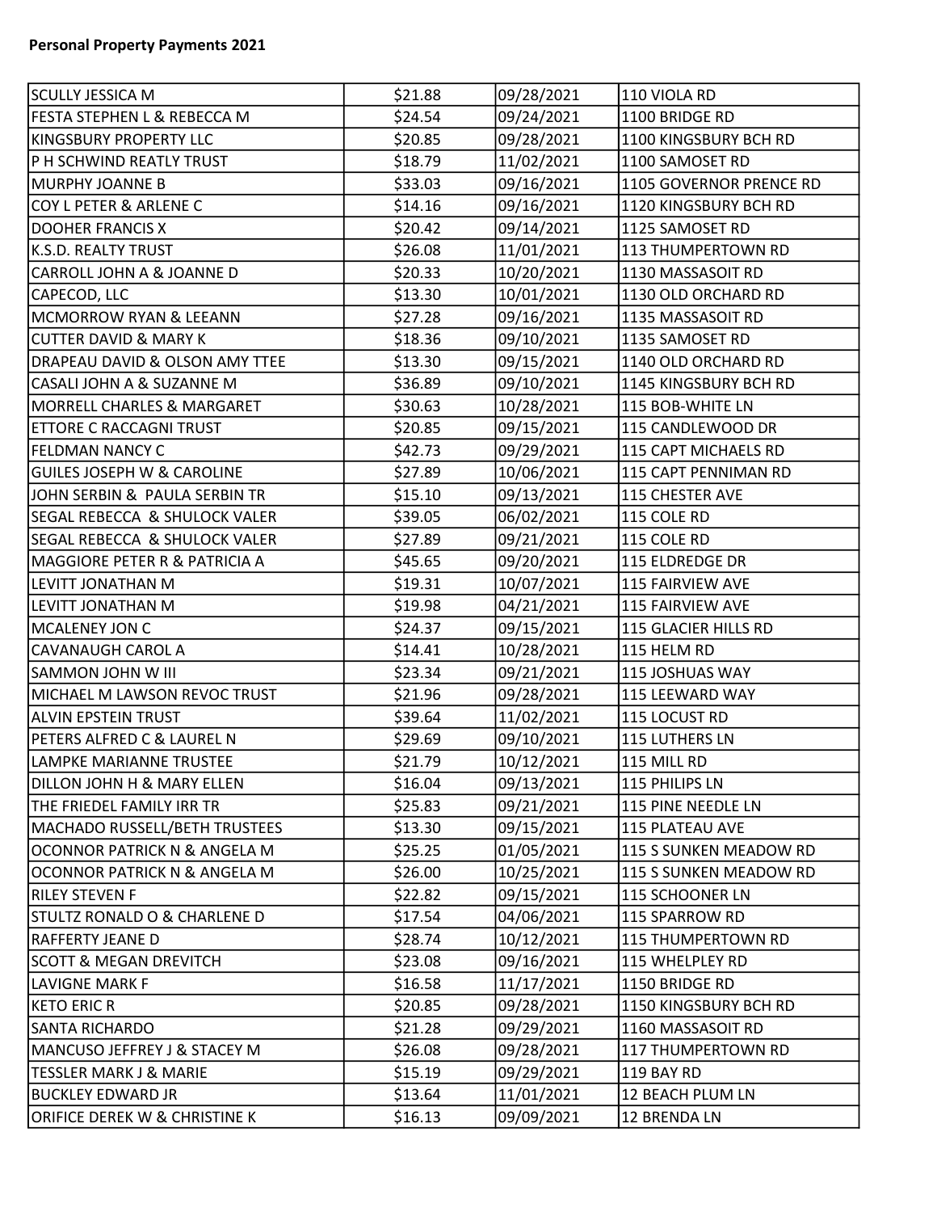**Personal Property Payments 2021**

| | | | |
|---|---|---|---|
| SCULLY JESSICA M | $21.88 | 09/28/2021 | 110 VIOLA RD |
| FESTA STEPHEN L & REBECCA M | $24.54 | 09/24/2021 | 1100 BRIDGE RD |
| KINGSBURY PROPERTY LLC | $20.85 | 09/28/2021 | 1100 KINGSBURY BCH RD |
| P H SCHWIND REATLY TRUST | $18.79 | 11/02/2021 | 1100 SAMOSET RD |
| MURPHY JOANNE B | $33.03 | 09/16/2021 | 1105 GOVERNOR PRENCE RD |
| COY L PETER & ARLENE C | $14.16 | 09/16/2021 | 1120 KINGSBURY BCH RD |
| DOOHER FRANCIS X | $20.42 | 09/14/2021 | 1125 SAMOSET RD |
| K.S.D. REALTY TRUST | $26.08 | 11/01/2021 | 113 THUMPERTOWN RD |
| CARROLL JOHN A & JOANNE D | $20.33 | 10/20/2021 | 1130 MASSASOIT RD |
| CAPECOD, LLC | $13.30 | 10/01/2021 | 1130 OLD ORCHARD RD |
| MCMORROW RYAN & LEEANN | $27.28 | 09/16/2021 | 1135 MASSASOIT RD |
| CUTTER DAVID & MARY K | $18.36 | 09/10/2021 | 1135 SAMOSET RD |
| DRAPEAU DAVID & OLSON AMY TTEE | $13.30 | 09/15/2021 | 1140 OLD ORCHARD RD |
| CASALI JOHN A & SUZANNE M | $36.89 | 09/10/2021 | 1145 KINGSBURY BCH RD |
| MORRELL CHARLES & MARGARET | $30.63 | 10/28/2021 | 115 BOB-WHITE LN |
| ETTORE C RACCAGNI TRUST | $20.85 | 09/15/2021 | 115 CANDLEWOOD DR |
| FELDMAN NANCY C | $42.73 | 09/29/2021 | 115 CAPT MICHAELS RD |
| GUILES JOSEPH W & CAROLINE | $27.89 | 10/06/2021 | 115 CAPT PENNIMAN RD |
| JOHN SERBIN & PAULA SERBIN TR | $15.10 | 09/13/2021 | 115 CHESTER AVE |
| SEGAL REBECCA & SHULOCK VALER | $39.05 | 06/02/2021 | 115 COLE RD |
| SEGAL REBECCA & SHULOCK VALER | $27.89 | 09/21/2021 | 115 COLE RD |
| MAGGIORE PETER R & PATRICIA A | $45.65 | 09/20/2021 | 115 ELDREDGE DR |
| LEVITT JONATHAN M | $19.31 | 10/07/2021 | 115 FAIRVIEW AVE |
| LEVITT JONATHAN M | $19.98 | 04/21/2021 | 115 FAIRVIEW AVE |
| MCALENEY JON C | $24.37 | 09/15/2021 | 115 GLACIER HILLS RD |
| CAVANAUGH CAROL A | $14.41 | 10/28/2021 | 115 HELM RD |
| SAMMON JOHN W III | $23.34 | 09/21/2021 | 115 JOSHUAS WAY |
| MICHAEL M LAWSON REVOC TRUST | $21.96 | 09/28/2021 | 115 LEEWARD WAY |
| ALVIN EPSTEIN TRUST | $39.64 | 11/02/2021 | 115 LOCUST RD |
| PETERS ALFRED C & LAUREL N | $29.69 | 09/10/2021 | 115 LUTHERS LN |
| LAMPKE MARIANNE TRUSTEE | $21.79 | 10/12/2021 | 115 MILL RD |
| DILLON JOHN H & MARY ELLEN | $16.04 | 09/13/2021 | 115 PHILIPS LN |
| THE FRIEDEL FAMILY IRR TR | $25.83 | 09/21/2021 | 115 PINE NEEDLE LN |
| MACHADO RUSSELL/BETH TRUSTEES | $13.30 | 09/15/2021 | 115 PLATEAU AVE |
| OCONNOR PATRICK N & ANGELA M | $25.25 | 01/05/2021 | 115 S SUNKEN MEADOW RD |
| OCONNOR PATRICK N & ANGELA M | $26.00 | 10/25/2021 | 115 S SUNKEN MEADOW RD |
| RILEY STEVEN F | $22.82 | 09/15/2021 | 115 SCHOONER LN |
| STULTZ RONALD O & CHARLENE D | $17.54 | 04/06/2021 | 115 SPARROW RD |
| RAFFERTY JEANE D | $28.74 | 10/12/2021 | 115 THUMPERTOWN RD |
| SCOTT & MEGAN DREVITCH | $23.08 | 09/16/2021 | 115 WHELPLEY RD |
| LAVIGNE MARK F | $16.58 | 11/17/2021 | 1150 BRIDGE RD |
| KETO ERIC R | $20.85 | 09/28/2021 | 1150 KINGSBURY BCH RD |
| SANTA RICHARDO | $21.28 | 09/29/2021 | 1160 MASSASOIT RD |
| MANCUSO JEFFREY J & STACEY M | $26.08 | 09/28/2021 | 117 THUMPERTOWN RD |
| TESSLER MARK J & MARIE | $15.19 | 09/29/2021 | 119 BAY RD |
| BUCKLEY EDWARD JR | $13.64 | 11/01/2021 | 12 BEACH PLUM LN |
| ORIFICE DEREK W & CHRISTINE K | $16.13 | 09/09/2021 | 12 BRENDA LN |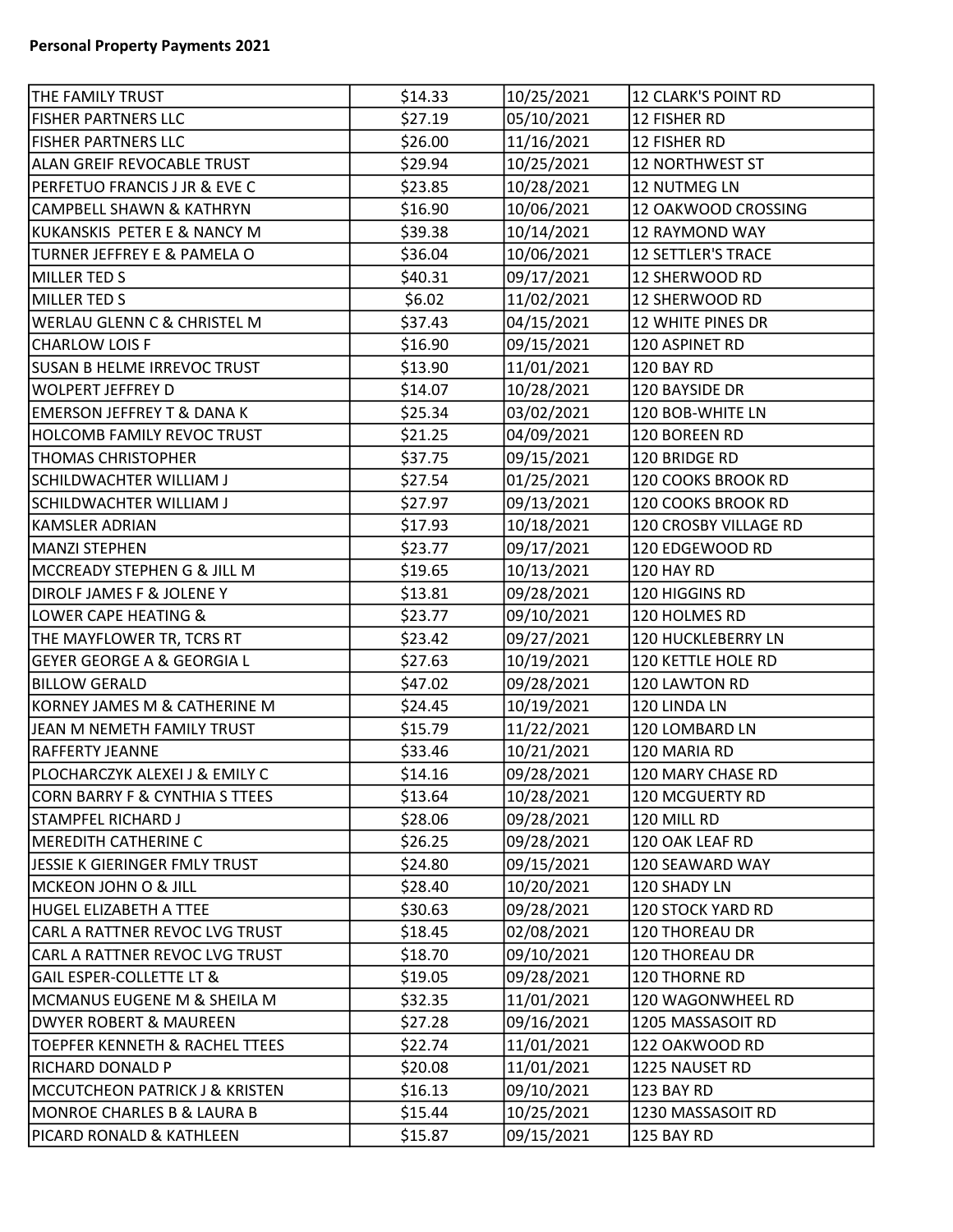**Personal Property Payments 2021**

| | | | |
|---|---|---|---|
| THE FAMILY TRUST | $14.33 | 10/25/2021 | 12 CLARK'S POINT RD |
| FISHER PARTNERS LLC | $27.19 | 05/10/2021 | 12 FISHER RD |
| FISHER PARTNERS LLC | $26.00 | 11/16/2021 | 12 FISHER RD |
| ALAN GREIF REVOCABLE TRUST | $29.94 | 10/25/2021 | 12 NORTHWEST ST |
| PERFETUO FRANCIS J JR & EVE C | $23.85 | 10/28/2021 | 12 NUTMEG LN |
| CAMPBELL SHAWN & KATHRYN | $16.90 | 10/06/2021 | 12 OAKWOOD CROSSING |
| KUKANSKIS PETER E & NANCY M | $39.38 | 10/14/2021 | 12 RAYMOND WAY |
| TURNER JEFFREY E & PAMELA O | $36.04 | 10/06/2021 | 12 SETTLER'S TRACE |
| MILLER TED S | $40.31 | 09/17/2021 | 12 SHERWOOD RD |
| MILLER TED S | $6.02 | 11/02/2021 | 12 SHERWOOD RD |
| WERLAU GLENN C & CHRISTEL M | $37.43 | 04/15/2021 | 12 WHITE PINES DR |
| CHARLOW LOIS F | $16.90 | 09/15/2021 | 120 ASPINET RD |
| SUSAN B HELME IRREVOC TRUST | $13.90 | 11/01/2021 | 120 BAY RD |
| WOLPERT JEFFREY D | $14.07 | 10/28/2021 | 120 BAYSIDE DR |
| EMERSON JEFFREY T & DANA K | $25.34 | 03/02/2021 | 120 BOB-WHITE LN |
| HOLCOMB FAMILY REVOC TRUST | $21.25 | 04/09/2021 | 120 BOREEN RD |
| THOMAS CHRISTOPHER | $37.75 | 09/15/2021 | 120 BRIDGE RD |
| SCHILDWACHTER WILLIAM J | $27.54 | 01/25/2021 | 120 COOKS BROOK RD |
| SCHILDWACHTER WILLIAM J | $27.97 | 09/13/2021 | 120 COOKS BROOK RD |
| KAMSLER ADRIAN | $17.93 | 10/18/2021 | 120 CROSBY VILLAGE RD |
| MANZI STEPHEN | $23.77 | 09/17/2021 | 120 EDGEWOOD RD |
| MCCREADY STEPHEN G & JILL M | $19.65 | 10/13/2021 | 120 HAY RD |
| DIROLF JAMES F & JOLENE Y | $13.81 | 09/28/2021 | 120 HIGGINS RD |
| LOWER CAPE HEATING & | $23.77 | 09/10/2021 | 120 HOLMES RD |
| THE MAYFLOWER TR, TCRS RT | $23.42 | 09/27/2021 | 120 HUCKLEBERRY LN |
| GEYER GEORGE A & GEORGIA L | $27.63 | 10/19/2021 | 120 KETTLE HOLE RD |
| BILLOW GERALD | $47.02 | 09/28/2021 | 120 LAWTON RD |
| KORNEY JAMES M & CATHERINE M | $24.45 | 10/19/2021 | 120 LINDA LN |
| JEAN M NEMETH FAMILY TRUST | $15.79 | 11/22/2021 | 120 LOMBARD LN |
| RAFFERTY JEANNE | $33.46 | 10/21/2021 | 120 MARIA RD |
| PLOCHARCZYK ALEXEI J & EMILY C | $14.16 | 09/28/2021 | 120 MARY CHASE RD |
| CORN BARRY F & CYNTHIA S TTEES | $13.64 | 10/28/2021 | 120 MCGUERTY RD |
| STAMPFEL RICHARD J | $28.06 | 09/28/2021 | 120 MILL RD |
| MEREDITH CATHERINE C | $26.25 | 09/28/2021 | 120 OAK LEAF RD |
| JESSIE K GIERINGER FMLY TRUST | $24.80 | 09/15/2021 | 120 SEAWARD WAY |
| MCKEON JOHN O & JILL | $28.40 | 10/20/2021 | 120 SHADY LN |
| HUGEL ELIZABETH A TTEE | $30.63 | 09/28/2021 | 120 STOCK YARD RD |
| CARL A RATTNER REVOC LVG TRUST | $18.45 | 02/08/2021 | 120 THOREAU DR |
| CARL A RATTNER REVOC LVG TRUST | $18.70 | 09/10/2021 | 120 THOREAU DR |
| GAIL ESPER-COLLETTE LT & | $19.05 | 09/28/2021 | 120 THORNE RD |
| MCMANUS EUGENE M & SHEILA M | $32.35 | 11/01/2021 | 120 WAGONWHEEL RD |
| DWYER ROBERT & MAUREEN | $27.28 | 09/16/2021 | 1205 MASSASOIT RD |
| TOEPFER KENNETH & RACHEL TTEES | $22.74 | 11/01/2021 | 122 OAKWOOD RD |
| RICHARD DONALD P | $20.08 | 11/01/2021 | 1225 NAUSET RD |
| MCCUTCHEON PATRICK J & KRISTEN | $16.13 | 09/10/2021 | 123 BAY RD |
| MONROE CHARLES B & LAURA B | $15.44 | 10/25/2021 | 1230 MASSASOIT RD |
| PICARD RONALD & KATHLEEN | $15.87 | 09/15/2021 | 125 BAY RD |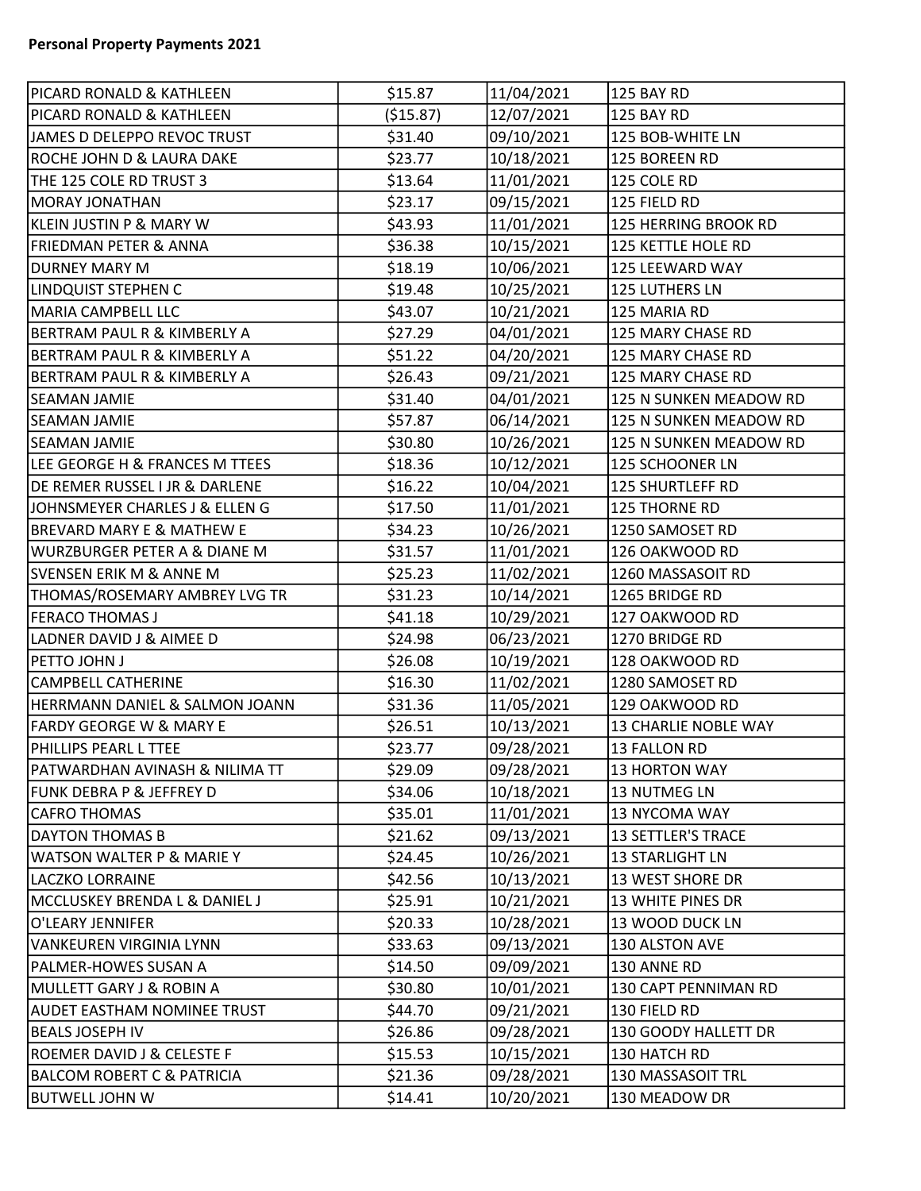**Personal Property Payments 2021**

| | | | |
|---|---|---|---|
| PICARD RONALD & KATHLEEN | $15.87 | 11/04/2021 | 125 BAY RD |
| PICARD RONALD & KATHLEEN | ($15.87) | 12/07/2021 | 125 BAY RD |
| JAMES D DELEPPO REVOC TRUST | $31.40 | 09/10/2021 | 125 BOB-WHITE LN |
| ROCHE JOHN D & LAURA DAKE | $23.77 | 10/18/2021 | 125 BOREEN RD |
| THE 125 COLE RD TRUST 3 | $13.64 | 11/01/2021 | 125 COLE RD |
| MORAY JONATHAN | $23.17 | 09/15/2021 | 125 FIELD RD |
| KLEIN JUSTIN P & MARY W | $43.93 | 11/01/2021 | 125 HERRING BROOK RD |
| FRIEDMAN PETER & ANNA | $36.38 | 10/15/2021 | 125 KETTLE HOLE RD |
| DURNEY MARY M | $18.19 | 10/06/2021 | 125 LEEWARD WAY |
| LINDQUIST STEPHEN C | $19.48 | 10/25/2021 | 125 LUTHERS LN |
| MARIA CAMPBELL LLC | $43.07 | 10/21/2021 | 125 MARIA RD |
| BERTRAM PAUL R & KIMBERLY A | $27.29 | 04/01/2021 | 125 MARY CHASE RD |
| BERTRAM PAUL R & KIMBERLY A | $51.22 | 04/20/2021 | 125 MARY CHASE RD |
| BERTRAM PAUL R & KIMBERLY A | $26.43 | 09/21/2021 | 125 MARY CHASE RD |
| SEAMAN JAMIE | $31.40 | 04/01/2021 | 125 N SUNKEN MEADOW RD |
| SEAMAN JAMIE | $57.87 | 06/14/2021 | 125 N SUNKEN MEADOW RD |
| SEAMAN JAMIE | $30.80 | 10/26/2021 | 125 N SUNKEN MEADOW RD |
| LEE GEORGE H & FRANCES M TTEES | $18.36 | 10/12/2021 | 125 SCHOONER LN |
| DE REMER RUSSEL I JR & DARLENE | $16.22 | 10/04/2021 | 125 SHURTLEFF RD |
| JOHNSMEYER CHARLES J & ELLEN G | $17.50 | 11/01/2021 | 125 THORNE RD |
| BREVARD MARY E & MATHEW E | $34.23 | 10/26/2021 | 1250 SAMOSET RD |
| WURZBURGER PETER A & DIANE M | $31.57 | 11/01/2021 | 126 OAKWOOD RD |
| SVENSEN ERIK M & ANNE M | $25.23 | 11/02/2021 | 1260 MASSASOIT RD |
| THOMAS/ROSEMARY AMBREY LVG TR | $31.23 | 10/14/2021 | 1265 BRIDGE RD |
| FERACO THOMAS J | $41.18 | 10/29/2021 | 127 OAKWOOD RD |
| LADNER DAVID J & AIMEE D | $24.98 | 06/23/2021 | 1270 BRIDGE RD |
| PETTO JOHN J | $26.08 | 10/19/2021 | 128 OAKWOOD RD |
| CAMPBELL CATHERINE | $16.30 | 11/02/2021 | 1280 SAMOSET RD |
| HERRMANN DANIEL & SALMON JOANN | $31.36 | 11/05/2021 | 129 OAKWOOD RD |
| FARDY GEORGE W & MARY E | $26.51 | 10/13/2021 | 13 CHARLIE NOBLE WAY |
| PHILLIPS PEARL L TTEE | $23.77 | 09/28/2021 | 13 FALLON RD |
| PATWARDHAN AVINASH & NILIMA TT | $29.09 | 09/28/2021 | 13 HORTON WAY |
| FUNK DEBRA P & JEFFREY D | $34.06 | 10/18/2021 | 13 NUTMEG LN |
| CAFRO THOMAS | $35.01 | 11/01/2021 | 13 NYCOMA WAY |
| DAYTON THOMAS B | $21.62 | 09/13/2021 | 13 SETTLER'S TRACE |
| WATSON WALTER P & MARIE Y | $24.45 | 10/26/2021 | 13 STARLIGHT LN |
| LACZKO LORRAINE | $42.56 | 10/13/2021 | 13 WEST SHORE DR |
| MCCLUSKEY BRENDA L & DANIEL J | $25.91 | 10/21/2021 | 13 WHITE PINES DR |
| O'LEARY JENNIFER | $20.33 | 10/28/2021 | 13 WOOD DUCK LN |
| VANKEUREN VIRGINIA LYNN | $33.63 | 09/13/2021 | 130 ALSTON AVE |
| PALMER-HOWES SUSAN A | $14.50 | 09/09/2021 | 130 ANNE RD |
| MULLETT GARY J & ROBIN A | $30.80 | 10/01/2021 | 130 CAPT PENNIMAN RD |
| AUDET EASTHAM NOMINEE TRUST | $44.70 | 09/21/2021 | 130 FIELD RD |
| BEALS JOSEPH IV | $26.86 | 09/28/2021 | 130 GOODY HALLETT DR |
| ROEMER DAVID J & CELESTE F | $15.53 | 10/15/2021 | 130 HATCH RD |
| BALCOM ROBERT C & PATRICIA | $21.36 | 09/28/2021 | 130 MASSASOIT TRL |
| BUTWELL JOHN W | $14.41 | 10/20/2021 | 130 MEADOW DR |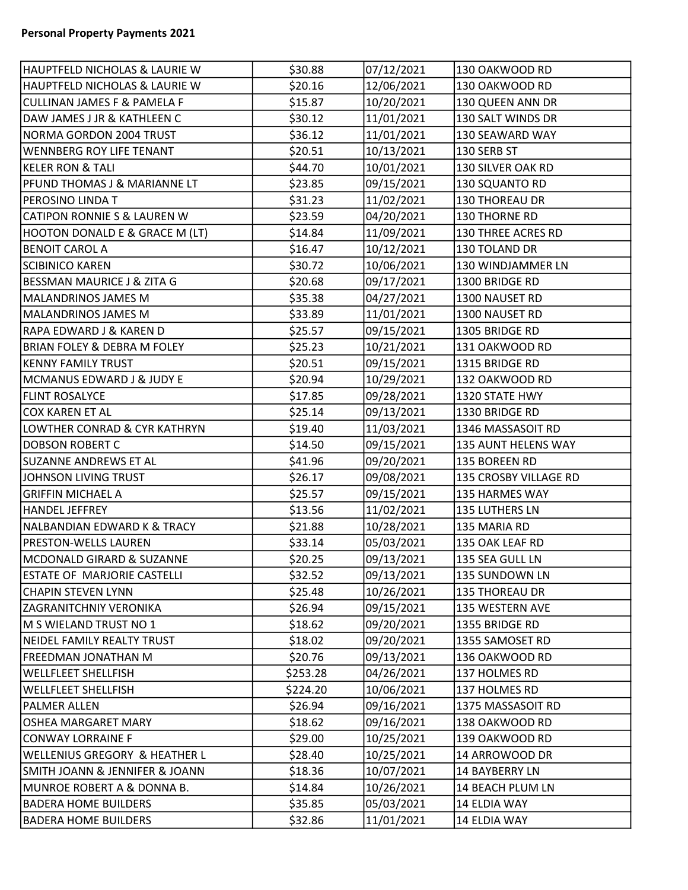**Personal Property Payments 2021**

| | | | |
|---|---|---|---|
| HAUPTFELD NICHOLAS & LAURIE W | $30.88 | 07/12/2021 | 130 OAKWOOD RD |
| HAUPTFELD NICHOLAS & LAURIE W | $20.16 | 12/06/2021 | 130 OAKWOOD RD |
| CULLINAN JAMES F & PAMELA F | $15.87 | 10/20/2021 | 130 QUEEN ANN DR |
| DAW JAMES J JR & KATHLEEN C | $30.12 | 11/01/2021 | 130 SALT WINDS DR |
| NORMA GORDON 2004 TRUST | $36.12 | 11/01/2021 | 130 SEAWARD WAY |
| WENNBERG ROY LIFE TENANT | $20.51 | 10/13/2021 | 130 SERB ST |
| KELER RON & TALI | $44.70 | 10/01/2021 | 130 SILVER OAK RD |
| PFUND THOMAS J & MARIANNE LT | $23.85 | 09/15/2021 | 130 SQUANTO RD |
| PEROSINO LINDA T | $31.23 | 11/02/2021 | 130 THOREAU DR |
| CATIPON RONNIE S & LAUREN W | $23.59 | 04/20/2021 | 130 THORNE RD |
| HOOTON DONALD E & GRACE M (LT) | $14.84 | 11/09/2021 | 130 THREE ACRES RD |
| BENOIT CAROL A | $16.47 | 10/12/2021 | 130 TOLAND DR |
| SCIBINICO KAREN | $30.72 | 10/06/2021 | 130 WINDJAMMER LN |
| BESSMAN MAURICE J & ZITA G | $20.68 | 09/17/2021 | 1300 BRIDGE RD |
| MALANDRINOS JAMES M | $35.38 | 04/27/2021 | 1300 NAUSET RD |
| MALANDRINOS JAMES M | $33.89 | 11/01/2021 | 1300 NAUSET RD |
| RAPA EDWARD J & KAREN D | $25.57 | 09/15/2021 | 1305 BRIDGE RD |
| BRIAN FOLEY & DEBRA M FOLEY | $25.23 | 10/21/2021 | 131 OAKWOOD RD |
| KENNY FAMILY TRUST | $20.51 | 09/15/2021 | 1315 BRIDGE RD |
| MCMANUS EDWARD J & JUDY E | $20.94 | 10/29/2021 | 132 OAKWOOD RD |
| FLINT ROSALYCE | $17.85 | 09/28/2021 | 1320 STATE HWY |
| COX KAREN ET AL | $25.14 | 09/13/2021 | 1330 BRIDGE RD |
| LOWTHER CONRAD & CYR KATHRYN | $19.40 | 11/03/2021 | 1346 MASSASOIT RD |
| DOBSON ROBERT C | $14.50 | 09/15/2021 | 135 AUNT HELENS WAY |
| SUZANNE ANDREWS ET AL | $41.96 | 09/20/2021 | 135 BOREEN RD |
| JOHNSON LIVING TRUST | $26.17 | 09/08/2021 | 135 CROSBY VILLAGE RD |
| GRIFFIN MICHAEL A | $25.57 | 09/15/2021 | 135 HARMES WAY |
| HANDEL JEFFREY | $13.56 | 11/02/2021 | 135 LUTHERS LN |
| NALBANDIAN EDWARD K & TRACY | $21.88 | 10/28/2021 | 135 MARIA RD |
| PRESTON-WELLS LAUREN | $33.14 | 05/03/2021 | 135 OAK LEAF RD |
| MCDONALD GIRARD & SUZANNE | $20.25 | 09/13/2021 | 135 SEA GULL LN |
| ESTATE OF MARJORIE CASTELLI | $32.52 | 09/13/2021 | 135 SUNDOWN LN |
| CHAPIN STEVEN LYNN | $25.48 | 10/26/2021 | 135 THOREAU DR |
| ZAGRANITCHNIY VERONIKA | $26.94 | 09/15/2021 | 135 WESTERN AVE |
| M S WIELAND TRUST NO 1 | $18.62 | 09/20/2021 | 1355 BRIDGE RD |
| NEIDEL FAMILY REALTY TRUST | $18.02 | 09/20/2021 | 1355 SAMOSET RD |
| FREEDMAN JONATHAN M | $20.76 | 09/13/2021 | 136 OAKWOOD RD |
| WELLFLEET SHELLFISH | $253.28 | 04/26/2021 | 137 HOLMES RD |
| WELLFLEET SHELLFISH | $224.20 | 10/06/2021 | 137 HOLMES RD |
| PALMER ALLEN | $26.94 | 09/16/2021 | 1375 MASSASOIT RD |
| OSHEA MARGARET MARY | $18.62 | 09/16/2021 | 138 OAKWOOD RD |
| CONWAY LORRAINE F | $29.00 | 10/25/2021 | 139 OAKWOOD RD |
| WELLENIUS GREGORY & HEATHER L | $28.40 | 10/25/2021 | 14 ARROWOOD DR |
| SMITH JOANN & JENNIFER & JOANN | $18.36 | 10/07/2021 | 14 BAYBERRY LN |
| MUNROE ROBERT A & DONNA B. | $14.84 | 10/26/2021 | 14 BEACH PLUM LN |
| BADERA HOME BUILDERS | $35.85 | 05/03/2021 | 14 ELDIA WAY |
| BADERA HOME BUILDERS | $32.86 | 11/01/2021 | 14 ELDIA WAY |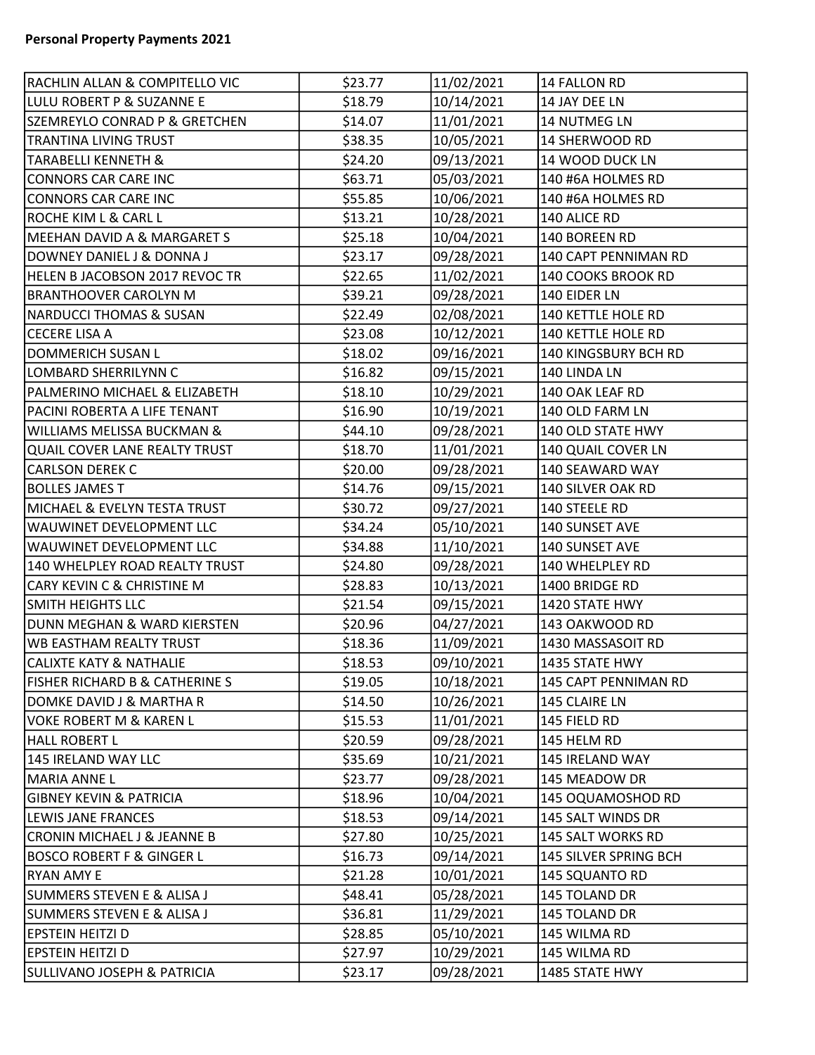**Personal Property Payments 2021**

| | | | |
|---|---|---|---|
| RACHLIN ALLAN & COMPITELLO VIC | $23.77 | 11/02/2021 | 14 FALLON RD |
| LULU ROBERT P & SUZANNE E | $18.79 | 10/14/2021 | 14 JAY DEE LN |
| SZEMREYLO CONRAD P & GRETCHEN | $14.07 | 11/01/2021 | 14 NUTMEG LN |
| TRANTINA LIVING TRUST | $38.35 | 10/05/2021 | 14 SHERWOOD RD |
| TARABELLI KENNETH & | $24.20 | 09/13/2021 | 14 WOOD DUCK LN |
| CONNORS CAR CARE INC | $63.71 | 05/03/2021 | 140 #6A HOLMES RD |
| CONNORS CAR CARE INC | $55.85 | 10/06/2021 | 140 #6A HOLMES RD |
| ROCHE KIM L & CARL L | $13.21 | 10/28/2021 | 140 ALICE RD |
| MEEHAN DAVID A & MARGARET S | $25.18 | 10/04/2021 | 140 BOREEN RD |
| DOWNEY DANIEL J & DONNA J | $23.17 | 09/28/2021 | 140 CAPT PENNIMAN RD |
| HELEN B JACOBSON 2017 REVOC TR | $22.65 | 11/02/2021 | 140 COOKS BROOK RD |
| BRANTHOOVER CAROLYN M | $39.21 | 09/28/2021 | 140 EIDER LN |
| NARDUCCI THOMAS & SUSAN | $22.49 | 02/08/2021 | 140 KETTLE HOLE RD |
| CECERE LISA A | $23.08 | 10/12/2021 | 140 KETTLE HOLE RD |
| DOMMERICH SUSAN L | $18.02 | 09/16/2021 | 140 KINGSBURY BCH RD |
| LOMBARD SHERRILYNN C | $16.82 | 09/15/2021 | 140 LINDA LN |
| PALMERINO MICHAEL & ELIZABETH | $18.10 | 10/29/2021 | 140 OAK LEAF RD |
| PACINI ROBERTA A LIFE TENANT | $16.90 | 10/19/2021 | 140 OLD FARM LN |
| WILLIAMS MELISSA BUCKMAN & | $44.10 | 09/28/2021 | 140 OLD STATE HWY |
| QUAIL COVER LANE REALTY TRUST | $18.70 | 11/01/2021 | 140 QUAIL COVER LN |
| CARLSON DEREK C | $20.00 | 09/28/2021 | 140 SEAWARD WAY |
| BOLLES JAMES T | $14.76 | 09/15/2021 | 140 SILVER OAK RD |
| MICHAEL & EVELYN TESTA TRUST | $30.72 | 09/27/2021 | 140 STEELE RD |
| WAUWINET DEVELOPMENT LLC | $34.24 | 05/10/2021 | 140 SUNSET AVE |
| WAUWINET DEVELOPMENT LLC | $34.88 | 11/10/2021 | 140 SUNSET AVE |
| 140 WHELPLEY ROAD REALTY TRUST | $24.80 | 09/28/2021 | 140 WHELPLEY RD |
| CARY KEVIN C & CHRISTINE M | $28.83 | 10/13/2021 | 1400 BRIDGE RD |
| SMITH HEIGHTS LLC | $21.54 | 09/15/2021 | 1420 STATE HWY |
| DUNN MEGHAN & WARD KIERSTEN | $20.96 | 04/27/2021 | 143 OAKWOOD RD |
| WB EASTHAM REALTY TRUST | $18.36 | 11/09/2021 | 1430 MASSASOIT RD |
| CALIXTE KATY & NATHALIE | $18.53 | 09/10/2021 | 1435 STATE HWY |
| FISHER RICHARD B & CATHERINE S | $19.05 | 10/18/2021 | 145 CAPT PENNIMAN RD |
| DOMKE DAVID J & MARTHA R | $14.50 | 10/26/2021 | 145 CLAIRE LN |
| VOKE ROBERT M & KAREN L | $15.53 | 11/01/2021 | 145 FIELD RD |
| HALL ROBERT L | $20.59 | 09/28/2021 | 145 HELM RD |
| 145 IRELAND WAY LLC | $35.69 | 10/21/2021 | 145 IRELAND WAY |
| MARIA ANNE L | $23.77 | 09/28/2021 | 145 MEADOW DR |
| GIBNEY KEVIN & PATRICIA | $18.96 | 10/04/2021 | 145 OQUAMOSHOD RD |
| LEWIS JANE FRANCES | $18.53 | 09/14/2021 | 145 SALT WINDS DR |
| CRONIN MICHAEL J & JEANNE B | $27.80 | 10/25/2021 | 145 SALT WORKS RD |
| BOSCO ROBERT F & GINGER L | $16.73 | 09/14/2021 | 145 SILVER SPRING BCH |
| RYAN AMY E | $21.28 | 10/01/2021 | 145 SQUANTO RD |
| SUMMERS STEVEN E & ALISA J | $48.41 | 05/28/2021 | 145 TOLAND DR |
| SUMMERS STEVEN E & ALISA J | $36.81 | 11/29/2021 | 145 TOLAND DR |
| EPSTEIN HEITZI D | $28.85 | 05/10/2021 | 145 WILMA RD |
| EPSTEIN HEITZI D | $27.97 | 10/29/2021 | 145 WILMA RD |
| SULLIVANO JOSEPH & PATRICIA | $23.17 | 09/28/2021 | 1485 STATE HWY |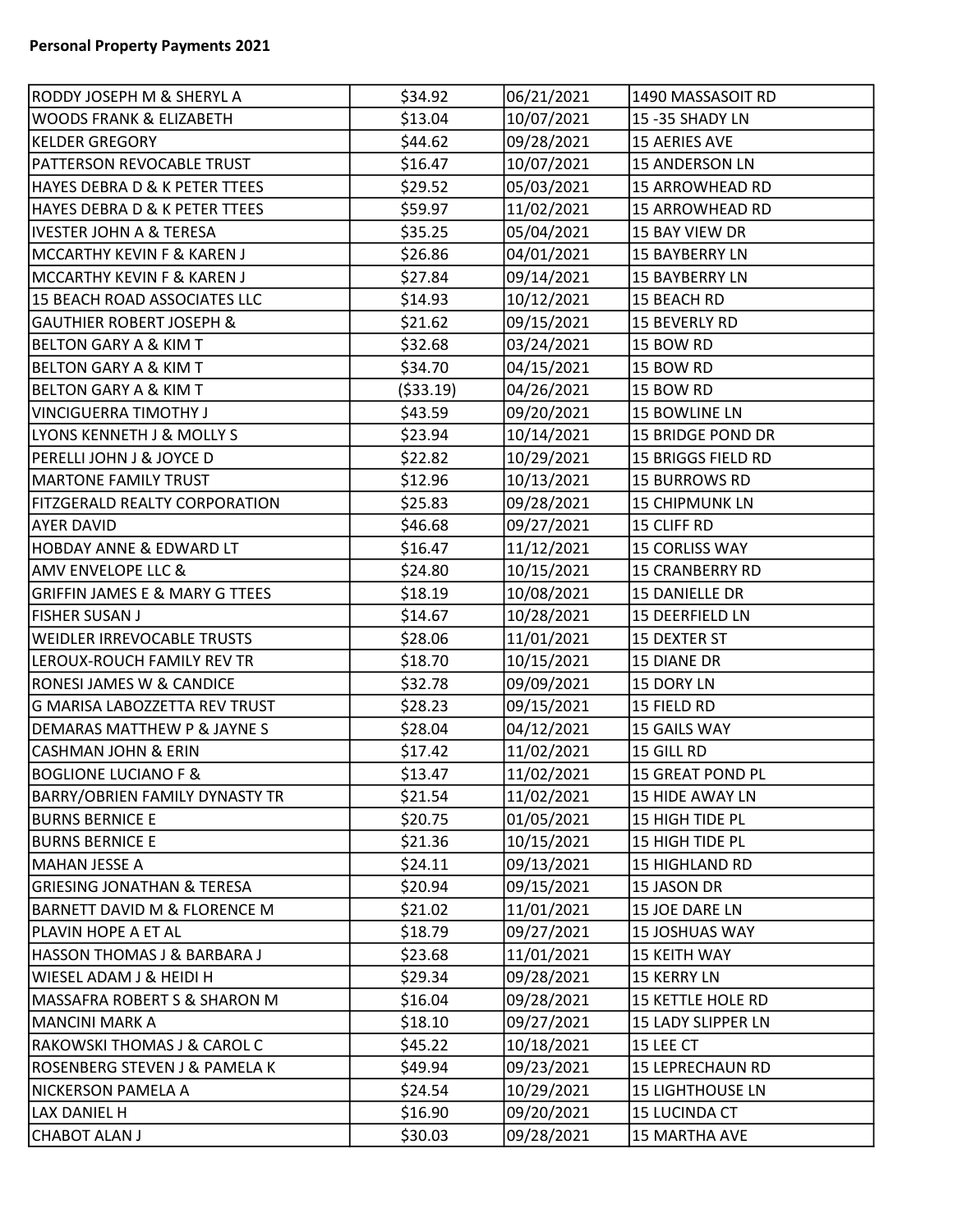**Personal Property Payments 2021**

| | | | |
|---|---|---|---|
| RODDY JOSEPH M & SHERYL A | $34.92 | 06/21/2021 | 1490 MASSASOIT RD |
| WOODS FRANK & ELIZABETH | $13.04 | 10/07/2021 | 15 -35 SHADY LN |
| KELDER GREGORY | $44.62 | 09/28/2021 | 15 AERIES AVE |
| PATTERSON REVOCABLE TRUST | $16.47 | 10/07/2021 | 15 ANDERSON LN |
| HAYES DEBRA D & K PETER TTEES | $29.52 | 05/03/2021 | 15 ARROWHEAD RD |
| HAYES DEBRA D & K PETER TTEES | $59.97 | 11/02/2021 | 15 ARROWHEAD RD |
| IVESTER JOHN A & TERESA | $35.25 | 05/04/2021 | 15 BAY VIEW DR |
| MCCARTHY KEVIN F & KAREN J | $26.86 | 04/01/2021 | 15 BAYBERRY LN |
| MCCARTHY KEVIN F & KAREN J | $27.84 | 09/14/2021 | 15 BAYBERRY LN |
| 15 BEACH ROAD ASSOCIATES LLC | $14.93 | 10/12/2021 | 15 BEACH RD |
| GAUTHIER ROBERT JOSEPH & | $21.62 | 09/15/2021 | 15 BEVERLY RD |
| BELTON GARY A & KIM T | $32.68 | 03/24/2021 | 15 BOW RD |
| BELTON GARY A & KIM T | $34.70 | 04/15/2021 | 15 BOW RD |
| BELTON GARY A & KIM T | ($33.19) | 04/26/2021 | 15 BOW RD |
| VINCIGUERRA TIMOTHY J | $43.59 | 09/20/2021 | 15 BOWLINE LN |
| LYONS KENNETH J & MOLLY S | $23.94 | 10/14/2021 | 15 BRIDGE POND DR |
| PERELLI JOHN J & JOYCE D | $22.82 | 10/29/2021 | 15 BRIGGS FIELD RD |
| MARTONE FAMILY TRUST | $12.96 | 10/13/2021 | 15 BURROWS RD |
| FITZGERALD REALTY CORPORATION | $25.83 | 09/28/2021 | 15 CHIPMUNK LN |
| AYER DAVID | $46.68 | 09/27/2021 | 15 CLIFF RD |
| HOBDAY ANNE & EDWARD LT | $16.47 | 11/12/2021 | 15 CORLISS WAY |
| AMV ENVELOPE LLC & | $24.80 | 10/15/2021 | 15 CRANBERRY RD |
| GRIFFIN JAMES E & MARY G TTEES | $18.19 | 10/08/2021 | 15 DANIELLE DR |
| FISHER SUSAN J | $14.67 | 10/28/2021 | 15 DEERFIELD LN |
| WEIDLER IRREVOCABLE TRUSTS | $28.06 | 11/01/2021 | 15 DEXTER ST |
| LEROUX-ROUCH FAMILY REV TR | $18.70 | 10/15/2021 | 15 DIANE DR |
| RONESI JAMES W & CANDICE | $32.78 | 09/09/2021 | 15 DORY LN |
| G MARISA LABOZZETTA REV TRUST | $28.23 | 09/15/2021 | 15 FIELD RD |
| DEMARAS MATTHEW P & JAYNE S | $28.04 | 04/12/2021 | 15 GAILS WAY |
| CASHMAN JOHN & ERIN | $17.42 | 11/02/2021 | 15 GILL RD |
| BOGLIONE LUCIANO F & | $13.47 | 11/02/2021 | 15 GREAT POND PL |
| BARRY/OBRIEN FAMILY DYNASTY TR | $21.54 | 11/02/2021 | 15 HIDE AWAY LN |
| BURNS BERNICE E | $20.75 | 01/05/2021 | 15 HIGH TIDE PL |
| BURNS BERNICE E | $21.36 | 10/15/2021 | 15 HIGH TIDE PL |
| MAHAN JESSE A | $24.11 | 09/13/2021 | 15 HIGHLAND RD |
| GRIESING JONATHAN & TERESA | $20.94 | 09/15/2021 | 15 JASON DR |
| BARNETT DAVID M & FLORENCE M | $21.02 | 11/01/2021 | 15 JOE DARE LN |
| PLAVIN HOPE A ET AL | $18.79 | 09/27/2021 | 15 JOSHUAS WAY |
| HASSON THOMAS J & BARBARA J | $23.68 | 11/01/2021 | 15 KEITH WAY |
| WIESEL ADAM J & HEIDI H | $29.34 | 09/28/2021 | 15 KERRY LN |
| MASSAFRA ROBERT S & SHARON M | $16.04 | 09/28/2021 | 15 KETTLE HOLE RD |
| MANCINI MARK A | $18.10 | 09/27/2021 | 15 LADY SLIPPER LN |
| RAKOWSKI THOMAS J & CAROL C | $45.22 | 10/18/2021 | 15 LEE CT |
| ROSENBERG STEVEN J & PAMELA K | $49.94 | 09/23/2021 | 15 LEPRECHAUN RD |
| NICKERSON PAMELA A | $24.54 | 10/29/2021 | 15 LIGHTHOUSE LN |
| LAX DANIEL H | $16.90 | 09/20/2021 | 15 LUCINDA CT |
| CHABOT ALAN J | $30.03 | 09/28/2021 | 15 MARTHA AVE |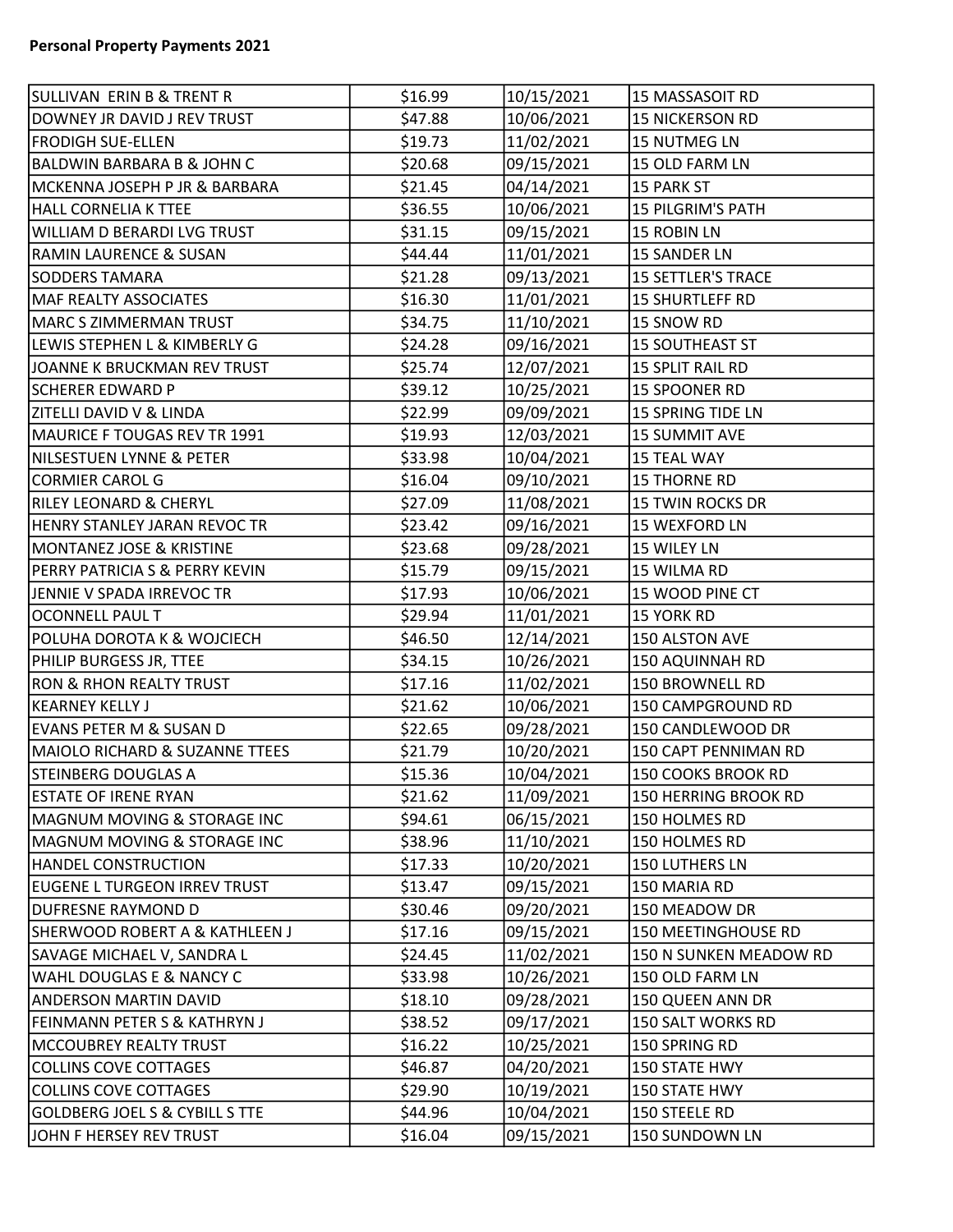**Personal Property Payments 2021**

| | | | |
|---|---|---|---|
| SULLIVAN ERIN B & TRENT R | $16.99 | 10/15/2021 | 15 MASSASOIT RD |
| DOWNEY JR DAVID J REV TRUST | $47.88 | 10/06/2021 | 15 NICKERSON RD |
| FRODIGH SUE-ELLEN | $19.73 | 11/02/2021 | 15 NUTMEG LN |
| BALDWIN BARBARA B & JOHN C | $20.68 | 09/15/2021 | 15 OLD FARM LN |
| MCKENNA JOSEPH P JR & BARBARA | $21.45 | 04/14/2021 | 15 PARK ST |
| HALL CORNELIA K TTEE | $36.55 | 10/06/2021 | 15 PILGRIM'S PATH |
| WILLIAM D BERARDI LVG TRUST | $31.15 | 09/15/2021 | 15 ROBIN LN |
| RAMIN LAURENCE & SUSAN | $44.44 | 11/01/2021 | 15 SANDER LN |
| SODDERS TAMARA | $21.28 | 09/13/2021 | 15 SETTLER'S TRACE |
| MAF REALTY ASSOCIATES | $16.30 | 11/01/2021 | 15 SHURTLEFF RD |
| MARC S ZIMMERMAN TRUST | $34.75 | 11/10/2021 | 15 SNOW RD |
| LEWIS STEPHEN L & KIMBERLY G | $24.28 | 09/16/2021 | 15 SOUTHEAST ST |
| JOANNE K BRUCKMAN REV TRUST | $25.74 | 12/07/2021 | 15 SPLIT RAIL RD |
| SCHERER EDWARD P | $39.12 | 10/25/2021 | 15 SPOONER RD |
| ZITELLI DAVID V & LINDA | $22.99 | 09/09/2021 | 15 SPRING TIDE LN |
| MAURICE F TOUGAS REV TR 1991 | $19.93 | 12/03/2021 | 15 SUMMIT AVE |
| NILSESTUEN LYNNE & PETER | $33.98 | 10/04/2021 | 15 TEAL WAY |
| CORMIER CAROL G | $16.04 | 09/10/2021 | 15 THORNE RD |
| RILEY LEONARD & CHERYL | $27.09 | 11/08/2021 | 15 TWIN ROCKS DR |
| HENRY STANLEY JARAN REVOC TR | $23.42 | 09/16/2021 | 15 WEXFORD LN |
| MONTANEZ JOSE & KRISTINE | $23.68 | 09/28/2021 | 15 WILEY LN |
| PERRY PATRICIA S & PERRY KEVIN | $15.79 | 09/15/2021 | 15 WILMA RD |
| JENNIE V SPADA IRREVOC TR | $17.93 | 10/06/2021 | 15 WOOD PINE CT |
| OCONNELL PAUL T | $29.94 | 11/01/2021 | 15 YORK RD |
| POLUHA DOROTA K & WOJCIECH | $46.50 | 12/14/2021 | 150 ALSTON AVE |
| PHILIP BURGESS JR, TTEE | $34.15 | 10/26/2021 | 150 AQUINNAH RD |
| RON & RHON REALTY TRUST | $17.16 | 11/02/2021 | 150 BROWNELL RD |
| KEARNEY KELLY J | $21.62 | 10/06/2021 | 150 CAMPGROUND RD |
| EVANS PETER M & SUSAN D | $22.65 | 09/28/2021 | 150 CANDLEWOOD DR |
| MAIOLO RICHARD & SUZANNE TTEES | $21.79 | 10/20/2021 | 150 CAPT PENNIMAN RD |
| STEINBERG DOUGLAS A | $15.36 | 10/04/2021 | 150 COOKS BROOK RD |
| ESTATE OF IRENE RYAN | $21.62 | 11/09/2021 | 150 HERRING BROOK RD |
| MAGNUM MOVING & STORAGE INC | $94.61 | 06/15/2021 | 150 HOLMES RD |
| MAGNUM MOVING & STORAGE INC | $38.96 | 11/10/2021 | 150 HOLMES RD |
| HANDEL CONSTRUCTION | $17.33 | 10/20/2021 | 150 LUTHERS LN |
| EUGENE L TURGEON IRREV TRUST | $13.47 | 09/15/2021 | 150 MARIA RD |
| DUFRESNE RAYMOND D | $30.46 | 09/20/2021 | 150 MEADOW DR |
| SHERWOOD ROBERT A & KATHLEEN J | $17.16 | 09/15/2021 | 150 MEETINGHOUSE RD |
| SAVAGE MICHAEL V, SANDRA L | $24.45 | 11/02/2021 | 150 N SUNKEN MEADOW RD |
| WAHL DOUGLAS E & NANCY C | $33.98 | 10/26/2021 | 150 OLD FARM LN |
| ANDERSON MARTIN DAVID | $18.10 | 09/28/2021 | 150 QUEEN ANN DR |
| FEINMANN PETER S & KATHRYN J | $38.52 | 09/17/2021 | 150 SALT WORKS RD |
| MCCOUBREY REALTY TRUST | $16.22 | 10/25/2021 | 150 SPRING RD |
| COLLINS COVE COTTAGES | $46.87 | 04/20/2021 | 150 STATE HWY |
| COLLINS COVE COTTAGES | $29.90 | 10/19/2021 | 150 STATE HWY |
| GOLDBERG JOEL S & CYBILL S TTE | $44.96 | 10/04/2021 | 150 STEELE RD |
| JOHN F HERSEY REV TRUST | $16.04 | 09/15/2021 | 150 SUNDOWN LN |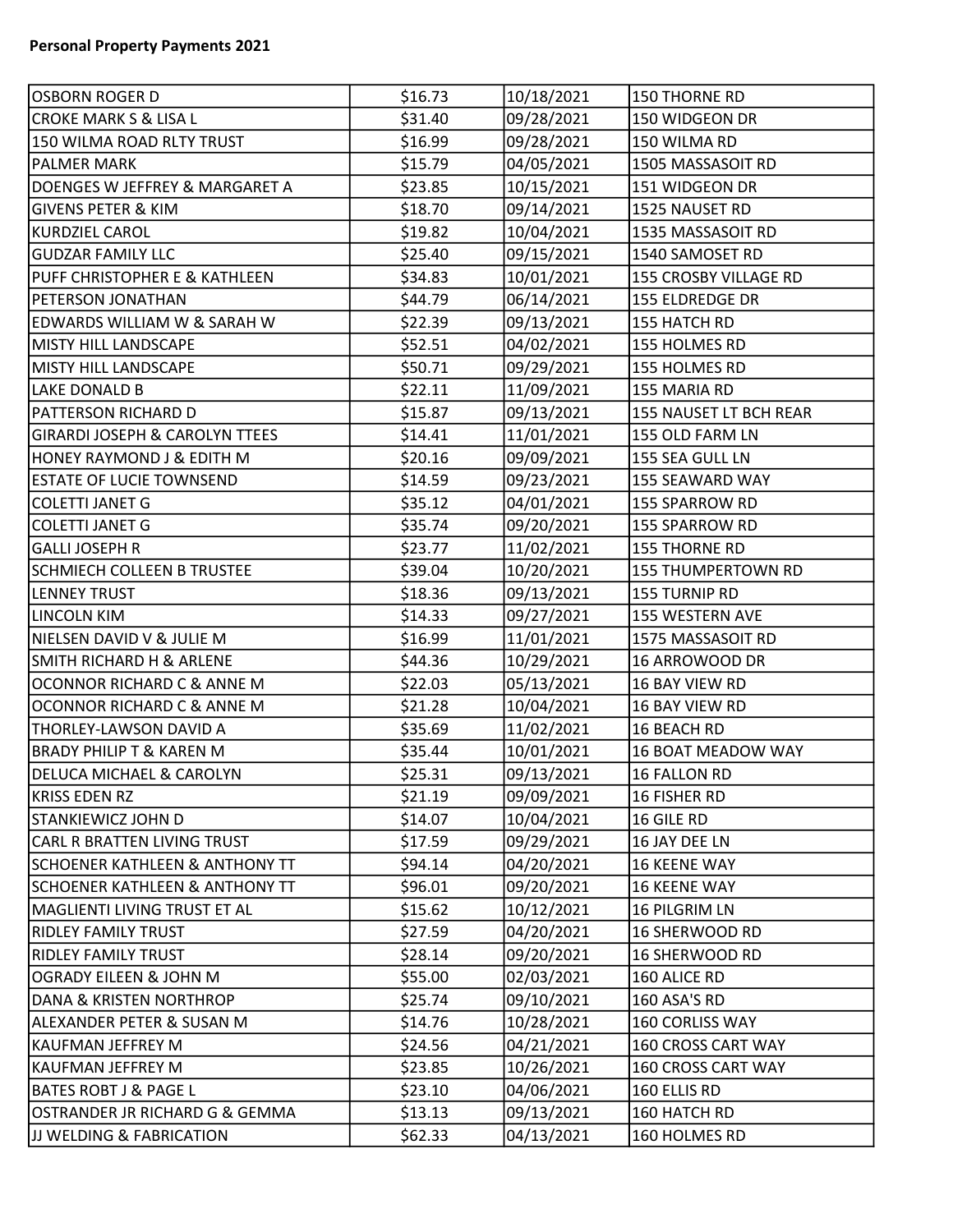**Personal Property Payments 2021**

| | | | |
|---|---|---|---|
| OSBORN ROGER D | $16.73 | 10/18/2021 | 150 THORNE RD |
| CROKE MARK S & LISA L | $31.40 | 09/28/2021 | 150 WIDGEON DR |
| 150 WILMA ROAD RLTY TRUST | $16.99 | 09/28/2021 | 150 WILMA RD |
| PALMER MARK | $15.79 | 04/05/2021 | 1505 MASSASOIT RD |
| DOENGES W JEFFREY & MARGARET A | $23.85 | 10/15/2021 | 151 WIDGEON DR |
| GIVENS PETER & KIM | $18.70 | 09/14/2021 | 1525 NAUSET RD |
| KURDZIEL CAROL | $19.82 | 10/04/2021 | 1535 MASSASOIT RD |
| GUDZAR FAMILY LLC | $25.40 | 09/15/2021 | 1540 SAMOSET RD |
| PUFF CHRISTOPHER E & KATHLEEN | $34.83 | 10/01/2021 | 155 CROSBY VILLAGE RD |
| PETERSON JONATHAN | $44.79 | 06/14/2021 | 155 ELDREDGE DR |
| EDWARDS WILLIAM W & SARAH W | $22.39 | 09/13/2021 | 155 HATCH RD |
| MISTY HILL LANDSCAPE | $52.51 | 04/02/2021 | 155 HOLMES RD |
| MISTY HILL LANDSCAPE | $50.71 | 09/29/2021 | 155 HOLMES RD |
| LAKE DONALD B | $22.11 | 11/09/2021 | 155 MARIA RD |
| PATTERSON RICHARD D | $15.87 | 09/13/2021 | 155 NAUSET LT BCH REAR |
| GIRARDI JOSEPH & CAROLYN TTEES | $14.41 | 11/01/2021 | 155 OLD FARM LN |
| HONEY RAYMOND J & EDITH M | $20.16 | 09/09/2021 | 155 SEA GULL LN |
| ESTATE OF LUCIE TOWNSEND | $14.59 | 09/23/2021 | 155 SEAWARD WAY |
| COLETTI JANET G | $35.12 | 04/01/2021 | 155 SPARROW RD |
| COLETTI JANET G | $35.74 | 09/20/2021 | 155 SPARROW RD |
| GALLI JOSEPH R | $23.77 | 11/02/2021 | 155 THORNE RD |
| SCHMIECH COLLEEN B TRUSTEE | $39.04 | 10/20/2021 | 155 THUMPERTOWN RD |
| LENNEY TRUST | $18.36 | 09/13/2021 | 155 TURNIP RD |
| LINCOLN KIM | $14.33 | 09/27/2021 | 155 WESTERN AVE |
| NIELSEN DAVID V & JULIE M | $16.99 | 11/01/2021 | 1575 MASSASOIT RD |
| SMITH RICHARD H & ARLENE | $44.36 | 10/29/2021 | 16 ARROWOOD DR |
| OCONNOR RICHARD C & ANNE M | $22.03 | 05/13/2021 | 16 BAY VIEW RD |
| OCONNOR RICHARD C & ANNE M | $21.28 | 10/04/2021 | 16 BAY VIEW RD |
| THORLEY-LAWSON DAVID A | $35.69 | 11/02/2021 | 16 BEACH RD |
| BRADY PHILIP T & KAREN M | $35.44 | 10/01/2021 | 16 BOAT MEADOW WAY |
| DELUCA MICHAEL & CAROLYN | $25.31 | 09/13/2021 | 16 FALLON RD |
| KRISS EDEN RZ | $21.19 | 09/09/2021 | 16 FISHER RD |
| STANKIEWICZ JOHN D | $14.07 | 10/04/2021 | 16 GILE RD |
| CARL R BRATTEN LIVING TRUST | $17.59 | 09/29/2021 | 16 JAY DEE LN |
| SCHOENER KATHLEEN & ANTHONY TT | $94.14 | 04/20/2021 | 16 KEENE WAY |
| SCHOENER KATHLEEN & ANTHONY TT | $96.01 | 09/20/2021 | 16 KEENE WAY |
| MAGLIENTI LIVING TRUST ET AL | $15.62 | 10/12/2021 | 16 PILGRIM LN |
| RIDLEY FAMILY TRUST | $27.59 | 04/20/2021 | 16 SHERWOOD RD |
| RIDLEY FAMILY TRUST | $28.14 | 09/20/2021 | 16 SHERWOOD RD |
| OGRADY EILEEN & JOHN M | $55.00 | 02/03/2021 | 160 ALICE RD |
| DANA & KRISTEN NORTHROP | $25.74 | 09/10/2021 | 160 ASA'S RD |
| ALEXANDER PETER & SUSAN M | $14.76 | 10/28/2021 | 160 CORLISS WAY |
| KAUFMAN JEFFREY M | $24.56 | 04/21/2021 | 160 CROSS CART WAY |
| KAUFMAN JEFFREY M | $23.85 | 10/26/2021 | 160 CROSS CART WAY |
| BATES ROBT J & PAGE L | $23.10 | 04/06/2021 | 160 ELLIS RD |
| OSTRANDER JR RICHARD G & GEMMA | $13.13 | 09/13/2021 | 160 HATCH RD |
| JJ WELDING & FABRICATION | $62.33 | 04/13/2021 | 160 HOLMES RD |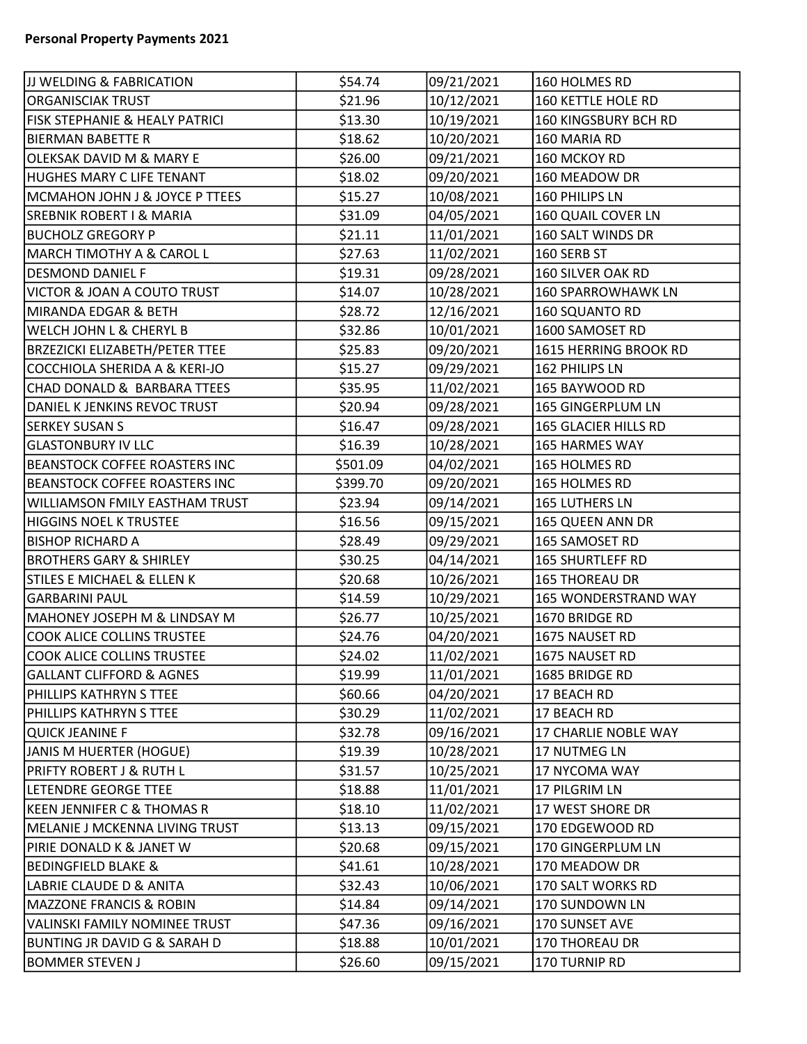**Personal Property Payments 2021**

| | | | |
|---|---|---|---|
| JJ WELDING & FABRICATION | $54.74 | 09/21/2021 | 160 HOLMES RD |
| ORGANISCIAK TRUST | $21.96 | 10/12/2021 | 160 KETTLE HOLE RD |
| FISK STEPHANIE & HEALY PATRICI | $13.30 | 10/19/2021 | 160 KINGSBURY BCH RD |
| BIERMAN BABETTE R | $18.62 | 10/20/2021 | 160 MARIA RD |
| OLEKSAK DAVID M & MARY E | $26.00 | 09/21/2021 | 160 MCKOY RD |
| HUGHES MARY C LIFE TENANT | $18.02 | 09/20/2021 | 160 MEADOW DR |
| MCMAHON JOHN J & JOYCE P TTEES | $15.27 | 10/08/2021 | 160 PHILIPS LN |
| SREBNIK ROBERT I & MARIA | $31.09 | 04/05/2021 | 160 QUAIL COVER LN |
| BUCHOLZ GREGORY P | $21.11 | 11/01/2021 | 160 SALT WINDS DR |
| MARCH TIMOTHY A & CAROL L | $27.63 | 11/02/2021 | 160 SERB ST |
| DESMOND DANIEL F | $19.31 | 09/28/2021 | 160 SILVER OAK RD |
| VICTOR & JOAN A COUTO TRUST | $14.07 | 10/28/2021 | 160 SPARROWHAWK LN |
| MIRANDA EDGAR & BETH | $28.72 | 12/16/2021 | 160 SQUANTO RD |
| WELCH JOHN L & CHERYL B | $32.86 | 10/01/2021 | 1600 SAMOSET RD |
| BRZEZICKI ELIZABETH/PETER TTEE | $25.83 | 09/20/2021 | 1615 HERRING BROOK RD |
| COCCHIOLA SHERIDA A & KERI-JO | $15.27 | 09/29/2021 | 162 PHILIPS LN |
| CHAD DONALD & BARBARA TTEES | $35.95 | 11/02/2021 | 165 BAYWOOD RD |
| DANIEL K JENKINS REVOC TRUST | $20.94 | 09/28/2021 | 165 GINGERPLUM LN |
| SERKEY SUSAN S | $16.47 | 09/28/2021 | 165 GLACIER HILLS RD |
| GLASTONBURY IV LLC | $16.39 | 10/28/2021 | 165 HARMES WAY |
| BEANSTOCK COFFEE ROASTERS INC | $501.09 | 04/02/2021 | 165 HOLMES RD |
| BEANSTOCK COFFEE ROASTERS INC | $399.70 | 09/20/2021 | 165 HOLMES RD |
| WILLIAMSON FMILY EASTHAM TRUST | $23.94 | 09/14/2021 | 165 LUTHERS LN |
| HIGGINS NOEL K TRUSTEE | $16.56 | 09/15/2021 | 165 QUEEN ANN DR |
| BISHOP RICHARD A | $28.49 | 09/29/2021 | 165 SAMOSET RD |
| BROTHERS GARY & SHIRLEY | $30.25 | 04/14/2021 | 165 SHURTLEFF RD |
| STILES E MICHAEL & ELLEN K | $20.68 | 10/26/2021 | 165 THOREAU DR |
| GARBARINI PAUL | $14.59 | 10/29/2021 | 165 WONDERSTRAND WAY |
| MAHONEY JOSEPH M & LINDSAY M | $26.77 | 10/25/2021 | 1670 BRIDGE RD |
| COOK ALICE COLLINS TRUSTEE | $24.76 | 04/20/2021 | 1675 NAUSET RD |
| COOK ALICE COLLINS TRUSTEE | $24.02 | 11/02/2021 | 1675 NAUSET RD |
| GALLANT CLIFFORD & AGNES | $19.99 | 11/01/2021 | 1685 BRIDGE RD |
| PHILLIPS KATHRYN S TTEE | $60.66 | 04/20/2021 | 17 BEACH RD |
| PHILLIPS KATHRYN S TTEE | $30.29 | 11/02/2021 | 17 BEACH RD |
| QUICK JEANINE F | $32.78 | 09/16/2021 | 17 CHARLIE NOBLE WAY |
| JANIS M HUERTER (HOGUE) | $19.39 | 10/28/2021 | 17 NUTMEG LN |
| PRIFTY ROBERT J & RUTH L | $31.57 | 10/25/2021 | 17 NYCOMA WAY |
| LETENDRE GEORGE TTEE | $18.88 | 11/01/2021 | 17 PILGRIM LN |
| KEEN JENNIFER C & THOMAS R | $18.10 | 11/02/2021 | 17 WEST SHORE DR |
| MELANIE J MCKENNA LIVING TRUST | $13.13 | 09/15/2021 | 170 EDGEWOOD RD |
| PIRIE DONALD K & JANET W | $20.68 | 09/15/2021 | 170 GINGERPLUM LN |
| BEDINGFIELD BLAKE & | $41.61 | 10/28/2021 | 170 MEADOW DR |
| LABRIE CLAUDE D & ANITA | $32.43 | 10/06/2021 | 170 SALT WORKS RD |
| MAZZONE FRANCIS & ROBIN | $14.84 | 09/14/2021 | 170 SUNDOWN LN |
| VALINSKI FAMILY NOMINEE TRUST | $47.36 | 09/16/2021 | 170 SUNSET AVE |
| BUNTING JR DAVID G & SARAH D | $18.88 | 10/01/2021 | 170 THOREAU DR |
| BOMMER STEVEN J | $26.60 | 09/15/2021 | 170 TURNIP RD |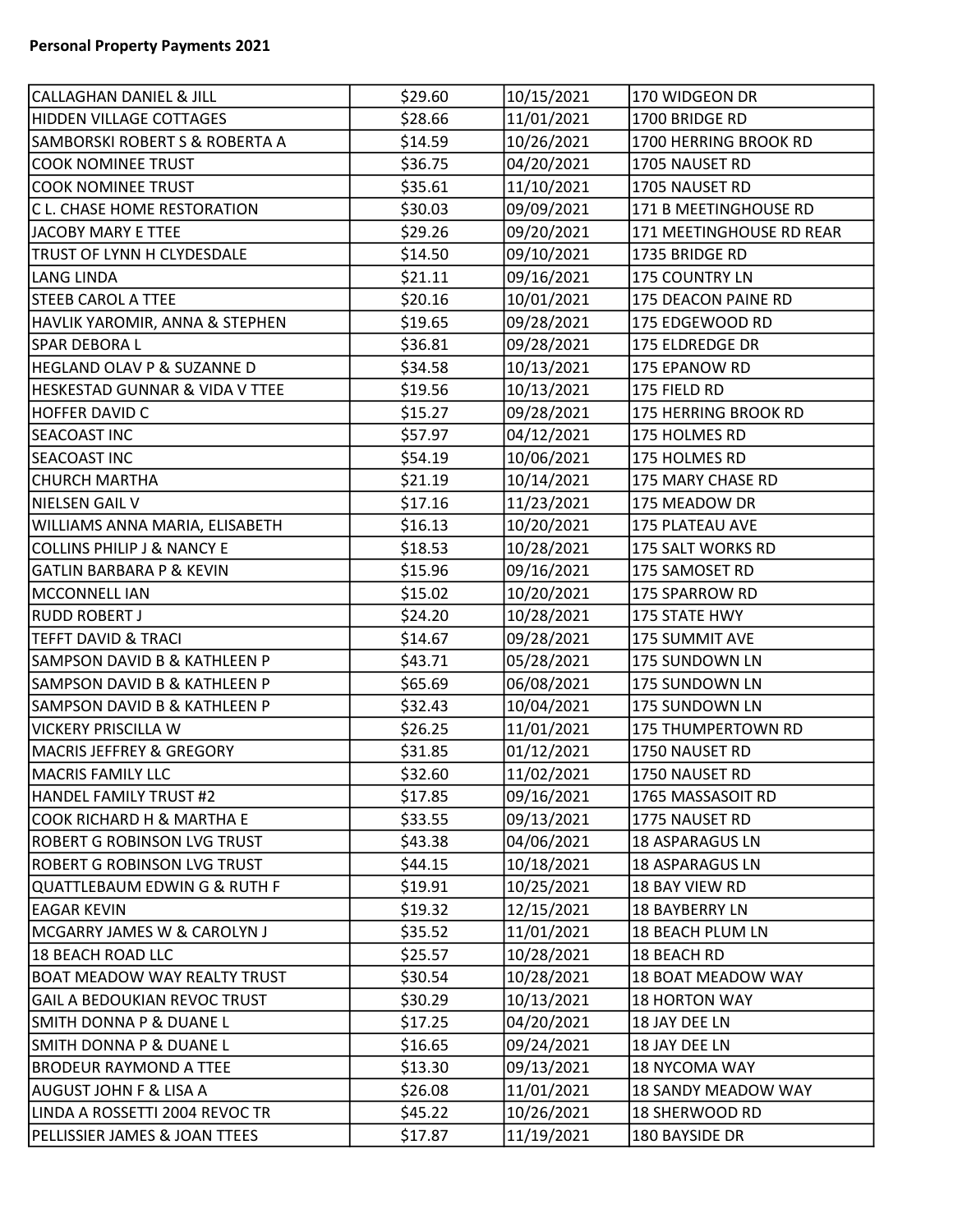**Personal Property Payments 2021**

| | | | |
|---|---|---|---|
| CALLAGHAN DANIEL & JILL | $29.60 | 10/15/2021 | 170 WIDGEON DR |
| HIDDEN VILLAGE COTTAGES | $28.66 | 11/01/2021 | 1700 BRIDGE RD |
| SAMBORSKI ROBERT S & ROBERTA A | $14.59 | 10/26/2021 | 1700 HERRING BROOK RD |
| COOK NOMINEE TRUST | $36.75 | 04/20/2021 | 1705 NAUSET RD |
| COOK NOMINEE TRUST | $35.61 | 11/10/2021 | 1705 NAUSET RD |
| C L. CHASE HOME RESTORATION | $30.03 | 09/09/2021 | 171 B MEETINGHOUSE RD |
| JACOBY MARY E TTEE | $29.26 | 09/20/2021 | 171 MEETINGHOUSE RD REAR |
| TRUST OF LYNN H CLYDESDALE | $14.50 | 09/10/2021 | 1735 BRIDGE RD |
| LANG LINDA | $21.11 | 09/16/2021 | 175 COUNTRY LN |
| STEEB CAROL A TTEE | $20.16 | 10/01/2021 | 175 DEACON PAINE RD |
| HAVLIK YAROMIR, ANNA & STEPHEN | $19.65 | 09/28/2021 | 175 EDGEWOOD RD |
| SPAR DEBORA L | $36.81 | 09/28/2021 | 175 ELDREDGE DR |
| HEGLAND OLAV P & SUZANNE D | $34.58 | 10/13/2021 | 175 EPANOW RD |
| HESKESTAD GUNNAR & VIDA V TTEE | $19.56 | 10/13/2021 | 175 FIELD RD |
| HOFFER DAVID C | $15.27 | 09/28/2021 | 175 HERRING BROOK RD |
| SEACOAST INC | $57.97 | 04/12/2021 | 175 HOLMES RD |
| SEACOAST INC | $54.19 | 10/06/2021 | 175 HOLMES RD |
| CHURCH MARTHA | $21.19 | 10/14/2021 | 175 MARY CHASE RD |
| NIELSEN GAIL V | $17.16 | 11/23/2021 | 175 MEADOW DR |
| WILLIAMS ANNA MARIA, ELISABETH | $16.13 | 10/20/2021 | 175 PLATEAU AVE |
| COLLINS PHILIP J & NANCY E | $18.53 | 10/28/2021 | 175 SALT WORKS RD |
| GATLIN BARBARA P & KEVIN | $15.96 | 09/16/2021 | 175 SAMOSET RD |
| MCCONNELL IAN | $15.02 | 10/20/2021 | 175 SPARROW RD |
| RUDD ROBERT J | $24.20 | 10/28/2021 | 175 STATE HWY |
| TEFFT DAVID & TRACI | $14.67 | 09/28/2021 | 175 SUMMIT AVE |
| SAMPSON DAVID B & KATHLEEN P | $43.71 | 05/28/2021 | 175 SUNDOWN LN |
| SAMPSON DAVID B & KATHLEEN P | $65.69 | 06/08/2021 | 175 SUNDOWN LN |
| SAMPSON DAVID B & KATHLEEN P | $32.43 | 10/04/2021 | 175 SUNDOWN LN |
| VICKERY PRISCILLA W | $26.25 | 11/01/2021 | 175 THUMPERTOWN RD |
| MACRIS JEFFREY & GREGORY | $31.85 | 01/12/2021 | 1750 NAUSET RD |
| MACRIS FAMILY LLC | $32.60 | 11/02/2021 | 1750 NAUSET RD |
| HANDEL FAMILY TRUST #2 | $17.85 | 09/16/2021 | 1765 MASSASOIT RD |
| COOK RICHARD H & MARTHA E | $33.55 | 09/13/2021 | 1775 NAUSET RD |
| ROBERT G ROBINSON LVG TRUST | $43.38 | 04/06/2021 | 18 ASPARAGUS LN |
| ROBERT G ROBINSON LVG TRUST | $44.15 | 10/18/2021 | 18 ASPARAGUS LN |
| QUATTLEBAUM EDWIN G & RUTH F | $19.91 | 10/25/2021 | 18 BAY VIEW RD |
| EAGAR KEVIN | $19.32 | 12/15/2021 | 18 BAYBERRY LN |
| MCGARRY JAMES W & CAROLYN J | $35.52 | 11/01/2021 | 18 BEACH PLUM LN |
| 18 BEACH ROAD LLC | $25.57 | 10/28/2021 | 18 BEACH RD |
| BOAT MEADOW WAY REALTY TRUST | $30.54 | 10/28/2021 | 18 BOAT MEADOW WAY |
| GAIL A BEDOUKIAN REVOC TRUST | $30.29 | 10/13/2021 | 18 HORTON WAY |
| SMITH DONNA P & DUANE L | $17.25 | 04/20/2021 | 18 JAY DEE LN |
| SMITH DONNA P & DUANE L | $16.65 | 09/24/2021 | 18 JAY DEE LN |
| BRODEUR RAYMOND A TTEE | $13.30 | 09/13/2021 | 18 NYCOMA WAY |
| AUGUST JOHN F & LISA A | $26.08 | 11/01/2021 | 18 SANDY MEADOW WAY |
| LINDA A ROSSETTI 2004 REVOC TR | $45.22 | 10/26/2021 | 18 SHERWOOD RD |
| PELLISSIER JAMES & JOAN TTEES | $17.87 | 11/19/2021 | 180 BAYSIDE DR |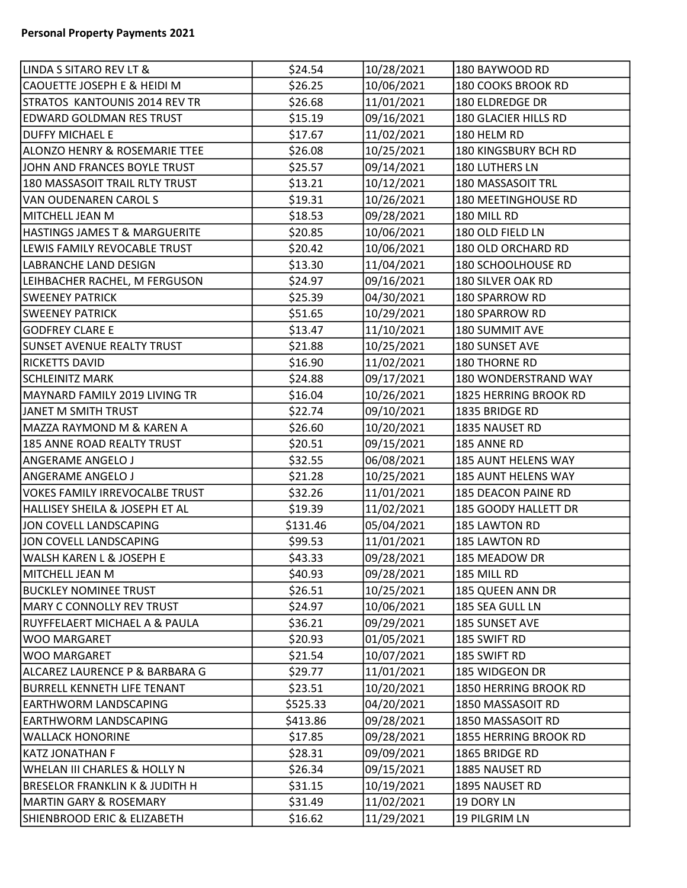**Personal Property Payments 2021**

| | | | |
|---|---|---|---|
| LINDA S SITARO REV LT & | $24.54 | 10/28/2021 | 180 BAYWOOD RD |
| CAOUETTE JOSEPH E & HEIDI M | $26.25 | 10/06/2021 | 180 COOKS BROOK RD |
| STRATOS KANTOUNIS 2014 REV TR | $26.68 | 11/01/2021 | 180 ELDREDGE DR |
| EDWARD GOLDMAN RES TRUST | $15.19 | 09/16/2021 | 180 GLACIER HILLS RD |
| DUFFY MICHAEL E | $17.67 | 11/02/2021 | 180 HELM RD |
| ALONZO HENRY & ROSEMARIE TTEE | $26.08 | 10/25/2021 | 180 KINGSBURY BCH RD |
| JOHN AND FRANCES BOYLE TRUST | $25.57 | 09/14/2021 | 180 LUTHERS LN |
| 180 MASSASOIT TRAIL RLTY TRUST | $13.21 | 10/12/2021 | 180 MASSASOIT TRL |
| VAN OUDENAREN CAROL S | $19.31 | 10/26/2021 | 180 MEETINGHOUSE RD |
| MITCHELL JEAN M | $18.53 | 09/28/2021 | 180 MILL RD |
| HASTINGS JAMES T & MARGUERITE | $20.85 | 10/06/2021 | 180 OLD FIELD LN |
| LEWIS FAMILY REVOCABLE TRUST | $20.42 | 10/06/2021 | 180 OLD ORCHARD RD |
| LABRANCHE LAND DESIGN | $13.30 | 11/04/2021 | 180 SCHOOLHOUSE RD |
| LEIHBACHER RACHEL, M FERGUSON | $24.97 | 09/16/2021 | 180 SILVER OAK RD |
| SWEENEY PATRICK | $25.39 | 04/30/2021 | 180 SPARROW RD |
| SWEENEY PATRICK | $51.65 | 10/29/2021 | 180 SPARROW RD |
| GODFREY CLARE E | $13.47 | 11/10/2021 | 180 SUMMIT AVE |
| SUNSET AVENUE REALTY TRUST | $21.88 | 10/25/2021 | 180 SUNSET AVE |
| RICKETTS DAVID | $16.90 | 11/02/2021 | 180 THORNE RD |
| SCHLEINITZ MARK | $24.88 | 09/17/2021 | 180 WONDERSTRAND WAY |
| MAYNARD FAMILY 2019 LIVING TR | $16.04 | 10/26/2021 | 1825 HERRING BROOK RD |
| JANET M SMITH TRUST | $22.74 | 09/10/2021 | 1835 BRIDGE RD |
| MAZZA RAYMOND M & KAREN A | $26.60 | 10/20/2021 | 1835 NAUSET RD |
| 185 ANNE ROAD REALTY TRUST | $20.51 | 09/15/2021 | 185 ANNE RD |
| ANGERAME ANGELO J | $32.55 | 06/08/2021 | 185 AUNT HELENS WAY |
| ANGERAME ANGELO J | $21.28 | 10/25/2021 | 185 AUNT HELENS WAY |
| VOKES FAMILY IRREVOCALBE TRUST | $32.26 | 11/01/2021 | 185 DEACON PAINE RD |
| HALLISEY SHEILA & JOSEPH ET AL | $19.39 | 11/02/2021 | 185 GOODY HALLETT DR |
| JON COVELL LANDSCAPING | $131.46 | 05/04/2021 | 185 LAWTON RD |
| JON COVELL LANDSCAPING | $99.53 | 11/01/2021 | 185 LAWTON RD |
| WALSH KAREN L & JOSEPH E | $43.33 | 09/28/2021 | 185 MEADOW DR |
| MITCHELL JEAN M | $40.93 | 09/28/2021 | 185 MILL RD |
| BUCKLEY NOMINEE TRUST | $26.51 | 10/25/2021 | 185 QUEEN ANN DR |
| MARY C CONNOLLY REV TRUST | $24.97 | 10/06/2021 | 185 SEA GULL LN |
| RUYFFELAERT MICHAEL A & PAULA | $36.21 | 09/29/2021 | 185 SUNSET AVE |
| WOO MARGARET | $20.93 | 01/05/2021 | 185 SWIFT RD |
| WOO MARGARET | $21.54 | 10/07/2021 | 185 SWIFT RD |
| ALCAREZ LAURENCE P & BARBARA G | $29.77 | 11/01/2021 | 185 WIDGEON DR |
| BURRELL KENNETH LIFE TENANT | $23.51 | 10/20/2021 | 1850 HERRING BROOK RD |
| EARTHWORM LANDSCAPING | $525.33 | 04/20/2021 | 1850 MASSASOIT RD |
| EARTHWORM LANDSCAPING | $413.86 | 09/28/2021 | 1850 MASSASOIT RD |
| WALLACK HONORINE | $17.85 | 09/28/2021 | 1855 HERRING BROOK RD |
| KATZ JONATHAN F | $28.31 | 09/09/2021 | 1865 BRIDGE RD |
| WHELAN III CHARLES & HOLLY N | $26.34 | 09/15/2021 | 1885 NAUSET RD |
| BRESELOR FRANKLIN K & JUDITH H | $31.15 | 10/19/2021 | 1895 NAUSET RD |
| MARTIN GARY & ROSEMARY | $31.49 | 11/02/2021 | 19 DORY LN |
| SHIENBROOD ERIC & ELIZABETH | $16.62 | 11/29/2021 | 19 PILGRIM LN |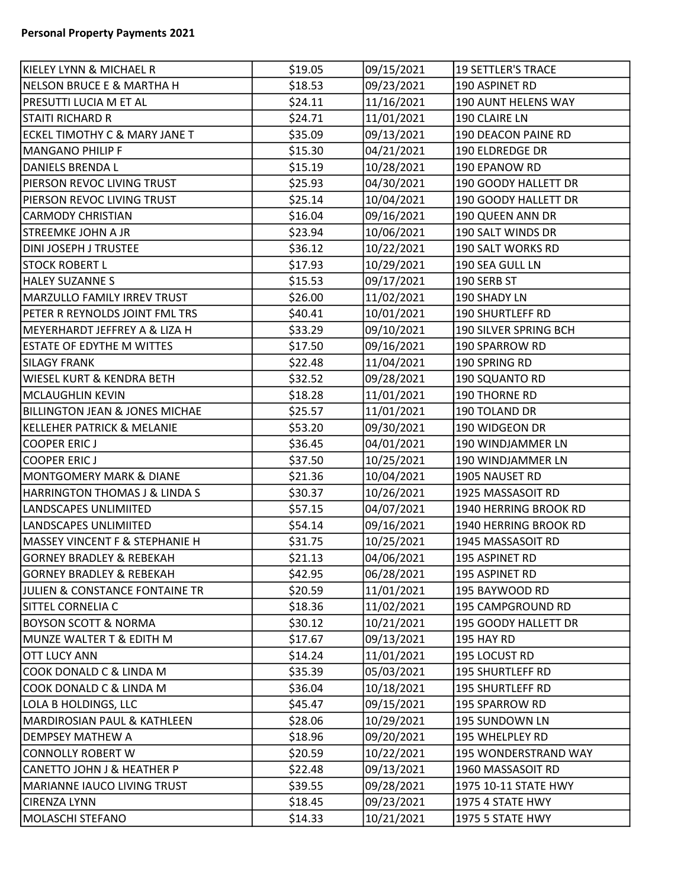**Personal Property Payments 2021**

| | | | |
|---|---|---|---|
| KIELEY LYNN & MICHAEL R | $19.05 | 09/15/2021 | 19 SETTLER'S TRACE |
| NELSON BRUCE E & MARTHA H | $18.53 | 09/23/2021 | 190 ASPINET RD |
| PRESUTTI LUCIA M ET AL | $24.11 | 11/16/2021 | 190 AUNT HELENS WAY |
| STAITI RICHARD R | $24.71 | 11/01/2021 | 190 CLAIRE LN |
| ECKEL TIMOTHY C & MARY JANE T | $35.09 | 09/13/2021 | 190 DEACON PAINE RD |
| MANGANO PHILIP F | $15.30 | 04/21/2021 | 190 ELDREDGE DR |
| DANIELS BRENDA L | $15.19 | 10/28/2021 | 190 EPANOW RD |
| PIERSON REVOC LIVING TRUST | $25.93 | 04/30/2021 | 190 GOODY HALLETT DR |
| PIERSON REVOC LIVING TRUST | $25.14 | 10/04/2021 | 190 GOODY HALLETT DR |
| CARMODY CHRISTIAN | $16.04 | 09/16/2021 | 190 QUEEN ANN DR |
| STREEMKE JOHN A JR | $23.94 | 10/06/2021 | 190 SALT WINDS DR |
| DINI JOSEPH J TRUSTEE | $36.12 | 10/22/2021 | 190 SALT WORKS RD |
| STOCK ROBERT L | $17.93 | 10/29/2021 | 190 SEA GULL LN |
| HALEY SUZANNE S | $15.53 | 09/17/2021 | 190 SERB ST |
| MARZULLO FAMILY IRREV TRUST | $26.00 | 11/02/2021 | 190 SHADY LN |
| PETER R REYNOLDS JOINT FML TRS | $40.41 | 10/01/2021 | 190 SHURTLEFF RD |
| MEYERHARDT JEFFREY A & LIZA H | $33.29 | 09/10/2021 | 190 SILVER SPRING BCH |
| ESTATE OF EDYTHE M WITTES | $17.50 | 09/16/2021 | 190 SPARROW RD |
| SILAGY FRANK | $22.48 | 11/04/2021 | 190 SPRING RD |
| WIESEL KURT & KENDRA BETH | $32.52 | 09/28/2021 | 190 SQUANTO RD |
| MCLAUGHLIN KEVIN | $18.28 | 11/01/2021 | 190 THORNE RD |
| BILLINGTON JEAN & JONES MICHAE | $25.57 | 11/01/2021 | 190 TOLAND DR |
| KELLEHER PATRICK & MELANIE | $53.20 | 09/30/2021 | 190 WIDGEON DR |
| COOPER ERIC J | $36.45 | 04/01/2021 | 190 WINDJAMMER LN |
| COOPER ERIC J | $37.50 | 10/25/2021 | 190 WINDJAMMER LN |
| MONTGOMERY MARK & DIANE | $21.36 | 10/04/2021 | 1905 NAUSET RD |
| HARRINGTON THOMAS J & LINDA S | $30.37 | 10/26/2021 | 1925 MASSASOIT RD |
| LANDSCAPES UNLIMIITED | $57.15 | 04/07/2021 | 1940 HERRING BROOK RD |
| LANDSCAPES UNLIMIITED | $54.14 | 09/16/2021 | 1940 HERRING BROOK RD |
| MASSEY VINCENT F & STEPHANIE H | $31.75 | 10/25/2021 | 1945 MASSASOIT RD |
| GORNEY BRADLEY & REBEKAH | $21.13 | 04/06/2021 | 195 ASPINET RD |
| GORNEY BRADLEY & REBEKAH | $42.95 | 06/28/2021 | 195 ASPINET RD |
| JULIEN & CONSTANCE FONTAINE TR | $20.59 | 11/01/2021 | 195 BAYWOOD RD |
| SITTEL CORNELIA C | $18.36 | 11/02/2021 | 195 CAMPGROUND RD |
| BOYSON SCOTT & NORMA | $30.12 | 10/21/2021 | 195 GOODY HALLETT DR |
| MUNZE WALTER T & EDITH M | $17.67 | 09/13/2021 | 195 HAY RD |
| OTT LUCY ANN | $14.24 | 11/01/2021 | 195 LOCUST RD |
| COOK DONALD C & LINDA M | $35.39 | 05/03/2021 | 195 SHURTLEFF RD |
| COOK DONALD C & LINDA M | $36.04 | 10/18/2021 | 195 SHURTLEFF RD |
| LOLA B HOLDINGS, LLC | $45.47 | 09/15/2021 | 195 SPARROW RD |
| MARDIROSIAN PAUL & KATHLEEN | $28.06 | 10/29/2021 | 195 SUNDOWN LN |
| DEMPSEY MATHEW A | $18.96 | 09/20/2021 | 195 WHELPLEY RD |
| CONNOLLY ROBERT W | $20.59 | 10/22/2021 | 195 WONDERSTRAND WAY |
| CANETTO JOHN J & HEATHER P | $22.48 | 09/13/2021 | 1960 MASSASOIT RD |
| MARIANNE IAUCO LIVING TRUST | $39.55 | 09/28/2021 | 1975 10-11 STATE HWY |
| CIRENZA LYNN | $18.45 | 09/23/2021 | 1975 4 STATE HWY |
| MOLASCHI STEFANO | $14.33 | 10/21/2021 | 1975 5 STATE HWY |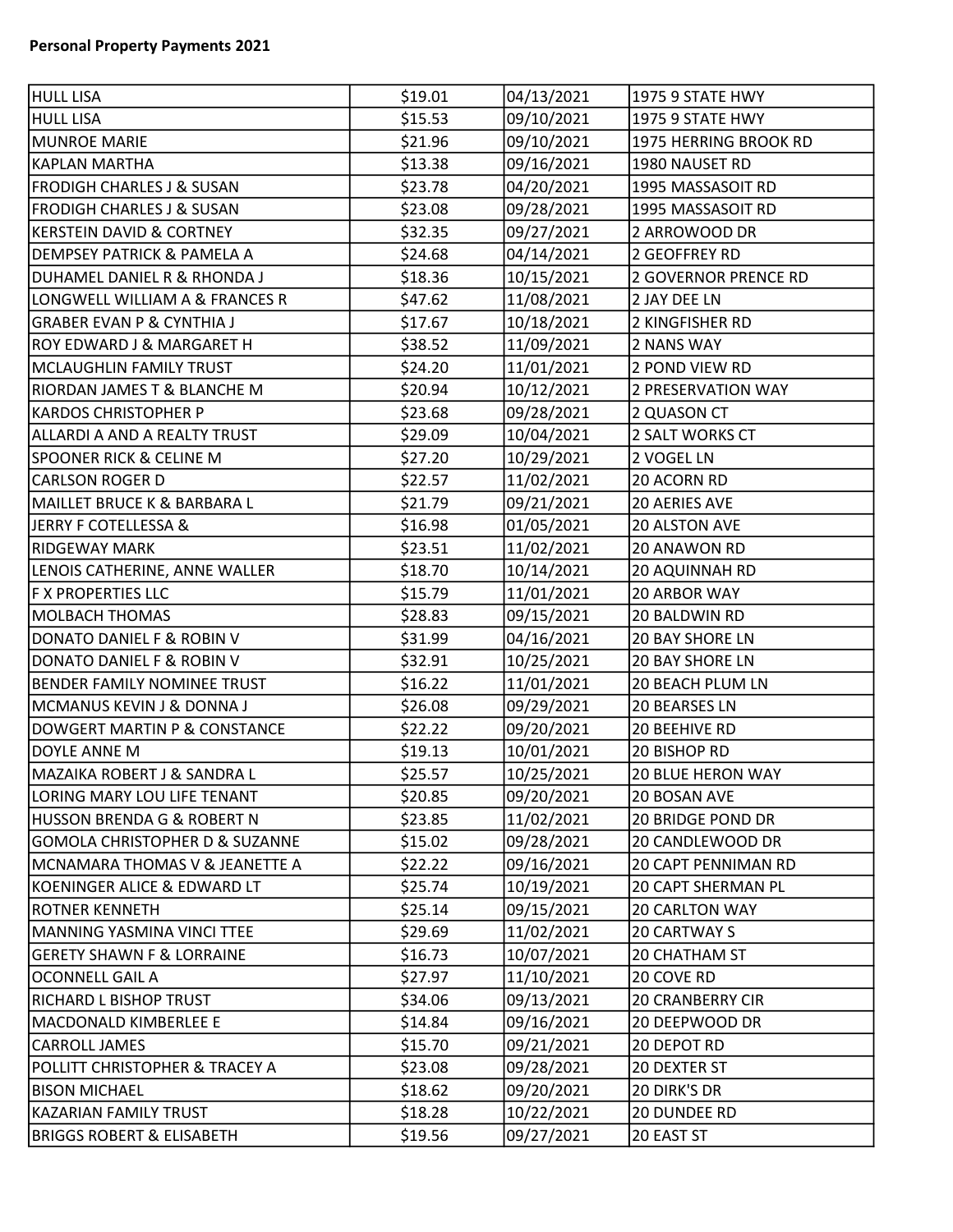**Personal Property Payments 2021**

| | | | |
|---|---|---|---|
| HULL LISA | $19.01 | 04/13/2021 | 1975 9 STATE HWY |
| HULL LISA | $15.53 | 09/10/2021 | 1975 9 STATE HWY |
| MUNROE MARIE | $21.96 | 09/10/2021 | 1975 HERRING BROOK RD |
| KAPLAN MARTHA | $13.38 | 09/16/2021 | 1980 NAUSET RD |
| FRODIGH CHARLES J & SUSAN | $23.78 | 04/20/2021 | 1995 MASSASOIT RD |
| FRODIGH CHARLES J & SUSAN | $23.08 | 09/28/2021 | 1995 MASSASOIT RD |
| KERSTEIN DAVID & CORTNEY | $32.35 | 09/27/2021 | 2 ARROWOOD DR |
| DEMPSEY PATRICK & PAMELA A | $24.68 | 04/14/2021 | 2 GEOFFREY RD |
| DUHAMEL DANIEL R & RHONDA J | $18.36 | 10/15/2021 | 2 GOVERNOR PRENCE RD |
| LONGWELL WILLIAM A & FRANCES R | $47.62 | 11/08/2021 | 2 JAY DEE LN |
| GRABER EVAN P & CYNTHIA J | $17.67 | 10/18/2021 | 2 KINGFISHER RD |
| ROY EDWARD J & MARGARET H | $38.52 | 11/09/2021 | 2 NANS WAY |
| MCLAUGHLIN FAMILY TRUST | $24.20 | 11/01/2021 | 2 POND VIEW RD |
| RIORDAN JAMES T & BLANCHE M | $20.94 | 10/12/2021 | 2 PRESERVATION WAY |
| KARDOS CHRISTOPHER P | $23.68 | 09/28/2021 | 2 QUASON CT |
| ALLARDI A AND A REALTY TRUST | $29.09 | 10/04/2021 | 2 SALT WORKS CT |
| SPOONER RICK & CELINE M | $27.20 | 10/29/2021 | 2 VOGEL LN |
| CARLSON ROGER D | $22.57 | 11/02/2021 | 20 ACORN RD |
| MAILLET BRUCE K & BARBARA L | $21.79 | 09/21/2021 | 20 AERIES AVE |
| JERRY F COTELLESSA & | $16.98 | 01/05/2021 | 20 ALSTON AVE |
| RIDGEWAY MARK | $23.51 | 11/02/2021 | 20 ANAWON RD |
| LENOIS CATHERINE, ANNE WALLER | $18.70 | 10/14/2021 | 20 AQUINNAH RD |
| F X PROPERTIES LLC | $15.79 | 11/01/2021 | 20 ARBOR WAY |
| MOLBACH THOMAS | $28.83 | 09/15/2021 | 20 BALDWIN RD |
| DONATO DANIEL F & ROBIN V | $31.99 | 04/16/2021 | 20 BAY SHORE LN |
| DONATO DANIEL F & ROBIN V | $32.91 | 10/25/2021 | 20 BAY SHORE LN |
| BENDER FAMILY NOMINEE TRUST | $16.22 | 11/01/2021 | 20 BEACH PLUM LN |
| MCMANUS KEVIN J & DONNA J | $26.08 | 09/29/2021 | 20 BEARSES LN |
| DOWGERT MARTIN P & CONSTANCE | $22.22 | 09/20/2021 | 20 BEEHIVE RD |
| DOYLE ANNE M | $19.13 | 10/01/2021 | 20 BISHOP RD |
| MAZAIKA ROBERT J & SANDRA L | $25.57 | 10/25/2021 | 20 BLUE HERON WAY |
| LORING MARY LOU LIFE TENANT | $20.85 | 09/20/2021 | 20 BOSAN AVE |
| HUSSON BRENDA G & ROBERT N | $23.85 | 11/02/2021 | 20 BRIDGE POND DR |
| GOMOLA CHRISTOPHER D & SUZANNE | $15.02 | 09/28/2021 | 20 CANDLEWOOD DR |
| MCNAMARA THOMAS V & JEANETTE A | $22.22 | 09/16/2021 | 20 CAPT PENNIMAN RD |
| KOENINGER ALICE & EDWARD LT | $25.74 | 10/19/2021 | 20 CAPT SHERMAN PL |
| ROTNER KENNETH | $25.14 | 09/15/2021 | 20 CARLTON WAY |
| MANNING YASMINA VINCI TTEE | $29.69 | 11/02/2021 | 20 CARTWAY S |
| GERETY SHAWN F & LORRAINE | $16.73 | 10/07/2021 | 20 CHATHAM ST |
| OCONNELL GAIL A | $27.97 | 11/10/2021 | 20 COVE RD |
| RICHARD L BISHOP TRUST | $34.06 | 09/13/2021 | 20 CRANBERRY CIR |
| MACDONALD KIMBERLEE E | $14.84 | 09/16/2021 | 20 DEEPWOOD DR |
| CARROLL JAMES | $15.70 | 09/21/2021 | 20 DEPOT RD |
| POLLITT CHRISTOPHER & TRACEY A | $23.08 | 09/28/2021 | 20 DEXTER ST |
| BISON MICHAEL | $18.62 | 09/20/2021 | 20 DIRK'S DR |
| KAZARIAN FAMILY TRUST | $18.28 | 10/22/2021 | 20 DUNDEE RD |
| BRIGGS ROBERT & ELISABETH | $19.56 | 09/27/2021 | 20 EAST ST |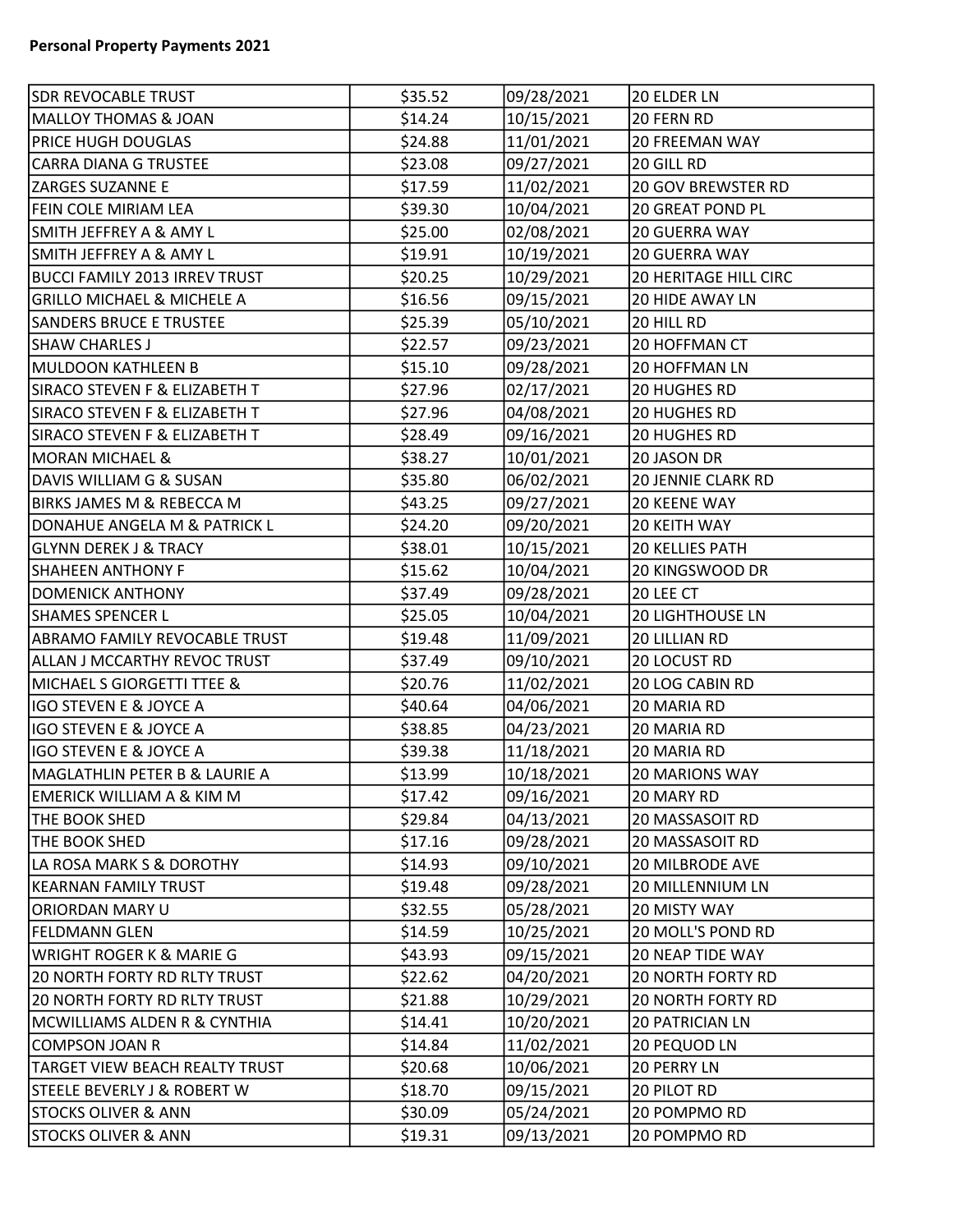**Personal Property Payments 2021**

| | | | |
|---|---|---|---|
| SDR REVOCABLE TRUST | $35.52 | 09/28/2021 | 20 ELDER LN |
| MALLOY THOMAS & JOAN | $14.24 | 10/15/2021 | 20 FERN RD |
| PRICE HUGH DOUGLAS | $24.88 | 11/01/2021 | 20 FREEMAN WAY |
| CARRA DIANA G TRUSTEE | $23.08 | 09/27/2021 | 20 GILL RD |
| ZARGES SUZANNE E | $17.59 | 11/02/2021 | 20 GOV BREWSTER RD |
| FEIN COLE MIRIAM LEA | $39.30 | 10/04/2021 | 20 GREAT POND PL |
| SMITH JEFFREY A & AMY L | $25.00 | 02/08/2021 | 20 GUERRA WAY |
| SMITH JEFFREY A & AMY L | $19.91 | 10/19/2021 | 20 GUERRA WAY |
| BUCCI FAMILY 2013 IRREV TRUST | $20.25 | 10/29/2021 | 20 HERITAGE HILL CIRC |
| GRILLO MICHAEL & MICHELE A | $16.56 | 09/15/2021 | 20 HIDE AWAY LN |
| SANDERS BRUCE E TRUSTEE | $25.39 | 05/10/2021 | 20 HILL RD |
| SHAW CHARLES J | $22.57 | 09/23/2021 | 20 HOFFMAN CT |
| MULDOON KATHLEEN B | $15.10 | 09/28/2021 | 20 HOFFMAN LN |
| SIRACO STEVEN F & ELIZABETH T | $27.96 | 02/17/2021 | 20 HUGHES RD |
| SIRACO STEVEN F & ELIZABETH T | $27.96 | 04/08/2021 | 20 HUGHES RD |
| SIRACO STEVEN F & ELIZABETH T | $28.49 | 09/16/2021 | 20 HUGHES RD |
| MORAN MICHAEL & | $38.27 | 10/01/2021 | 20 JASON DR |
| DAVIS WILLIAM G & SUSAN | $35.80 | 06/02/2021 | 20 JENNIE CLARK RD |
| BIRKS JAMES M & REBECCA M | $43.25 | 09/27/2021 | 20 KEENE WAY |
| DONAHUE ANGELA M & PATRICK L | $24.20 | 09/20/2021 | 20 KEITH WAY |
| GLYNN DEREK J & TRACY | $38.01 | 10/15/2021 | 20 KELLIES PATH |
| SHAHEEN ANTHONY F | $15.62 | 10/04/2021 | 20 KINGSWOOD DR |
| DOMENICK ANTHONY | $37.49 | 09/28/2021 | 20 LEE CT |
| SHAMES SPENCER L | $25.05 | 10/04/2021 | 20 LIGHTHOUSE LN |
| ABRAMO FAMILY REVOCABLE TRUST | $19.48 | 11/09/2021 | 20 LILLIAN RD |
| ALLAN J MCCARTHY REVOC TRUST | $37.49 | 09/10/2021 | 20 LOCUST RD |
| MICHAEL S GIORGETTI TTEE & | $20.76 | 11/02/2021 | 20 LOG CABIN RD |
| IGO STEVEN E & JOYCE A | $40.64 | 04/06/2021 | 20 MARIA RD |
| IGO STEVEN E & JOYCE A | $38.85 | 04/23/2021 | 20 MARIA RD |
| IGO STEVEN E & JOYCE A | $39.38 | 11/18/2021 | 20 MARIA RD |
| MAGLATHLIN PETER B & LAURIE A | $13.99 | 10/18/2021 | 20 MARIONS WAY |
| EMERICK WILLIAM A & KIM M | $17.42 | 09/16/2021 | 20 MARY RD |
| THE BOOK SHED | $29.84 | 04/13/2021 | 20 MASSASOIT RD |
| THE BOOK SHED | $17.16 | 09/28/2021 | 20 MASSASOIT RD |
| LA ROSA MARK S & DOROTHY | $14.93 | 09/10/2021 | 20 MILBRODE AVE |
| KEARNAN FAMILY TRUST | $19.48 | 09/28/2021 | 20 MILLENNIUM LN |
| ORIORDAN MARY U | $32.55 | 05/28/2021 | 20 MISTY WAY |
| FELDMANN GLEN | $14.59 | 10/25/2021 | 20 MOLL'S POND RD |
| WRIGHT ROGER K & MARIE G | $43.93 | 09/15/2021 | 20 NEAP TIDE WAY |
| 20 NORTH FORTY RD RLTY TRUST | $22.62 | 04/20/2021 | 20 NORTH FORTY RD |
| 20 NORTH FORTY RD RLTY TRUST | $21.88 | 10/29/2021 | 20 NORTH FORTY RD |
| MCWILLIAMS ALDEN R & CYNTHIA | $14.41 | 10/20/2021 | 20 PATRICIAN LN |
| COMPSON JOAN R | $14.84 | 11/02/2021 | 20 PEQUOD LN |
| TARGET VIEW BEACH REALTY TRUST | $20.68 | 10/06/2021 | 20 PERRY LN |
| STEELE BEVERLY J & ROBERT W | $18.70 | 09/15/2021 | 20 PILOT RD |
| STOCKS OLIVER & ANN | $30.09 | 05/24/2021 | 20 POMPMO RD |
| STOCKS OLIVER & ANN | $19.31 | 09/13/2021 | 20 POMPMO RD |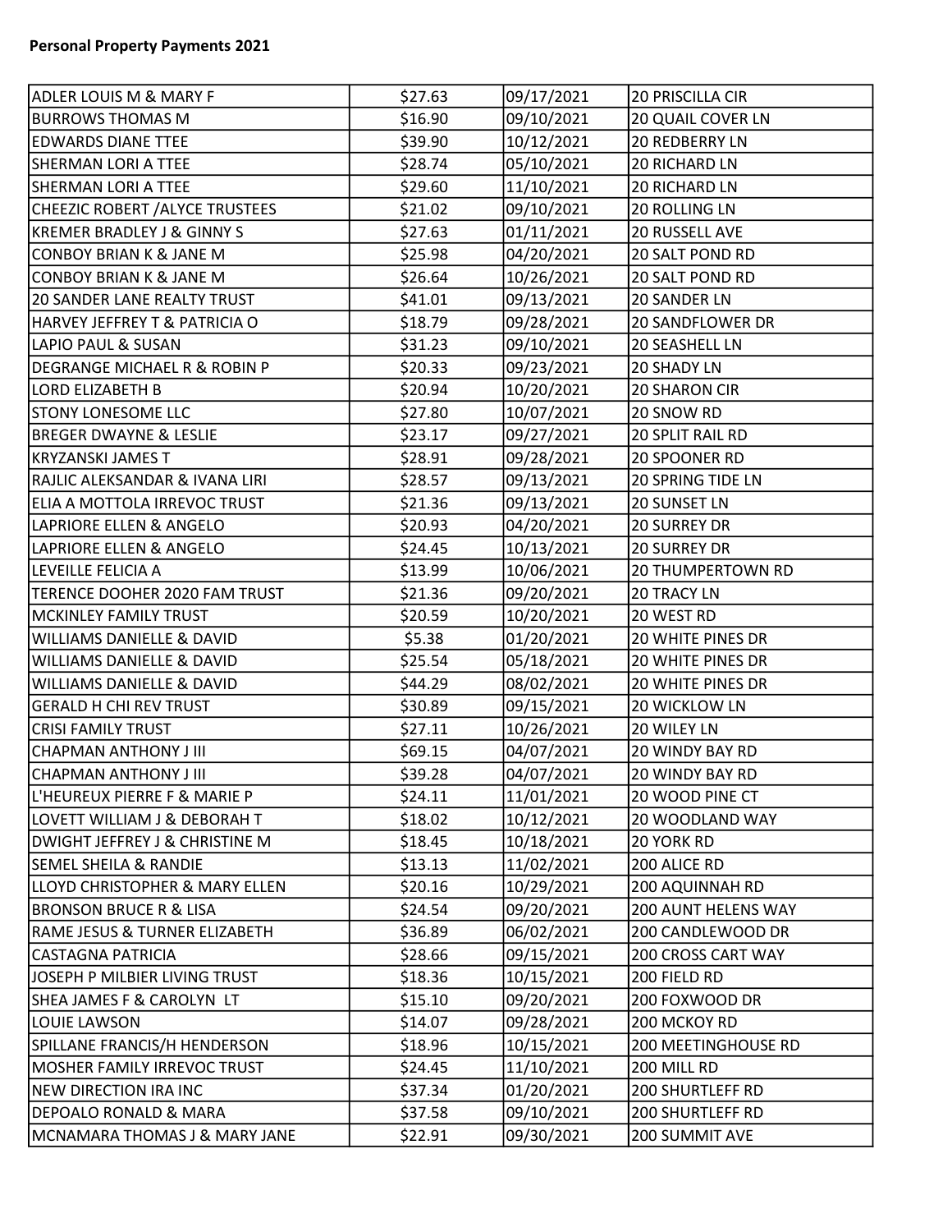**Personal Property Payments 2021**

| | | | |
|---|---|---|---|
| ADLER LOUIS M & MARY F | $27.63 | 09/17/2021 | 20 PRISCILLA CIR |
| BURROWS THOMAS M | $16.90 | 09/10/2021 | 20 QUAIL COVER LN |
| EDWARDS DIANE TTEE | $39.90 | 10/12/2021 | 20 REDBERRY LN |
| SHERMAN LORI A TTEE | $28.74 | 05/10/2021 | 20 RICHARD LN |
| SHERMAN LORI A TTEE | $29.60 | 11/10/2021 | 20 RICHARD LN |
| CHEEZIC ROBERT /ALYCE TRUSTEES | $21.02 | 09/10/2021 | 20 ROLLING LN |
| KREMER BRADLEY J & GINNY S | $27.63 | 01/11/2021 | 20 RUSSELL AVE |
| CONBOY BRIAN K & JANE M | $25.98 | 04/20/2021 | 20 SALT POND RD |
| CONBOY BRIAN K & JANE M | $26.64 | 10/26/2021 | 20 SALT POND RD |
| 20 SANDER LANE REALTY TRUST | $41.01 | 09/13/2021 | 20 SANDER LN |
| HARVEY JEFFREY T & PATRICIA O | $18.79 | 09/28/2021 | 20 SANDFLOWER DR |
| LAPIO PAUL & SUSAN | $31.23 | 09/10/2021 | 20 SEASHELL LN |
| DEGRANGE MICHAEL R & ROBIN P | $20.33 | 09/23/2021 | 20 SHADY LN |
| LORD ELIZABETH B | $20.94 | 10/20/2021 | 20 SHARON CIR |
| STONY LONESOME LLC | $27.80 | 10/07/2021 | 20 SNOW RD |
| BREGER DWAYNE & LESLIE | $23.17 | 09/27/2021 | 20 SPLIT RAIL RD |
| KRYZANSKI JAMES T | $28.91 | 09/28/2021 | 20 SPOONER RD |
| RAJLIC ALEKSANDAR & IVANA LIRI | $28.57 | 09/13/2021 | 20 SPRING TIDE LN |
| ELIA A MOTTOLA IRREVOC TRUST | $21.36 | 09/13/2021 | 20 SUNSET LN |
| LAPRIORE ELLEN & ANGELO | $20.93 | 04/20/2021 | 20 SURREY DR |
| LAPRIORE ELLEN & ANGELO | $24.45 | 10/13/2021 | 20 SURREY DR |
| LEVEILLE FELICIA A | $13.99 | 10/06/2021 | 20 THUMPERTOWN RD |
| TERENCE DOOHER 2020 FAM TRUST | $21.36 | 09/20/2021 | 20 TRACY LN |
| MCKINLEY FAMILY TRUST | $20.59 | 10/20/2021 | 20 WEST RD |
| WILLIAMS DANIELLE & DAVID | $5.38 | 01/20/2021 | 20 WHITE PINES DR |
| WILLIAMS DANIELLE & DAVID | $25.54 | 05/18/2021 | 20 WHITE PINES DR |
| WILLIAMS DANIELLE & DAVID | $44.29 | 08/02/2021 | 20 WHITE PINES DR |
| GERALD H CHI REV TRUST | $30.89 | 09/15/2021 | 20 WICKLOW LN |
| CRISI FAMILY TRUST | $27.11 | 10/26/2021 | 20 WILEY LN |
| CHAPMAN ANTHONY J III | $69.15 | 04/07/2021 | 20 WINDY BAY RD |
| CHAPMAN ANTHONY J III | $39.28 | 04/07/2021 | 20 WINDY BAY RD |
| L'HEUREUX PIERRE F & MARIE P | $24.11 | 11/01/2021 | 20 WOOD PINE CT |
| LOVETT WILLIAM J & DEBORAH T | $18.02 | 10/12/2021 | 20 WOODLAND WAY |
| DWIGHT JEFFREY J & CHRISTINE M | $18.45 | 10/18/2021 | 20 YORK RD |
| SEMEL SHEILA & RANDIE | $13.13 | 11/02/2021 | 200 ALICE RD |
| LLOYD CHRISTOPHER & MARY ELLEN | $20.16 | 10/29/2021 | 200 AQUINNAH RD |
| BRONSON BRUCE R & LISA | $24.54 | 09/20/2021 | 200 AUNT HELENS WAY |
| RAME JESUS & TURNER ELIZABETH | $36.89 | 06/02/2021 | 200 CANDLEWOOD DR |
| CASTAGNA PATRICIA | $28.66 | 09/15/2021 | 200 CROSS CART WAY |
| JOSEPH P MILBIER LIVING TRUST | $18.36 | 10/15/2021 | 200 FIELD RD |
| SHEA JAMES F & CAROLYN LT | $15.10 | 09/20/2021 | 200 FOXWOOD DR |
| LOUIE LAWSON | $14.07 | 09/28/2021 | 200 MCKOY RD |
| SPILLANE FRANCIS/H HENDERSON | $18.96 | 10/15/2021 | 200 MEETINGHOUSE RD |
| MOSHER FAMILY IRREVOC TRUST | $24.45 | 11/10/2021 | 200 MILL RD |
| NEW DIRECTION IRA INC | $37.34 | 01/20/2021 | 200 SHURTLEFF RD |
| DEPOALO RONALD & MARA | $37.58 | 09/10/2021 | 200 SHURTLEFF RD |
| MCNAMARA THOMAS J & MARY JANE | $22.91 | 09/30/2021 | 200 SUMMIT AVE |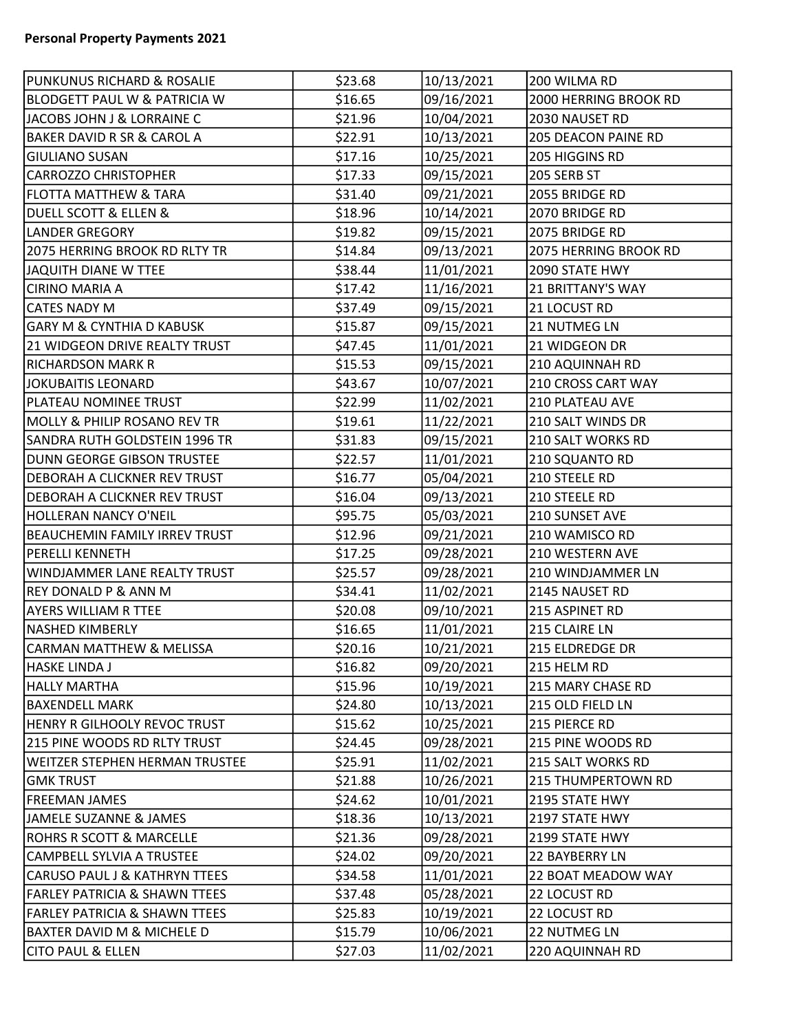**Personal Property Payments 2021**

| | | | |
|---|---|---|---|
| PUNKUNUS RICHARD & ROSALIE | $23.68 | 10/13/2021 | 200 WILMA RD |
| BLODGETT PAUL W & PATRICIA W | $16.65 | 09/16/2021 | 2000 HERRING BROOK RD |
| JACOBS JOHN J & LORRAINE C | $21.96 | 10/04/2021 | 2030 NAUSET RD |
| BAKER DAVID R SR & CAROL A | $22.91 | 10/13/2021 | 205 DEACON PAINE RD |
| GIULIANO SUSAN | $17.16 | 10/25/2021 | 205 HIGGINS RD |
| CARROZZO CHRISTOPHER | $17.33 | 09/15/2021 | 205 SERB ST |
| FLOTTA MATTHEW & TARA | $31.40 | 09/21/2021 | 2055 BRIDGE RD |
| DUELL SCOTT & ELLEN & | $18.96 | 10/14/2021 | 2070 BRIDGE RD |
| LANDER GREGORY | $19.82 | 09/15/2021 | 2075 BRIDGE RD |
| 2075 HERRING BROOK RD RLTY TR | $14.84 | 09/13/2021 | 2075 HERRING BROOK RD |
| JAQUITH DIANE W TTEE | $38.44 | 11/01/2021 | 2090 STATE HWY |
| CIRINO MARIA A | $17.42 | 11/16/2021 | 21 BRITTANY'S WAY |
| CATES NADY M | $37.49 | 09/15/2021 | 21 LOCUST RD |
| GARY M & CYNTHIA D KABUSK | $15.87 | 09/15/2021 | 21 NUTMEG LN |
| 21 WIDGEON DRIVE REALTY TRUST | $47.45 | 11/01/2021 | 21 WIDGEON DR |
| RICHARDSON MARK R | $15.53 | 09/15/2021 | 210 AQUINNAH RD |
| JOKUBAITIS LEONARD | $43.67 | 10/07/2021 | 210 CROSS CART WAY |
| PLATEAU NOMINEE TRUST | $22.99 | 11/02/2021 | 210 PLATEAU AVE |
| MOLLY & PHILIP ROSANO REV TR | $19.61 | 11/22/2021 | 210 SALT WINDS DR |
| SANDRA RUTH GOLDSTEIN 1996 TR | $31.83 | 09/15/2021 | 210 SALT WORKS RD |
| DUNN GEORGE GIBSON TRUSTEE | $22.57 | 11/01/2021 | 210 SQUANTO RD |
| DEBORAH A CLICKNER REV TRUST | $16.77 | 05/04/2021 | 210 STEELE RD |
| DEBORAH A CLICKNER REV TRUST | $16.04 | 09/13/2021 | 210 STEELE RD |
| HOLLERAN NANCY O'NEIL | $95.75 | 05/03/2021 | 210 SUNSET AVE |
| BEAUCHEMIN FAMILY IRREV TRUST | $12.96 | 09/21/2021 | 210 WAMISCO RD |
| PERELLI KENNETH | $17.25 | 09/28/2021 | 210 WESTERN AVE |
| WINDJAMMER LANE REALTY TRUST | $25.57 | 09/28/2021 | 210 WINDJAMMER LN |
| REY DONALD P & ANN M | $34.41 | 11/02/2021 | 2145 NAUSET RD |
| AYERS WILLIAM R TTEE | $20.08 | 09/10/2021 | 215 ASPINET RD |
| NASHED KIMBERLY | $16.65 | 11/01/2021 | 215 CLAIRE LN |
| CARMAN MATTHEW & MELISSA | $20.16 | 10/21/2021 | 215 ELDREDGE DR |
| HASKE LINDA J | $16.82 | 09/20/2021 | 215 HELM RD |
| HALLY MARTHA | $15.96 | 10/19/2021 | 215 MARY CHASE RD |
| BAXENDELL MARK | $24.80 | 10/13/2021 | 215 OLD FIELD LN |
| HENRY R GILHOOLY REVOC TRUST | $15.62 | 10/25/2021 | 215 PIERCE RD |
| 215 PINE WOODS RD RLTY TRUST | $24.45 | 09/28/2021 | 215 PINE WOODS RD |
| WEITZER STEPHEN HERMAN TRUSTEE | $25.91 | 11/02/2021 | 215 SALT WORKS RD |
| GMK TRUST | $21.88 | 10/26/2021 | 215 THUMPERTOWN RD |
| FREEMAN JAMES | $24.62 | 10/01/2021 | 2195 STATE HWY |
| JAMELE SUZANNE & JAMES | $18.36 | 10/13/2021 | 2197 STATE HWY |
| ROHRS R SCOTT & MARCELLE | $21.36 | 09/28/2021 | 2199 STATE HWY |
| CAMPBELL SYLVIA A TRUSTEE | $24.02 | 09/20/2021 | 22 BAYBERRY LN |
| CARUSO PAUL J & KATHRYN TTEES | $34.58 | 11/01/2021 | 22 BOAT MEADOW WAY |
| FARLEY PATRICIA & SHAWN TTEES | $37.48 | 05/28/2021 | 22 LOCUST RD |
| FARLEY PATRICIA & SHAWN TTEES | $25.83 | 10/19/2021 | 22 LOCUST RD |
| BAXTER DAVID M & MICHELE D | $15.79 | 10/06/2021 | 22 NUTMEG LN |
| CITO PAUL & ELLEN | $27.03 | 11/02/2021 | 220 AQUINNAH RD |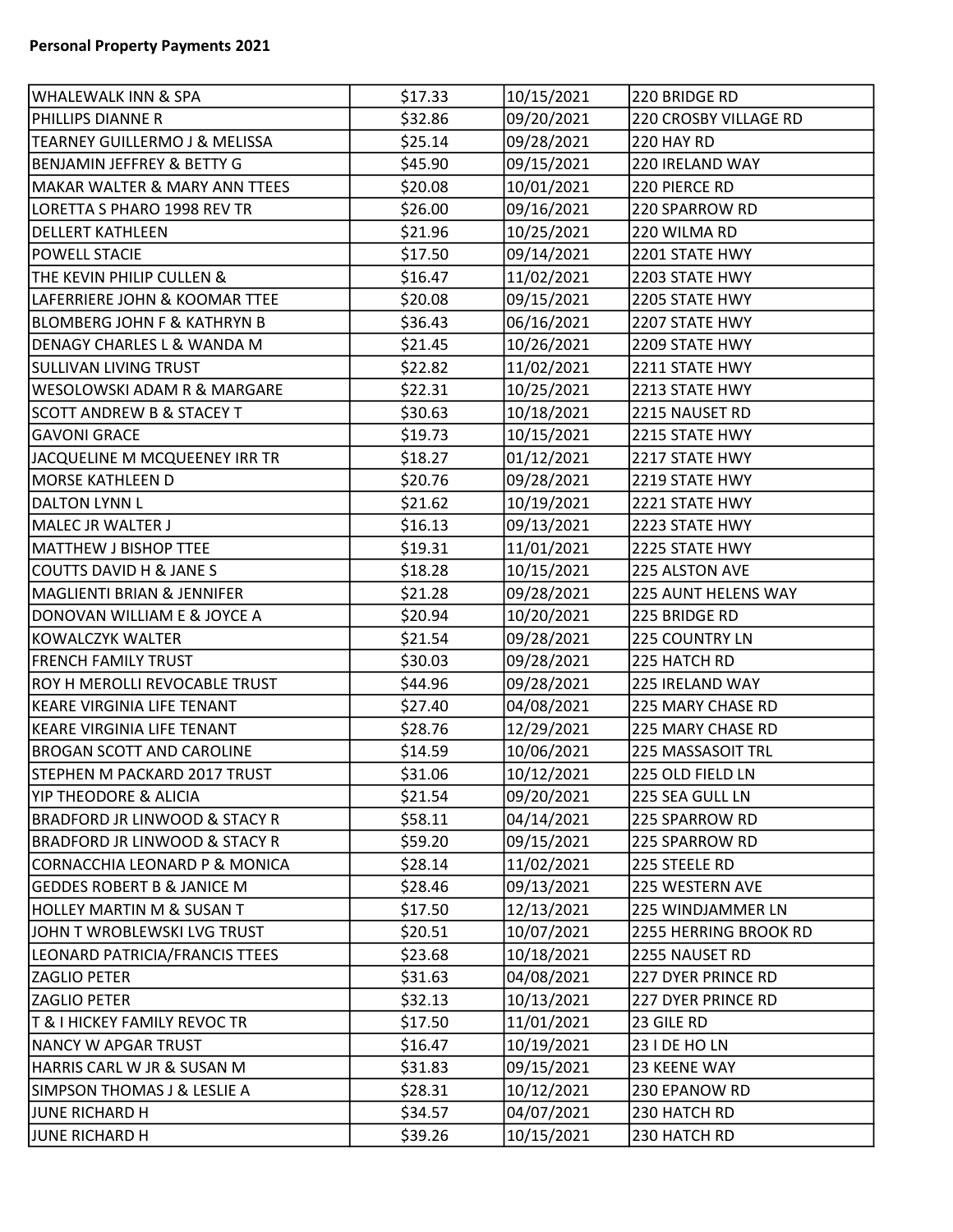**Personal Property Payments 2021**

| | | | |
|---|---|---|---|
| WHALEWALK INN & SPA | $17.33 | 10/15/2021 | 220 BRIDGE RD |
| PHILLIPS DIANNE R | $32.86 | 09/20/2021 | 220 CROSBY VILLAGE RD |
| TEARNEY GUILLERMO J & MELISSA | $25.14 | 09/28/2021 | 220 HAY RD |
| BENJAMIN JEFFREY & BETTY G | $45.90 | 09/15/2021 | 220 IRELAND WAY |
| MAKAR WALTER & MARY ANN TTEES | $20.08 | 10/01/2021 | 220 PIERCE RD |
| LORETTA S PHARO 1998 REV TR | $26.00 | 09/16/2021 | 220 SPARROW RD |
| DELLERT KATHLEEN | $21.96 | 10/25/2021 | 220 WILMA RD |
| POWELL STACIE | $17.50 | 09/14/2021 | 2201 STATE HWY |
| THE KEVIN PHILIP CULLEN & | $16.47 | 11/02/2021 | 2203 STATE HWY |
| LAFERRIERE JOHN & KOOMAR TTEE | $20.08 | 09/15/2021 | 2205 STATE HWY |
| BLOMBERG JOHN F & KATHRYN B | $36.43 | 06/16/2021 | 2207 STATE HWY |
| DENAGY CHARLES L & WANDA M | $21.45 | 10/26/2021 | 2209 STATE HWY |
| SULLIVAN LIVING TRUST | $22.82 | 11/02/2021 | 2211 STATE HWY |
| WESOLOWSKI ADAM R & MARGARE | $22.31 | 10/25/2021 | 2213 STATE HWY |
| SCOTT ANDREW B & STACEY T | $30.63 | 10/18/2021 | 2215 NAUSET RD |
| GAVONI GRACE | $19.73 | 10/15/2021 | 2215 STATE HWY |
| JACQUELINE M MCQUEENEY IRR TR | $18.27 | 01/12/2021 | 2217 STATE HWY |
| MORSE KATHLEEN D | $20.76 | 09/28/2021 | 2219 STATE HWY |
| DALTON LYNN L | $21.62 | 10/19/2021 | 2221 STATE HWY |
| MALEC JR WALTER J | $16.13 | 09/13/2021 | 2223 STATE HWY |
| MATTHEW J BISHOP TTEE | $19.31 | 11/01/2021 | 2225 STATE HWY |
| COUTTS DAVID H & JANE S | $18.28 | 10/15/2021 | 225 ALSTON AVE |
| MAGLIENTI BRIAN & JENNIFER | $21.28 | 09/28/2021 | 225 AUNT HELENS WAY |
| DONOVAN WILLIAM E & JOYCE A | $20.94 | 10/20/2021 | 225 BRIDGE RD |
| KOWALCZYK WALTER | $21.54 | 09/28/2021 | 225 COUNTRY LN |
| FRENCH FAMILY TRUST | $30.03 | 09/28/2021 | 225 HATCH RD |
| ROY H MEROLLI REVOCABLE TRUST | $44.96 | 09/28/2021 | 225 IRELAND WAY |
| KEARE VIRGINIA LIFE TENANT | $27.40 | 04/08/2021 | 225 MARY CHASE RD |
| KEARE VIRGINIA LIFE TENANT | $28.76 | 12/29/2021 | 225 MARY CHASE RD |
| BROGAN SCOTT AND CAROLINE | $14.59 | 10/06/2021 | 225 MASSASOIT TRL |
| STEPHEN M PACKARD 2017 TRUST | $31.06 | 10/12/2021 | 225 OLD FIELD LN |
| YIP THEODORE & ALICIA | $21.54 | 09/20/2021 | 225 SEA GULL LN |
| BRADFORD JR LINWOOD & STACY R | $58.11 | 04/14/2021 | 225 SPARROW RD |
| BRADFORD JR LINWOOD & STACY R | $59.20 | 09/15/2021 | 225 SPARROW RD |
| CORNACCHIA LEONARD P & MONICA | $28.14 | 11/02/2021 | 225 STEELE RD |
| GEDDES ROBERT B & JANICE M | $28.46 | 09/13/2021 | 225 WESTERN AVE |
| HOLLEY MARTIN M & SUSAN T | $17.50 | 12/13/2021 | 225 WINDJAMMER LN |
| JOHN T WROBLEWSKI LVG TRUST | $20.51 | 10/07/2021 | 2255 HERRING BROOK RD |
| LEONARD PATRICIA/FRANCIS TTEES | $23.68 | 10/18/2021 | 2255 NAUSET RD |
| ZAGLIO PETER | $31.63 | 04/08/2021 | 227 DYER PRINCE RD |
| ZAGLIO PETER | $32.13 | 10/13/2021 | 227 DYER PRINCE RD |
| T & I HICKEY FAMILY REVOC TR | $17.50 | 11/01/2021 | 23 GILE RD |
| NANCY W APGAR TRUST | $16.47 | 10/19/2021 | 23 I DE HO LN |
| HARRIS CARL W JR & SUSAN M | $31.83 | 09/15/2021 | 23 KEENE WAY |
| SIMPSON THOMAS J & LESLIE A | $28.31 | 10/12/2021 | 230 EPANOW RD |
| JUNE RICHARD H | $34.57 | 04/07/2021 | 230 HATCH RD |
| JUNE RICHARD H | $39.26 | 10/15/2021 | 230 HATCH RD |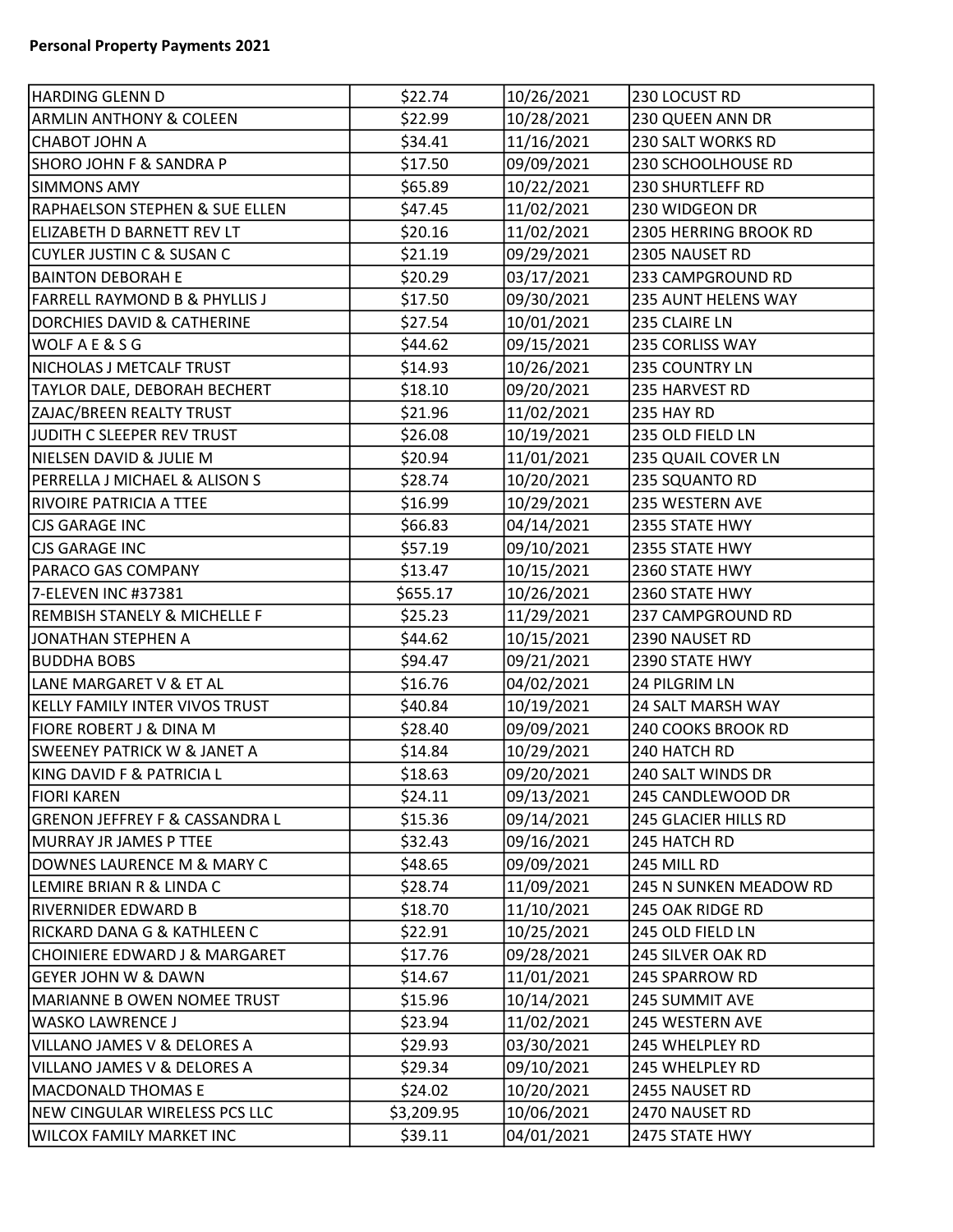**Personal Property Payments 2021**

| | | | |
|---|---|---|---|
| HARDING GLENN D | $22.74 | 10/26/2021 | 230 LOCUST RD |
| ARMLIN ANTHONY & COLEEN | $22.99 | 10/28/2021 | 230 QUEEN ANN DR |
| CHABOT JOHN A | $34.41 | 11/16/2021 | 230 SALT WORKS RD |
| SHORO JOHN F & SANDRA P | $17.50 | 09/09/2021 | 230 SCHOOLHOUSE RD |
| SIMMONS AMY | $65.89 | 10/22/2021 | 230 SHURTLEFF RD |
| RAPHAELSON STEPHEN & SUE ELLEN | $47.45 | 11/02/2021 | 230 WIDGEON DR |
| ELIZABETH D BARNETT REV LT | $20.16 | 11/02/2021 | 2305 HERRING BROOK RD |
| CUYLER JUSTIN C & SUSAN C | $21.19 | 09/29/2021 | 2305 NAUSET RD |
| BAINTON DEBORAH E | $20.29 | 03/17/2021 | 233 CAMPGROUND RD |
| FARRELL RAYMOND B & PHYLLIS J | $17.50 | 09/30/2021 | 235 AUNT HELENS WAY |
| DORCHIES DAVID & CATHERINE | $27.54 | 10/01/2021 | 235 CLAIRE LN |
| WOLF A E & S G | $44.62 | 09/15/2021 | 235 CORLISS WAY |
| NICHOLAS J METCALF TRUST | $14.93 | 10/26/2021 | 235 COUNTRY LN |
| TAYLOR DALE, DEBORAH BECHERT | $18.10 | 09/20/2021 | 235 HARVEST RD |
| ZAJAC/BREEN REALTY TRUST | $21.96 | 11/02/2021 | 235 HAY RD |
| JUDITH C SLEEPER REV TRUST | $26.08 | 10/19/2021 | 235 OLD FIELD LN |
| NIELSEN DAVID & JULIE M | $20.94 | 11/01/2021 | 235 QUAIL COVER LN |
| PERRELLA J MICHAEL & ALISON S | $28.74 | 10/20/2021 | 235 SQUANTO RD |
| RIVOIRE PATRICIA A TTEE | $16.99 | 10/29/2021 | 235 WESTERN AVE |
| CJS GARAGE INC | $66.83 | 04/14/2021 | 2355 STATE HWY |
| CJS GARAGE INC | $57.19 | 09/10/2021 | 2355 STATE HWY |
| PARACO GAS COMPANY | $13.47 | 10/15/2021 | 2360 STATE HWY |
| 7-ELEVEN INC #37381 | $655.17 | 10/26/2021 | 2360 STATE HWY |
| REMBISH STANELY & MICHELLE F | $25.23 | 11/29/2021 | 237 CAMPGROUND RD |
| JONATHAN STEPHEN A | $44.62 | 10/15/2021 | 2390 NAUSET RD |
| BUDDHA BOBS | $94.47 | 09/21/2021 | 2390 STATE HWY |
| LANE MARGARET V & ET AL | $16.76 | 04/02/2021 | 24 PILGRIM LN |
| KELLY FAMILY INTER VIVOS TRUST | $40.84 | 10/19/2021 | 24 SALT MARSH WAY |
| FIORE ROBERT J & DINA M | $28.40 | 09/09/2021 | 240 COOKS BROOK RD |
| SWEENEY PATRICK W & JANET A | $14.84 | 10/29/2021 | 240 HATCH RD |
| KING DAVID F & PATRICIA L | $18.63 | 09/20/2021 | 240 SALT WINDS DR |
| FIORI KAREN | $24.11 | 09/13/2021 | 245 CANDLEWOOD DR |
| GRENON JEFFREY F & CASSANDRA L | $15.36 | 09/14/2021 | 245 GLACIER HILLS RD |
| MURRAY JR JAMES P TTEE | $32.43 | 09/16/2021 | 245 HATCH RD |
| DOWNES LAURENCE M & MARY C | $48.65 | 09/09/2021 | 245 MILL RD |
| LEMIRE BRIAN R & LINDA C | $28.74 | 11/09/2021 | 245 N SUNKEN MEADOW RD |
| RIVERNIDER EDWARD B | $18.70 | 11/10/2021 | 245 OAK RIDGE RD |
| RICKARD DANA G & KATHLEEN C | $22.91 | 10/25/2021 | 245 OLD FIELD LN |
| CHOINIERE EDWARD J & MARGARET | $17.76 | 09/28/2021 | 245 SILVER OAK RD |
| GEYER JOHN W & DAWN | $14.67 | 11/01/2021 | 245 SPARROW RD |
| MARIANNE B OWEN NOMEE TRUST | $15.96 | 10/14/2021 | 245 SUMMIT AVE |
| WASKO LAWRENCE J | $23.94 | 11/02/2021 | 245 WESTERN AVE |
| VILLANO JAMES V & DELORES A | $29.93 | 03/30/2021 | 245 WHELPLEY RD |
| VILLANO JAMES V & DELORES A | $29.34 | 09/10/2021 | 245 WHELPLEY RD |
| MACDONALD THOMAS E | $24.02 | 10/20/2021 | 2455 NAUSET RD |
| NEW CINGULAR WIRELESS PCS LLC | $3,209.95 | 10/06/2021 | 2470 NAUSET RD |
| WILCOX FAMILY MARKET INC | $39.11 | 04/01/2021 | 2475 STATE HWY |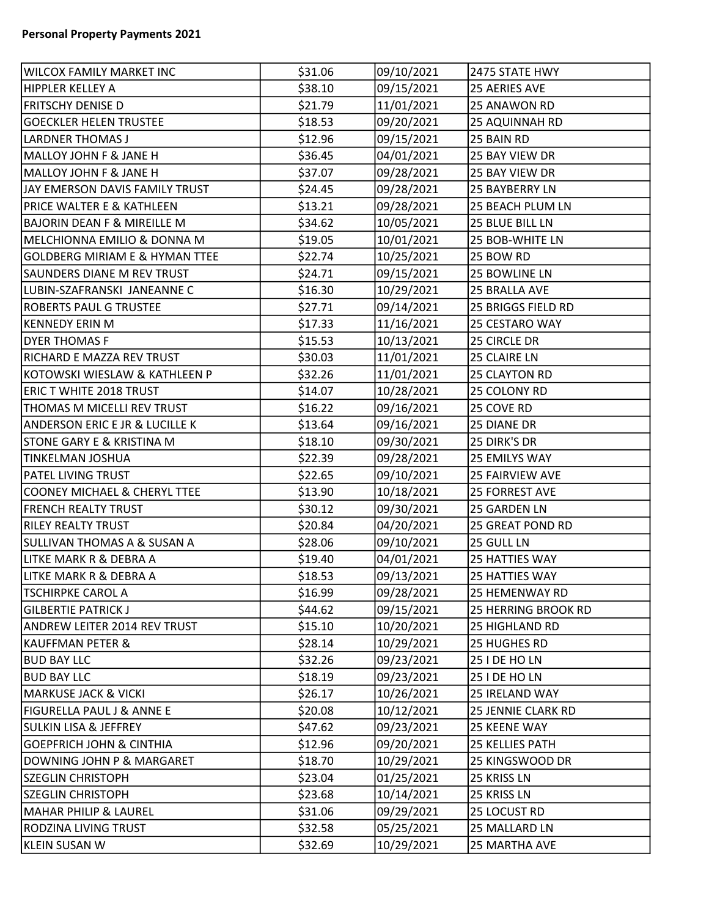**Personal Property Payments 2021**

| | | | |
|---|---|---|---|
| WILCOX FAMILY MARKET INC | $31.06 | 09/10/2021 | 2475 STATE HWY |
| HIPPLER KELLEY A | $38.10 | 09/15/2021 | 25 AERIES AVE |
| FRITSCHY DENISE D | $21.79 | 11/01/2021 | 25 ANAWON RD |
| GOECKLER HELEN TRUSTEE | $18.53 | 09/20/2021 | 25 AQUINNAH RD |
| LARDNER THOMAS J | $12.96 | 09/15/2021 | 25 BAIN RD |
| MALLOY JOHN F & JANE H | $36.45 | 04/01/2021 | 25 BAY VIEW DR |
| MALLOY JOHN F & JANE H | $37.07 | 09/28/2021 | 25 BAY VIEW DR |
| JAY EMERSON DAVIS FAMILY TRUST | $24.45 | 09/28/2021 | 25 BAYBERRY LN |
| PRICE WALTER E & KATHLEEN | $13.21 | 09/28/2021 | 25 BEACH PLUM LN |
| BAJORIN DEAN F & MIREILLE M | $34.62 | 10/05/2021 | 25 BLUE BILL LN |
| MELCHIONNA EMILIO & DONNA M | $19.05 | 10/01/2021 | 25 BOB-WHITE LN |
| GOLDBERG MIRIAM E & HYMAN TTEE | $22.74 | 10/25/2021 | 25 BOW RD |
| SAUNDERS DIANE M REV TRUST | $24.71 | 09/15/2021 | 25 BOWLINE LN |
| LUBIN-SZAFRANSKI JANEANNE C | $16.30 | 10/29/2021 | 25 BRALLA AVE |
| ROBERTS PAUL G TRUSTEE | $27.71 | 09/14/2021 | 25 BRIGGS FIELD RD |
| KENNEDY ERIN M | $17.33 | 11/16/2021 | 25 CESTARO WAY |
| DYER THOMAS F | $15.53 | 10/13/2021 | 25 CIRCLE DR |
| RICHARD E MAZZA REV TRUST | $30.03 | 11/01/2021 | 25 CLAIRE LN |
| KOTOWSKI WIESLAW & KATHLEEN P | $32.26 | 11/01/2021 | 25 CLAYTON RD |
| ERIC T WHITE 2018 TRUST | $14.07 | 10/28/2021 | 25 COLONY RD |
| THOMAS M MICELLI REV TRUST | $16.22 | 09/16/2021 | 25 COVE RD |
| ANDERSON ERIC E JR & LUCILLE K | $13.64 | 09/16/2021 | 25 DIANE DR |
| STONE GARY E & KRISTINA M | $18.10 | 09/30/2021 | 25 DIRK'S DR |
| TINKELMAN JOSHUA | $22.39 | 09/28/2021 | 25 EMILYS WAY |
| PATEL LIVING TRUST | $22.65 | 09/10/2021 | 25 FAIRVIEW AVE |
| COONEY MICHAEL & CHERYL TTEE | $13.90 | 10/18/2021 | 25 FORREST AVE |
| FRENCH REALTY TRUST | $30.12 | 09/30/2021 | 25 GARDEN LN |
| RILEY REALTY TRUST | $20.84 | 04/20/2021 | 25 GREAT POND RD |
| SULLIVAN THOMAS A & SUSAN A | $28.06 | 09/10/2021 | 25 GULL LN |
| LITKE MARK R & DEBRA A | $19.40 | 04/01/2021 | 25 HATTIES WAY |
| LITKE MARK R & DEBRA A | $18.53 | 09/13/2021 | 25 HATTIES WAY |
| TSCHIRPKE CAROL A | $16.99 | 09/28/2021 | 25 HEMENWAY RD |
| GILBERTIE PATRICK J | $44.62 | 09/15/2021 | 25 HERRING BROOK RD |
| ANDREW LEITER 2014 REV TRUST | $15.10 | 10/20/2021 | 25 HIGHLAND RD |
| KAUFFMAN PETER & | $28.14 | 10/29/2021 | 25 HUGHES RD |
| BUD BAY LLC | $32.26 | 09/23/2021 | 25 I DE HO LN |
| BUD BAY LLC | $18.19 | 09/23/2021 | 25 I DE HO LN |
| MARKUSE JACK & VICKI | $26.17 | 10/26/2021 | 25 IRELAND WAY |
| FIGURELLA PAUL J & ANNE E | $20.08 | 10/12/2021 | 25 JENNIE CLARK RD |
| SULKIN LISA & JEFFREY | $47.62 | 09/23/2021 | 25 KEENE WAY |
| GOEPFRICH JOHN & CINTHIA | $12.96 | 09/20/2021 | 25 KELLIES PATH |
| DOWNING JOHN P & MARGARET | $18.70 | 10/29/2021 | 25 KINGSWOOD DR |
| SZEGLIN CHRISTOPH | $23.04 | 01/25/2021 | 25 KRISS LN |
| SZEGLIN CHRISTOPH | $23.68 | 10/14/2021 | 25 KRISS LN |
| MAHAR PHILIP & LAUREL | $31.06 | 09/29/2021 | 25 LOCUST RD |
| RODZINA LIVING TRUST | $32.58 | 05/25/2021 | 25 MALLARD LN |
| KLEIN SUSAN W | $32.69 | 10/29/2021 | 25 MARTHA AVE |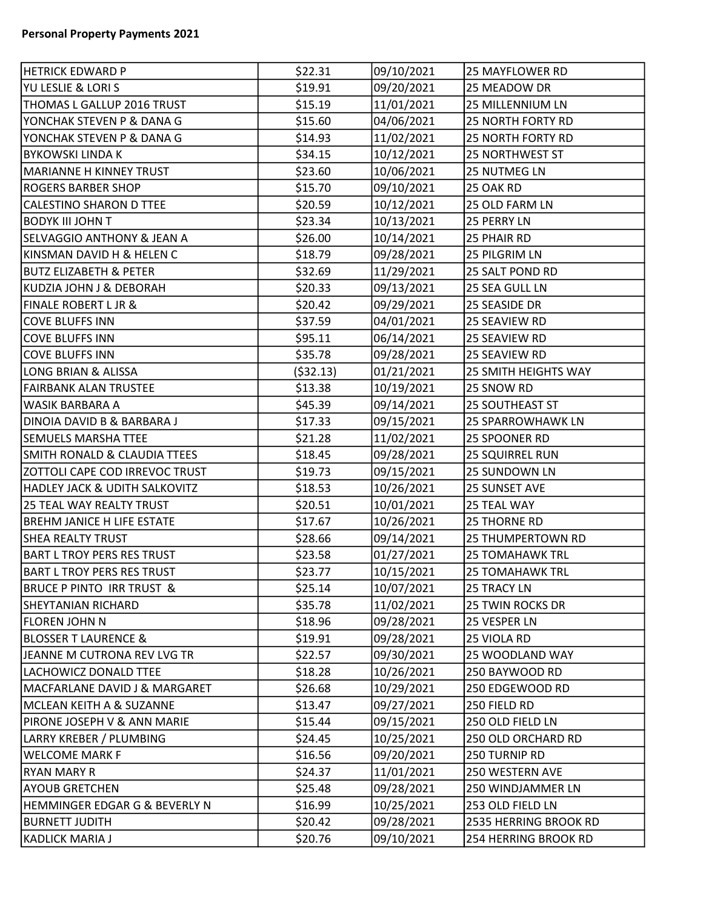**Personal Property Payments 2021**

| | | | |
|---|---|---|---|
| HETRICK EDWARD P | $22.31 | 09/10/2021 | 25 MAYFLOWER RD |
| YU LESLIE & LORI S | $19.91 | 09/20/2021 | 25 MEADOW DR |
| THOMAS L GALLUP 2016 TRUST | $15.19 | 11/01/2021 | 25 MILLENNIUM LN |
| YONCHAK STEVEN P & DANA G | $15.60 | 04/06/2021 | 25 NORTH FORTY RD |
| YONCHAK STEVEN P & DANA G | $14.93 | 11/02/2021 | 25 NORTH FORTY RD |
| BYKOWSKI LINDA K | $34.15 | 10/12/2021 | 25 NORTHWEST ST |
| MARIANNE H KINNEY TRUST | $23.60 | 10/06/2021 | 25 NUTMEG LN |
| ROGERS BARBER SHOP | $15.70 | 09/10/2021 | 25 OAK RD |
| CALESTINO SHARON D TTEE | $20.59 | 10/12/2021 | 25 OLD FARM LN |
| BODYK III JOHN T | $23.34 | 10/13/2021 | 25 PERRY LN |
| SELVAGGIO ANTHONY & JEAN A | $26.00 | 10/14/2021 | 25 PHAIR RD |
| KINSMAN DAVID H & HELEN C | $18.79 | 09/28/2021 | 25 PILGRIM LN |
| BUTZ ELIZABETH & PETER | $32.69 | 11/29/2021 | 25 SALT POND RD |
| KUDZIA JOHN J & DEBORAH | $20.33 | 09/13/2021 | 25 SEA GULL LN |
| FINALE ROBERT L JR & | $20.42 | 09/29/2021 | 25 SEASIDE DR |
| COVE BLUFFS INN | $37.59 | 04/01/2021 | 25 SEAVIEW RD |
| COVE BLUFFS INN | $95.11 | 06/14/2021 | 25 SEAVIEW RD |
| COVE BLUFFS INN | $35.78 | 09/28/2021 | 25 SEAVIEW RD |
| LONG BRIAN & ALISSA | ($32.13) | 01/21/2021 | 25 SMITH HEIGHTS WAY |
| FAIRBANK ALAN TRUSTEE | $13.38 | 10/19/2021 | 25 SNOW RD |
| WASIK BARBARA A | $45.39 | 09/14/2021 | 25 SOUTHEAST ST |
| DINOIA DAVID B & BARBARA J | $17.33 | 09/15/2021 | 25 SPARROWHAWK LN |
| SEMUELS MARSHA TTEE | $21.28 | 11/02/2021 | 25 SPOONER RD |
| SMITH RONALD & CLAUDIA TTEES | $18.45 | 09/28/2021 | 25 SQUIRREL RUN |
| ZOTTOLI CAPE COD IRREVOC TRUST | $19.73 | 09/15/2021 | 25 SUNDOWN LN |
| HADLEY JACK & UDITH SALKOVITZ | $18.53 | 10/26/2021 | 25 SUNSET AVE |
| 25 TEAL WAY REALTY TRUST | $20.51 | 10/01/2021 | 25 TEAL WAY |
| BREHM JANICE H LIFE ESTATE | $17.67 | 10/26/2021 | 25 THORNE RD |
| SHEA REALTY TRUST | $28.66 | 09/14/2021 | 25 THUMPERTOWN RD |
| BART L TROY PERS RES TRUST | $23.58 | 01/27/2021 | 25 TOMAHAWK TRL |
| BART L TROY PERS RES TRUST | $23.77 | 10/15/2021 | 25 TOMAHAWK TRL |
| BRUCE P PINTO IRR TRUST & | $25.14 | 10/07/2021 | 25 TRACY LN |
| SHEYTANIAN RICHARD | $35.78 | 11/02/2021 | 25 TWIN ROCKS DR |
| FLOREN JOHN N | $18.96 | 09/28/2021 | 25 VESPER LN |
| BLOSSER T LAURENCE & | $19.91 | 09/28/2021 | 25 VIOLA RD |
| JEANNE M CUTRONA REV LVG TR | $22.57 | 09/30/2021 | 25 WOODLAND WAY |
| LACHOWICZ DONALD TTEE | $18.28 | 10/26/2021 | 250 BAYWOOD RD |
| MACFARLANE DAVID J & MARGARET | $26.68 | 10/29/2021 | 250 EDGEWOOD RD |
| MCLEAN KEITH A & SUZANNE | $13.47 | 09/27/2021 | 250 FIELD RD |
| PIRONE JOSEPH V & ANN MARIE | $15.44 | 09/15/2021 | 250 OLD FIELD LN |
| LARRY KREBER / PLUMBING | $24.45 | 10/25/2021 | 250 OLD ORCHARD RD |
| WELCOME MARK F | $16.56 | 09/20/2021 | 250 TURNIP RD |
| RYAN MARY R | $24.37 | 11/01/2021 | 250 WESTERN AVE |
| AYOUB GRETCHEN | $25.48 | 09/28/2021 | 250 WINDJAMMER LN |
| HEMMINGER EDGAR G & BEVERLY N | $16.99 | 10/25/2021 | 253 OLD FIELD LN |
| BURNETT JUDITH | $20.42 | 09/28/2021 | 2535 HERRING BROOK RD |
| KADLICK MARIA J | $20.76 | 09/10/2021 | 254 HERRING BROOK RD |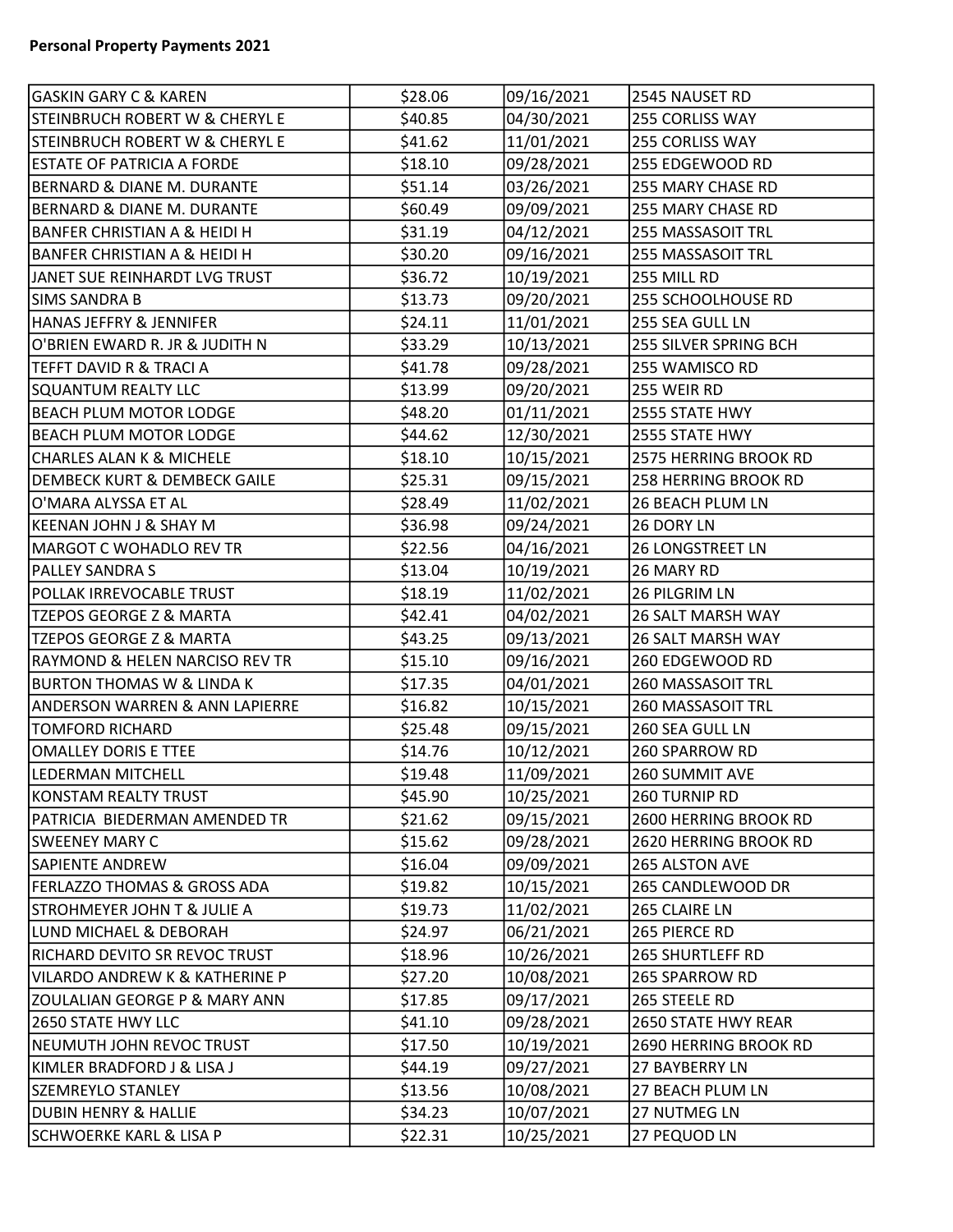**Personal Property Payments 2021**

| | | | |
|---|---|---|---|
| GASKIN GARY C & KAREN | $28.06 | 09/16/2021 | 2545 NAUSET RD |
| STEINBRUCH ROBERT W & CHERYL E | $40.85 | 04/30/2021 | 255 CORLISS WAY |
| STEINBRUCH ROBERT W & CHERYL E | $41.62 | 11/01/2021 | 255 CORLISS WAY |
| ESTATE OF PATRICIA A FORDE | $18.10 | 09/28/2021 | 255 EDGEWOOD RD |
| BERNARD & DIANE M. DURANTE | $51.14 | 03/26/2021 | 255 MARY CHASE RD |
| BERNARD & DIANE M. DURANTE | $60.49 | 09/09/2021 | 255 MARY CHASE RD |
| BANFER CHRISTIAN A & HEIDI H | $31.19 | 04/12/2021 | 255 MASSASOIT TRL |
| BANFER CHRISTIAN A & HEIDI H | $30.20 | 09/16/2021 | 255 MASSASOIT TRL |
| JANET SUE REINHARDT LVG TRUST | $36.72 | 10/19/2021 | 255 MILL RD |
| SIMS SANDRA B | $13.73 | 09/20/2021 | 255 SCHOOLHOUSE RD |
| HANAS JEFFRY & JENNIFER | $24.11 | 11/01/2021 | 255 SEA GULL LN |
| O'BRIEN EWARD R. JR & JUDITH N | $33.29 | 10/13/2021 | 255 SILVER SPRING BCH |
| TEFFT DAVID R & TRACI A | $41.78 | 09/28/2021 | 255 WAMISCO RD |
| SQUANTUM REALTY LLC | $13.99 | 09/20/2021 | 255 WEIR RD |
| BEACH PLUM MOTOR LODGE | $48.20 | 01/11/2021 | 2555 STATE HWY |
| BEACH PLUM MOTOR LODGE | $44.62 | 12/30/2021 | 2555 STATE HWY |
| CHARLES ALAN K & MICHELE | $18.10 | 10/15/2021 | 2575 HERRING BROOK RD |
| DEMBECK KURT & DEMBECK GAILE | $25.31 | 09/15/2021 | 258 HERRING BROOK RD |
| O'MARA ALYSSA ET AL | $28.49 | 11/02/2021 | 26 BEACH PLUM LN |
| KEENAN JOHN J & SHAY M | $36.98 | 09/24/2021 | 26 DORY LN |
| MARGOT C WOHADLO REV TR | $22.56 | 04/16/2021 | 26 LONGSTREET LN |
| PALLEY SANDRA S | $13.04 | 10/19/2021 | 26 MARY RD |
| POLLAK IRREVOCABLE TRUST | $18.19 | 11/02/2021 | 26 PILGRIM LN |
| TZEPOS GEORGE Z & MARTA | $42.41 | 04/02/2021 | 26 SALT MARSH WAY |
| TZEPOS GEORGE Z & MARTA | $43.25 | 09/13/2021 | 26 SALT MARSH WAY |
| RAYMOND & HELEN NARCISO REV TR | $15.10 | 09/16/2021 | 260 EDGEWOOD RD |
| BURTON THOMAS W & LINDA K | $17.35 | 04/01/2021 | 260 MASSASOIT TRL |
| ANDERSON WARREN & ANN LAPIERRE | $16.82 | 10/15/2021 | 260 MASSASOIT TRL |
| TOMFORD RICHARD | $25.48 | 09/15/2021 | 260 SEA GULL LN |
| OMALLEY DORIS E TTEE | $14.76 | 10/12/2021 | 260 SPARROW RD |
| LEDERMAN MITCHELL | $19.48 | 11/09/2021 | 260 SUMMIT AVE |
| KONSTAM REALTY TRUST | $45.90 | 10/25/2021 | 260 TURNIP RD |
| PATRICIA BIEDERMAN AMENDED TR | $21.62 | 09/15/2021 | 2600 HERRING BROOK RD |
| SWEENEY MARY C | $15.62 | 09/28/2021 | 2620 HERRING BROOK RD |
| SAPIENTE ANDREW | $16.04 | 09/09/2021 | 265 ALSTON AVE |
| FERLAZZO THOMAS & GROSS ADA | $19.82 | 10/15/2021 | 265 CANDLEWOOD DR |
| STROHMEYER JOHN T & JULIE A | $19.73 | 11/02/2021 | 265 CLAIRE LN |
| LUND MICHAEL & DEBORAH | $24.97 | 06/21/2021 | 265 PIERCE RD |
| RICHARD DEVITO SR REVOC TRUST | $18.96 | 10/26/2021 | 265 SHURTLEFF RD |
| VILARDO ANDREW K & KATHERINE P | $27.20 | 10/08/2021 | 265 SPARROW RD |
| ZOULALIAN GEORGE P & MARY ANN | $17.85 | 09/17/2021 | 265 STEELE RD |
| 2650 STATE HWY LLC | $41.10 | 09/28/2021 | 2650 STATE HWY REAR |
| NEUMUTH JOHN REVOC TRUST | $17.50 | 10/19/2021 | 2690 HERRING BROOK RD |
| KIMLER BRADFORD J & LISA J | $44.19 | 09/27/2021 | 27 BAYBERRY LN |
| SZEMREYLO STANLEY | $13.56 | 10/08/2021 | 27 BEACH PLUM LN |
| DUBIN HENRY & HALLIE | $34.23 | 10/07/2021 | 27 NUTMEG LN |
| SCHWOERKE KARL & LISA P | $22.31 | 10/25/2021 | 27 PEQUOD LN |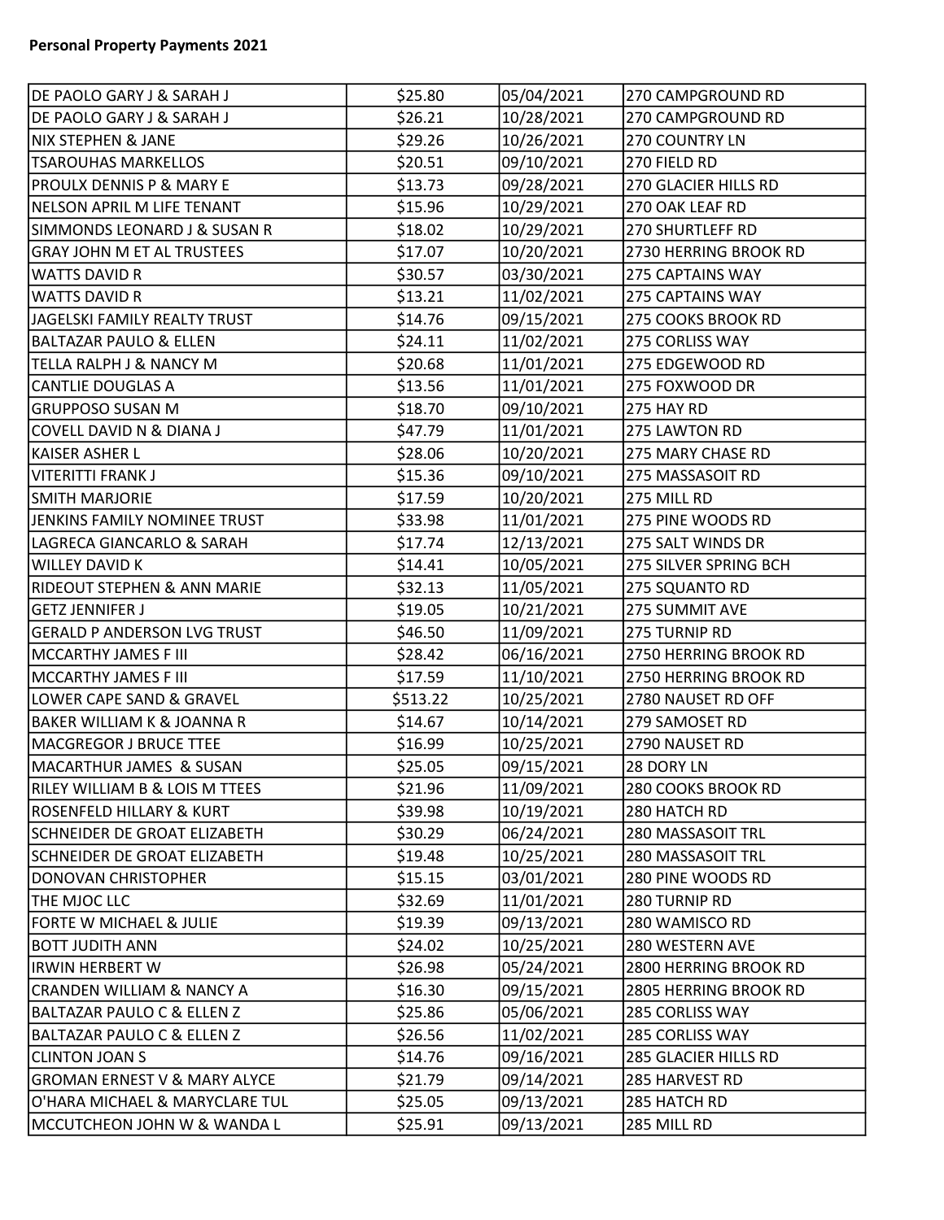**Personal Property Payments 2021**

| | | | |
|---|---|---|---|
| DE PAOLO GARY J & SARAH J | $25.80 | 05/04/2021 | 270 CAMPGROUND RD |
| DE PAOLO GARY J & SARAH J | $26.21 | 10/28/2021 | 270 CAMPGROUND RD |
| NIX STEPHEN & JANE | $29.26 | 10/26/2021 | 270 COUNTRY LN |
| TSAROUHAS MARKELLOS | $20.51 | 09/10/2021 | 270 FIELD RD |
| PROULX DENNIS P & MARY E | $13.73 | 09/28/2021 | 270 GLACIER HILLS RD |
| NELSON APRIL M LIFE TENANT | $15.96 | 10/29/2021 | 270 OAK LEAF RD |
| SIMMONDS LEONARD J & SUSAN R | $18.02 | 10/29/2021 | 270 SHURTLEFF RD |
| GRAY JOHN M ET AL TRUSTEES | $17.07 | 10/20/2021 | 2730 HERRING BROOK RD |
| WATTS DAVID R | $30.57 | 03/30/2021 | 275 CAPTAINS WAY |
| WATTS DAVID R | $13.21 | 11/02/2021 | 275 CAPTAINS WAY |
| JAGELSKI FAMILY REALTY TRUST | $14.76 | 09/15/2021 | 275 COOKS BROOK RD |
| BALTAZAR PAULO & ELLEN | $24.11 | 11/02/2021 | 275 CORLISS WAY |
| TELLA RALPH J & NANCY M | $20.68 | 11/01/2021 | 275 EDGEWOOD RD |
| CANTLIE DOUGLAS A | $13.56 | 11/01/2021 | 275 FOXWOOD DR |
| GRUPPOSO SUSAN M | $18.70 | 09/10/2021 | 275 HAY RD |
| COVELL DAVID N & DIANA J | $47.79 | 11/01/2021 | 275 LAWTON RD |
| KAISER ASHER L | $28.06 | 10/20/2021 | 275 MARY CHASE RD |
| VITERITTI FRANK J | $15.36 | 09/10/2021 | 275 MASSASOIT RD |
| SMITH MARJORIE | $17.59 | 10/20/2021 | 275 MILL RD |
| JENKINS FAMILY NOMINEE TRUST | $33.98 | 11/01/2021 | 275 PINE WOODS RD |
| LAGRECA GIANCARLO & SARAH | $17.74 | 12/13/2021 | 275 SALT WINDS DR |
| WILLEY DAVID K | $14.41 | 10/05/2021 | 275 SILVER SPRING BCH |
| RIDEOUT STEPHEN & ANN MARIE | $32.13 | 11/05/2021 | 275 SQUANTO RD |
| GETZ JENNIFER J | $19.05 | 10/21/2021 | 275 SUMMIT AVE |
| GERALD P ANDERSON LVG TRUST | $46.50 | 11/09/2021 | 275 TURNIP RD |
| MCCARTHY JAMES F III | $28.42 | 06/16/2021 | 2750 HERRING BROOK RD |
| MCCARTHY JAMES F III | $17.59 | 11/10/2021 | 2750 HERRING BROOK RD |
| LOWER CAPE SAND & GRAVEL | $513.22 | 10/25/2021 | 2780 NAUSET RD OFF |
| BAKER WILLIAM K & JOANNA R | $14.67 | 10/14/2021 | 279 SAMOSET RD |
| MACGREGOR J BRUCE TTEE | $16.99 | 10/25/2021 | 2790 NAUSET RD |
| MACARTHUR JAMES & SUSAN | $25.05 | 09/15/2021 | 28 DORY LN |
| RILEY WILLIAM B & LOIS M TTEES | $21.96 | 11/09/2021 | 280 COOKS BROOK RD |
| ROSENFELD HILLARY & KURT | $39.98 | 10/19/2021 | 280 HATCH RD |
| SCHNEIDER DE GROAT ELIZABETH | $30.29 | 06/24/2021 | 280 MASSASOIT TRL |
| SCHNEIDER DE GROAT ELIZABETH | $19.48 | 10/25/2021 | 280 MASSASOIT TRL |
| DONOVAN CHRISTOPHER | $15.15 | 03/01/2021 | 280 PINE WOODS RD |
| THE MJOC LLC | $32.69 | 11/01/2021 | 280 TURNIP RD |
| FORTE W MICHAEL & JULIE | $19.39 | 09/13/2021 | 280 WAMISCO RD |
| BOTT JUDITH ANN | $24.02 | 10/25/2021 | 280 WESTERN AVE |
| IRWIN HERBERT W | $26.98 | 05/24/2021 | 2800 HERRING BROOK RD |
| CRANDEN WILLIAM & NANCY A | $16.30 | 09/15/2021 | 2805 HERRING BROOK RD |
| BALTAZAR PAULO C & ELLEN Z | $25.86 | 05/06/2021 | 285 CORLISS WAY |
| BALTAZAR PAULO C & ELLEN Z | $26.56 | 11/02/2021 | 285 CORLISS WAY |
| CLINTON JOAN S | $14.76 | 09/16/2021 | 285 GLACIER HILLS RD |
| GROMAN ERNEST V & MARY ALYCE | $21.79 | 09/14/2021 | 285 HARVEST RD |
| O'HARA MICHAEL & MARYCLARE TUL | $25.05 | 09/13/2021 | 285 HATCH RD |
| MCCUTCHEON JOHN W & WANDA L | $25.91 | 09/13/2021 | 285 MILL RD |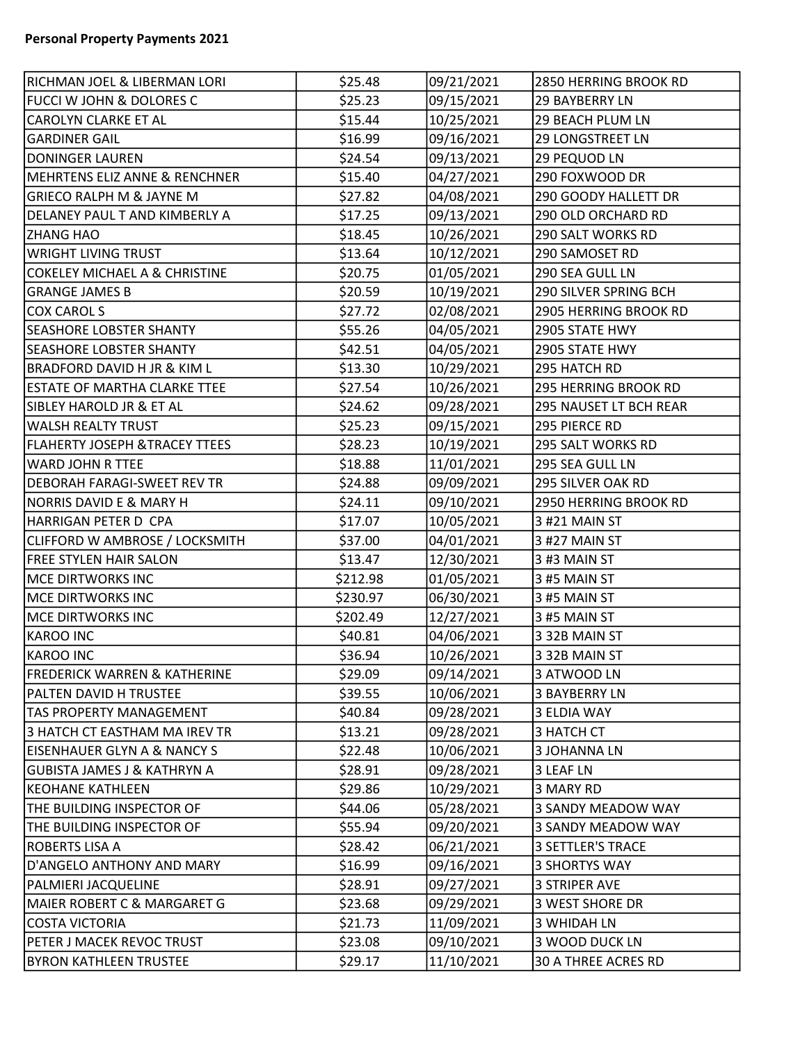**Personal Property Payments 2021**

| | | | |
|---|---|---|---|
| RICHMAN JOEL & LIBERMAN LORI | $25.48 | 09/21/2021 | 2850 HERRING BROOK RD |
| FUCCI W JOHN & DOLORES C | $25.23 | 09/15/2021 | 29 BAYBERRY LN |
| CAROLYN CLARKE ET AL | $15.44 | 10/25/2021 | 29 BEACH PLUM LN |
| GARDINER GAIL | $16.99 | 09/16/2021 | 29 LONGSTREET LN |
| DONINGER LAUREN | $24.54 | 09/13/2021 | 29 PEQUOD LN |
| MEHRTENS ELIZ ANNE & RENCHNER | $15.40 | 04/27/2021 | 290 FOXWOOD DR |
| GRIECO RALPH M & JAYNE M | $27.82 | 04/08/2021 | 290 GOODY HALLETT DR |
| DELANEY PAUL T AND KIMBERLY A | $17.25 | 09/13/2021 | 290 OLD ORCHARD RD |
| ZHANG HAO | $18.45 | 10/26/2021 | 290 SALT WORKS RD |
| WRIGHT LIVING TRUST | $13.64 | 10/12/2021 | 290 SAMOSET RD |
| COKELEY MICHAEL A & CHRISTINE | $20.75 | 01/05/2021 | 290 SEA GULL LN |
| GRANGE JAMES B | $20.59 | 10/19/2021 | 290 SILVER SPRING BCH |
| COX CAROL S | $27.72 | 02/08/2021 | 2905 HERRING BROOK RD |
| SEASHORE LOBSTER SHANTY | $55.26 | 04/05/2021 | 2905 STATE HWY |
| SEASHORE LOBSTER SHANTY | $42.51 | 04/05/2021 | 2905 STATE HWY |
| BRADFORD DAVID H JR & KIM L | $13.30 | 10/29/2021 | 295 HATCH RD |
| ESTATE OF MARTHA CLARKE TTEE | $27.54 | 10/26/2021 | 295 HERRING BROOK RD |
| SIBLEY HAROLD JR & ET AL | $24.62 | 09/28/2021 | 295 NAUSET LT BCH REAR |
| WALSH REALTY TRUST | $25.23 | 09/15/2021 | 295 PIERCE RD |
| FLAHERTY JOSEPH &TRACEY TTEES | $28.23 | 10/19/2021 | 295 SALT WORKS RD |
| WARD JOHN R TTEE | $18.88 | 11/01/2021 | 295 SEA GULL LN |
| DEBORAH FARAGI-SWEET REV TR | $24.88 | 09/09/2021 | 295 SILVER OAK RD |
| NORRIS DAVID E & MARY H | $24.11 | 09/10/2021 | 2950 HERRING BROOK RD |
| HARRIGAN PETER D CPA | $17.07 | 10/05/2021 | 3 #21 MAIN ST |
| CLIFFORD W AMBROSE / LOCKSMITH | $37.00 | 04/01/2021 | 3 #27 MAIN ST |
| FREE STYLEN HAIR SALON | $13.47 | 12/30/2021 | 3 #3 MAIN ST |
| MCE DIRTWORKS INC | $212.98 | 01/05/2021 | 3 #5 MAIN ST |
| MCE DIRTWORKS INC | $230.97 | 06/30/2021 | 3 #5 MAIN ST |
| MCE DIRTWORKS INC | $202.49 | 12/27/2021 | 3 #5 MAIN ST |
| KAROO INC | $40.81 | 04/06/2021 | 3 32B MAIN ST |
| KAROO INC | $36.94 | 10/26/2021 | 3 32B MAIN ST |
| FREDERICK WARREN & KATHERINE | $29.09 | 09/14/2021 | 3 ATWOOD LN |
| PALTEN DAVID H TRUSTEE | $39.55 | 10/06/2021 | 3 BAYBERRY LN |
| TAS PROPERTY MANAGEMENT | $40.84 | 09/28/2021 | 3 ELDIA WAY |
| 3 HATCH CT EASTHAM MA IREV TR | $13.21 | 09/28/2021 | 3 HATCH CT |
| EISENHAUER GLYN A & NANCY S | $22.48 | 10/06/2021 | 3 JOHANNA LN |
| GUBISTA JAMES J & KATHRYN A | $28.91 | 09/28/2021 | 3 LEAF LN |
| KEOHANE KATHLEEN | $29.86 | 10/29/2021 | 3 MARY RD |
| THE BUILDING INSPECTOR OF | $44.06 | 05/28/2021 | 3 SANDY MEADOW WAY |
| THE BUILDING INSPECTOR OF | $55.94 | 09/20/2021 | 3 SANDY MEADOW WAY |
| ROBERTS LISA A | $28.42 | 06/21/2021 | 3 SETTLER'S TRACE |
| D'ANGELO ANTHONY AND MARY | $16.99 | 09/16/2021 | 3 SHORTYS WAY |
| PALMIERI JACQUELINE | $28.91 | 09/27/2021 | 3 STRIPER AVE |
| MAIER ROBERT C & MARGARET G | $23.68 | 09/29/2021 | 3 WEST SHORE DR |
| COSTA VICTORIA | $21.73 | 11/09/2021 | 3 WHIDAH LN |
| PETER J MACEK REVOC TRUST | $23.08 | 09/10/2021 | 3 WOOD DUCK LN |
| BYRON KATHLEEN TRUSTEE | $29.17 | 11/10/2021 | 30 A THREE ACRES RD |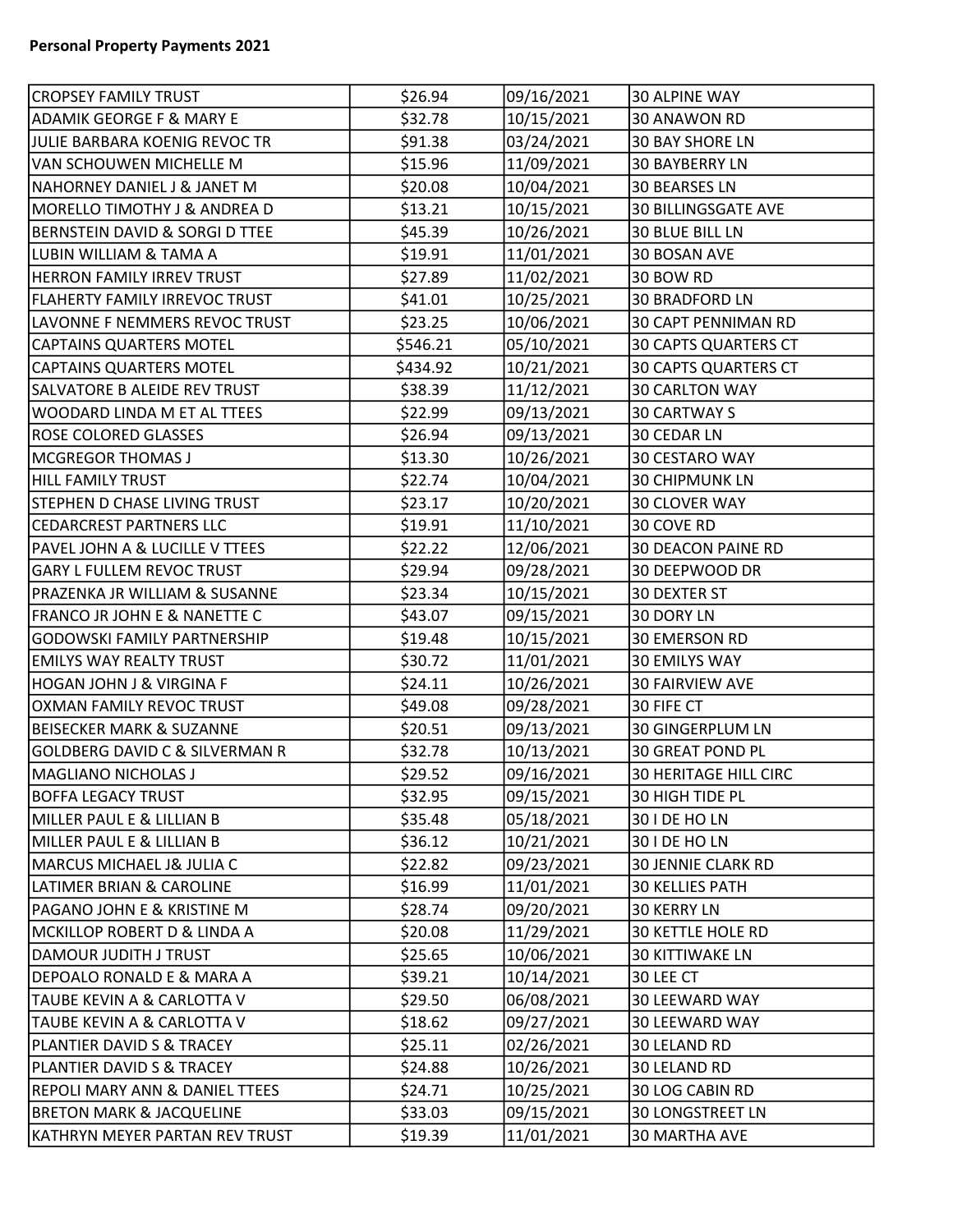**Personal Property Payments 2021**

| | | | |
|---|---|---|---|
| CROPSEY FAMILY TRUST | $26.94 | 09/16/2021 | 30 ALPINE WAY |
| ADAMIK GEORGE F & MARY E | $32.78 | 10/15/2021 | 30 ANAWON RD |
| JULIE BARBARA KOENIG REVOC TR | $91.38 | 03/24/2021 | 30 BAY SHORE LN |
| VAN SCHOUWEN MICHELLE M | $15.96 | 11/09/2021 | 30 BAYBERRY LN |
| NAHORNEY DANIEL J & JANET M | $20.08 | 10/04/2021 | 30 BEARSES LN |
| MORELLO TIMOTHY J & ANDREA D | $13.21 | 10/15/2021 | 30 BILLINGSGATE AVE |
| BERNSTEIN DAVID & SORGI D TTEE | $45.39 | 10/26/2021 | 30 BLUE BILL LN |
| LUBIN WILLIAM & TAMA A | $19.91 | 11/01/2021 | 30 BOSAN AVE |
| HERRON FAMILY IRREV TRUST | $27.89 | 11/02/2021 | 30 BOW RD |
| FLAHERTY FAMILY IRREVOC TRUST | $41.01 | 10/25/2021 | 30 BRADFORD LN |
| LAVONNE F NEMMERS REVOC TRUST | $23.25 | 10/06/2021 | 30 CAPT PENNIMAN RD |
| CAPTAINS QUARTERS MOTEL | $546.21 | 05/10/2021 | 30 CAPTS QUARTERS CT |
| CAPTAINS QUARTERS MOTEL | $434.92 | 10/21/2021 | 30 CAPTS QUARTERS CT |
| SALVATORE B ALEIDE REV TRUST | $38.39 | 11/12/2021 | 30 CARLTON WAY |
| WOODARD LINDA M ET AL TTEES | $22.99 | 09/13/2021 | 30 CARTWAY S |
| ROSE COLORED GLASSES | $26.94 | 09/13/2021 | 30 CEDAR LN |
| MCGREGOR THOMAS J | $13.30 | 10/26/2021 | 30 CESTARO WAY |
| HILL FAMILY TRUST | $22.74 | 10/04/2021 | 30 CHIPMUNK LN |
| STEPHEN D CHASE LIVING TRUST | $23.17 | 10/20/2021 | 30 CLOVER WAY |
| CEDARCREST PARTNERS LLC | $19.91 | 11/10/2021 | 30 COVE RD |
| PAVEL JOHN A & LUCILLE V TTEES | $22.22 | 12/06/2021 | 30 DEACON PAINE RD |
| GARY L FULLEM REVOC TRUST | $29.94 | 09/28/2021 | 30 DEEPWOOD DR |
| PRAZENKA JR WILLIAM & SUSANNE | $23.34 | 10/15/2021 | 30 DEXTER ST |
| FRANCO JR JOHN E & NANETTE C | $43.07 | 09/15/2021 | 30 DORY LN |
| GODOWSKI FAMILY PARTNERSHIP | $19.48 | 10/15/2021 | 30 EMERSON RD |
| EMILYS WAY REALTY TRUST | $30.72 | 11/01/2021 | 30 EMILYS WAY |
| HOGAN JOHN J & VIRGINA F | $24.11 | 10/26/2021 | 30 FAIRVIEW AVE |
| OXMAN FAMILY REVOC TRUST | $49.08 | 09/28/2021 | 30 FIFE CT |
| BEISECKER MARK & SUZANNE | $20.51 | 09/13/2021 | 30 GINGERPLUM LN |
| GOLDBERG DAVID C & SILVERMAN R | $32.78 | 10/13/2021 | 30 GREAT POND PL |
| MAGLIANO NICHOLAS J | $29.52 | 09/16/2021 | 30 HERITAGE HILL CIRC |
| BOFFA LEGACY TRUST | $32.95 | 09/15/2021 | 30 HIGH TIDE PL |
| MILLER PAUL E & LILLIAN B | $35.48 | 05/18/2021 | 30 I DE HO LN |
| MILLER PAUL E & LILLIAN B | $36.12 | 10/21/2021 | 30 I DE HO LN |
| MARCUS MICHAEL J& JULIA C | $22.82 | 09/23/2021 | 30 JENNIE CLARK RD |
| LATIMER BRIAN & CAROLINE | $16.99 | 11/01/2021 | 30 KELLIES PATH |
| PAGANO JOHN E & KRISTINE M | $28.74 | 09/20/2021 | 30 KERRY LN |
| MCKILLOP ROBERT D & LINDA A | $20.08 | 11/29/2021 | 30 KETTLE HOLE RD |
| DAMOUR JUDITH J TRUST | $25.65 | 10/06/2021 | 30 KITTIWAKE LN |
| DEPOALO RONALD E & MARA A | $39.21 | 10/14/2021 | 30 LEE CT |
| TAUBE KEVIN A & CARLOTTA V | $29.50 | 06/08/2021 | 30 LEEWARD WAY |
| TAUBE KEVIN A & CARLOTTA V | $18.62 | 09/27/2021 | 30 LEEWARD WAY |
| PLANTIER DAVID S & TRACEY | $25.11 | 02/26/2021 | 30 LELAND RD |
| PLANTIER DAVID S & TRACEY | $24.88 | 10/26/2021 | 30 LELAND RD |
| REPOLI MARY ANN & DANIEL TTEES | $24.71 | 10/25/2021 | 30 LOG CABIN RD |
| BRETON MARK & JACQUELINE | $33.03 | 09/15/2021 | 30 LONGSTREET LN |
| KATHRYN MEYER PARTAN REV TRUST | $19.39 | 11/01/2021 | 30 MARTHA AVE |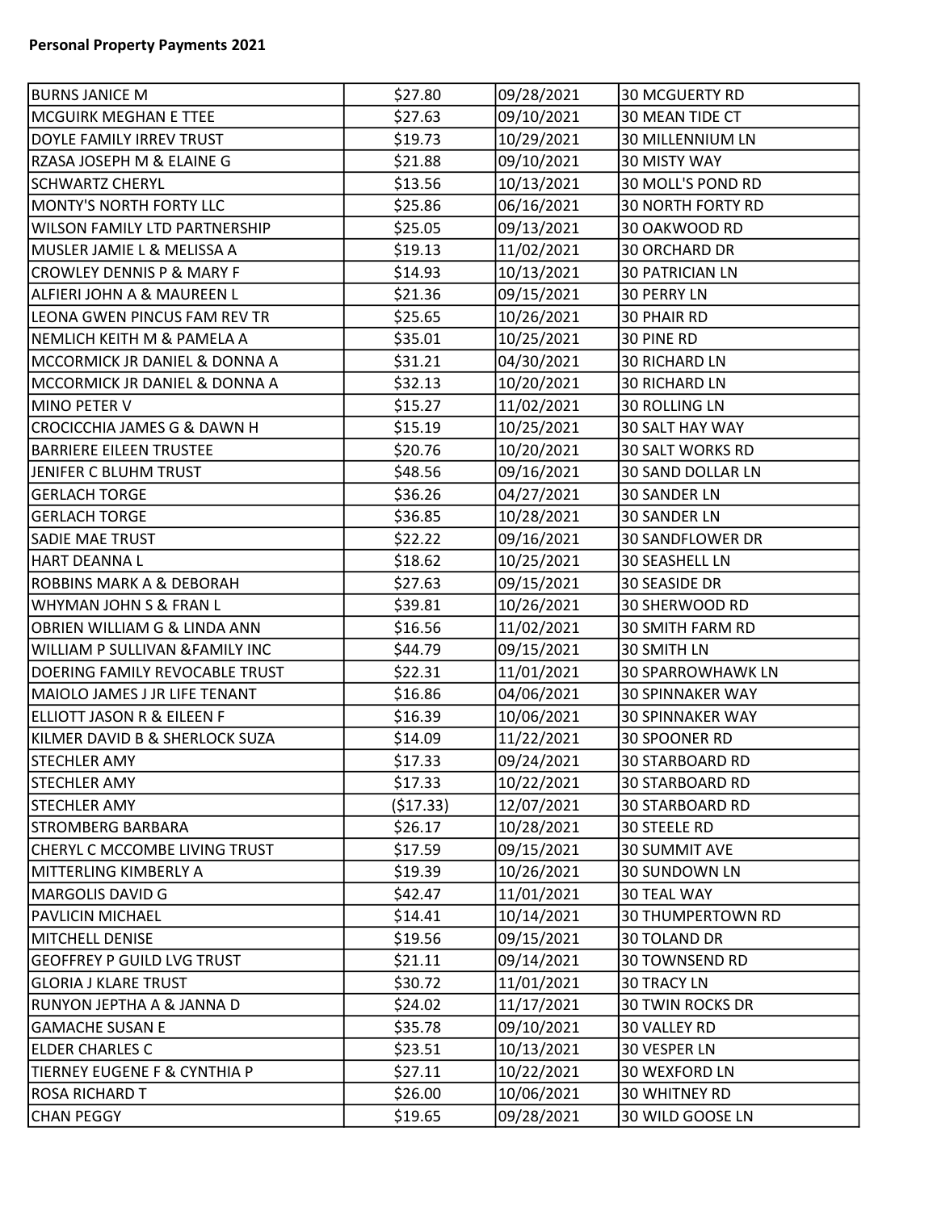**Personal Property Payments 2021**

| | | | |
|---|---|---|---|
| BURNS JANICE M | $27.80 | 09/28/2021 | 30 MCGUERTY RD |
| MCGUIRK MEGHAN E TTEE | $27.63 | 09/10/2021 | 30 MEAN TIDE CT |
| DOYLE FAMILY IRREV TRUST | $19.73 | 10/29/2021 | 30 MILLENNIUM LN |
| RZASA JOSEPH M & ELAINE G | $21.88 | 09/10/2021 | 30 MISTY WAY |
| SCHWARTZ CHERYL | $13.56 | 10/13/2021 | 30 MOLL'S POND RD |
| MONTY'S NORTH FORTY LLC | $25.86 | 06/16/2021 | 30 NORTH FORTY RD |
| WILSON FAMILY LTD PARTNERSHIP | $25.05 | 09/13/2021 | 30 OAKWOOD RD |
| MUSLER JAMIE L & MELISSA A | $19.13 | 11/02/2021 | 30 ORCHARD DR |
| CROWLEY DENNIS P & MARY F | $14.93 | 10/13/2021 | 30 PATRICIAN LN |
| ALFIERI JOHN A & MAUREEN L | $21.36 | 09/15/2021 | 30 PERRY LN |
| LEONA GWEN PINCUS FAM REV TR | $25.65 | 10/26/2021 | 30 PHAIR RD |
| NEMLICH KEITH M & PAMELA A | $35.01 | 10/25/2021 | 30 PINE RD |
| MCCORMICK JR DANIEL & DONNA A | $31.21 | 04/30/2021 | 30 RICHARD LN |
| MCCORMICK JR DANIEL & DONNA A | $32.13 | 10/20/2021 | 30 RICHARD LN |
| MINO PETER V | $15.27 | 11/02/2021 | 30 ROLLING LN |
| CROCICCHIA JAMES G & DAWN H | $15.19 | 10/25/2021 | 30 SALT HAY WAY |
| BARRIERE EILEEN TRUSTEE | $20.76 | 10/20/2021 | 30 SALT WORKS RD |
| JENIFER C BLUHM TRUST | $48.56 | 09/16/2021 | 30 SAND DOLLAR LN |
| GERLACH TORGE | $36.26 | 04/27/2021 | 30 SANDER LN |
| GERLACH TORGE | $36.85 | 10/28/2021 | 30 SANDER LN |
| SADIE MAE TRUST | $22.22 | 09/16/2021 | 30 SANDFLOWER DR |
| HART DEANNA L | $18.62 | 10/25/2021 | 30 SEASHELL LN |
| ROBBINS MARK A & DEBORAH | $27.63 | 09/15/2021 | 30 SEASIDE DR |
| WHYMAN JOHN S & FRAN L | $39.81 | 10/26/2021 | 30 SHERWOOD RD |
| OBRIEN WILLIAM G & LINDA ANN | $16.56 | 11/02/2021 | 30 SMITH FARM RD |
| WILLIAM P SULLIVAN &FAMILY INC | $44.79 | 09/15/2021 | 30 SMITH LN |
| DOERING FAMILY REVOCABLE TRUST | $22.31 | 11/01/2021 | 30 SPARROWHAWK LN |
| MAIOLO JAMES J JR LIFE TENANT | $16.86 | 04/06/2021 | 30 SPINNAKER WAY |
| ELLIOTT JASON R & EILEEN F | $16.39 | 10/06/2021 | 30 SPINNAKER WAY |
| KILMER DAVID B & SHERLOCK SUZA | $14.09 | 11/22/2021 | 30 SPOONER RD |
| STECHLER AMY | $17.33 | 09/24/2021 | 30 STARBOARD RD |
| STECHLER AMY | $17.33 | 10/22/2021 | 30 STARBOARD RD |
| STECHLER AMY | ($17.33) | 12/07/2021 | 30 STARBOARD RD |
| STROMBERG BARBARA | $26.17 | 10/28/2021 | 30 STEELE RD |
| CHERYL C MCCOMBE LIVING TRUST | $17.59 | 09/15/2021 | 30 SUMMIT AVE |
| MITTERLING KIMBERLY A | $19.39 | 10/26/2021 | 30 SUNDOWN LN |
| MARGOLIS DAVID G | $42.47 | 11/01/2021 | 30 TEAL WAY |
| PAVLICIN MICHAEL | $14.41 | 10/14/2021 | 30 THUMPERTOWN RD |
| MITCHELL DENISE | $19.56 | 09/15/2021 | 30 TOLAND DR |
| GEOFFREY P GUILD LVG TRUST | $21.11 | 09/14/2021 | 30 TOWNSEND RD |
| GLORIA J KLARE TRUST | $30.72 | 11/01/2021 | 30 TRACY LN |
| RUNYON JEPTHA A & JANNA D | $24.02 | 11/17/2021 | 30 TWIN ROCKS DR |
| GAMACHE SUSAN E | $35.78 | 09/10/2021 | 30 VALLEY RD |
| ELDER CHARLES C | $23.51 | 10/13/2021 | 30 VESPER LN |
| TIERNEY EUGENE F & CYNTHIA P | $27.11 | 10/22/2021 | 30 WEXFORD LN |
| ROSA RICHARD T | $26.00 | 10/06/2021 | 30 WHITNEY RD |
| CHAN PEGGY | $19.65 | 09/28/2021 | 30 WILD GOOSE LN |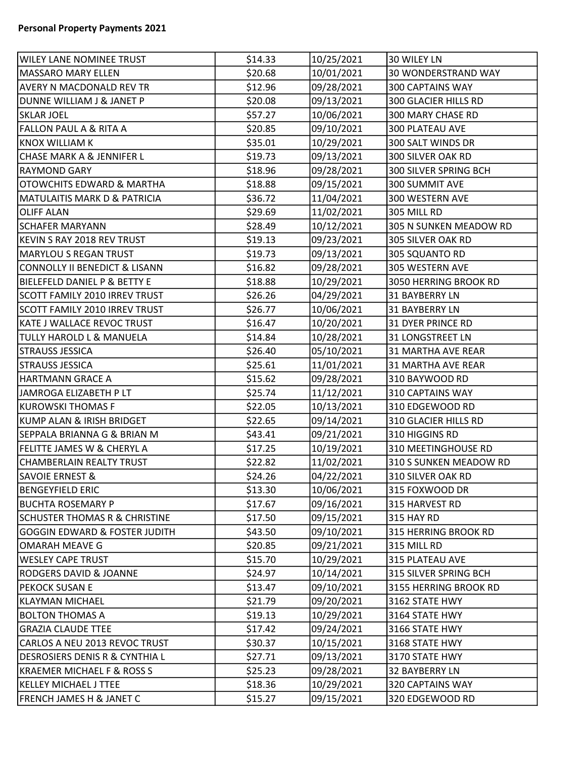**Personal Property Payments 2021**

| | | | |
|---|---|---|---|
| WILEY LANE NOMINEE TRUST | $14.33 | 10/25/2021 | 30 WILEY LN |
| MASSARO MARY ELLEN | $20.68 | 10/01/2021 | 30 WONDERSTRAND WAY |
| AVERY N MACDONALD REV TR | $12.96 | 09/28/2021 | 300 CAPTAINS WAY |
| DUNNE WILLIAM J & JANET P | $20.08 | 09/13/2021 | 300 GLACIER HILLS RD |
| SKLAR JOEL | $57.27 | 10/06/2021 | 300 MARY CHASE RD |
| FALLON PAUL A & RITA A | $20.85 | 09/10/2021 | 300 PLATEAU AVE |
| KNOX WILLIAM K | $35.01 | 10/29/2021 | 300 SALT WINDS DR |
| CHASE MARK A & JENNIFER L | $19.73 | 09/13/2021 | 300 SILVER OAK RD |
| RAYMOND GARY | $18.96 | 09/28/2021 | 300 SILVER SPRING BCH |
| OTOWCHITS EDWARD & MARTHA | $18.88 | 09/15/2021 | 300 SUMMIT AVE |
| MATULAITIS MARK D & PATRICIA | $36.72 | 11/04/2021 | 300 WESTERN AVE |
| OLIFF ALAN | $29.69 | 11/02/2021 | 305 MILL RD |
| SCHAFER MARYANN | $28.49 | 10/12/2021 | 305 N SUNKEN MEADOW RD |
| KEVIN S RAY 2018 REV TRUST | $19.13 | 09/23/2021 | 305 SILVER OAK RD |
| MARYLOU S REGAN TRUST | $19.73 | 09/13/2021 | 305 SQUANTO RD |
| CONNOLLY II BENEDICT & LISANN | $16.82 | 09/28/2021 | 305 WESTERN AVE |
| BIELEFELD DANIEL P & BETTY E | $18.88 | 10/29/2021 | 3050 HERRING BROOK RD |
| SCOTT FAMILY 2010 IRREV TRUST | $26.26 | 04/29/2021 | 31 BAYBERRY LN |
| SCOTT FAMILY 2010 IRREV TRUST | $26.77 | 10/06/2021 | 31 BAYBERRY LN |
| KATE J WALLACE REVOC TRUST | $16.47 | 10/20/2021 | 31 DYER PRINCE RD |
| TULLY HAROLD L & MANUELA | $14.84 | 10/28/2021 | 31 LONGSTREET LN |
| STRAUSS JESSICA | $26.40 | 05/10/2021 | 31 MARTHA AVE REAR |
| STRAUSS JESSICA | $25.61 | 11/01/2021 | 31 MARTHA AVE REAR |
| HARTMANN GRACE A | $15.62 | 09/28/2021 | 310 BAYWOOD RD |
| JAMROGA ELIZABETH P LT | $25.74 | 11/12/2021 | 310 CAPTAINS WAY |
| KUROWSKI THOMAS F | $22.05 | 10/13/2021 | 310 EDGEWOOD RD |
| KUMP ALAN & IRISH BRIDGET | $22.65 | 09/14/2021 | 310 GLACIER HILLS RD |
| SEPPALA BRIANNA G & BRIAN M | $43.41 | 09/21/2021 | 310 HIGGINS RD |
| FELITTE JAMES W & CHERYL A | $17.25 | 10/19/2021 | 310 MEETINGHOUSE RD |
| CHAMBERLAIN REALTY TRUST | $22.82 | 11/02/2021 | 310 S SUNKEN MEADOW RD |
| SAVOIE ERNEST & | $24.26 | 04/22/2021 | 310 SILVER OAK RD |
| BENGEYFIELD ERIC | $13.30 | 10/06/2021 | 315 FOXWOOD DR |
| BUCHTA ROSEMARY P | $17.67 | 09/16/2021 | 315 HARVEST RD |
| SCHUSTER THOMAS R & CHRISTINE | $17.50 | 09/15/2021 | 315 HAY RD |
| GOGGIN EDWARD & FOSTER JUDITH | $43.50 | 09/10/2021 | 315 HERRING BROOK RD |
| OMARAH MEAVE G | $20.85 | 09/21/2021 | 315 MILL RD |
| WESLEY CAPE TRUST | $15.70 | 10/29/2021 | 315 PLATEAU AVE |
| RODGERS DAVID & JOANNE | $24.97 | 10/14/2021 | 315 SILVER SPRING BCH |
| PEKOCK SUSAN E | $13.47 | 09/10/2021 | 3155 HERRING BROOK RD |
| KLAYMAN MICHAEL | $21.79 | 09/20/2021 | 3162 STATE HWY |
| BOLTON THOMAS A | $19.13 | 10/29/2021 | 3164 STATE HWY |
| GRAZIA CLAUDE TTEE | $17.42 | 09/24/2021 | 3166 STATE HWY |
| CARLOS A NEU 2013 REVOC TRUST | $30.37 | 10/15/2021 | 3168 STATE HWY |
| DESROSIERS DENIS R & CYNTHIA L | $27.71 | 09/13/2021 | 3170 STATE HWY |
| KRAEMER MICHAEL F & ROSS S | $25.23 | 09/28/2021 | 32 BAYBERRY LN |
| KELLEY MICHAEL J TTEE | $18.36 | 10/29/2021 | 320 CAPTAINS WAY |
| FRENCH JAMES H & JANET C | $15.27 | 09/15/2021 | 320 EDGEWOOD RD |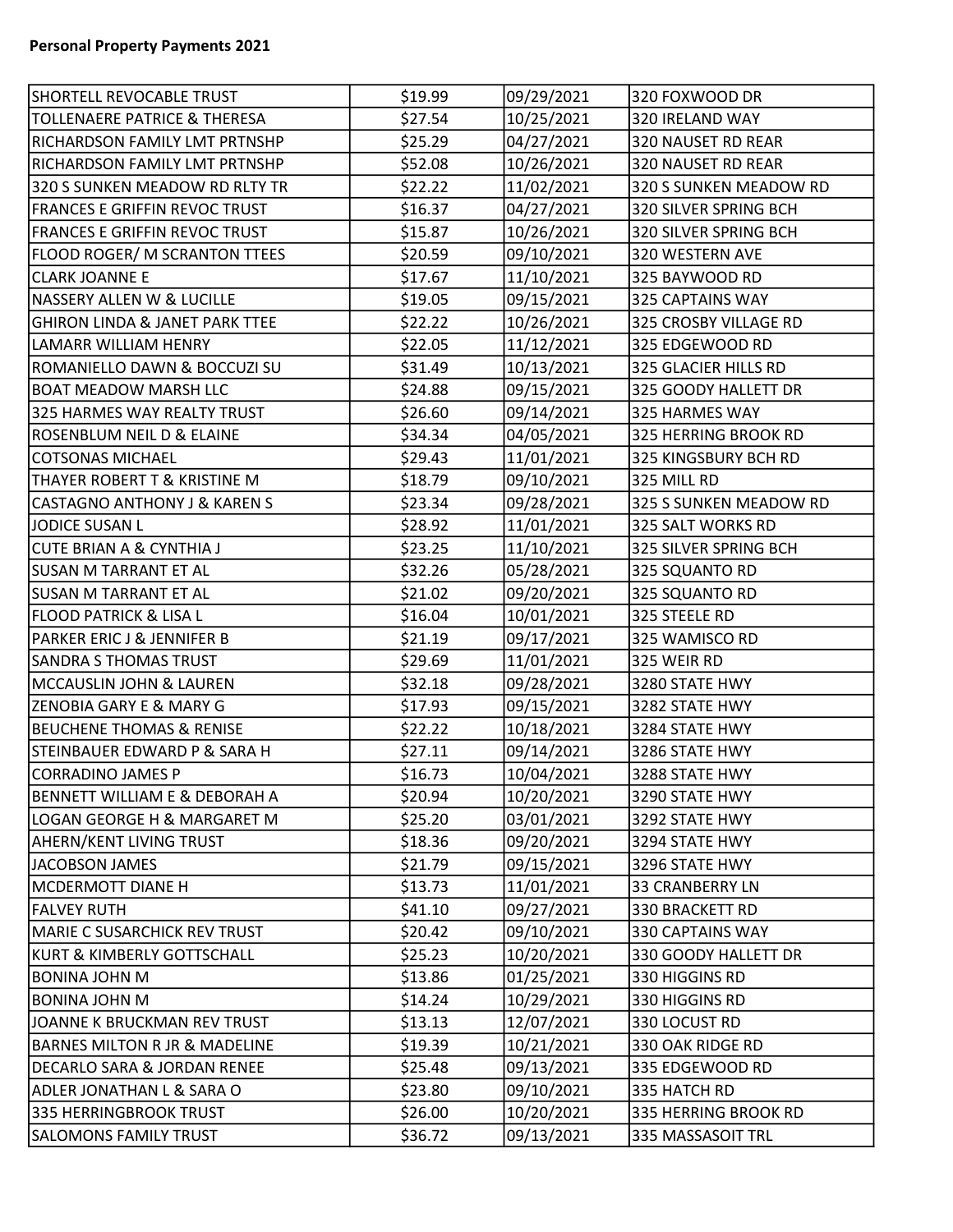**Personal Property Payments 2021**

| | | | |
|---|---|---|---|
| SHORTELL REVOCABLE TRUST | $19.99 | 09/29/2021 | 320 FOXWOOD DR |
| TOLLENAERE PATRICE & THERESA | $27.54 | 10/25/2021 | 320 IRELAND WAY |
| RICHARDSON FAMILY LMT PRTNSHP | $25.29 | 04/27/2021 | 320 NAUSET RD REAR |
| RICHARDSON FAMILY LMT PRTNSHP | $52.08 | 10/26/2021 | 320 NAUSET RD REAR |
| 320 S SUNKEN MEADOW RD RLTY TR | $22.22 | 11/02/2021 | 320 S SUNKEN MEADOW RD |
| FRANCES E GRIFFIN REVOC TRUST | $16.37 | 04/27/2021 | 320 SILVER SPRING BCH |
| FRANCES E GRIFFIN REVOC TRUST | $15.87 | 10/26/2021 | 320 SILVER SPRING BCH |
| FLOOD ROGER/ M SCRANTON TTEES | $20.59 | 09/10/2021 | 320 WESTERN AVE |
| CLARK JOANNE E | $17.67 | 11/10/2021 | 325 BAYWOOD RD |
| NASSERY ALLEN W & LUCILLE | $19.05 | 09/15/2021 | 325 CAPTAINS WAY |
| GHIRON LINDA & JANET PARK TTEE | $22.22 | 10/26/2021 | 325 CROSBY VILLAGE RD |
| LAMARR WILLIAM HENRY | $22.05 | 11/12/2021 | 325 EDGEWOOD RD |
| ROMANIELLO DAWN & BOCCUZI SU | $31.49 | 10/13/2021 | 325 GLACIER HILLS RD |
| BOAT MEADOW MARSH LLC | $24.88 | 09/15/2021 | 325 GOODY HALLETT DR |
| 325 HARMES WAY REALTY TRUST | $26.60 | 09/14/2021 | 325 HARMES WAY |
| ROSENBLUM NEIL D & ELAINE | $34.34 | 04/05/2021 | 325 HERRING BROOK RD |
| COTSONAS MICHAEL | $29.43 | 11/01/2021 | 325 KINGSBURY BCH RD |
| THAYER ROBERT T & KRISTINE M | $18.79 | 09/10/2021 | 325 MILL RD |
| CASTAGNO ANTHONY J & KAREN S | $23.34 | 09/28/2021 | 325 S SUNKEN MEADOW RD |
| JODICE SUSAN L | $28.92 | 11/01/2021 | 325 SALT WORKS RD |
| CUTE BRIAN A & CYNTHIA J | $23.25 | 11/10/2021 | 325 SILVER SPRING BCH |
| SUSAN M TARRANT ET AL | $32.26 | 05/28/2021 | 325 SQUANTO RD |
| SUSAN M TARRANT ET AL | $21.02 | 09/20/2021 | 325 SQUANTO RD |
| FLOOD PATRICK & LISA L | $16.04 | 10/01/2021 | 325 STEELE RD |
| PARKER ERIC J & JENNIFER B | $21.19 | 09/17/2021 | 325 WAMISCO RD |
| SANDRA S THOMAS TRUST | $29.69 | 11/01/2021 | 325 WEIR RD |
| MCCAUSLIN JOHN & LAUREN | $32.18 | 09/28/2021 | 3280 STATE HWY |
| ZENOBIA GARY E & MARY G | $17.93 | 09/15/2021 | 3282 STATE HWY |
| BEUCHENE THOMAS & RENISE | $22.22 | 10/18/2021 | 3284 STATE HWY |
| STEINBAUER EDWARD P & SARA H | $27.11 | 09/14/2021 | 3286 STATE HWY |
| CORRADINO JAMES P | $16.73 | 10/04/2021 | 3288 STATE HWY |
| BENNETT WILLIAM E & DEBORAH A | $20.94 | 10/20/2021 | 3290 STATE HWY |
| LOGAN GEORGE H & MARGARET M | $25.20 | 03/01/2021 | 3292 STATE HWY |
| AHERN/KENT LIVING TRUST | $18.36 | 09/20/2021 | 3294 STATE HWY |
| JACOBSON JAMES | $21.79 | 09/15/2021 | 3296 STATE HWY |
| MCDERMOTT DIANE H | $13.73 | 11/01/2021 | 33 CRANBERRY LN |
| FALVEY RUTH | $41.10 | 09/27/2021 | 330 BRACKETT RD |
| MARIE C SUSARCHICK REV TRUST | $20.42 | 09/10/2021 | 330 CAPTAINS WAY |
| KURT & KIMBERLY GOTTSCHALL | $25.23 | 10/20/2021 | 330 GOODY HALLETT DR |
| BONINA JOHN M | $13.86 | 01/25/2021 | 330 HIGGINS RD |
| BONINA JOHN M | $14.24 | 10/29/2021 | 330 HIGGINS RD |
| JOANNE K BRUCKMAN REV TRUST | $13.13 | 12/07/2021 | 330 LOCUST RD |
| BARNES MILTON R JR & MADELINE | $19.39 | 10/21/2021 | 330 OAK RIDGE RD |
| DECARLO SARA & JORDAN RENEE | $25.48 | 09/13/2021 | 335 EDGEWOOD RD |
| ADLER JONATHAN L & SARA O | $23.80 | 09/10/2021 | 335 HATCH RD |
| 335 HERRINGBROOK TRUST | $26.00 | 10/20/2021 | 335 HERRING BROOK RD |
| SALOMONS FAMILY TRUST | $36.72 | 09/13/2021 | 335 MASSASOIT TRL |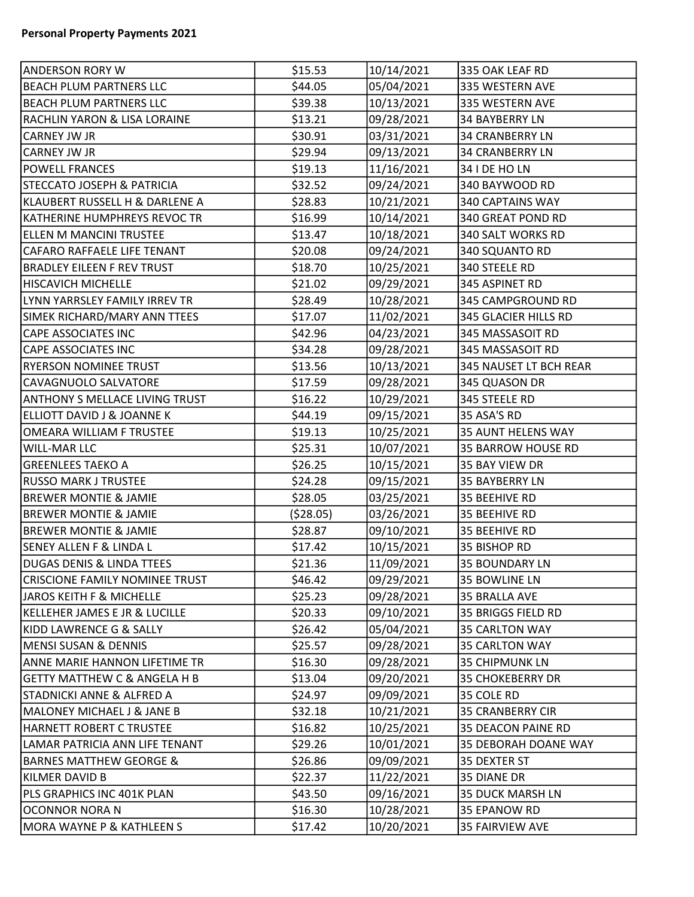**Personal Property Payments 2021**

| | | | |
|---|---|---|---|
| ANDERSON RORY W | $15.53 | 10/14/2021 | 335 OAK LEAF RD |
| BEACH PLUM PARTNERS LLC | $44.05 | 05/04/2021 | 335 WESTERN AVE |
| BEACH PLUM PARTNERS LLC | $39.38 | 10/13/2021 | 335 WESTERN AVE |
| RACHLIN YARON & LISA LORAINE | $13.21 | 09/28/2021 | 34 BAYBERRY LN |
| CARNEY JW JR | $30.91 | 03/31/2021 | 34 CRANBERRY LN |
| CARNEY JW JR | $29.94 | 09/13/2021 | 34 CRANBERRY LN |
| POWELL FRANCES | $19.13 | 11/16/2021 | 34 I DE HO LN |
| STECCATO JOSEPH & PATRICIA | $32.52 | 09/24/2021 | 340 BAYWOOD RD |
| KLAUBERT RUSSELL H & DARLENE A | $28.83 | 10/21/2021 | 340 CAPTAINS WAY |
| KATHERINE HUMPHREYS REVOC TR | $16.99 | 10/14/2021 | 340 GREAT POND RD |
| ELLEN M MANCINI TRUSTEE | $13.47 | 10/18/2021 | 340 SALT WORKS RD |
| CAFARO RAFFAELE LIFE TENANT | $20.08 | 09/24/2021 | 340 SQUANTO RD |
| BRADLEY EILEEN F REV TRUST | $18.70 | 10/25/2021 | 340 STEELE RD |
| HISCAVICH MICHELLE | $21.02 | 09/29/2021 | 345 ASPINET RD |
| LYNN YARRSLEY FAMILY IRREV TR | $28.49 | 10/28/2021 | 345 CAMPGROUND RD |
| SIMEK RICHARD/MARY ANN TTEES | $17.07 | 11/02/2021 | 345 GLACIER HILLS RD |
| CAPE ASSOCIATES INC | $42.96 | 04/23/2021 | 345 MASSASOIT RD |
| CAPE ASSOCIATES INC | $34.28 | 09/28/2021 | 345 MASSASOIT RD |
| RYERSON NOMINEE TRUST | $13.56 | 10/13/2021 | 345 NAUSET LT BCH REAR |
| CAVAGNUOLO SALVATORE | $17.59 | 09/28/2021 | 345 QUASON DR |
| ANTHONY S MELLACE LIVING TRUST | $16.22 | 10/29/2021 | 345 STEELE RD |
| ELLIOTT DAVID J & JOANNE K | $44.19 | 09/15/2021 | 35 ASA'S RD |
| OMEARA WILLIAM F TRUSTEE | $19.13 | 10/25/2021 | 35 AUNT HELENS WAY |
| WILL-MAR LLC | $25.31 | 10/07/2021 | 35 BARROW HOUSE RD |
| GREENLEES TAEKO A | $26.25 | 10/15/2021 | 35 BAY VIEW DR |
| RUSSO MARK J TRUSTEE | $24.28 | 09/15/2021 | 35 BAYBERRY LN |
| BREWER MONTIE & JAMIE | $28.05 | 03/25/2021 | 35 BEEHIVE RD |
| BREWER MONTIE & JAMIE | ($28.05) | 03/26/2021 | 35 BEEHIVE RD |
| BREWER MONTIE & JAMIE | $28.87 | 09/10/2021 | 35 BEEHIVE RD |
| SENEY ALLEN F & LINDA L | $17.42 | 10/15/2021 | 35 BISHOP RD |
| DUGAS DENIS & LINDA TTEES | $21.36 | 11/09/2021 | 35 BOUNDARY LN |
| CRISCIONE FAMILY NOMINEE TRUST | $46.42 | 09/29/2021 | 35 BOWLINE LN |
| JAROS KEITH F & MICHELLE | $25.23 | 09/28/2021 | 35 BRALLA AVE |
| KELLEHER JAMES E JR & LUCILLE | $20.33 | 09/10/2021 | 35 BRIGGS FIELD RD |
| KIDD LAWRENCE G & SALLY | $26.42 | 05/04/2021 | 35 CARLTON WAY |
| MENSI SUSAN & DENNIS | $25.57 | 09/28/2021 | 35 CARLTON WAY |
| ANNE MARIE HANNON LIFETIME TR | $16.30 | 09/28/2021 | 35 CHIPMUNK LN |
| GETTY MATTHEW C & ANGELA H B | $13.04 | 09/20/2021 | 35 CHOKEBERRY DR |
| STADNICKI ANNE & ALFRED A | $24.97 | 09/09/2021 | 35 COLE RD |
| MALONEY MICHAEL J & JANE B | $32.18 | 10/21/2021 | 35 CRANBERRY CIR |
| HARNETT ROBERT C TRUSTEE | $16.82 | 10/25/2021 | 35 DEACON PAINE RD |
| LAMAR PATRICIA ANN LIFE TENANT | $29.26 | 10/01/2021 | 35 DEBORAH DOANE WAY |
| BARNES MATTHEW GEORGE & | $26.86 | 09/09/2021 | 35 DEXTER ST |
| KILMER DAVID B | $22.37 | 11/22/2021 | 35 DIANE DR |
| PLS GRAPHICS INC 401K PLAN | $43.50 | 09/16/2021 | 35 DUCK MARSH LN |
| OCONNOR NORA N | $16.30 | 10/28/2021 | 35 EPANOW RD |
| MORA WAYNE P & KATHLEEN S | $17.42 | 10/20/2021 | 35 FAIRVIEW AVE |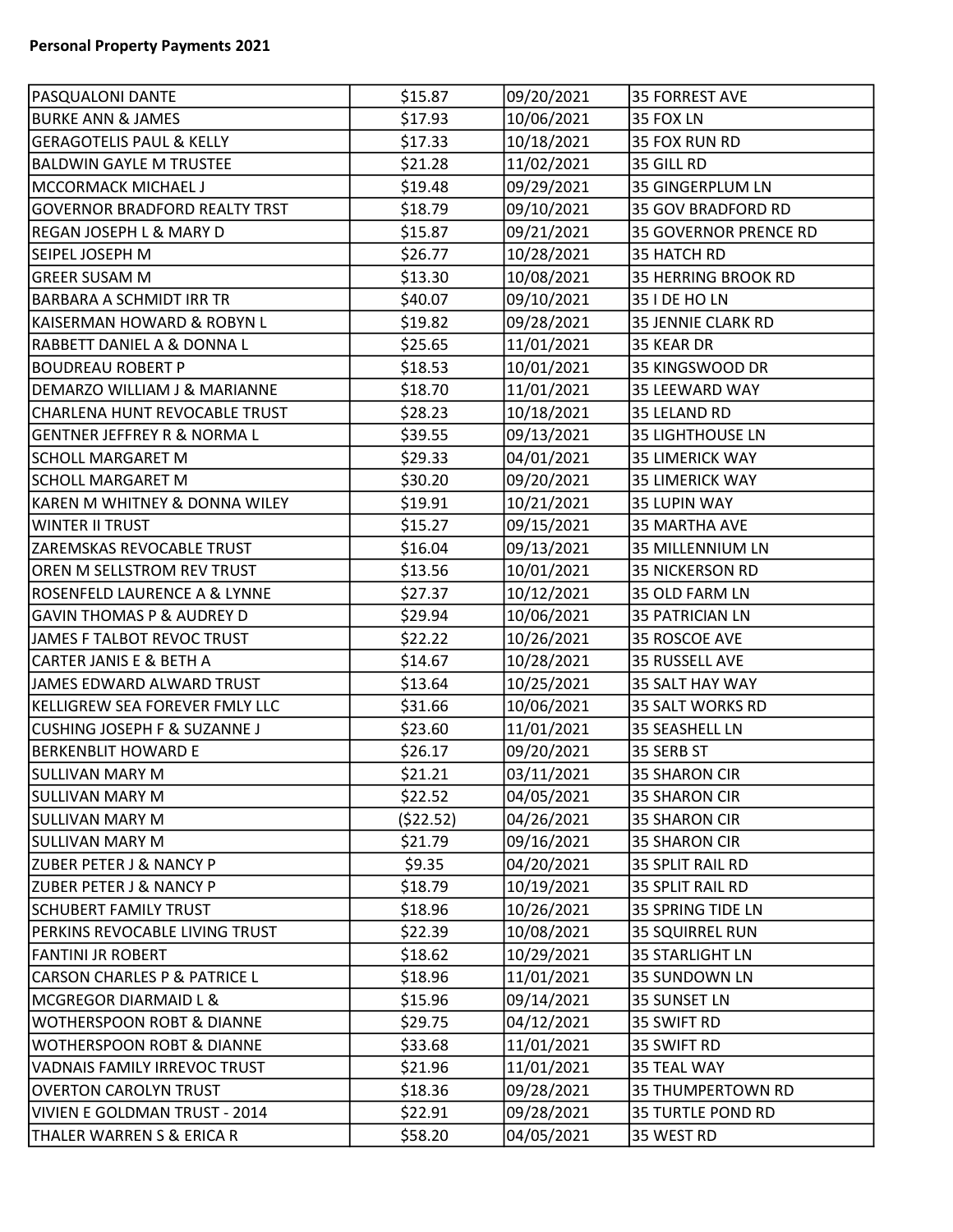**Personal Property Payments 2021**

| | | | |
|---|---|---|---|
| PASQUALONI DANTE | $15.87 | 09/20/2021 | 35 FORREST AVE |
| BURKE ANN & JAMES | $17.93 | 10/06/2021 | 35 FOX LN |
| GERAGOTELIS PAUL & KELLY | $17.33 | 10/18/2021 | 35 FOX RUN RD |
| BALDWIN GAYLE M TRUSTEE | $21.28 | 11/02/2021 | 35 GILL RD |
| MCCORMACK MICHAEL J | $19.48 | 09/29/2021 | 35 GINGERPLUM LN |
| GOVERNOR BRADFORD REALTY TRST | $18.79 | 09/10/2021 | 35 GOV BRADFORD RD |
| REGAN JOSEPH L & MARY D | $15.87 | 09/21/2021 | 35 GOVERNOR PRENCE RD |
| SEIPEL JOSEPH M | $26.77 | 10/28/2021 | 35 HATCH RD |
| GREER SUSAM M | $13.30 | 10/08/2021 | 35 HERRING BROOK RD |
| BARBARA A SCHMIDT IRR TR | $40.07 | 09/10/2021 | 35 I DE HO LN |
| KAISERMAN HOWARD & ROBYN L | $19.82 | 09/28/2021 | 35 JENNIE CLARK RD |
| RABBETT DANIEL A & DONNA L | $25.65 | 11/01/2021 | 35 KEAR DR |
| BOUDREAU ROBERT P | $18.53 | 10/01/2021 | 35 KINGSWOOD DR |
| DEMARZO WILLIAM J & MARIANNE | $18.70 | 11/01/2021 | 35 LEEWARD WAY |
| CHARLENA HUNT REVOCABLE TRUST | $28.23 | 10/18/2021 | 35 LELAND RD |
| GENTNER JEFFREY R & NORMA L | $39.55 | 09/13/2021 | 35 LIGHTHOUSE LN |
| SCHOLL MARGARET M | $29.33 | 04/01/2021 | 35 LIMERICK WAY |
| SCHOLL MARGARET M | $30.20 | 09/20/2021 | 35 LIMERICK WAY |
| KAREN M WHITNEY & DONNA WILEY | $19.91 | 10/21/2021 | 35 LUPIN WAY |
| WINTER II TRUST | $15.27 | 09/15/2021 | 35 MARTHA AVE |
| ZAREMSKAS REVOCABLE TRUST | $16.04 | 09/13/2021 | 35 MILLENNIUM LN |
| OREN M SELLSTROM REV TRUST | $13.56 | 10/01/2021 | 35 NICKERSON RD |
| ROSENFELD LAURENCE A & LYNNE | $27.37 | 10/12/2021 | 35 OLD FARM LN |
| GAVIN THOMAS P & AUDREY D | $29.94 | 10/06/2021 | 35 PATRICIAN LN |
| JAMES F TALBOT REVOC TRUST | $22.22 | 10/26/2021 | 35 ROSCOE AVE |
| CARTER JANIS E & BETH A | $14.67 | 10/28/2021 | 35 RUSSELL AVE |
| JAMES EDWARD ALWARD TRUST | $13.64 | 10/25/2021 | 35 SALT HAY WAY |
| KELLIGREW SEA FOREVER FMLY LLC | $31.66 | 10/06/2021 | 35 SALT WORKS RD |
| CUSHING JOSEPH F & SUZANNE J | $23.60 | 11/01/2021 | 35 SEASHELL LN |
| BERKENBLIT HOWARD E | $26.17 | 09/20/2021 | 35 SERB ST |
| SULLIVAN MARY M | $21.21 | 03/11/2021 | 35 SHARON CIR |
| SULLIVAN MARY M | $22.52 | 04/05/2021 | 35 SHARON CIR |
| SULLIVAN MARY M | ($22.52) | 04/26/2021 | 35 SHARON CIR |
| SULLIVAN MARY M | $21.79 | 09/16/2021 | 35 SHARON CIR |
| ZUBER PETER J & NANCY P | $9.35 | 04/20/2021 | 35 SPLIT RAIL RD |
| ZUBER PETER J & NANCY P | $18.79 | 10/19/2021 | 35 SPLIT RAIL RD |
| SCHUBERT FAMILY TRUST | $18.96 | 10/26/2021 | 35 SPRING TIDE LN |
| PERKINS REVOCABLE LIVING TRUST | $22.39 | 10/08/2021 | 35 SQUIRREL RUN |
| FANTINI JR ROBERT | $18.62 | 10/29/2021 | 35 STARLIGHT LN |
| CARSON CHARLES P & PATRICE L | $18.96 | 11/01/2021 | 35 SUNDOWN LN |
| MCGREGOR DIARMAID L & | $15.96 | 09/14/2021 | 35 SUNSET LN |
| WOTHERSPOON ROBT & DIANNE | $29.75 | 04/12/2021 | 35 SWIFT RD |
| WOTHERSPOON ROBT & DIANNE | $33.68 | 11/01/2021 | 35 SWIFT RD |
| VADNAIS FAMILY IRREVOC TRUST | $21.96 | 11/01/2021 | 35 TEAL WAY |
| OVERTON CAROLYN TRUST | $18.36 | 09/28/2021 | 35 THUMPERTOWN RD |
| VIVIEN E GOLDMAN TRUST - 2014 | $22.91 | 09/28/2021 | 35 TURTLE POND RD |
| THALER WARREN S & ERICA R | $58.20 | 04/05/2021 | 35 WEST RD |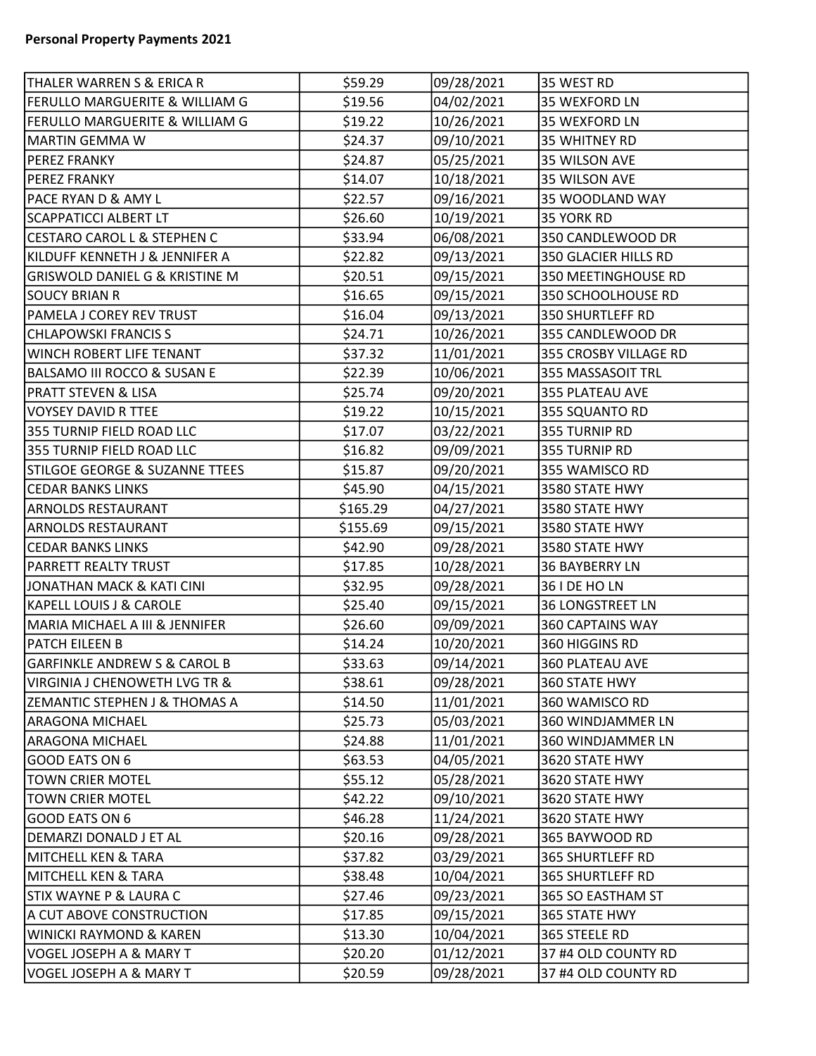**Personal Property Payments 2021**

| | | | |
|---|---|---|---|
| THALER WARREN S & ERICA R | $59.29 | 09/28/2021 | 35 WEST RD |
| FERULLO MARGUERITE & WILLIAM G | $19.56 | 04/02/2021 | 35 WEXFORD LN |
| FERULLO MARGUERITE & WILLIAM G | $19.22 | 10/26/2021 | 35 WEXFORD LN |
| MARTIN GEMMA W | $24.37 | 09/10/2021 | 35 WHITNEY RD |
| PEREZ FRANKY | $24.87 | 05/25/2021 | 35 WILSON AVE |
| PEREZ FRANKY | $14.07 | 10/18/2021 | 35 WILSON AVE |
| PACE RYAN D & AMY L | $22.57 | 09/16/2021 | 35 WOODLAND WAY |
| SCAPPATICCI ALBERT LT | $26.60 | 10/19/2021 | 35 YORK RD |
| CESTARO CAROL L & STEPHEN C | $33.94 | 06/08/2021 | 350 CANDLEWOOD DR |
| KILDUFF KENNETH J & JENNIFER A | $22.82 | 09/13/2021 | 350 GLACIER HILLS RD |
| GRISWOLD DANIEL G & KRISTINE M | $20.51 | 09/15/2021 | 350 MEETINGHOUSE RD |
| SOUCY BRIAN R | $16.65 | 09/15/2021 | 350 SCHOOLHOUSE RD |
| PAMELA J COREY REV TRUST | $16.04 | 09/13/2021 | 350 SHURTLEFF RD |
| CHLAPOWSKI FRANCIS S | $24.71 | 10/26/2021 | 355 CANDLEWOOD DR |
| WINCH ROBERT LIFE TENANT | $37.32 | 11/01/2021 | 355 CROSBY VILLAGE RD |
| BALSAMO III ROCCO & SUSAN E | $22.39 | 10/06/2021 | 355 MASSASOIT TRL |
| PRATT STEVEN & LISA | $25.74 | 09/20/2021 | 355 PLATEAU AVE |
| VOYSEY DAVID R TTEE | $19.22 | 10/15/2021 | 355 SQUANTO RD |
| 355 TURNIP FIELD ROAD LLC | $17.07 | 03/22/2021 | 355 TURNIP RD |
| 355 TURNIP FIELD ROAD LLC | $16.82 | 09/09/2021 | 355 TURNIP RD |
| STILGOE GEORGE & SUZANNE TTEES | $15.87 | 09/20/2021 | 355 WAMISCO RD |
| CEDAR BANKS LINKS | $45.90 | 04/15/2021 | 3580 STATE HWY |
| ARNOLDS RESTAURANT | $165.29 | 04/27/2021 | 3580 STATE HWY |
| ARNOLDS RESTAURANT | $155.69 | 09/15/2021 | 3580 STATE HWY |
| CEDAR BANKS LINKS | $42.90 | 09/28/2021 | 3580 STATE HWY |
| PARRETT REALTY TRUST | $17.85 | 10/28/2021 | 36 BAYBERRY LN |
| JONATHAN MACK & KATI CINI | $32.95 | 09/28/2021 | 36 I DE HO LN |
| KAPELL LOUIS J & CAROLE | $25.40 | 09/15/2021 | 36 LONGSTREET LN |
| MARIA MICHAEL A III & JENNIFER | $26.60 | 09/09/2021 | 360 CAPTAINS WAY |
| PATCH EILEEN B | $14.24 | 10/20/2021 | 360 HIGGINS RD |
| GARFINKLE ANDREW S & CAROL B | $33.63 | 09/14/2021 | 360 PLATEAU AVE |
| VIRGINIA J CHENOWETH LVG TR & | $38.61 | 09/28/2021 | 360 STATE HWY |
| ZEMANTIC STEPHEN J & THOMAS A | $14.50 | 11/01/2021 | 360 WAMISCO RD |
| ARAGONA MICHAEL | $25.73 | 05/03/2021 | 360 WINDJAMMER LN |
| ARAGONA MICHAEL | $24.88 | 11/01/2021 | 360 WINDJAMMER LN |
| GOOD EATS ON 6 | $63.53 | 04/05/2021 | 3620 STATE HWY |
| TOWN CRIER MOTEL | $55.12 | 05/28/2021 | 3620 STATE HWY |
| TOWN CRIER MOTEL | $42.22 | 09/10/2021 | 3620 STATE HWY |
| GOOD EATS ON 6 | $46.28 | 11/24/2021 | 3620 STATE HWY |
| DEMARZI DONALD J ET AL | $20.16 | 09/28/2021 | 365 BAYWOOD RD |
| MITCHELL KEN & TARA | $37.82 | 03/29/2021 | 365 SHURTLEFF RD |
| MITCHELL KEN & TARA | $38.48 | 10/04/2021 | 365 SHURTLEFF RD |
| STIX WAYNE P & LAURA C | $27.46 | 09/23/2021 | 365 SO EASTHAM ST |
| A CUT ABOVE CONSTRUCTION | $17.85 | 09/15/2021 | 365 STATE HWY |
| WINICKI RAYMOND & KAREN | $13.30 | 10/04/2021 | 365 STEELE RD |
| VOGEL JOSEPH A & MARY T | $20.20 | 01/12/2021 | 37 #4 OLD COUNTY RD |
| VOGEL JOSEPH A & MARY T | $20.59 | 09/28/2021 | 37 #4 OLD COUNTY RD |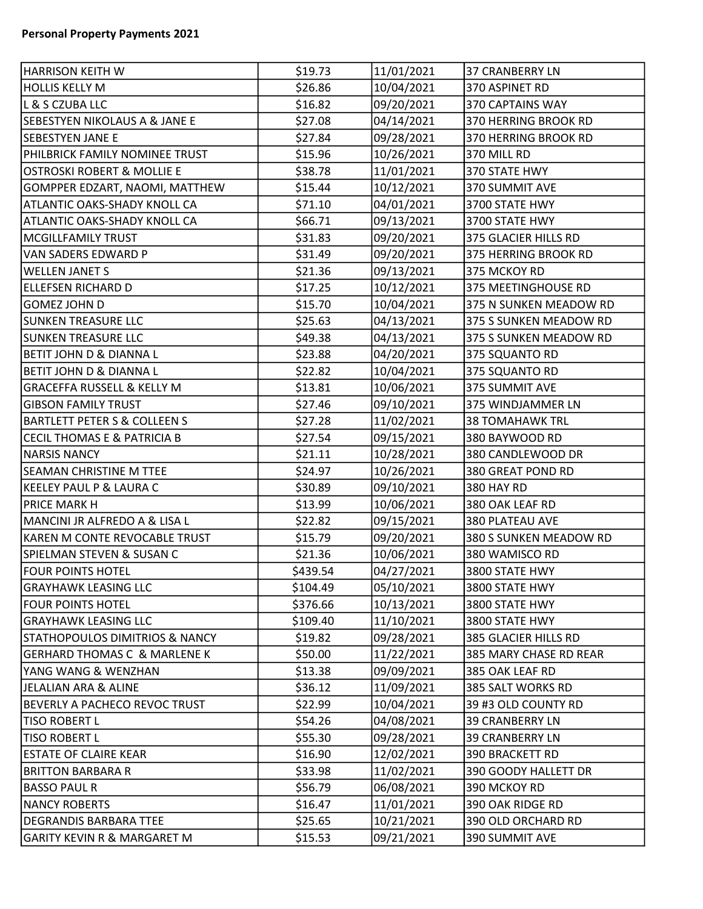**Personal Property Payments 2021**

| | | | |
|---|---|---|---|
| HARRISON KEITH W | $19.73 | 11/01/2021 | 37 CRANBERRY LN |
| HOLLIS KELLY M | $26.86 | 10/04/2021 | 370 ASPINET RD |
| L & S CZUBA LLC | $16.82 | 09/20/2021 | 370 CAPTAINS WAY |
| SEBESTYEN NIKOLAUS A & JANE E | $27.08 | 04/14/2021 | 370 HERRING BROOK RD |
| SEBESTYEN JANE E | $27.84 | 09/28/2021 | 370 HERRING BROOK RD |
| PHILBRICK FAMILY NOMINEE TRUST | $15.96 | 10/26/2021 | 370 MILL RD |
| OSTROSKI ROBERT & MOLLIE E | $38.78 | 11/01/2021 | 370 STATE HWY |
| GOMPPER EDZART, NAOMI, MATTHEW | $15.44 | 10/12/2021 | 370 SUMMIT AVE |
| ATLANTIC OAKS-SHADY KNOLL CA | $71.10 | 04/01/2021 | 3700 STATE HWY |
| ATLANTIC OAKS-SHADY KNOLL CA | $66.71 | 09/13/2021 | 3700 STATE HWY |
| MCGILLFAMILY TRUST | $31.83 | 09/20/2021 | 375 GLACIER HILLS RD |
| VAN SADERS EDWARD P | $31.49 | 09/20/2021 | 375 HERRING BROOK RD |
| WELLEN JANET S | $21.36 | 09/13/2021 | 375 MCKOY RD |
| ELLEFSEN RICHARD D | $17.25 | 10/12/2021 | 375 MEETINGHOUSE RD |
| GOMEZ JOHN D | $15.70 | 10/04/2021 | 375 N SUNKEN MEADOW RD |
| SUNKEN TREASURE LLC | $25.63 | 04/13/2021 | 375 S SUNKEN MEADOW RD |
| SUNKEN TREASURE LLC | $49.38 | 04/13/2021 | 375 S SUNKEN MEADOW RD |
| BETIT JOHN D & DIANNA L | $23.88 | 04/20/2021 | 375 SQUANTO RD |
| BETIT JOHN D & DIANNA L | $22.82 | 10/04/2021 | 375 SQUANTO RD |
| GRACEFFA RUSSELL & KELLY M | $13.81 | 10/06/2021 | 375 SUMMIT AVE |
| GIBSON FAMILY TRUST | $27.46 | 09/10/2021 | 375 WINDJAMMER LN |
| BARTLETT PETER S & COLLEEN S | $27.28 | 11/02/2021 | 38 TOMAHAWK TRL |
| CECIL THOMAS E & PATRICIA B | $27.54 | 09/15/2021 | 380 BAYWOOD RD |
| NARSIS NANCY | $21.11 | 10/28/2021 | 380 CANDLEWOOD DR |
| SEAMAN CHRISTINE M TTEE | $24.97 | 10/26/2021 | 380 GREAT POND RD |
| KEELEY PAUL P & LAURA C | $30.89 | 09/10/2021 | 380 HAY RD |
| PRICE MARK H | $13.99 | 10/06/2021 | 380 OAK LEAF RD |
| MANCINI JR ALFREDO A & LISA L | $22.82 | 09/15/2021 | 380 PLATEAU AVE |
| KAREN M CONTE REVOCABLE TRUST | $15.79 | 09/20/2021 | 380 S SUNKEN MEADOW RD |
| SPIELMAN STEVEN & SUSAN C | $21.36 | 10/06/2021 | 380 WAMISCO RD |
| FOUR POINTS HOTEL | $439.54 | 04/27/2021 | 3800 STATE HWY |
| GRAYHAWK LEASING LLC | $104.49 | 05/10/2021 | 3800 STATE HWY |
| FOUR POINTS HOTEL | $376.66 | 10/13/2021 | 3800 STATE HWY |
| GRAYHAWK LEASING LLC | $109.40 | 11/10/2021 | 3800 STATE HWY |
| STATHOPOULOS DIMITRIOS & NANCY | $19.82 | 09/28/2021 | 385 GLACIER HILLS RD |
| GERHARD THOMAS C & MARLENE K | $50.00 | 11/22/2021 | 385 MARY CHASE RD REAR |
| YANG WANG & WENZHAN | $13.38 | 09/09/2021 | 385 OAK LEAF RD |
| JELALIAN ARA & ALINE | $36.12 | 11/09/2021 | 385 SALT WORKS RD |
| BEVERLY A PACHECO REVOC TRUST | $22.99 | 10/04/2021 | 39 #3 OLD COUNTY RD |
| TISO ROBERT L | $54.26 | 04/08/2021 | 39 CRANBERRY LN |
| TISO ROBERT L | $55.30 | 09/28/2021 | 39 CRANBERRY LN |
| ESTATE OF CLAIRE KEAR | $16.90 | 12/02/2021 | 390 BRACKETT RD |
| BRITTON BARBARA R | $33.98 | 11/02/2021 | 390 GOODY HALLETT DR |
| BASSO PAUL R | $56.79 | 06/08/2021 | 390 MCKOY RD |
| NANCY ROBERTS | $16.47 | 11/01/2021 | 390 OAK RIDGE RD |
| DEGRANDIS BARBARA TTEE | $25.65 | 10/21/2021 | 390 OLD ORCHARD RD |
| GARITY KEVIN R & MARGARET M | $15.53 | 09/21/2021 | 390 SUMMIT AVE |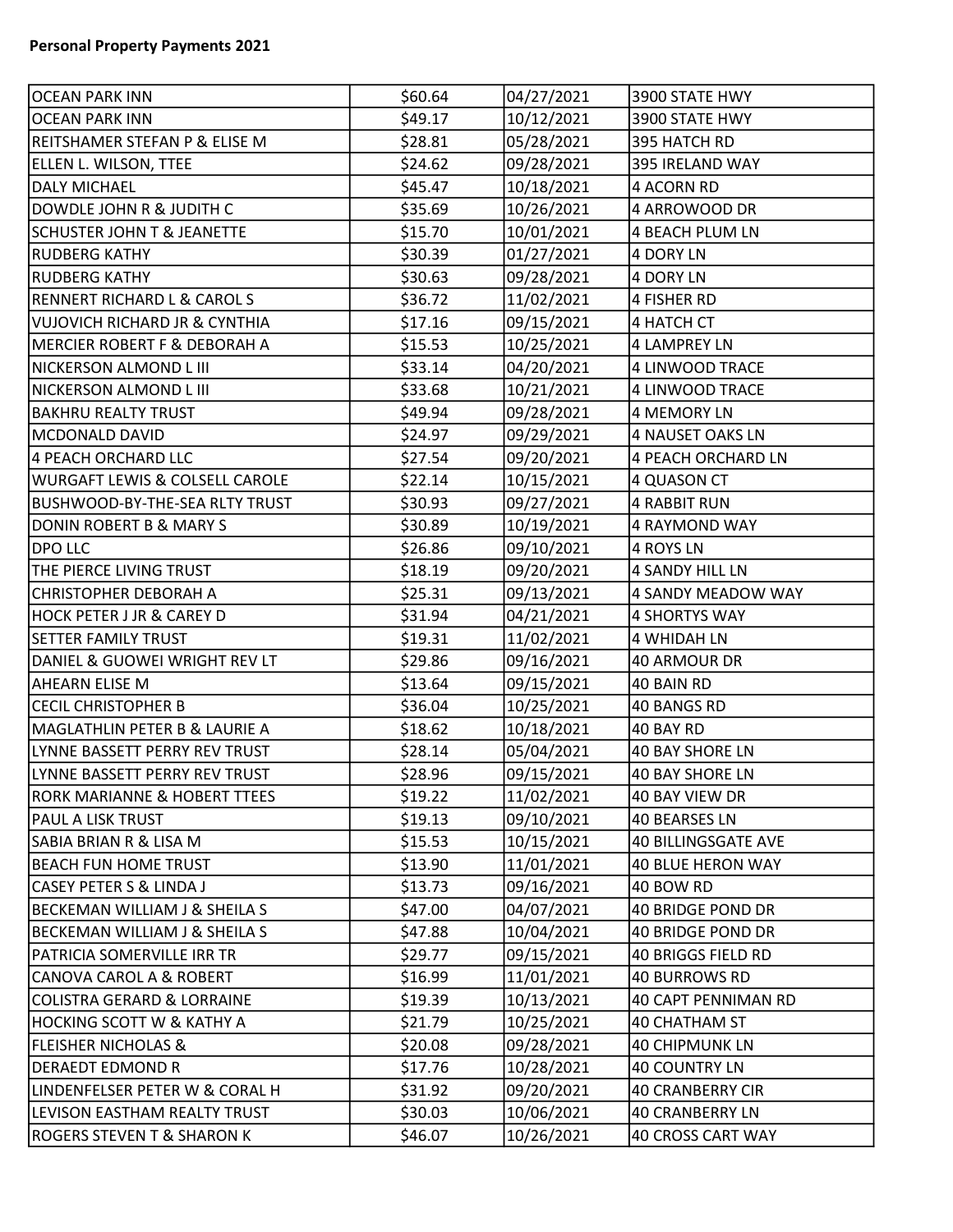**Personal Property Payments 2021**

| | | | |
|---|---|---|---|
| OCEAN PARK INN | $60.64 | 04/27/2021 | 3900 STATE HWY |
| OCEAN PARK INN | $49.17 | 10/12/2021 | 3900 STATE HWY |
| REITSHAMER STEFAN P & ELISE M | $28.81 | 05/28/2021 | 395 HATCH RD |
| ELLEN L. WILSON, TTEE | $24.62 | 09/28/2021 | 395 IRELAND WAY |
| DALY MICHAEL | $45.47 | 10/18/2021 | 4 ACORN RD |
| DOWDLE JOHN R & JUDITH C | $35.69 | 10/26/2021 | 4 ARROWOOD DR |
| SCHUSTER JOHN T & JEANETTE | $15.70 | 10/01/2021 | 4 BEACH PLUM LN |
| RUDBERG KATHY | $30.39 | 01/27/2021 | 4 DORY LN |
| RUDBERG KATHY | $30.63 | 09/28/2021 | 4 DORY LN |
| RENNERT RICHARD L & CAROL S | $36.72 | 11/02/2021 | 4 FISHER RD |
| VUJOVICH RICHARD JR & CYNTHIA | $17.16 | 09/15/2021 | 4 HATCH CT |
| MERCIER ROBERT F & DEBORAH A | $15.53 | 10/25/2021 | 4 LAMPREY LN |
| NICKERSON ALMOND L III | $33.14 | 04/20/2021 | 4 LINWOOD TRACE |
| NICKERSON ALMOND L III | $33.68 | 10/21/2021 | 4 LINWOOD TRACE |
| BAKHRU REALTY TRUST | $49.94 | 09/28/2021 | 4 MEMORY LN |
| MCDONALD DAVID | $24.97 | 09/29/2021 | 4 NAUSET OAKS LN |
| 4 PEACH ORCHARD LLC | $27.54 | 09/20/2021 | 4 PEACH ORCHARD LN |
| WURGAFT LEWIS & COLSELL CAROLE | $22.14 | 10/15/2021 | 4 QUASON CT |
| BUSHWOOD-BY-THE-SEA RLTY TRUST | $30.93 | 09/27/2021 | 4 RABBIT RUN |
| DONIN ROBERT B & MARY S | $30.89 | 10/19/2021 | 4 RAYMOND WAY |
| DPO LLC | $26.86 | 09/10/2021 | 4 ROYS LN |
| THE PIERCE LIVING TRUST | $18.19 | 09/20/2021 | 4 SANDY HILL LN |
| CHRISTOPHER DEBORAH A | $25.31 | 09/13/2021 | 4 SANDY MEADOW WAY |
| HOCK PETER J JR & CAREY D | $31.94 | 04/21/2021 | 4 SHORTYS WAY |
| SETTER FAMILY TRUST | $19.31 | 11/02/2021 | 4 WHIDAH LN |
| DANIEL & GUOWEI WRIGHT REV LT | $29.86 | 09/16/2021 | 40 ARMOUR DR |
| AHEARN ELISE M | $13.64 | 09/15/2021 | 40 BAIN RD |
| CECIL CHRISTOPHER B | $36.04 | 10/25/2021 | 40 BANGS RD |
| MAGLATHLIN PETER B & LAURIE A | $18.62 | 10/18/2021 | 40 BAY RD |
| LYNNE BASSETT PERRY REV TRUST | $28.14 | 05/04/2021 | 40 BAY SHORE LN |
| LYNNE BASSETT PERRY REV TRUST | $28.96 | 09/15/2021 | 40 BAY SHORE LN |
| RORK MARIANNE & HOBERT TTEES | $19.22 | 11/02/2021 | 40 BAY VIEW DR |
| PAUL A LISK TRUST | $19.13 | 09/10/2021 | 40 BEARSES LN |
| SABIA BRIAN R & LISA M | $15.53 | 10/15/2021 | 40 BILLINGSGATE AVE |
| BEACH FUN HOME TRUST | $13.90 | 11/01/2021 | 40 BLUE HERON WAY |
| CASEY PETER S & LINDA J | $13.73 | 09/16/2021 | 40 BOW RD |
| BECKEMAN WILLIAM J & SHEILA S | $47.00 | 04/07/2021 | 40 BRIDGE POND DR |
| BECKEMAN WILLIAM J & SHEILA S | $47.88 | 10/04/2021 | 40 BRIDGE POND DR |
| PATRICIA SOMERVILLE IRR TR | $29.77 | 09/15/2021 | 40 BRIGGS FIELD RD |
| CANOVA CAROL A & ROBERT | $16.99 | 11/01/2021 | 40 BURROWS RD |
| COLISTRA GERARD & LORRAINE | $19.39 | 10/13/2021 | 40 CAPT PENNIMAN RD |
| HOCKING SCOTT W & KATHY A | $21.79 | 10/25/2021 | 40 CHATHAM ST |
| FLEISHER NICHOLAS & | $20.08 | 09/28/2021 | 40 CHIPMUNK LN |
| DERAEDT EDMOND R | $17.76 | 10/28/2021 | 40 COUNTRY LN |
| LINDENFELSER PETER W & CORAL H | $31.92 | 09/20/2021 | 40 CRANBERRY CIR |
| LEVISON EASTHAM REALTY TRUST | $30.03 | 10/06/2021 | 40 CRANBERRY LN |
| ROGERS STEVEN T & SHARON K | $46.07 | 10/26/2021 | 40 CROSS CART WAY |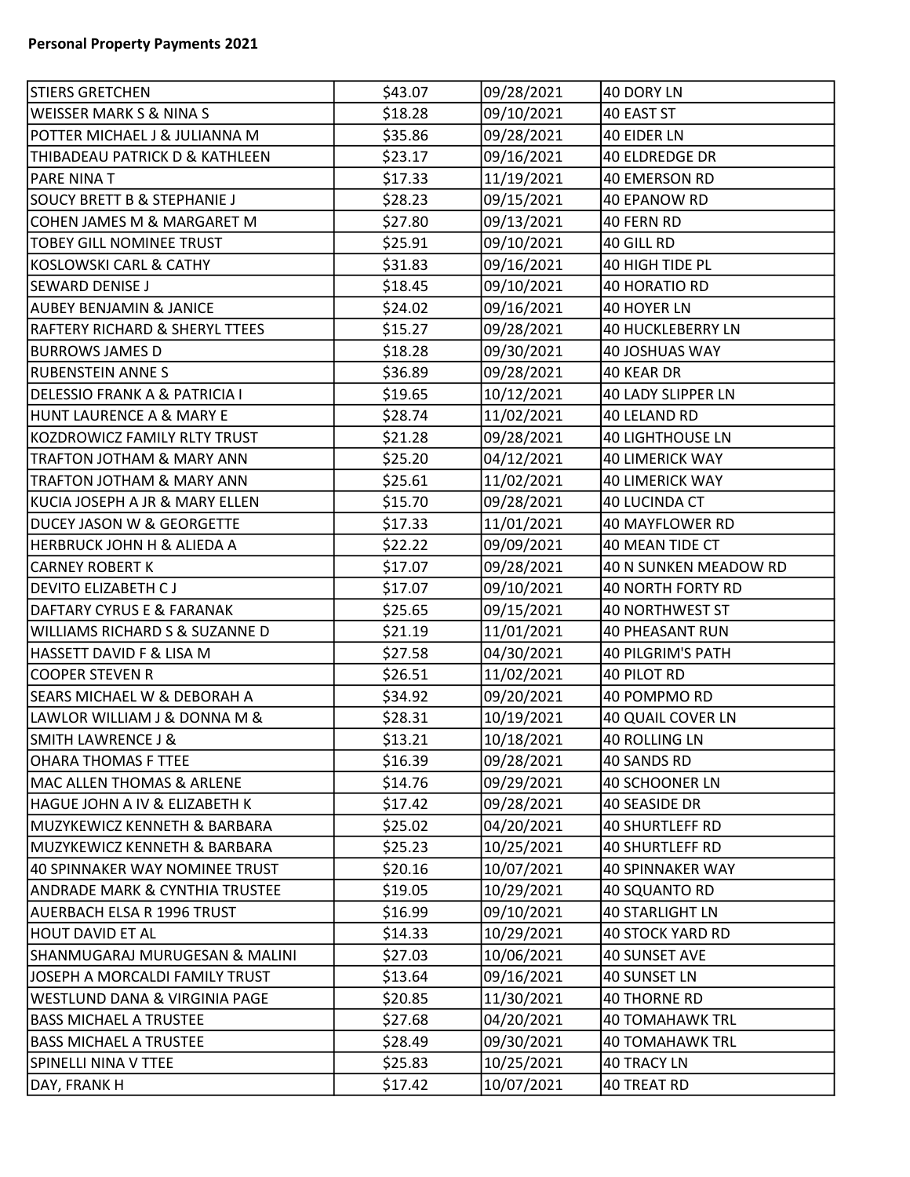**Personal Property Payments 2021**

| | | | |
|---|---|---|---|
| STIERS GRETCHEN | $43.07 | 09/28/2021 | 40 DORY LN |
| WEISSER MARK S & NINA S | $18.28 | 09/10/2021 | 40 EAST ST |
| POTTER MICHAEL J & JULIANNA M | $35.86 | 09/28/2021 | 40 EIDER LN |
| THIBADEAU PATRICK D & KATHLEEN | $23.17 | 09/16/2021 | 40 ELDREDGE DR |
| PARE NINA T | $17.33 | 11/19/2021 | 40 EMERSON RD |
| SOUCY BRETT B & STEPHANIE J | $28.23 | 09/15/2021 | 40 EPANOW RD |
| COHEN JAMES M & MARGARET M | $27.80 | 09/13/2021 | 40 FERN RD |
| TOBEY GILL NOMINEE TRUST | $25.91 | 09/10/2021 | 40 GILL RD |
| KOSLOWSKI CARL & CATHY | $31.83 | 09/16/2021 | 40 HIGH TIDE PL |
| SEWARD DENISE J | $18.45 | 09/10/2021 | 40 HORATIO RD |
| AUBEY BENJAMIN & JANICE | $24.02 | 09/16/2021 | 40 HOYER LN |
| RAFTERY RICHARD & SHERYL TTEES | $15.27 | 09/28/2021 | 40 HUCKLEBERRY LN |
| BURROWS JAMES D | $18.28 | 09/30/2021 | 40 JOSHUAS WAY |
| RUBENSTEIN ANNE S | $36.89 | 09/28/2021 | 40 KEAR DR |
| DELESSIO FRANK A & PATRICIA I | $19.65 | 10/12/2021 | 40 LADY SLIPPER LN |
| HUNT LAURENCE A & MARY E | $28.74 | 11/02/2021 | 40 LELAND RD |
| KOZDROWICZ FAMILY RLTY TRUST | $21.28 | 09/28/2021 | 40 LIGHTHOUSE LN |
| TRAFTON JOTHAM & MARY ANN | $25.20 | 04/12/2021 | 40 LIMERICK WAY |
| TRAFTON JOTHAM & MARY ANN | $25.61 | 11/02/2021 | 40 LIMERICK WAY |
| KUCIA JOSEPH A JR & MARY ELLEN | $15.70 | 09/28/2021 | 40 LUCINDA CT |
| DUCEY JASON W & GEORGETTE | $17.33 | 11/01/2021 | 40 MAYFLOWER RD |
| HERBRUCK JOHN H & ALIEDA A | $22.22 | 09/09/2021 | 40 MEAN TIDE CT |
| CARNEY ROBERT K | $17.07 | 09/28/2021 | 40 N SUNKEN MEADOW RD |
| DEVITO ELIZABETH C J | $17.07 | 09/10/2021 | 40 NORTH FORTY RD |
| DAFTARY CYRUS E & FARANAK | $25.65 | 09/15/2021 | 40 NORTHWEST ST |
| WILLIAMS RICHARD S & SUZANNE D | $21.19 | 11/01/2021 | 40 PHEASANT RUN |
| HASSETT DAVID F & LISA M | $27.58 | 04/30/2021 | 40 PILGRIM'S PATH |
| COOPER STEVEN R | $26.51 | 11/02/2021 | 40 PILOT RD |
| SEARS MICHAEL W & DEBORAH A | $34.92 | 09/20/2021 | 40 POMPMO RD |
| LAWLOR WILLIAM J & DONNA M & | $28.31 | 10/19/2021 | 40 QUAIL COVER LN |
| SMITH LAWRENCE J & | $13.21 | 10/18/2021 | 40 ROLLING LN |
| OHARA THOMAS F TTEE | $16.39 | 09/28/2021 | 40 SANDS RD |
| MAC ALLEN THOMAS & ARLENE | $14.76 | 09/29/2021 | 40 SCHOONER LN |
| HAGUE JOHN A IV & ELIZABETH K | $17.42 | 09/28/2021 | 40 SEASIDE DR |
| MUZYKEWICZ KENNETH & BARBARA | $25.02 | 04/20/2021 | 40 SHURTLEFF RD |
| MUZYKEWICZ KENNETH & BARBARA | $25.23 | 10/25/2021 | 40 SHURTLEFF RD |
| 40 SPINNAKER WAY NOMINEE TRUST | $20.16 | 10/07/2021 | 40 SPINNAKER WAY |
| ANDRADE MARK & CYNTHIA TRUSTEE | $19.05 | 10/29/2021 | 40 SQUANTO RD |
| AUERBACH ELSA R 1996 TRUST | $16.99 | 09/10/2021 | 40 STARLIGHT LN |
| HOUT DAVID ET AL | $14.33 | 10/29/2021 | 40 STOCK YARD RD |
| SHANMUGARAJ MURUGESAN & MALINI | $27.03 | 10/06/2021 | 40 SUNSET AVE |
| JOSEPH A MORCALDI FAMILY TRUST | $13.64 | 09/16/2021 | 40 SUNSET LN |
| WESTLUND DANA & VIRGINIA PAGE | $20.85 | 11/30/2021 | 40 THORNE RD |
| BASS MICHAEL A TRUSTEE | $27.68 | 04/20/2021 | 40 TOMAHAWK TRL |
| BASS MICHAEL A TRUSTEE | $28.49 | 09/30/2021 | 40 TOMAHAWK TRL |
| SPINELLI NINA V TTEE | $25.83 | 10/25/2021 | 40 TRACY LN |
| DAY, FRANK H | $17.42 | 10/07/2021 | 40 TREAT RD |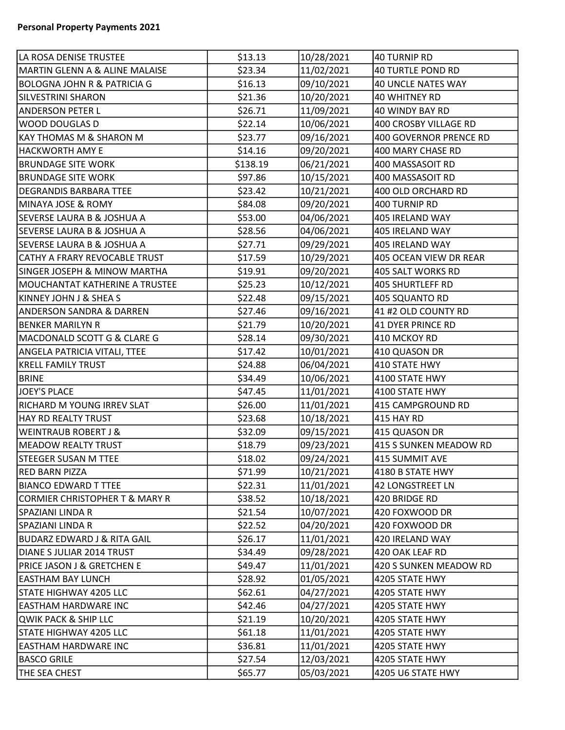**Personal Property Payments 2021**

| | | | |
|---|---|---|---|
| LA ROSA DENISE TRUSTEE | $13.13 | 10/28/2021 | 40 TURNIP RD |
| MARTIN GLENN A & ALINE MALAISE | $23.34 | 11/02/2021 | 40 TURTLE POND RD |
| BOLOGNA JOHN R & PATRICIA G | $16.13 | 09/10/2021 | 40 UNCLE NATES WAY |
| SILVESTRINI SHARON | $21.36 | 10/20/2021 | 40 WHITNEY RD |
| ANDERSON PETER L | $26.71 | 11/09/2021 | 40 WINDY BAY RD |
| WOOD DOUGLAS D | $22.14 | 10/06/2021 | 400 CROSBY VILLAGE RD |
| KAY THOMAS M & SHARON M | $23.77 | 09/16/2021 | 400 GOVERNOR PRENCE RD |
| HACKWORTH AMY E | $14.16 | 09/20/2021 | 400 MARY CHASE RD |
| BRUNDAGE SITE WORK | $138.19 | 06/21/2021 | 400 MASSASOIT RD |
| BRUNDAGE SITE WORK | $97.86 | 10/15/2021 | 400 MASSASOIT RD |
| DEGRANDIS BARBARA TTEE | $23.42 | 10/21/2021 | 400 OLD ORCHARD RD |
| MINAYA JOSE & ROMY | $84.08 | 09/20/2021 | 400 TURNIP RD |
| SEVERSE LAURA B & JOSHUA A | $53.00 | 04/06/2021 | 405 IRELAND WAY |
| SEVERSE LAURA B & JOSHUA A | $28.56 | 04/06/2021 | 405 IRELAND WAY |
| SEVERSE LAURA B & JOSHUA A | $27.71 | 09/29/2021 | 405 IRELAND WAY |
| CATHY A FRARY REVOCABLE TRUST | $17.59 | 10/29/2021 | 405 OCEAN VIEW DR REAR |
| SINGER JOSEPH & MINOW MARTHA | $19.91 | 09/20/2021 | 405 SALT WORKS RD |
| MOUCHANTAT KATHERINE A TRUSTEE | $25.23 | 10/12/2021 | 405 SHURTLEFF RD |
| KINNEY JOHN J & SHEA S | $22.48 | 09/15/2021 | 405 SQUANTO RD |
| ANDERSON SANDRA & DARREN | $27.46 | 09/16/2021 | 41 #2 OLD COUNTY RD |
| BENKER MARILYN R | $21.79 | 10/20/2021 | 41 DYER PRINCE RD |
| MACDONALD SCOTT G & CLARE G | $28.14 | 09/30/2021 | 410 MCKOY RD |
| ANGELA PATRICIA VITALI, TTEE | $17.42 | 10/01/2021 | 410 QUASON DR |
| KRELL FAMILY TRUST | $24.88 | 06/04/2021 | 410 STATE HWY |
| BRINE | $34.49 | 10/06/2021 | 4100 STATE HWY |
| JOEY'S PLACE | $47.45 | 11/01/2021 | 4100 STATE HWY |
| RICHARD M YOUNG IRREV SLAT | $26.00 | 11/01/2021 | 415 CAMPGROUND RD |
| HAY RD REALTY TRUST | $23.68 | 10/18/2021 | 415 HAY RD |
| WEINTRAUB ROBERT J & | $32.09 | 09/15/2021 | 415 QUASON DR |
| MEADOW REALTY TRUST | $18.79 | 09/23/2021 | 415 S SUNKEN MEADOW RD |
| STEEGER SUSAN M TTEE | $18.02 | 09/24/2021 | 415 SUMMIT AVE |
| RED BARN PIZZA | $71.99 | 10/21/2021 | 4180 B STATE HWY |
| BIANCO EDWARD T TTEE | $22.31 | 11/01/2021 | 42 LONGSTREET LN |
| CORMIER CHRISTOPHER T & MARY R | $38.52 | 10/18/2021 | 420 BRIDGE RD |
| SPAZIANI LINDA R | $21.54 | 10/07/2021 | 420 FOXWOOD DR |
| SPAZIANI LINDA R | $22.52 | 04/20/2021 | 420 FOXWOOD DR |
| BUDARZ EDWARD J & RITA GAIL | $26.17 | 11/01/2021 | 420 IRELAND WAY |
| DIANE S JULIAR 2014 TRUST | $34.49 | 09/28/2021 | 420 OAK LEAF RD |
| PRICE JASON J & GRETCHEN E | $49.47 | 11/01/2021 | 420 S SUNKEN MEADOW RD |
| EASTHAM BAY LUNCH | $28.92 | 01/05/2021 | 4205 STATE HWY |
| STATE HIGHWAY 4205 LLC | $62.61 | 04/27/2021 | 4205 STATE HWY |
| EASTHAM HARDWARE INC | $42.46 | 04/27/2021 | 4205 STATE HWY |
| QWIK PACK & SHIP LLC | $21.19 | 10/20/2021 | 4205 STATE HWY |
| STATE HIGHWAY 4205 LLC | $61.18 | 11/01/2021 | 4205 STATE HWY |
| EASTHAM HARDWARE INC | $36.81 | 11/01/2021 | 4205 STATE HWY |
| BASCO GRILE | $27.54 | 12/03/2021 | 4205 STATE HWY |
| THE SEA CHEST | $65.77 | 05/03/2021 | 4205 U6 STATE HWY |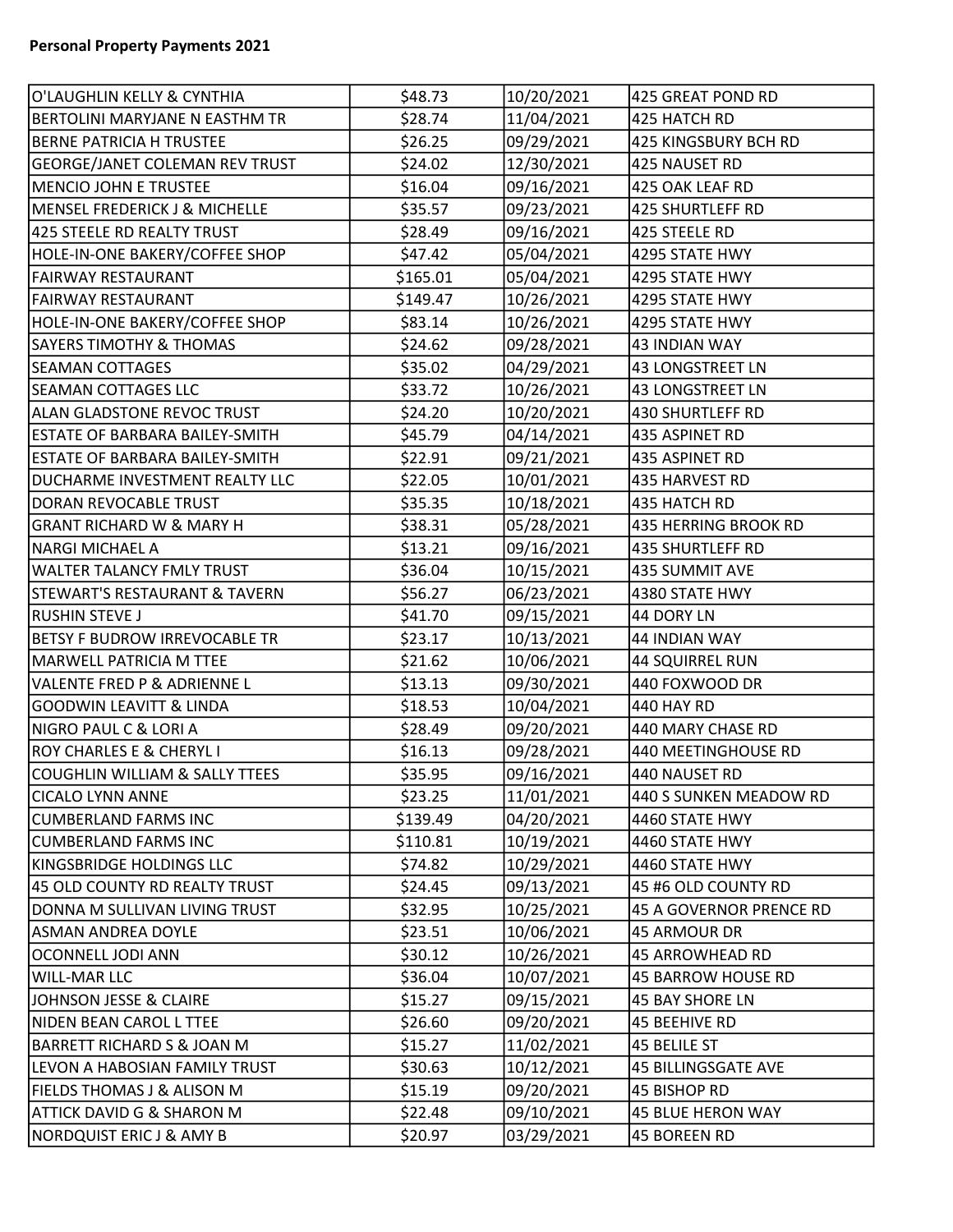**Personal Property Payments 2021**

| | | | |
|---|---|---|---|
| O'LAUGHLIN KELLY & CYNTHIA | $48.73 | 10/20/2021 | 425 GREAT POND RD |
| BERTOLINI MARYJANE N EASTHM TR | $28.74 | 11/04/2021 | 425 HATCH RD |
| BERNE PATRICIA H TRUSTEE | $26.25 | 09/29/2021 | 425 KINGSBURY BCH RD |
| GEORGE/JANET COLEMAN REV TRUST | $24.02 | 12/30/2021 | 425 NAUSET RD |
| MENCIO JOHN E TRUSTEE | $16.04 | 09/16/2021 | 425 OAK LEAF RD |
| MENSEL FREDERICK J & MICHELLE | $35.57 | 09/23/2021 | 425 SHURTLEFF RD |
| 425 STEELE RD REALTY TRUST | $28.49 | 09/16/2021 | 425 STEELE RD |
| HOLE-IN-ONE BAKERY/COFFEE SHOP | $47.42 | 05/04/2021 | 4295 STATE HWY |
| FAIRWAY RESTAURANT | $165.01 | 05/04/2021 | 4295 STATE HWY |
| FAIRWAY RESTAURANT | $149.47 | 10/26/2021 | 4295 STATE HWY |
| HOLE-IN-ONE BAKERY/COFFEE SHOP | $83.14 | 10/26/2021 | 4295 STATE HWY |
| SAYERS TIMOTHY & THOMAS | $24.62 | 09/28/2021 | 43 INDIAN WAY |
| SEAMAN COTTAGES | $35.02 | 04/29/2021 | 43 LONGSTREET LN |
| SEAMAN COTTAGES LLC | $33.72 | 10/26/2021 | 43 LONGSTREET LN |
| ALAN GLADSTONE REVOC TRUST | $24.20 | 10/20/2021 | 430 SHURTLEFF RD |
| ESTATE OF BARBARA BAILEY-SMITH | $45.79 | 04/14/2021 | 435 ASPINET RD |
| ESTATE OF BARBARA BAILEY-SMITH | $22.91 | 09/21/2021 | 435 ASPINET RD |
| DUCHARME INVESTMENT REALTY LLC | $22.05 | 10/01/2021 | 435 HARVEST RD |
| DORAN REVOCABLE TRUST | $35.35 | 10/18/2021 | 435 HATCH RD |
| GRANT RICHARD W & MARY H | $38.31 | 05/28/2021 | 435 HERRING BROOK RD |
| NARGI MICHAEL A | $13.21 | 09/16/2021 | 435 SHURTLEFF RD |
| WALTER TALANCY FMLY TRUST | $36.04 | 10/15/2021 | 435 SUMMIT AVE |
| STEWART'S RESTAURANT & TAVERN | $56.27 | 06/23/2021 | 4380 STATE HWY |
| RUSHIN STEVE J | $41.70 | 09/15/2021 | 44 DORY LN |
| BETSY F BUDROW IRREVOCABLE TR | $23.17 | 10/13/2021 | 44 INDIAN WAY |
| MARWELL PATRICIA M TTEE | $21.62 | 10/06/2021 | 44 SQUIRREL RUN |
| VALENTE FRED P & ADRIENNE L | $13.13 | 09/30/2021 | 440 FOXWOOD DR |
| GOODWIN LEAVITT & LINDA | $18.53 | 10/04/2021 | 440 HAY RD |
| NIGRO PAUL C & LORI A | $28.49 | 09/20/2021 | 440 MARY CHASE RD |
| ROY CHARLES E & CHERYL I | $16.13 | 09/28/2021 | 440 MEETINGHOUSE RD |
| COUGHLIN WILLIAM & SALLY TTEES | $35.95 | 09/16/2021 | 440 NAUSET RD |
| CICALO LYNN ANNE | $23.25 | 11/01/2021 | 440 S SUNKEN MEADOW RD |
| CUMBERLAND FARMS INC | $139.49 | 04/20/2021 | 4460 STATE HWY |
| CUMBERLAND FARMS INC | $110.81 | 10/19/2021 | 4460 STATE HWY |
| KINGSBRIDGE HOLDINGS LLC | $74.82 | 10/29/2021 | 4460 STATE HWY |
| 45 OLD COUNTY RD REALTY TRUST | $24.45 | 09/13/2021 | 45 #6 OLD COUNTY RD |
| DONNA M SULLIVAN LIVING TRUST | $32.95 | 10/25/2021 | 45 A GOVERNOR PRENCE RD |
| ASMAN ANDREA DOYLE | $23.51 | 10/06/2021 | 45 ARMOUR DR |
| OCONNELL JODI ANN | $30.12 | 10/26/2021 | 45 ARROWHEAD RD |
| WILL-MAR LLC | $36.04 | 10/07/2021 | 45 BARROW HOUSE RD |
| JOHNSON JESSE & CLAIRE | $15.27 | 09/15/2021 | 45 BAY SHORE LN |
| NIDEN BEAN CAROL L TTEE | $26.60 | 09/20/2021 | 45 BEEHIVE RD |
| BARRETT RICHARD S & JOAN M | $15.27 | 11/02/2021 | 45 BELILE ST |
| LEVON A HABOSIAN FAMILY TRUST | $30.63 | 10/12/2021 | 45 BILLINGSGATE AVE |
| FIELDS THOMAS J & ALISON M | $15.19 | 09/20/2021 | 45 BISHOP RD |
| ATTICK DAVID G & SHARON M | $22.48 | 09/10/2021 | 45 BLUE HERON WAY |
| NORDQUIST ERIC J & AMY B | $20.97 | 03/29/2021 | 45 BOREEN RD |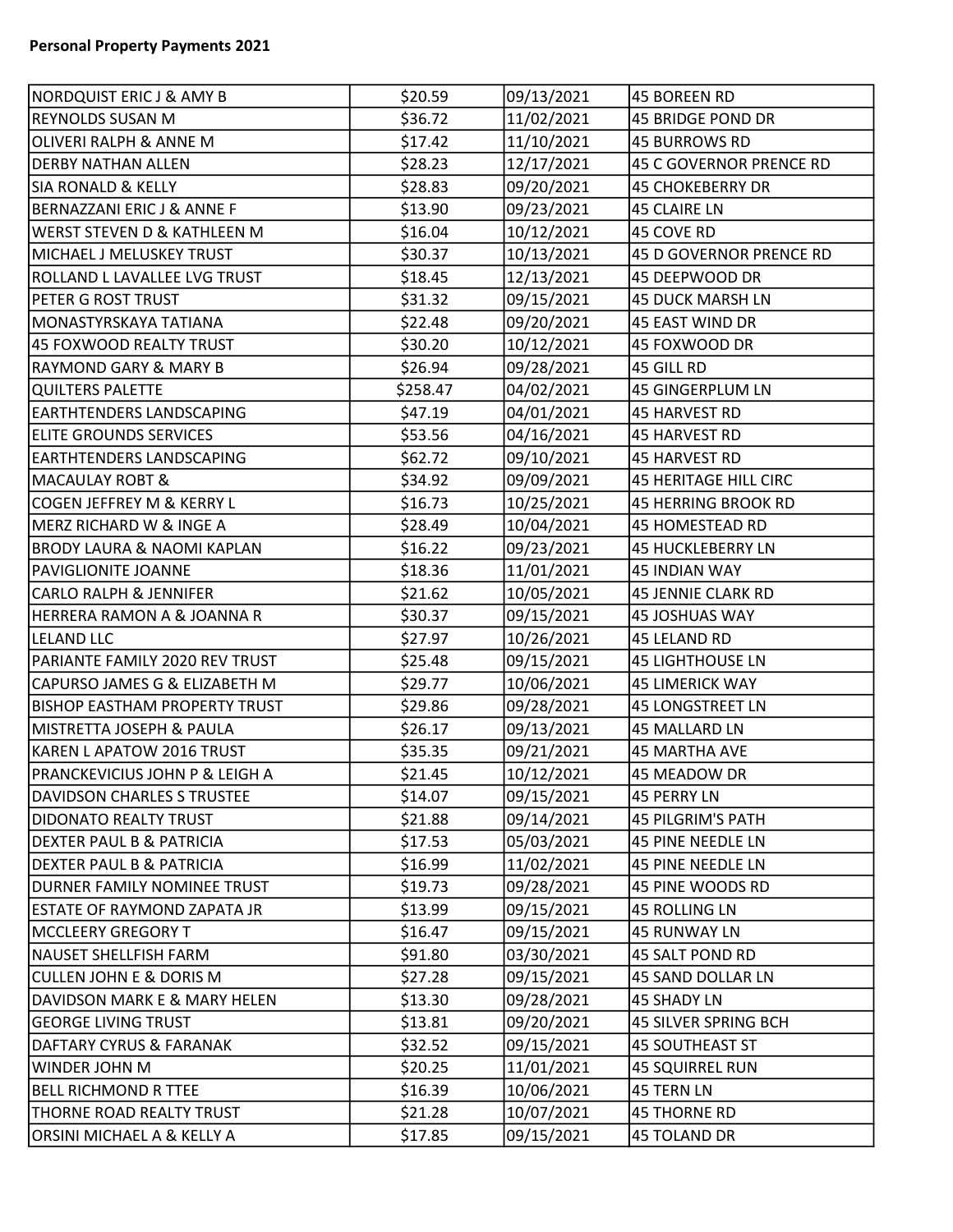**Personal Property Payments 2021**

| | | | |
|---|---|---|---|
| NORDQUIST ERIC J & AMY B | $20.59 | 09/13/2021 | 45 BOREEN RD |
| REYNOLDS SUSAN M | $36.72 | 11/02/2021 | 45 BRIDGE POND DR |
| OLIVERI RALPH & ANNE M | $17.42 | 11/10/2021 | 45 BURROWS RD |
| DERBY NATHAN ALLEN | $28.23 | 12/17/2021 | 45 C GOVERNOR PRENCE RD |
| SIA RONALD & KELLY | $28.83 | 09/20/2021 | 45 CHOKEBERRY DR |
| BERNAZZANI ERIC J & ANNE F | $13.90 | 09/23/2021 | 45 CLAIRE LN |
| WERST STEVEN D & KATHLEEN M | $16.04 | 10/12/2021 | 45 COVE RD |
| MICHAEL J MELUSKEY TRUST | $30.37 | 10/13/2021 | 45 D GOVERNOR PRENCE RD |
| ROLLAND L LAVALLEE LVG TRUST | $18.45 | 12/13/2021 | 45 DEEPWOOD DR |
| PETER G ROST TRUST | $31.32 | 09/15/2021 | 45 DUCK MARSH LN |
| MONASTYRSKAYA TATIANA | $22.48 | 09/20/2021 | 45 EAST WIND DR |
| 45 FOXWOOD REALTY TRUST | $30.20 | 10/12/2021 | 45 FOXWOOD DR |
| RAYMOND GARY & MARY B | $26.94 | 09/28/2021 | 45 GILL RD |
| QUILTERS PALETTE | $258.47 | 04/02/2021 | 45 GINGERPLUM LN |
| EARTHTENDERS LANDSCAPING | $47.19 | 04/01/2021 | 45 HARVEST RD |
| ELITE GROUNDS SERVICES | $53.56 | 04/16/2021 | 45 HARVEST RD |
| EARTHTENDERS LANDSCAPING | $62.72 | 09/10/2021 | 45 HARVEST RD |
| MACAULAY ROBT & | $34.92 | 09/09/2021 | 45 HERITAGE HILL CIRC |
| COGEN JEFFREY M & KERRY L | $16.73 | 10/25/2021 | 45 HERRING BROOK RD |
| MERZ RICHARD W & INGE A | $28.49 | 10/04/2021 | 45 HOMESTEAD RD |
| BRODY LAURA & NAOMI KAPLAN | $16.22 | 09/23/2021 | 45 HUCKLEBERRY LN |
| PAVIGLIONITE JOANNE | $18.36 | 11/01/2021 | 45 INDIAN WAY |
| CARLO RALPH & JENNIFER | $21.62 | 10/05/2021 | 45 JENNIE CLARK RD |
| HERRERA RAMON A & JOANNA R | $30.37 | 09/15/2021 | 45 JOSHUAS WAY |
| LELAND LLC | $27.97 | 10/26/2021 | 45 LELAND RD |
| PARIANTE FAMILY 2020 REV TRUST | $25.48 | 09/15/2021 | 45 LIGHTHOUSE LN |
| CAPURSO JAMES G & ELIZABETH M | $29.77 | 10/06/2021 | 45 LIMERICK WAY |
| BISHOP EASTHAM PROPERTY TRUST | $29.86 | 09/28/2021 | 45 LONGSTREET LN |
| MISTRETTA JOSEPH & PAULA | $26.17 | 09/13/2021 | 45 MALLARD LN |
| KAREN L APATOW 2016 TRUST | $35.35 | 09/21/2021 | 45 MARTHA AVE |
| PRANCKEVICIUS JOHN P & LEIGH A | $21.45 | 10/12/2021 | 45 MEADOW DR |
| DAVIDSON CHARLES S TRUSTEE | $14.07 | 09/15/2021 | 45 PERRY LN |
| DIDONATO REALTY TRUST | $21.88 | 09/14/2021 | 45 PILGRIM'S PATH |
| DEXTER PAUL B & PATRICIA | $17.53 | 05/03/2021 | 45 PINE NEEDLE LN |
| DEXTER PAUL B & PATRICIA | $16.99 | 11/02/2021 | 45 PINE NEEDLE LN |
| DURNER FAMILY NOMINEE TRUST | $19.73 | 09/28/2021 | 45 PINE WOODS RD |
| ESTATE OF RAYMOND ZAPATA JR | $13.99 | 09/15/2021 | 45 ROLLING LN |
| MCCLEERY GREGORY T | $16.47 | 09/15/2021 | 45 RUNWAY LN |
| NAUSET SHELLFISH FARM | $91.80 | 03/30/2021 | 45 SALT POND RD |
| CULLEN JOHN E & DORIS M | $27.28 | 09/15/2021 | 45 SAND DOLLAR LN |
| DAVIDSON MARK E & MARY HELEN | $13.30 | 09/28/2021 | 45 SHADY LN |
| GEORGE LIVING TRUST | $13.81 | 09/20/2021 | 45 SILVER SPRING BCH |
| DAFTARY CYRUS & FARANAK | $32.52 | 09/15/2021 | 45 SOUTHEAST ST |
| WINDER JOHN M | $20.25 | 11/01/2021 | 45 SQUIRREL RUN |
| BELL RICHMOND R TTEE | $16.39 | 10/06/2021 | 45 TERN LN |
| THORNE ROAD REALTY TRUST | $21.28 | 10/07/2021 | 45 THORNE RD |
| ORSINI MICHAEL A & KELLY A | $17.85 | 09/15/2021 | 45 TOLAND DR |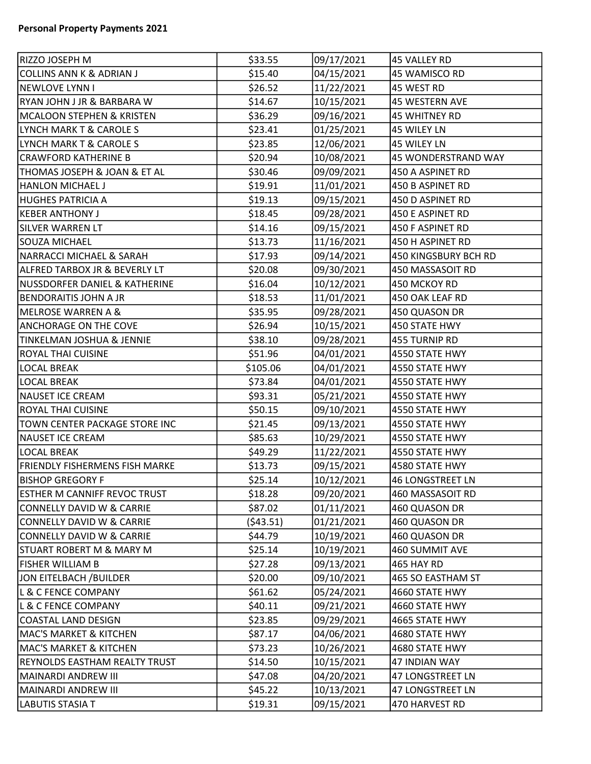**Personal Property Payments 2021**

| | | | |
|---|---|---|---|
| RIZZO JOSEPH M | $33.55 | 09/17/2021 | 45 VALLEY RD |
| COLLINS ANN K & ADRIAN J | $15.40 | 04/15/2021 | 45 WAMISCO RD |
| NEWLOVE LYNN I | $26.52 | 11/22/2021 | 45 WEST RD |
| RYAN JOHN J JR & BARBARA W | $14.67 | 10/15/2021 | 45 WESTERN AVE |
| MCALOON STEPHEN & KRISTEN | $36.29 | 09/16/2021 | 45 WHITNEY RD |
| LYNCH MARK T & CAROLE S | $23.41 | 01/25/2021 | 45 WILEY LN |
| LYNCH MARK T & CAROLE S | $23.85 | 12/06/2021 | 45 WILEY LN |
| CRAWFORD KATHERINE B | $20.94 | 10/08/2021 | 45 WONDERSTRAND WAY |
| THOMAS JOSEPH & JOAN & ET AL | $30.46 | 09/09/2021 | 450 A ASPINET RD |
| HANLON MICHAEL J | $19.91 | 11/01/2021 | 450 B ASPINET RD |
| HUGHES PATRICIA A | $19.13 | 09/15/2021 | 450 D ASPINET RD |
| KEBER ANTHONY J | $18.45 | 09/28/2021 | 450 E ASPINET RD |
| SILVER WARREN LT | $14.16 | 09/15/2021 | 450 F ASPINET RD |
| SOUZA MICHAEL | $13.73 | 11/16/2021 | 450 H ASPINET RD |
| NARRACCI MICHAEL & SARAH | $17.93 | 09/14/2021 | 450 KINGSBURY BCH RD |
| ALFRED TARBOX JR & BEVERLY LT | $20.08 | 09/30/2021 | 450 MASSASOIT RD |
| NUSSDORFER DANIEL & KATHERINE | $16.04 | 10/12/2021 | 450 MCKOY RD |
| BENDORAITIS JOHN A JR | $18.53 | 11/01/2021 | 450 OAK LEAF RD |
| MELROSE WARREN A & | $35.95 | 09/28/2021 | 450 QUASON DR |
| ANCHORAGE ON THE COVE | $26.94 | 10/15/2021 | 450 STATE HWY |
| TINKELMAN JOSHUA & JENNIE | $38.10 | 09/28/2021 | 455 TURNIP RD |
| ROYAL THAI CUISINE | $51.96 | 04/01/2021 | 4550 STATE HWY |
| LOCAL BREAK | $105.06 | 04/01/2021 | 4550 STATE HWY |
| LOCAL BREAK | $73.84 | 04/01/2021 | 4550 STATE HWY |
| NAUSET ICE CREAM | $93.31 | 05/21/2021 | 4550 STATE HWY |
| ROYAL THAI CUISINE | $50.15 | 09/10/2021 | 4550 STATE HWY |
| TOWN CENTER PACKAGE STORE INC | $21.45 | 09/13/2021 | 4550 STATE HWY |
| NAUSET ICE CREAM | $85.63 | 10/29/2021 | 4550 STATE HWY |
| LOCAL BREAK | $49.29 | 11/22/2021 | 4550 STATE HWY |
| FRIENDLY FISHERMENS FISH MARKE | $13.73 | 09/15/2021 | 4580 STATE HWY |
| BISHOP GREGORY F | $25.14 | 10/12/2021 | 46 LONGSTREET LN |
| ESTHER M CANNIFF REVOC TRUST | $18.28 | 09/20/2021 | 460 MASSASOIT RD |
| CONNELLY DAVID W & CARRIE | $87.02 | 01/11/2021 | 460 QUASON DR |
| CONNELLY DAVID W & CARRIE | ($43.51) | 01/21/2021 | 460 QUASON DR |
| CONNELLY DAVID W & CARRIE | $44.79 | 10/19/2021 | 460 QUASON DR |
| STUART ROBERT M & MARY M | $25.14 | 10/19/2021 | 460 SUMMIT AVE |
| FISHER WILLIAM B | $27.28 | 09/13/2021 | 465 HAY RD |
| JON EITELBACH /BUILDER | $20.00 | 09/10/2021 | 465 SO EASTHAM ST |
| L & C FENCE COMPANY | $61.62 | 05/24/2021 | 4660 STATE HWY |
| L & C FENCE COMPANY | $40.11 | 09/21/2021 | 4660 STATE HWY |
| COASTAL LAND DESIGN | $23.85 | 09/29/2021 | 4665 STATE HWY |
| MAC'S MARKET & KITCHEN | $87.17 | 04/06/2021 | 4680 STATE HWY |
| MAC'S MARKET & KITCHEN | $73.23 | 10/26/2021 | 4680 STATE HWY |
| REYNOLDS EASTHAM REALTY TRUST | $14.50 | 10/15/2021 | 47 INDIAN WAY |
| MAINARDI ANDREW III | $47.08 | 04/20/2021 | 47 LONGSTREET LN |
| MAINARDI ANDREW III | $45.22 | 10/13/2021 | 47 LONGSTREET LN |
| LABUTIS STASIA T | $19.31 | 09/15/2021 | 470 HARVEST RD |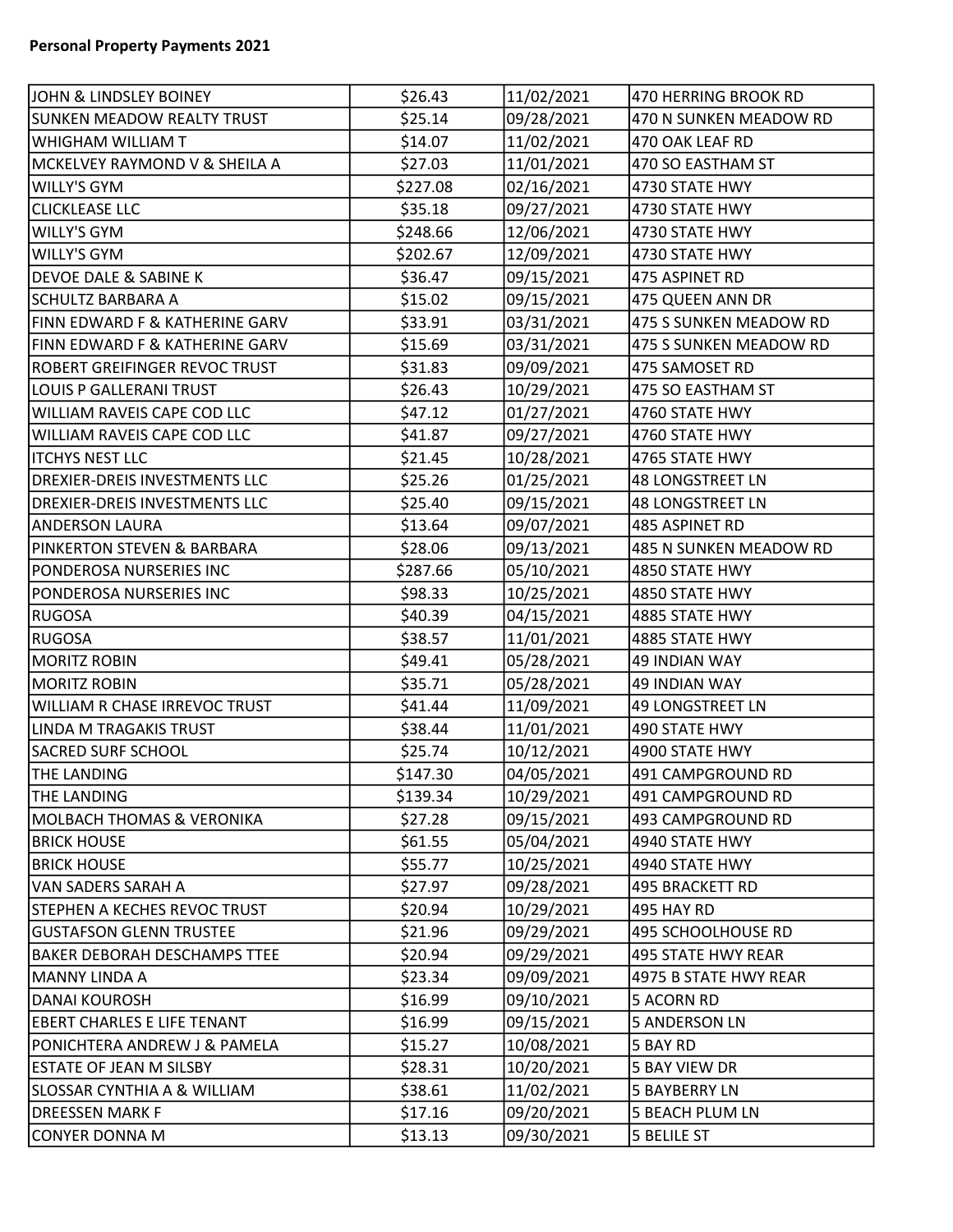**Personal Property Payments 2021**

| | | | |
|---|---|---|---|
| JOHN & LINDSLEY BOINEY | $26.43 | 11/02/2021 | 470 HERRING BROOK RD |
| SUNKEN MEADOW REALTY TRUST | $25.14 | 09/28/2021 | 470 N SUNKEN MEADOW RD |
| WHIGHAM WILLIAM T | $14.07 | 11/02/2021 | 470 OAK LEAF RD |
| MCKELVEY RAYMOND V & SHEILA A | $27.03 | 11/01/2021 | 470 SO EASTHAM ST |
| WILLY'S GYM | $227.08 | 02/16/2021 | 4730 STATE HWY |
| CLICKLEASE LLC | $35.18 | 09/27/2021 | 4730 STATE HWY |
| WILLY'S GYM | $248.66 | 12/06/2021 | 4730 STATE HWY |
| WILLY'S GYM | $202.67 | 12/09/2021 | 4730 STATE HWY |
| DEVOE DALE & SABINE K | $36.47 | 09/15/2021 | 475 ASPINET RD |
| SCHULTZ BARBARA A | $15.02 | 09/15/2021 | 475 QUEEN ANN DR |
| FINN EDWARD F & KATHERINE GARV | $33.91 | 03/31/2021 | 475 S SUNKEN MEADOW RD |
| FINN EDWARD F & KATHERINE GARV | $15.69 | 03/31/2021 | 475 S SUNKEN MEADOW RD |
| ROBERT GREIFINGER REVOC TRUST | $31.83 | 09/09/2021 | 475 SAMOSET RD |
| LOUIS P GALLERANI TRUST | $26.43 | 10/29/2021 | 475 SO EASTHAM ST |
| WILLIAM RAVEIS CAPE COD LLC | $47.12 | 01/27/2021 | 4760 STATE HWY |
| WILLIAM RAVEIS CAPE COD LLC | $41.87 | 09/27/2021 | 4760 STATE HWY |
| ITCHYS NEST LLC | $21.45 | 10/28/2021 | 4765 STATE HWY |
| DREXIER-DREIS INVESTMENTS LLC | $25.26 | 01/25/2021 | 48 LONGSTREET LN |
| DREXIER-DREIS INVESTMENTS LLC | $25.40 | 09/15/2021 | 48 LONGSTREET LN |
| ANDERSON LAURA | $13.64 | 09/07/2021 | 485 ASPINET RD |
| PINKERTON STEVEN & BARBARA | $28.06 | 09/13/2021 | 485 N SUNKEN MEADOW RD |
| PONDEROSA NURSERIES INC | $287.66 | 05/10/2021 | 4850 STATE HWY |
| PONDEROSA NURSERIES INC | $98.33 | 10/25/2021 | 4850 STATE HWY |
| RUGOSA | $40.39 | 04/15/2021 | 4885 STATE HWY |
| RUGOSA | $38.57 | 11/01/2021 | 4885 STATE HWY |
| MORITZ ROBIN | $49.41 | 05/28/2021 | 49 INDIAN WAY |
| MORITZ ROBIN | $35.71 | 05/28/2021 | 49 INDIAN WAY |
| WILLIAM R CHASE IRREVOC TRUST | $41.44 | 11/09/2021 | 49 LONGSTREET LN |
| LINDA M TRAGAKIS TRUST | $38.44 | 11/01/2021 | 490 STATE HWY |
| SACRED SURF SCHOOL | $25.74 | 10/12/2021 | 4900 STATE HWY |
| THE LANDING | $147.30 | 04/05/2021 | 491 CAMPGROUND RD |
| THE LANDING | $139.34 | 10/29/2021 | 491 CAMPGROUND RD |
| MOLBACH THOMAS & VERONIKA | $27.28 | 09/15/2021 | 493 CAMPGROUND RD |
| BRICK HOUSE | $61.55 | 05/04/2021 | 4940 STATE HWY |
| BRICK HOUSE | $55.77 | 10/25/2021 | 4940 STATE HWY |
| VAN SADERS SARAH A | $27.97 | 09/28/2021 | 495 BRACKETT RD |
| STEPHEN A KECHES REVOC TRUST | $20.94 | 10/29/2021 | 495 HAY RD |
| GUSTAFSON GLENN TRUSTEE | $21.96 | 09/29/2021 | 495 SCHOOLHOUSE RD |
| BAKER DEBORAH DESCHAMPS TTEE | $20.94 | 09/29/2021 | 495 STATE HWY REAR |
| MANNY LINDA A | $23.34 | 09/09/2021 | 4975 B STATE HWY REAR |
| DANAI KOUROSH | $16.99 | 09/10/2021 | 5 ACORN RD |
| EBERT CHARLES E LIFE TENANT | $16.99 | 09/15/2021 | 5 ANDERSON LN |
| PONICHTERA ANDREW J & PAMELA | $15.27 | 10/08/2021 | 5 BAY RD |
| ESTATE OF JEAN M SILSBY | $28.31 | 10/20/2021 | 5 BAY VIEW DR |
| SLOSSAR CYNTHIA A & WILLIAM | $38.61 | 11/02/2021 | 5 BAYBERRY LN |
| DREESSEN MARK F | $17.16 | 09/20/2021 | 5 BEACH PLUM LN |
| CONYER DONNA M | $13.13 | 09/30/2021 | 5 BELILE ST |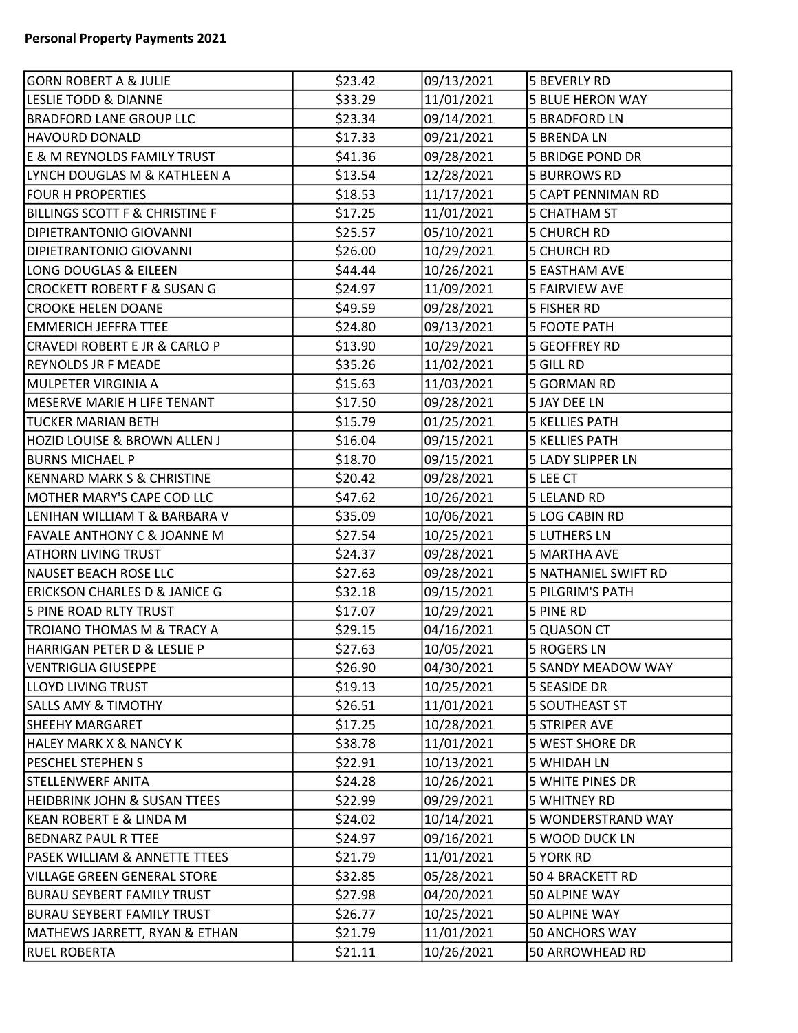**Personal Property Payments 2021**

| | | | |
|---|---|---|---|
| GORN ROBERT A & JULIE | $23.42 | 09/13/2021 | 5 BEVERLY RD |
| LESLIE TODD & DIANNE | $33.29 | 11/01/2021 | 5 BLUE HERON WAY |
| BRADFORD LANE GROUP LLC | $23.34 | 09/14/2021 | 5 BRADFORD LN |
| HAVOURD DONALD | $17.33 | 09/21/2021 | 5 BRENDA LN |
| E & M REYNOLDS FAMILY TRUST | $41.36 | 09/28/2021 | 5 BRIDGE POND DR |
| LYNCH DOUGLAS M & KATHLEEN A | $13.54 | 12/28/2021 | 5 BURROWS RD |
| FOUR H PROPERTIES | $18.53 | 11/17/2021 | 5 CAPT PENNIMAN RD |
| BILLINGS SCOTT F & CHRISTINE F | $17.25 | 11/01/2021 | 5 CHATHAM ST |
| DIPIETRANTONIO GIOVANNI | $25.57 | 05/10/2021 | 5 CHURCH RD |
| DIPIETRANTONIO GIOVANNI | $26.00 | 10/29/2021 | 5 CHURCH RD |
| LONG DOUGLAS & EILEEN | $44.44 | 10/26/2021 | 5 EASTHAM AVE |
| CROCKETT ROBERT F & SUSAN G | $24.97 | 11/09/2021 | 5 FAIRVIEW AVE |
| CROOKE HELEN DOANE | $49.59 | 09/28/2021 | 5 FISHER RD |
| EMMERICH JEFFRA TTEE | $24.80 | 09/13/2021 | 5 FOOTE PATH |
| CRAVEDI ROBERT E JR & CARLO P | $13.90 | 10/29/2021 | 5 GEOFFREY RD |
| REYNOLDS JR F MEADE | $35.26 | 11/02/2021 | 5 GILL RD |
| MULPETER VIRGINIA A | $15.63 | 11/03/2021 | 5 GORMAN RD |
| MESERVE MARIE H LIFE TENANT | $17.50 | 09/28/2021 | 5 JAY DEE LN |
| TUCKER MARIAN BETH | $15.79 | 01/25/2021 | 5 KELLIES PATH |
| HOZID LOUISE & BROWN ALLEN J | $16.04 | 09/15/2021 | 5 KELLIES PATH |
| BURNS MICHAEL P | $18.70 | 09/15/2021 | 5 LADY SLIPPER LN |
| KENNARD MARK S & CHRISTINE | $20.42 | 09/28/2021 | 5 LEE CT |
| MOTHER MARY'S CAPE COD LLC | $47.62 | 10/26/2021 | 5 LELAND RD |
| LENIHAN WILLIAM T & BARBARA V | $35.09 | 10/06/2021 | 5 LOG CABIN RD |
| FAVALE ANTHONY C & JOANNE M | $27.54 | 10/25/2021 | 5 LUTHERS LN |
| ATHORN LIVING TRUST | $24.37 | 09/28/2021 | 5 MARTHA AVE |
| NAUSET BEACH ROSE LLC | $27.63 | 09/28/2021 | 5 NATHANIEL SWIFT RD |
| ERICKSON CHARLES D & JANICE G | $32.18 | 09/15/2021 | 5 PILGRIM'S PATH |
| 5 PINE ROAD RLTY TRUST | $17.07 | 10/29/2021 | 5 PINE RD |
| TROIANO THOMAS M & TRACY A | $29.15 | 04/16/2021 | 5 QUASON CT |
| HARRIGAN PETER D & LESLIE P | $27.63 | 10/05/2021 | 5 ROGERS LN |
| VENTRIGLIA GIUSEPPE | $26.90 | 04/30/2021 | 5 SANDY MEADOW WAY |
| LLOYD LIVING TRUST | $19.13 | 10/25/2021 | 5 SEASIDE DR |
| SALLS AMY & TIMOTHY | $26.51 | 11/01/2021 | 5 SOUTHEAST ST |
| SHEEHY MARGARET | $17.25 | 10/28/2021 | 5 STRIPER AVE |
| HALEY MARK X & NANCY K | $38.78 | 11/01/2021 | 5 WEST SHORE DR |
| PESCHEL STEPHEN S | $22.91 | 10/13/2021 | 5 WHIDAH LN |
| STELLENWERF ANITA | $24.28 | 10/26/2021 | 5 WHITE PINES DR |
| HEIDBRINK JOHN & SUSAN TTEES | $22.99 | 09/29/2021 | 5 WHITNEY RD |
| KEAN ROBERT E & LINDA M | $24.02 | 10/14/2021 | 5 WONDERSTRAND WAY |
| BEDNARZ PAUL R TTEE | $24.97 | 09/16/2021 | 5 WOOD DUCK LN |
| PASEK WILLIAM & ANNETTE TTEES | $21.79 | 11/01/2021 | 5 YORK RD |
| VILLAGE GREEN GENERAL STORE | $32.85 | 05/28/2021 | 50 4 BRACKETT RD |
| BURAU SEYBERT FAMILY TRUST | $27.98 | 04/20/2021 | 50 ALPINE WAY |
| BURAU SEYBERT FAMILY TRUST | $26.77 | 10/25/2021 | 50 ALPINE WAY |
| MATHEWS JARRETT, RYAN & ETHAN | $21.79 | 11/01/2021 | 50 ANCHORS WAY |
| RUEL ROBERTA | $21.11 | 10/26/2021 | 50 ARROWHEAD RD |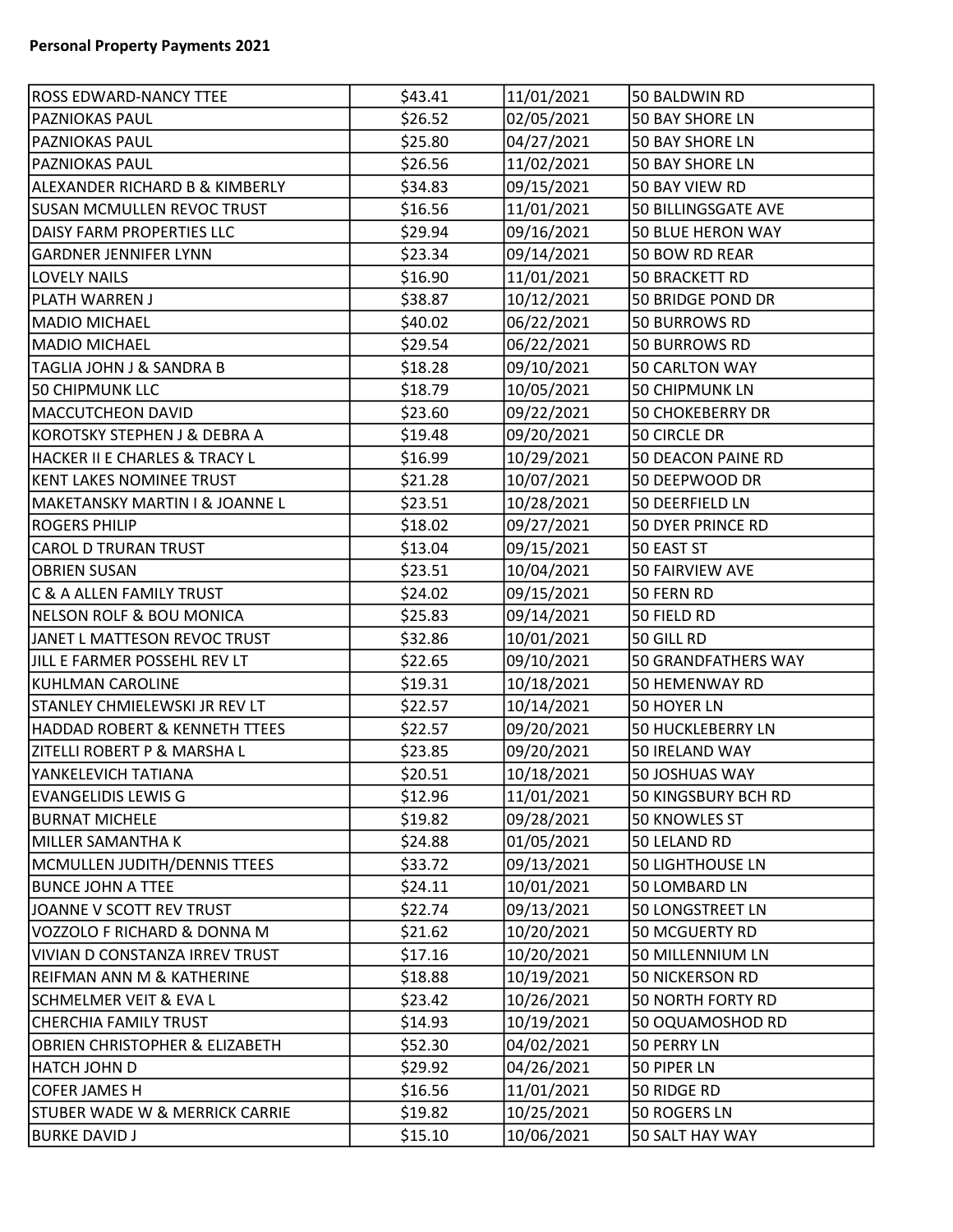**Personal Property Payments 2021**

| | | | |
|---|---|---|---|
| ROSS EDWARD-NANCY TTEE | $43.41 | 11/01/2021 | 50 BALDWIN RD |
| PAZNIOKAS PAUL | $26.52 | 02/05/2021 | 50 BAY SHORE LN |
| PAZNIOKAS PAUL | $25.80 | 04/27/2021 | 50 BAY SHORE LN |
| PAZNIOKAS PAUL | $26.56 | 11/02/2021 | 50 BAY SHORE LN |
| ALEXANDER RICHARD B & KIMBERLY | $34.83 | 09/15/2021 | 50 BAY VIEW RD |
| SUSAN MCMULLEN REVOC TRUST | $16.56 | 11/01/2021 | 50 BILLINGSGATE AVE |
| DAISY FARM PROPERTIES LLC | $29.94 | 09/16/2021 | 50 BLUE HERON WAY |
| GARDNER JENNIFER LYNN | $23.34 | 09/14/2021 | 50 BOW RD REAR |
| LOVELY NAILS | $16.90 | 11/01/2021 | 50 BRACKETT RD |
| PLATH WARREN J | $38.87 | 10/12/2021 | 50 BRIDGE POND DR |
| MADIO MICHAEL | $40.02 | 06/22/2021 | 50 BURROWS RD |
| MADIO MICHAEL | $29.54 | 06/22/2021 | 50 BURROWS RD |
| TAGLIA JOHN J & SANDRA B | $18.28 | 09/10/2021 | 50 CARLTON WAY |
| 50 CHIPMUNK LLC | $18.79 | 10/05/2021 | 50 CHIPMUNK LN |
| MACCUTCHEON DAVID | $23.60 | 09/22/2021 | 50 CHOKEBERRY DR |
| KOROTSKY STEPHEN J & DEBRA A | $19.48 | 09/20/2021 | 50 CIRCLE DR |
| HACKER II E CHARLES & TRACY L | $16.99 | 10/29/2021 | 50 DEACON PAINE RD |
| KENT LAKES NOMINEE TRUST | $21.28 | 10/07/2021 | 50 DEEPWOOD DR |
| MAKETANSKY MARTIN I & JOANNE L | $23.51 | 10/28/2021 | 50 DEERFIELD LN |
| ROGERS PHILIP | $18.02 | 09/27/2021 | 50 DYER PRINCE RD |
| CAROL D TRURAN TRUST | $13.04 | 09/15/2021 | 50 EAST ST |
| OBRIEN SUSAN | $23.51 | 10/04/2021 | 50 FAIRVIEW AVE |
| C & A ALLEN FAMILY TRUST | $24.02 | 09/15/2021 | 50 FERN RD |
| NELSON ROLF & BOU MONICA | $25.83 | 09/14/2021 | 50 FIELD RD |
| JANET L MATTESON REVOC TRUST | $32.86 | 10/01/2021 | 50 GILL RD |
| JILL E FARMER POSSEHL REV LT | $22.65 | 09/10/2021 | 50 GRANDFATHERS WAY |
| KUHLMAN CAROLINE | $19.31 | 10/18/2021 | 50 HEMENWAY RD |
| STANLEY CHMIELEWSKI JR REV LT | $22.57 | 10/14/2021 | 50 HOYER LN |
| HADDAD ROBERT & KENNETH TTEES | $22.57 | 09/20/2021 | 50 HUCKLEBERRY LN |
| ZITELLI ROBERT P & MARSHA L | $23.85 | 09/20/2021 | 50 IRELAND WAY |
| YANKELEVICH TATIANA | $20.51 | 10/18/2021 | 50 JOSHUAS WAY |
| EVANGELIDIS LEWIS G | $12.96 | 11/01/2021 | 50 KINGSBURY BCH RD |
| BURNAT MICHELE | $19.82 | 09/28/2021 | 50 KNOWLES ST |
| MILLER SAMANTHA K | $24.88 | 01/05/2021 | 50 LELAND RD |
| MCMULLEN JUDITH/DENNIS TTEES | $33.72 | 09/13/2021 | 50 LIGHTHOUSE LN |
| BUNCE JOHN A TTEE | $24.11 | 10/01/2021 | 50 LOMBARD LN |
| JOANNE V SCOTT REV TRUST | $22.74 | 09/13/2021 | 50 LONGSTREET LN |
| VOZZOLO F RICHARD & DONNA M | $21.62 | 10/20/2021 | 50 MCGUERTY RD |
| VIVIAN D CONSTANZA IRREV TRUST | $17.16 | 10/20/2021 | 50 MILLENNIUM LN |
| REIFMAN ANN M & KATHERINE | $18.88 | 10/19/2021 | 50 NICKERSON RD |
| SCHMELMER VEIT & EVA L | $23.42 | 10/26/2021 | 50 NORTH FORTY RD |
| CHERCHIA FAMILY TRUST | $14.93 | 10/19/2021 | 50 OQUAMOSHOD RD |
| OBRIEN CHRISTOPHER & ELIZABETH | $52.30 | 04/02/2021 | 50 PERRY LN |
| HATCH JOHN D | $29.92 | 04/26/2021 | 50 PIPER LN |
| COFER JAMES H | $16.56 | 11/01/2021 | 50 RIDGE RD |
| STUBER WADE W & MERRICK CARRIE | $19.82 | 10/25/2021 | 50 ROGERS LN |
| BURKE DAVID J | $15.10 | 10/06/2021 | 50 SALT HAY WAY |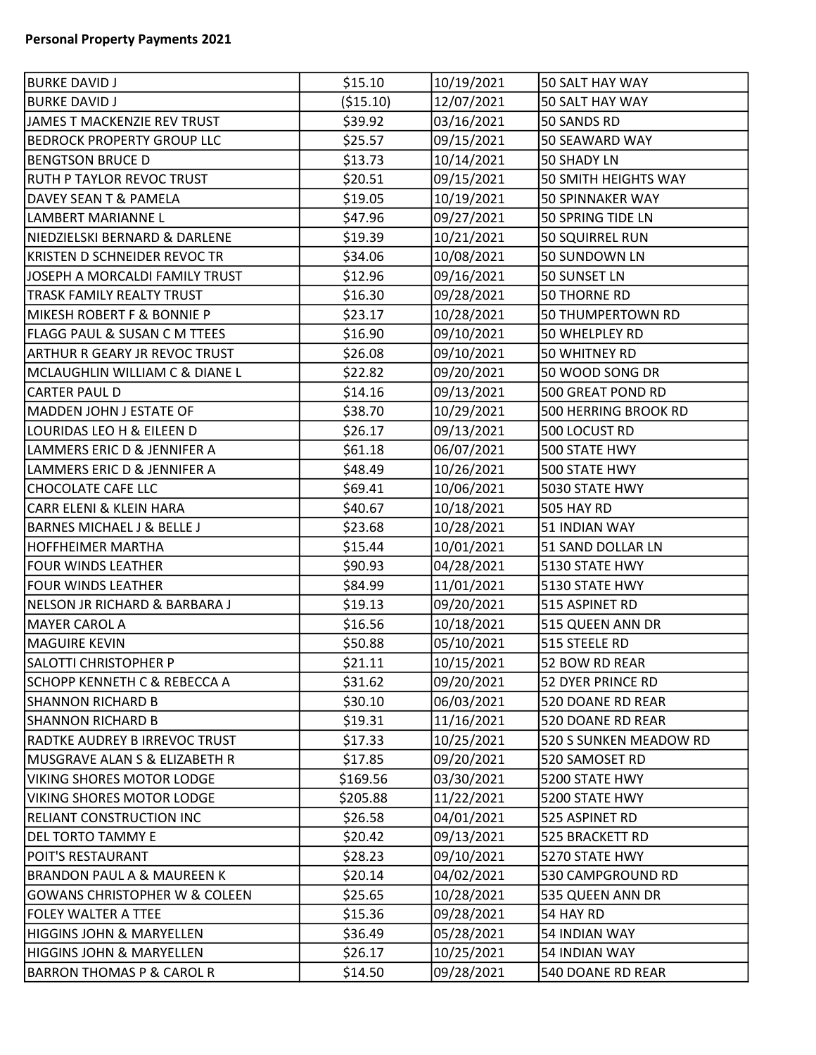**Personal Property Payments 2021**

| | | | |
|---|---|---|---|
| BURKE DAVID J | $15.10 | 10/19/2021 | 50 SALT HAY WAY |
| BURKE DAVID J | ($15.10) | 12/07/2021 | 50 SALT HAY WAY |
| JAMES T MACKENZIE REV TRUST | $39.92 | 03/16/2021 | 50 SANDS RD |
| BEDROCK PROPERTY GROUP LLC | $25.57 | 09/15/2021 | 50 SEAWARD WAY |
| BENGTSON BRUCE D | $13.73 | 10/14/2021 | 50 SHADY LN |
| RUTH P TAYLOR REVOC TRUST | $20.51 | 09/15/2021 | 50 SMITH HEIGHTS WAY |
| DAVEY SEAN T & PAMELA | $19.05 | 10/19/2021 | 50 SPINNAKER WAY |
| LAMBERT MARIANNE L | $47.96 | 09/27/2021 | 50 SPRING TIDE LN |
| NIEDZIELSKI BERNARD & DARLENE | $19.39 | 10/21/2021 | 50 SQUIRREL RUN |
| KRISTEN D SCHNEIDER REVOC TR | $34.06 | 10/08/2021 | 50 SUNDOWN LN |
| JOSEPH A MORCALDI FAMILY TRUST | $12.96 | 09/16/2021 | 50 SUNSET LN |
| TRASK FAMILY REALTY TRUST | $16.30 | 09/28/2021 | 50 THORNE RD |
| MIKESH ROBERT F & BONNIE P | $23.17 | 10/28/2021 | 50 THUMPERTOWN RD |
| FLAGG PAUL & SUSAN C M TTEES | $16.90 | 09/10/2021 | 50 WHELPLEY RD |
| ARTHUR R GEARY JR REVOC TRUST | $26.08 | 09/10/2021 | 50 WHITNEY RD |
| MCLAUGHLIN WILLIAM C & DIANE L | $22.82 | 09/20/2021 | 50 WOOD SONG DR |
| CARTER PAUL D | $14.16 | 09/13/2021 | 500 GREAT POND RD |
| MADDEN JOHN J ESTATE OF | $38.70 | 10/29/2021 | 500 HERRING BROOK RD |
| LOURIDAS LEO H & EILEEN D | $26.17 | 09/13/2021 | 500 LOCUST RD |
| LAMMERS ERIC D & JENNIFER A | $61.18 | 06/07/2021 | 500 STATE HWY |
| LAMMERS ERIC D & JENNIFER A | $48.49 | 10/26/2021 | 500 STATE HWY |
| CHOCOLATE CAFE LLC | $69.41 | 10/06/2021 | 5030 STATE HWY |
| CARR ELENI & KLEIN HARA | $40.67 | 10/18/2021 | 505 HAY RD |
| BARNES MICHAEL J & BELLE J | $23.68 | 10/28/2021 | 51 INDIAN WAY |
| HOFFHEIMER MARTHA | $15.44 | 10/01/2021 | 51 SAND DOLLAR LN |
| FOUR WINDS LEATHER | $90.93 | 04/28/2021 | 5130 STATE HWY |
| FOUR WINDS LEATHER | $84.99 | 11/01/2021 | 5130 STATE HWY |
| NELSON JR RICHARD & BARBARA J | $19.13 | 09/20/2021 | 515 ASPINET RD |
| MAYER CAROL A | $16.56 | 10/18/2021 | 515 QUEEN ANN DR |
| MAGUIRE KEVIN | $50.88 | 05/10/2021 | 515 STEELE RD |
| SALOTTI CHRISTOPHER P | $21.11 | 10/15/2021 | 52 BOW RD REAR |
| SCHOPP KENNETH C & REBECCA A | $31.62 | 09/20/2021 | 52 DYER PRINCE RD |
| SHANNON RICHARD B | $30.10 | 06/03/2021 | 520 DOANE RD REAR |
| SHANNON RICHARD B | $19.31 | 11/16/2021 | 520 DOANE RD REAR |
| RADTKE AUDREY B IRREVOC TRUST | $17.33 | 10/25/2021 | 520 S SUNKEN MEADOW RD |
| MUSGRAVE ALAN S & ELIZABETH R | $17.85 | 09/20/2021 | 520 SAMOSET RD |
| VIKING SHORES MOTOR LODGE | $169.56 | 03/30/2021 | 5200 STATE HWY |
| VIKING SHORES MOTOR LODGE | $205.88 | 11/22/2021 | 5200 STATE HWY |
| RELIANT CONSTRUCTION INC | $26.58 | 04/01/2021 | 525 ASPINET RD |
| DEL TORTO TAMMY E | $20.42 | 09/13/2021 | 525 BRACKETT RD |
| POIT'S RESTAURANT | $28.23 | 09/10/2021 | 5270 STATE HWY |
| BRANDON PAUL A & MAUREEN K | $20.14 | 04/02/2021 | 530 CAMPGROUND RD |
| GOWANS CHRISTOPHER W & COLEEN | $25.65 | 10/28/2021 | 535 QUEEN ANN DR |
| FOLEY WALTER A TTEE | $15.36 | 09/28/2021 | 54 HAY RD |
| HIGGINS JOHN & MARYELLEN | $36.49 | 05/28/2021 | 54 INDIAN WAY |
| HIGGINS JOHN & MARYELLEN | $26.17 | 10/25/2021 | 54 INDIAN WAY |
| BARRON THOMAS P & CAROL R | $14.50 | 09/28/2021 | 540 DOANE RD REAR |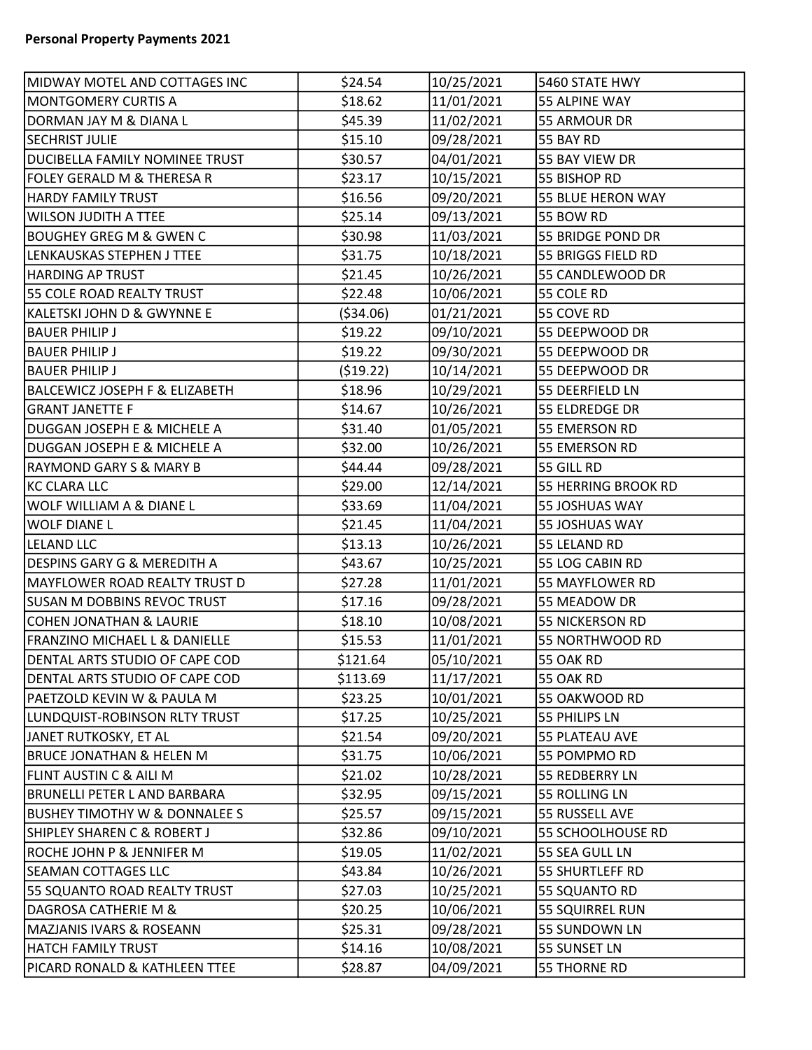**Personal Property Payments 2021**

| | | | |
|---|---|---|---|
| MIDWAY MOTEL AND COTTAGES INC | $24.54 | 10/25/2021 | 5460 STATE HWY |
| MONTGOMERY CURTIS A | $18.62 | 11/01/2021 | 55 ALPINE WAY |
| DORMAN JAY M & DIANA L | $45.39 | 11/02/2021 | 55 ARMOUR DR |
| SECHRIST JULIE | $15.10 | 09/28/2021 | 55 BAY RD |
| DUCIBELLA FAMILY NOMINEE TRUST | $30.57 | 04/01/2021 | 55 BAY VIEW DR |
| FOLEY GERALD M & THERESA R | $23.17 | 10/15/2021 | 55 BISHOP RD |
| HARDY FAMILY TRUST | $16.56 | 09/20/2021 | 55 BLUE HERON WAY |
| WILSON JUDITH A TTEE | $25.14 | 09/13/2021 | 55 BOW RD |
| BOUGHEY GREG M & GWEN C | $30.98 | 11/03/2021 | 55 BRIDGE POND DR |
| LENKAUSKAS STEPHEN J TTEE | $31.75 | 10/18/2021 | 55 BRIGGS FIELD RD |
| HARDING AP TRUST | $21.45 | 10/26/2021 | 55 CANDLEWOOD DR |
| 55 COLE ROAD REALTY TRUST | $22.48 | 10/06/2021 | 55 COLE RD |
| KALETSKI JOHN D & GWYNNE E | ($34.06) | 01/21/2021 | 55 COVE RD |
| BAUER PHILIP J | $19.22 | 09/10/2021 | 55 DEEPWOOD DR |
| BAUER PHILIP J | $19.22 | 09/30/2021 | 55 DEEPWOOD DR |
| BAUER PHILIP J | ($19.22) | 10/14/2021 | 55 DEEPWOOD DR |
| BALCEWICZ JOSEPH F & ELIZABETH | $18.96 | 10/29/2021 | 55 DEERFIELD LN |
| GRANT JANETTE F | $14.67 | 10/26/2021 | 55 ELDREDGE DR |
| DUGGAN JOSEPH E & MICHELE A | $31.40 | 01/05/2021 | 55 EMERSON RD |
| DUGGAN JOSEPH E & MICHELE A | $32.00 | 10/26/2021 | 55 EMERSON RD |
| RAYMOND GARY S & MARY B | $44.44 | 09/28/2021 | 55 GILL RD |
| KC CLARA LLC | $29.00 | 12/14/2021 | 55 HERRING BROOK RD |
| WOLF WILLIAM A & DIANE L | $33.69 | 11/04/2021 | 55 JOSHUAS WAY |
| WOLF DIANE L | $21.45 | 11/04/2021 | 55 JOSHUAS WAY |
| LELAND LLC | $13.13 | 10/26/2021 | 55 LELAND RD |
| DESPINS GARY G & MEREDITH A | $43.67 | 10/25/2021 | 55 LOG CABIN RD |
| MAYFLOWER ROAD REALTY TRUST D | $27.28 | 11/01/2021 | 55 MAYFLOWER RD |
| SUSAN M DOBBINS REVOC TRUST | $17.16 | 09/28/2021 | 55 MEADOW DR |
| COHEN JONATHAN & LAURIE | $18.10 | 10/08/2021 | 55 NICKERSON RD |
| FRANZINO MICHAEL L & DANIELLE | $15.53 | 11/01/2021 | 55 NORTHWOOD RD |
| DENTAL ARTS STUDIO OF CAPE COD | $121.64 | 05/10/2021 | 55 OAK RD |
| DENTAL ARTS STUDIO OF CAPE COD | $113.69 | 11/17/2021 | 55 OAK RD |
| PAETZOLD KEVIN W & PAULA M | $23.25 | 10/01/2021 | 55 OAKWOOD RD |
| LUNDQUIST-ROBINSON RLTY TRUST | $17.25 | 10/25/2021 | 55 PHILIPS LN |
| JANET RUTKOSKY, ET AL | $21.54 | 09/20/2021 | 55 PLATEAU AVE |
| BRUCE JONATHAN & HELEN M | $31.75 | 10/06/2021 | 55 POMPMO RD |
| FLINT AUSTIN C & AILI M | $21.02 | 10/28/2021 | 55 REDBERRY LN |
| BRUNELLI PETER L AND BARBARA | $32.95 | 09/15/2021 | 55 ROLLING LN |
| BUSHEY TIMOTHY W & DONNALEE S | $25.57 | 09/15/2021 | 55 RUSSELL AVE |
| SHIPLEY SHAREN C & ROBERT J | $32.86 | 09/10/2021 | 55 SCHOOLHOUSE RD |
| ROCHE JOHN P & JENNIFER M | $19.05 | 11/02/2021 | 55 SEA GULL LN |
| SEAMAN COTTAGES LLC | $43.84 | 10/26/2021 | 55 SHURTLEFF RD |
| 55 SQUANTO ROAD REALTY TRUST | $27.03 | 10/25/2021 | 55 SQUANTO RD |
| DAGROSA CATHERIE M & | $20.25 | 10/06/2021 | 55 SQUIRREL RUN |
| MAZJANIS IVARS & ROSEANN | $25.31 | 09/28/2021 | 55 SUNDOWN LN |
| HATCH FAMILY TRUST | $14.16 | 10/08/2021 | 55 SUNSET LN |
| PICARD RONALD & KATHLEEN TTEE | $28.87 | 04/09/2021 | 55 THORNE RD |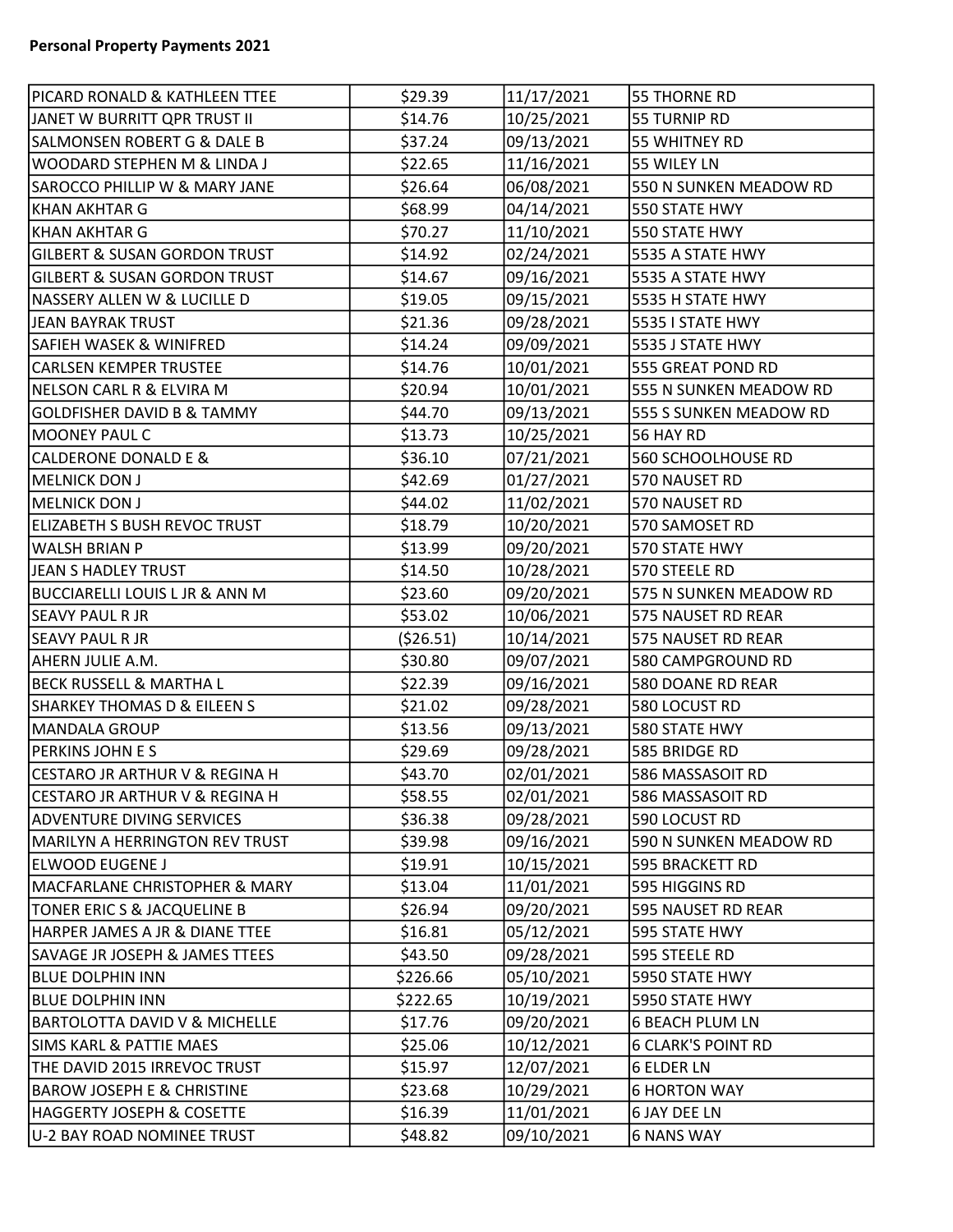**Personal Property Payments 2021**

| | | | |
|---|---|---|---|
| PICARD RONALD & KATHLEEN TTEE | $29.39 | 11/17/2021 | 55 THORNE RD |
| JANET W BURRITT QPR TRUST II | $14.76 | 10/25/2021 | 55 TURNIP RD |
| SALMONSEN ROBERT G & DALE B | $37.24 | 09/13/2021 | 55 WHITNEY RD |
| WOODARD STEPHEN M & LINDA J | $22.65 | 11/16/2021 | 55 WILEY LN |
| SAROCCO PHILLIP W & MARY JANE | $26.64 | 06/08/2021 | 550 N SUNKEN MEADOW RD |
| KHAN AKHTAR G | $68.99 | 04/14/2021 | 550 STATE HWY |
| KHAN AKHTAR G | $70.27 | 11/10/2021 | 550 STATE HWY |
| GILBERT & SUSAN GORDON TRUST | $14.92 | 02/24/2021 | 5535 A STATE HWY |
| GILBERT & SUSAN GORDON TRUST | $14.67 | 09/16/2021 | 5535 A STATE HWY |
| NASSERY ALLEN W & LUCILLE D | $19.05 | 09/15/2021 | 5535 H STATE HWY |
| JEAN BAYRAK TRUST | $21.36 | 09/28/2021 | 5535 I STATE HWY |
| SAFIEH WASEK & WINIFRED | $14.24 | 09/09/2021 | 5535 J STATE HWY |
| CARLSEN KEMPER TRUSTEE | $14.76 | 10/01/2021 | 555 GREAT POND RD |
| NELSON CARL R & ELVIRA M | $20.94 | 10/01/2021 | 555 N SUNKEN MEADOW RD |
| GOLDFISHER DAVID B & TAMMY | $44.70 | 09/13/2021 | 555 S SUNKEN MEADOW RD |
| MOONEY PAUL C | $13.73 | 10/25/2021 | 56 HAY RD |
| CALDERONE DONALD E & | $36.10 | 07/21/2021 | 560 SCHOOLHOUSE RD |
| MELNICK DON J | $42.69 | 01/27/2021 | 570 NAUSET RD |
| MELNICK DON J | $44.02 | 11/02/2021 | 570 NAUSET RD |
| ELIZABETH S BUSH REVOC TRUST | $18.79 | 10/20/2021 | 570 SAMOSET RD |
| WALSH BRIAN P | $13.99 | 09/20/2021 | 570 STATE HWY |
| JEAN S HADLEY TRUST | $14.50 | 10/28/2021 | 570 STEELE RD |
| BUCCIARELLI LOUIS L JR & ANN M | $23.60 | 09/20/2021 | 575 N SUNKEN MEADOW RD |
| SEAVY PAUL R JR | $53.02 | 10/06/2021 | 575 NAUSET RD REAR |
| SEAVY PAUL R JR | ($26.51) | 10/14/2021 | 575 NAUSET RD REAR |
| AHERN JULIE A.M. | $30.80 | 09/07/2021 | 580 CAMPGROUND RD |
| BECK RUSSELL & MARTHA L | $22.39 | 09/16/2021 | 580 DOANE RD REAR |
| SHARKEY THOMAS D & EILEEN S | $21.02 | 09/28/2021 | 580 LOCUST RD |
| MANDALA GROUP | $13.56 | 09/13/2021 | 580 STATE HWY |
| PERKINS JOHN E S | $29.69 | 09/28/2021 | 585 BRIDGE RD |
| CESTARO JR ARTHUR V & REGINA H | $43.70 | 02/01/2021 | 586 MASSASOIT RD |
| CESTARO JR ARTHUR V & REGINA H | $58.55 | 02/01/2021 | 586 MASSASOIT RD |
| ADVENTURE DIVING SERVICES | $36.38 | 09/28/2021 | 590 LOCUST RD |
| MARILYN A HERRINGTON REV TRUST | $39.98 | 09/16/2021 | 590 N SUNKEN MEADOW RD |
| ELWOOD EUGENE J | $19.91 | 10/15/2021 | 595 BRACKETT RD |
| MACFARLANE CHRISTOPHER & MARY | $13.04 | 11/01/2021 | 595 HIGGINS RD |
| TONER ERIC S & JACQUELINE B | $26.94 | 09/20/2021 | 595 NAUSET RD REAR |
| HARPER JAMES A JR & DIANE TTEE | $16.81 | 05/12/2021 | 595 STATE HWY |
| SAVAGE JR JOSEPH & JAMES TTEES | $43.50 | 09/28/2021 | 595 STEELE RD |
| BLUE DOLPHIN INN | $226.66 | 05/10/2021 | 5950 STATE HWY |
| BLUE DOLPHIN INN | $222.65 | 10/19/2021 | 5950 STATE HWY |
| BARTOLOTTA DAVID V & MICHELLE | $17.76 | 09/20/2021 | 6 BEACH PLUM LN |
| SIMS KARL & PATTIE MAES | $25.06 | 10/12/2021 | 6 CLARK'S POINT RD |
| THE DAVID 2015 IRREVOC TRUST | $15.97 | 12/07/2021 | 6 ELDER LN |
| BAROW JOSEPH E & CHRISTINE | $23.68 | 10/29/2021 | 6 HORTON WAY |
| HAGGERTY JOSEPH & COSETTE | $16.39 | 11/01/2021 | 6 JAY DEE LN |
| U-2 BAY ROAD NOMINEE TRUST | $48.82 | 09/10/2021 | 6 NANS WAY |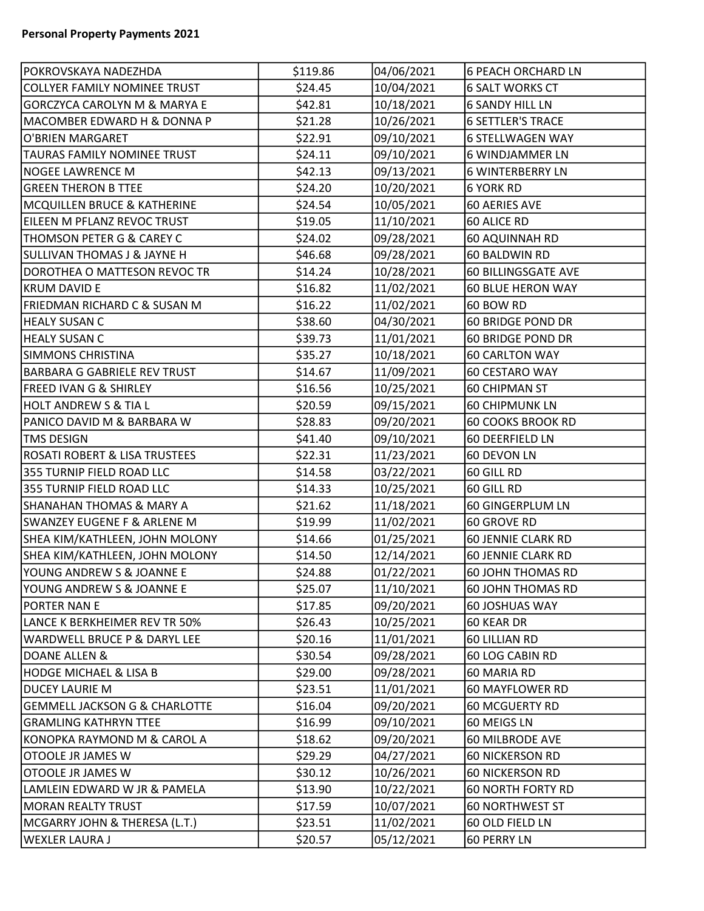**Personal Property Payments 2021**

| | | | |
|---|---|---|---|
| POKROVSKAYA NADEZHDA | $119.86 | 04/06/2021 | 6 PEACH ORCHARD LN |
| COLLYER FAMILY NOMINEE TRUST | $24.45 | 10/04/2021 | 6 SALT WORKS CT |
| GORCZYCA CAROLYN M & MARYA E | $42.81 | 10/18/2021 | 6 SANDY HILL LN |
| MACOMBER EDWARD H & DONNA P | $21.28 | 10/26/2021 | 6 SETTLER'S TRACE |
| O'BRIEN MARGARET | $22.91 | 09/10/2021 | 6 STELLWAGEN WAY |
| TAURAS FAMILY NOMINEE TRUST | $24.11 | 09/10/2021 | 6 WINDJAMMER LN |
| NOGEE LAWRENCE M | $42.13 | 09/13/2021 | 6 WINTERBERRY LN |
| GREEN THERON B TTEE | $24.20 | 10/20/2021 | 6 YORK RD |
| MCQUILLEN BRUCE & KATHERINE | $24.54 | 10/05/2021 | 60 AERIES AVE |
| EILEEN M PFLANZ REVOC TRUST | $19.05 | 11/10/2021 | 60 ALICE RD |
| THOMSON PETER G & CAREY C | $24.02 | 09/28/2021 | 60 AQUINNAH RD |
| SULLIVAN THOMAS J & JAYNE H | $46.68 | 09/28/2021 | 60 BALDWIN RD |
| DOROTHEA O MATTESON REVOC TR | $14.24 | 10/28/2021 | 60 BILLINGSGATE AVE |
| KRUM DAVID E | $16.82 | 11/02/2021 | 60 BLUE HERON WAY |
| FRIEDMAN RICHARD C & SUSAN M | $16.22 | 11/02/2021 | 60 BOW RD |
| HEALY SUSAN C | $38.60 | 04/30/2021 | 60 BRIDGE POND DR |
| HEALY SUSAN C | $39.73 | 11/01/2021 | 60 BRIDGE POND DR |
| SIMMONS CHRISTINA | $35.27 | 10/18/2021 | 60 CARLTON WAY |
| BARBARA G GABRIELE REV TRUST | $14.67 | 11/09/2021 | 60 CESTARO WAY |
| FREED IVAN G & SHIRLEY | $16.56 | 10/25/2021 | 60 CHIPMAN ST |
| HOLT ANDREW S & TIA L | $20.59 | 09/15/2021 | 60 CHIPMUNK LN |
| PANICO DAVID M & BARBARA W | $28.83 | 09/20/2021 | 60 COOKS BROOK RD |
| TMS DESIGN | $41.40 | 09/10/2021 | 60 DEERFIELD LN |
| ROSATI ROBERT & LISA TRUSTEES | $22.31 | 11/23/2021 | 60 DEVON LN |
| 355 TURNIP FIELD ROAD LLC | $14.58 | 03/22/2021 | 60 GILL RD |
| 355 TURNIP FIELD ROAD LLC | $14.33 | 10/25/2021 | 60 GILL RD |
| SHANAHAN THOMAS & MARY A | $21.62 | 11/18/2021 | 60 GINGERPLUM LN |
| SWANZEY EUGENE F & ARLENE M | $19.99 | 11/02/2021 | 60 GROVE RD |
| SHEA KIM/KATHLEEN, JOHN MOLONY | $14.66 | 01/25/2021 | 60 JENNIE CLARK RD |
| SHEA KIM/KATHLEEN, JOHN MOLONY | $14.50 | 12/14/2021 | 60 JENNIE CLARK RD |
| YOUNG ANDREW S & JOANNE E | $24.88 | 01/22/2021 | 60 JOHN THOMAS RD |
| YOUNG ANDREW S & JOANNE E | $25.07 | 11/10/2021 | 60 JOHN THOMAS RD |
| PORTER NAN E | $17.85 | 09/20/2021 | 60 JOSHUAS WAY |
| LANCE K BERKHEIMER REV TR 50% | $26.43 | 10/25/2021 | 60 KEAR DR |
| WARDWELL BRUCE P & DARYL LEE | $20.16 | 11/01/2021 | 60 LILLIAN RD |
| DOANE ALLEN & | $30.54 | 09/28/2021 | 60 LOG CABIN RD |
| HODGE MICHAEL & LISA B | $29.00 | 09/28/2021 | 60 MARIA RD |
| DUCEY LAURIE M | $23.51 | 11/01/2021 | 60 MAYFLOWER RD |
| GEMMELL JACKSON G & CHARLOTTE | $16.04 | 09/20/2021 | 60 MCGUERTY RD |
| GRAMLING KATHRYN TTEE | $16.99 | 09/10/2021 | 60 MEIGS LN |
| KONOPKA RAYMOND M & CAROL A | $18.62 | 09/20/2021 | 60 MILBRODE AVE |
| OTOOLE JR JAMES W | $29.29 | 04/27/2021 | 60 NICKERSON RD |
| OTOOLE JR JAMES W | $30.12 | 10/26/2021 | 60 NICKERSON RD |
| LAMLEIN EDWARD W JR & PAMELA | $13.90 | 10/22/2021 | 60 NORTH FORTY RD |
| MORAN REALTY TRUST | $17.59 | 10/07/2021 | 60 NORTHWEST ST |
| MCGARRY JOHN & THERESA (L.T.) | $23.51 | 11/02/2021 | 60 OLD FIELD LN |
| WEXLER LAURA J | $20.57 | 05/12/2021 | 60 PERRY LN |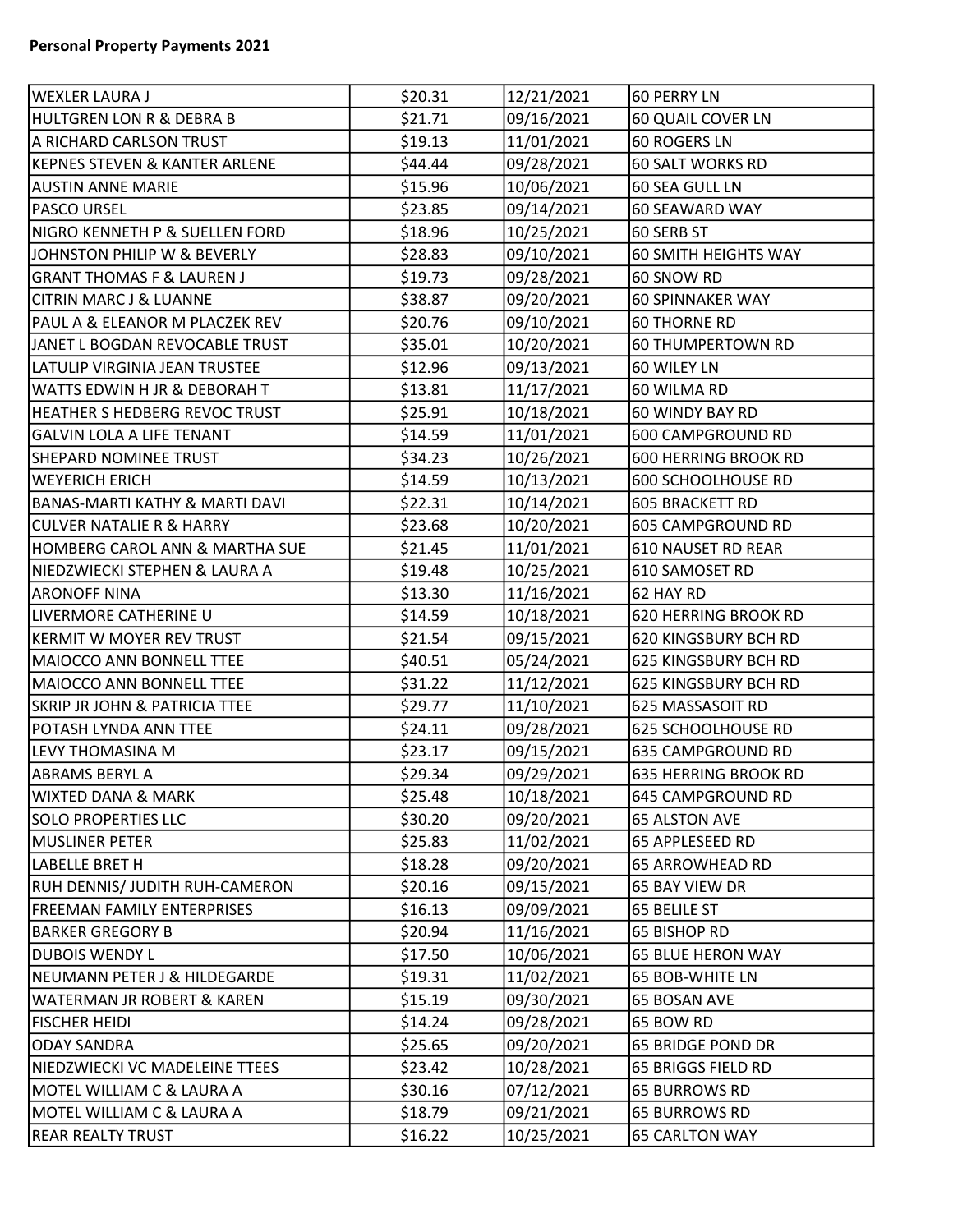**Personal Property Payments 2021**

| | | | |
|---|---|---|---|
| WEXLER LAURA J | $20.31 | 12/21/2021 | 60 PERRY LN |
| HULTGREN LON R & DEBRA B | $21.71 | 09/16/2021 | 60 QUAIL COVER LN |
| A RICHARD CARLSON TRUST | $19.13 | 11/01/2021 | 60 ROGERS LN |
| KEPNES STEVEN & KANTER ARLENE | $44.44 | 09/28/2021 | 60 SALT WORKS RD |
| AUSTIN ANNE MARIE | $15.96 | 10/06/2021 | 60 SEA GULL LN |
| PASCO URSEL | $23.85 | 09/14/2021 | 60 SEAWARD WAY |
| NIGRO KENNETH P & SUELLEN FORD | $18.96 | 10/25/2021 | 60 SERB ST |
| JOHNSTON PHILIP W & BEVERLY | $28.83 | 09/10/2021 | 60 SMITH HEIGHTS WAY |
| GRANT THOMAS F & LAUREN J | $19.73 | 09/28/2021 | 60 SNOW RD |
| CITRIN MARC J & LUANNE | $38.87 | 09/20/2021 | 60 SPINNAKER WAY |
| PAUL A & ELEANOR M PLACZEK REV | $20.76 | 09/10/2021 | 60 THORNE RD |
| JANET L BOGDAN REVOCABLE TRUST | $35.01 | 10/20/2021 | 60 THUMPERTOWN RD |
| LATULIP VIRGINIA JEAN TRUSTEE | $12.96 | 09/13/2021 | 60 WILEY LN |
| WATTS EDWIN H JR & DEBORAH T | $13.81 | 11/17/2021 | 60 WILMA RD |
| HEATHER S HEDBERG REVOC TRUST | $25.91 | 10/18/2021 | 60 WINDY BAY RD |
| GALVIN LOLA A LIFE TENANT | $14.59 | 11/01/2021 | 600 CAMPGROUND RD |
| SHEPARD NOMINEE TRUST | $34.23 | 10/26/2021 | 600 HERRING BROOK RD |
| WEYERICH ERICH | $14.59 | 10/13/2021 | 600 SCHOOLHOUSE RD |
| BANAS-MARTI KATHY & MARTI DAVI | $22.31 | 10/14/2021 | 605 BRACKETT RD |
| CULVER NATALIE R & HARRY | $23.68 | 10/20/2021 | 605 CAMPGROUND RD |
| HOMBERG CAROL ANN & MARTHA SUE | $21.45 | 11/01/2021 | 610 NAUSET RD REAR |
| NIEDZWIECKI STEPHEN & LAURA A | $19.48 | 10/25/2021 | 610 SAMOSET RD |
| ARONOFF NINA | $13.30 | 11/16/2021 | 62 HAY RD |
| LIVERMORE CATHERINE U | $14.59 | 10/18/2021 | 620 HERRING BROOK RD |
| KERMIT W MOYER REV TRUST | $21.54 | 09/15/2021 | 620 KINGSBURY BCH RD |
| MAIOCCO ANN BONNELL TTEE | $40.51 | 05/24/2021 | 625 KINGSBURY BCH RD |
| MAIOCCO ANN BONNELL TTEE | $31.22 | 11/12/2021 | 625 KINGSBURY BCH RD |
| SKRIP JR JOHN & PATRICIA TTEE | $29.77 | 11/10/2021 | 625 MASSASOIT RD |
| POTASH LYNDA ANN TTEE | $24.11 | 09/28/2021 | 625 SCHOOLHOUSE RD |
| LEVY THOMASINA M | $23.17 | 09/15/2021 | 635 CAMPGROUND RD |
| ABRAMS BERYL A | $29.34 | 09/29/2021 | 635 HERRING BROOK RD |
| WIXTED DANA & MARK | $25.48 | 10/18/2021 | 645 CAMPGROUND RD |
| SOLO PROPERTIES LLC | $30.20 | 09/20/2021 | 65 ALSTON AVE |
| MUSLINER PETER | $25.83 | 11/02/2021 | 65 APPLESEED RD |
| LABELLE BRET H | $18.28 | 09/20/2021 | 65 ARROWHEAD RD |
| RUH DENNIS/ JUDITH RUH-CAMERON | $20.16 | 09/15/2021 | 65 BAY VIEW DR |
| FREEMAN FAMILY ENTERPRISES | $16.13 | 09/09/2021 | 65 BELILE ST |
| BARKER GREGORY B | $20.94 | 11/16/2021 | 65 BISHOP RD |
| DUBOIS WENDY L | $17.50 | 10/06/2021 | 65 BLUE HERON WAY |
| NEUMANN PETER J & HILDEGARDE | $19.31 | 11/02/2021 | 65 BOB-WHITE LN |
| WATERMAN JR ROBERT & KAREN | $15.19 | 09/30/2021 | 65 BOSAN AVE |
| FISCHER HEIDI | $14.24 | 09/28/2021 | 65 BOW RD |
| ODAY SANDRA | $25.65 | 09/20/2021 | 65 BRIDGE POND DR |
| NIEDZWIECKI VC MADELEINE TTEES | $23.42 | 10/28/2021 | 65 BRIGGS FIELD RD |
| MOTEL WILLIAM C & LAURA A | $30.16 | 07/12/2021 | 65 BURROWS RD |
| MOTEL WILLIAM C & LAURA A | $18.79 | 09/21/2021 | 65 BURROWS RD |
| REAR REALTY TRUST | $16.22 | 10/25/2021 | 65 CARLTON WAY |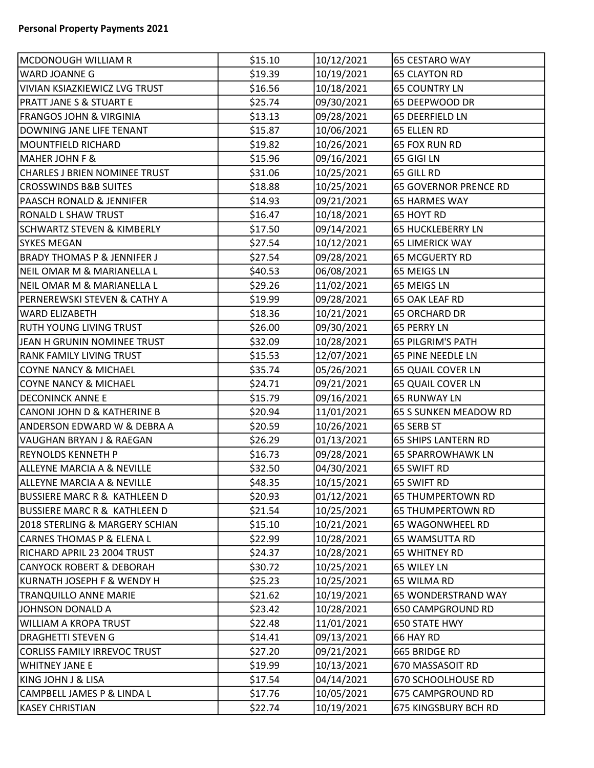**Personal Property Payments 2021**

| | | | |
|---|---|---|---|
| MCDONOUGH WILLIAM R | $15.10 | 10/12/2021 | 65 CESTARO WAY |
| WARD JOANNE G | $19.39 | 10/19/2021 | 65 CLAYTON RD |
| VIVIAN KSIAZKIEWICZ LVG TRUST | $16.56 | 10/18/2021 | 65 COUNTRY LN |
| PRATT JANE S & STUART E | $25.74 | 09/30/2021 | 65 DEEPWOOD DR |
| FRANGOS JOHN & VIRGINIA | $13.13 | 09/28/2021 | 65 DEERFIELD LN |
| DOWNING JANE LIFE TENANT | $15.87 | 10/06/2021 | 65 ELLEN RD |
| MOUNTFIELD RICHARD | $19.82 | 10/26/2021 | 65 FOX RUN RD |
| MAHER JOHN F & | $15.96 | 09/16/2021 | 65 GIGI LN |
| CHARLES J BRIEN NOMINEE TRUST | $31.06 | 10/25/2021 | 65 GILL RD |
| CROSSWINDS B&B SUITES | $18.88 | 10/25/2021 | 65 GOVERNOR PRENCE RD |
| PAASCH RONALD & JENNIFER | $14.93 | 09/21/2021 | 65 HARMES WAY |
| RONALD L SHAW TRUST | $16.47 | 10/18/2021 | 65 HOYT RD |
| SCHWARTZ STEVEN & KIMBERLY | $17.50 | 09/14/2021 | 65 HUCKLEBERRY LN |
| SYKES MEGAN | $27.54 | 10/12/2021 | 65 LIMERICK WAY |
| BRADY THOMAS P & JENNIFER J | $27.54 | 09/28/2021 | 65 MCGUERTY RD |
| NEIL OMAR M & MARIANELLA L | $40.53 | 06/08/2021 | 65 MEIGS LN |
| NEIL OMAR M & MARIANELLA L | $29.26 | 11/02/2021 | 65 MEIGS LN |
| PERNEREWSKI STEVEN & CATHY A | $19.99 | 09/28/2021 | 65 OAK LEAF RD |
| WARD ELIZABETH | $18.36 | 10/21/2021 | 65 ORCHARD DR |
| RUTH YOUNG LIVING TRUST | $26.00 | 09/30/2021 | 65 PERRY LN |
| JEAN H GRUNIN NOMINEE TRUST | $32.09 | 10/28/2021 | 65 PILGRIM'S PATH |
| RANK FAMILY LIVING TRUST | $15.53 | 12/07/2021 | 65 PINE NEEDLE LN |
| COYNE NANCY & MICHAEL | $35.74 | 05/26/2021 | 65 QUAIL COVER LN |
| COYNE NANCY & MICHAEL | $24.71 | 09/21/2021 | 65 QUAIL COVER LN |
| DECONINCK ANNE E | $15.79 | 09/16/2021 | 65 RUNWAY LN |
| CANONI JOHN D & KATHERINE B | $20.94 | 11/01/2021 | 65 S SUNKEN MEADOW RD |
| ANDERSON EDWARD W & DEBRA A | $20.59 | 10/26/2021 | 65 SERB ST |
| VAUGHAN BRYAN J & RAEGAN | $26.29 | 01/13/2021 | 65 SHIPS LANTERN RD |
| REYNOLDS KENNETH P | $16.73 | 09/28/2021 | 65 SPARROWHAWK LN |
| ALLEYNE MARCIA A & NEVILLE | $32.50 | 04/30/2021 | 65 SWIFT RD |
| ALLEYNE MARCIA A & NEVILLE | $48.35 | 10/15/2021 | 65 SWIFT RD |
| BUSSIERE MARC R & KATHLEEN D | $20.93 | 01/12/2021 | 65 THUMPERTOWN RD |
| BUSSIERE MARC R & KATHLEEN D | $21.54 | 10/25/2021 | 65 THUMPERTOWN RD |
| 2018 STERLING & MARGERY SCHIAN | $15.10 | 10/21/2021 | 65 WAGONWHEEL RD |
| CARNES THOMAS P & ELENA L | $22.99 | 10/28/2021 | 65 WAMSUTTA RD |
| RICHARD APRIL 23 2004 TRUST | $24.37 | 10/28/2021 | 65 WHITNEY RD |
| CANYOCK ROBERT & DEBORAH | $30.72 | 10/25/2021 | 65 WILEY LN |
| KURNATH JOSEPH F & WENDY H | $25.23 | 10/25/2021 | 65 WILMA RD |
| TRANQUILLO ANNE MARIE | $21.62 | 10/19/2021 | 65 WONDERSTRAND WAY |
| JOHNSON DONALD A | $23.42 | 10/28/2021 | 650 CAMPGROUND RD |
| WILLIAM A KROPA TRUST | $22.48 | 11/01/2021 | 650 STATE HWY |
| DRAGHETTI STEVEN G | $14.41 | 09/13/2021 | 66 HAY RD |
| CORLISS FAMILY IRREVOC TRUST | $27.20 | 09/21/2021 | 665 BRIDGE RD |
| WHITNEY JANE E | $19.99 | 10/13/2021 | 670 MASSASOIT RD |
| KING JOHN J & LISA | $17.54 | 04/14/2021 | 670 SCHOOLHOUSE RD |
| CAMPBELL JAMES P & LINDA L | $17.76 | 10/05/2021 | 675 CAMPGROUND RD |
| KASEY CHRISTIAN | $22.74 | 10/19/2021 | 675 KINGSBURY BCH RD |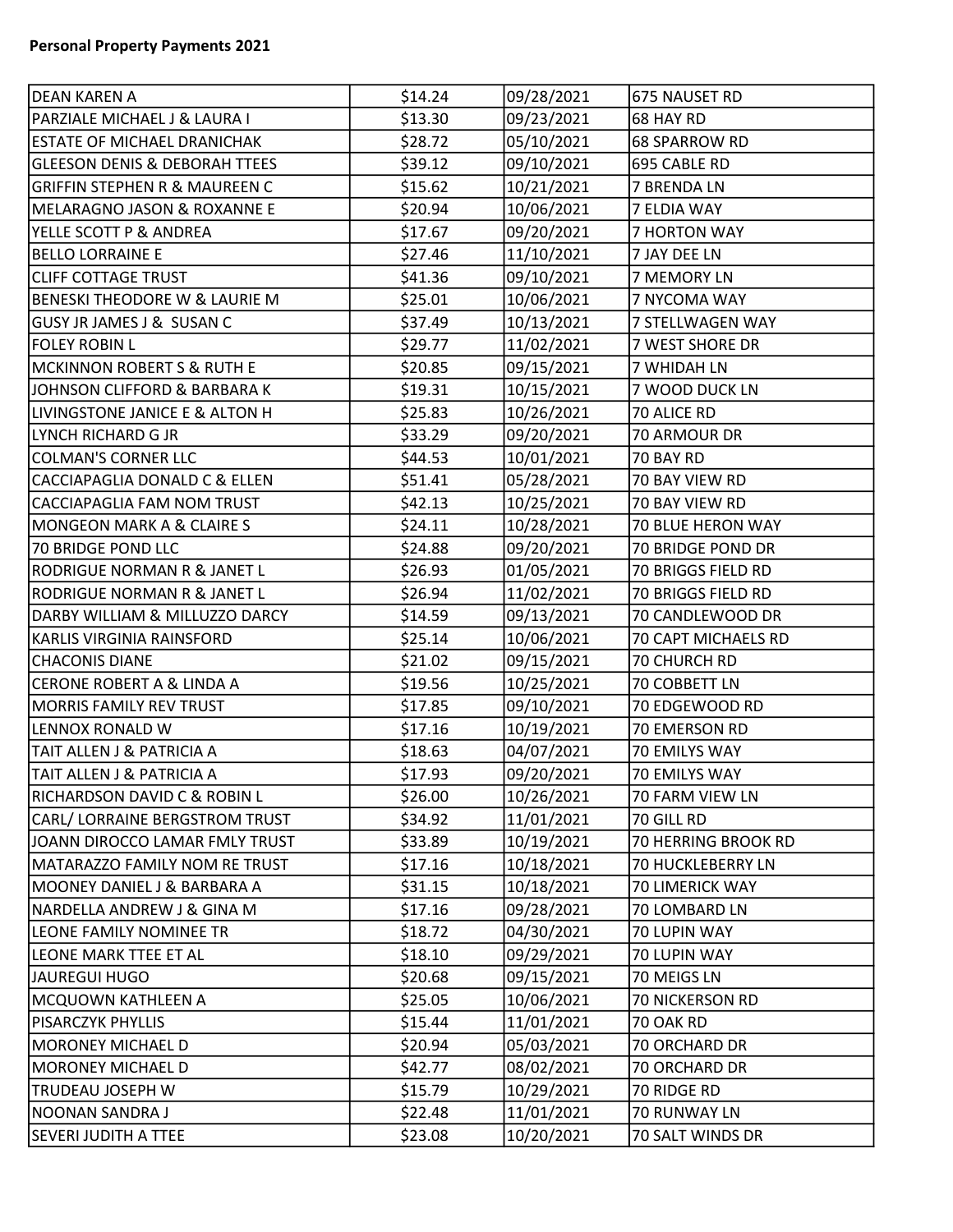**Personal Property Payments 2021**

| | | | |
|---|---|---|---|
| DEAN KAREN A | $14.24 | 09/28/2021 | 675 NAUSET RD |
| PARZIALE MICHAEL J & LAURA I | $13.30 | 09/23/2021 | 68 HAY RD |
| ESTATE OF MICHAEL DRANICHAK | $28.72 | 05/10/2021 | 68 SPARROW RD |
| GLEESON DENIS & DEBORAH TTEES | $39.12 | 09/10/2021 | 695 CABLE RD |
| GRIFFIN STEPHEN R & MAUREEN C | $15.62 | 10/21/2021 | 7 BRENDA LN |
| MELARAGNO JASON & ROXANNE E | $20.94 | 10/06/2021 | 7 ELDIA WAY |
| YELLE SCOTT P & ANDREA | $17.67 | 09/20/2021 | 7 HORTON WAY |
| BELLO LORRAINE E | $27.46 | 11/10/2021 | 7 JAY DEE LN |
| CLIFF COTTAGE TRUST | $41.36 | 09/10/2021 | 7 MEMORY LN |
| BENESKI THEODORE W & LAURIE M | $25.01 | 10/06/2021 | 7 NYCOMA WAY |
| GUSY JR JAMES J & SUSAN C | $37.49 | 10/13/2021 | 7 STELLWAGEN WAY |
| FOLEY ROBIN L | $29.77 | 11/02/2021 | 7 WEST SHORE DR |
| MCKINNON ROBERT S & RUTH E | $20.85 | 09/15/2021 | 7 WHIDAH LN |
| JOHNSON CLIFFORD & BARBARA K | $19.31 | 10/15/2021 | 7 WOOD DUCK LN |
| LIVINGSTONE JANICE E & ALTON H | $25.83 | 10/26/2021 | 70 ALICE RD |
| LYNCH RICHARD G JR | $33.29 | 09/20/2021 | 70 ARMOUR DR |
| COLMAN'S CORNER LLC | $44.53 | 10/01/2021 | 70 BAY RD |
| CACCIAPAGLIA DONALD C & ELLEN | $51.41 | 05/28/2021 | 70 BAY VIEW RD |
| CACCIAPAGLIA FAM NOM TRUST | $42.13 | 10/25/2021 | 70 BAY VIEW RD |
| MONGEON MARK A & CLAIRE S | $24.11 | 10/28/2021 | 70 BLUE HERON WAY |
| 70 BRIDGE POND LLC | $24.88 | 09/20/2021 | 70 BRIDGE POND DR |
| RODRIGUE NORMAN R & JANET L | $26.93 | 01/05/2021 | 70 BRIGGS FIELD RD |
| RODRIGUE NORMAN R & JANET L | $26.94 | 11/02/2021 | 70 BRIGGS FIELD RD |
| DARBY WILLIAM & MILLUZZO DARCY | $14.59 | 09/13/2021 | 70 CANDLEWOOD DR |
| KARLIS VIRGINIA RAINSFORD | $25.14 | 10/06/2021 | 70 CAPT MICHAELS RD |
| CHACONIS DIANE | $21.02 | 09/15/2021 | 70 CHURCH RD |
| CERONE ROBERT A & LINDA A | $19.56 | 10/25/2021 | 70 COBBETT LN |
| MORRIS FAMILY REV TRUST | $17.85 | 09/10/2021 | 70 EDGEWOOD RD |
| LENNOX RONALD W | $17.16 | 10/19/2021 | 70 EMERSON RD |
| TAIT ALLEN J & PATRICIA A | $18.63 | 04/07/2021 | 70 EMILYS WAY |
| TAIT ALLEN J & PATRICIA A | $17.93 | 09/20/2021 | 70 EMILYS WAY |
| RICHARDSON DAVID C & ROBIN L | $26.00 | 10/26/2021 | 70 FARM VIEW LN |
| CARL/ LORRAINE BERGSTROM TRUST | $34.92 | 11/01/2021 | 70 GILL RD |
| JOANN DIROCCO LAMAR FMLY TRUST | $33.89 | 10/19/2021 | 70 HERRING BROOK RD |
| MATARAZZO FAMILY NOM RE TRUST | $17.16 | 10/18/2021 | 70 HUCKLEBERRY LN |
| MOONEY DANIEL J & BARBARA A | $31.15 | 10/18/2021 | 70 LIMERICK WAY |
| NARDELLA ANDREW J & GINA M | $17.16 | 09/28/2021 | 70 LOMBARD LN |
| LEONE FAMILY NOMINEE TR | $18.72 | 04/30/2021 | 70 LUPIN WAY |
| LEONE MARK TTEE ET AL | $18.10 | 09/29/2021 | 70 LUPIN WAY |
| JAUREGUI HUGO | $20.68 | 09/15/2021 | 70 MEIGS LN |
| MCQUOWN KATHLEEN A | $25.05 | 10/06/2021 | 70 NICKERSON RD |
| PISARCZYK PHYLLIS | $15.44 | 11/01/2021 | 70 OAK RD |
| MORONEY MICHAEL D | $20.94 | 05/03/2021 | 70 ORCHARD DR |
| MORONEY MICHAEL D | $42.77 | 08/02/2021 | 70 ORCHARD DR |
| TRUDEAU JOSEPH W | $15.79 | 10/29/2021 | 70 RIDGE RD |
| NOONAN SANDRA J | $22.48 | 11/01/2021 | 70 RUNWAY LN |
| SEVERI JUDITH A TTEE | $23.08 | 10/20/2021 | 70 SALT WINDS DR |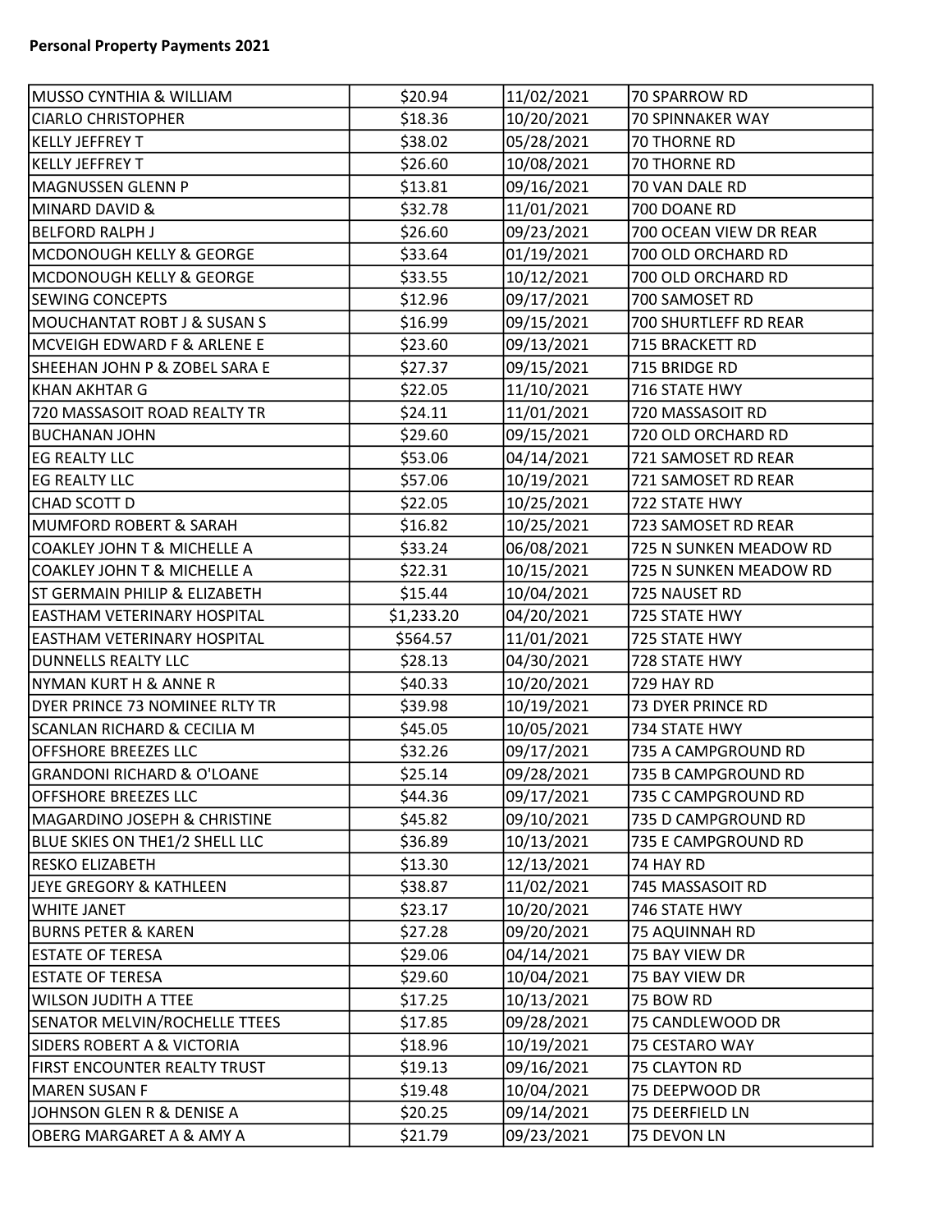**Personal Property Payments 2021**

| | | | |
|---|---|---|---|
| MUSSO CYNTHIA & WILLIAM | $20.94 | 11/02/2021 | 70 SPARROW RD |
| CIARLO CHRISTOPHER | $18.36 | 10/20/2021 | 70 SPINNAKER WAY |
| KELLY JEFFREY T | $38.02 | 05/28/2021 | 70 THORNE RD |
| KELLY JEFFREY T | $26.60 | 10/08/2021 | 70 THORNE RD |
| MAGNUSSEN GLENN P | $13.81 | 09/16/2021 | 70 VAN DALE RD |
| MINARD DAVID & | $32.78 | 11/01/2021 | 700 DOANE RD |
| BELFORD RALPH J | $26.60 | 09/23/2021 | 700 OCEAN VIEW DR REAR |
| MCDONOUGH KELLY & GEORGE | $33.64 | 01/19/2021 | 700 OLD ORCHARD RD |
| MCDONOUGH KELLY & GEORGE | $33.55 | 10/12/2021 | 700 OLD ORCHARD RD |
| SEWING CONCEPTS | $12.96 | 09/17/2021 | 700 SAMOSET RD |
| MOUCHANTAT ROBT J & SUSAN S | $16.99 | 09/15/2021 | 700 SHURTLEFF RD REAR |
| MCVEIGH EDWARD F & ARLENE E | $23.60 | 09/13/2021 | 715 BRACKETT RD |
| SHEEHAN JOHN P & ZOBEL SARA E | $27.37 | 09/15/2021 | 715 BRIDGE RD |
| KHAN AKHTAR G | $22.05 | 11/10/2021 | 716 STATE HWY |
| 720 MASSASOIT ROAD REALTY TR | $24.11 | 11/01/2021 | 720 MASSASOIT RD |
| BUCHANAN JOHN | $29.60 | 09/15/2021 | 720 OLD ORCHARD RD |
| EG REALTY LLC | $53.06 | 04/14/2021 | 721 SAMOSET RD REAR |
| EG REALTY LLC | $57.06 | 10/19/2021 | 721 SAMOSET RD REAR |
| CHAD SCOTT D | $22.05 | 10/25/2021 | 722 STATE HWY |
| MUMFORD ROBERT & SARAH | $16.82 | 10/25/2021 | 723 SAMOSET RD REAR |
| COAKLEY JOHN T & MICHELLE A | $33.24 | 06/08/2021 | 725 N SUNKEN MEADOW RD |
| COAKLEY JOHN T & MICHELLE A | $22.31 | 10/15/2021 | 725 N SUNKEN MEADOW RD |
| ST GERMAIN PHILIP & ELIZABETH | $15.44 | 10/04/2021 | 725 NAUSET RD |
| EASTHAM VETERINARY HOSPITAL | $1,233.20 | 04/20/2021 | 725 STATE HWY |
| EASTHAM VETERINARY HOSPITAL | $564.57 | 11/01/2021 | 725 STATE HWY |
| DUNNELLS REALTY LLC | $28.13 | 04/30/2021 | 728 STATE HWY |
| NYMAN KURT H & ANNE R | $40.33 | 10/20/2021 | 729 HAY RD |
| DYER PRINCE 73 NOMINEE RLTY TR | $39.98 | 10/19/2021 | 73 DYER PRINCE RD |
| SCANLAN RICHARD & CECILIA M | $45.05 | 10/05/2021 | 734 STATE HWY |
| OFFSHORE BREEZES LLC | $32.26 | 09/17/2021 | 735 A CAMPGROUND RD |
| GRANDONI RICHARD & O'LOANE | $25.14 | 09/28/2021 | 735 B CAMPGROUND RD |
| OFFSHORE BREEZES LLC | $44.36 | 09/17/2021 | 735 C CAMPGROUND RD |
| MAGARDINO JOSEPH & CHRISTINE | $45.82 | 09/10/2021 | 735 D CAMPGROUND RD |
| BLUE SKIES ON THE1/2 SHELL LLC | $36.89 | 10/13/2021 | 735 E CAMPGROUND RD |
| RESKO ELIZABETH | $13.30 | 12/13/2021 | 74 HAY RD |
| JEYE GREGORY & KATHLEEN | $38.87 | 11/02/2021 | 745 MASSASOIT RD |
| WHITE JANET | $23.17 | 10/20/2021 | 746 STATE HWY |
| BURNS PETER & KAREN | $27.28 | 09/20/2021 | 75 AQUINNAH RD |
| ESTATE OF TERESA | $29.06 | 04/14/2021 | 75 BAY VIEW DR |
| ESTATE OF TERESA | $29.60 | 10/04/2021 | 75 BAY VIEW DR |
| WILSON JUDITH A TTEE | $17.25 | 10/13/2021 | 75 BOW RD |
| SENATOR MELVIN/ROCHELLE TTEES | $17.85 | 09/28/2021 | 75 CANDLEWOOD DR |
| SIDERS ROBERT A & VICTORIA | $18.96 | 10/19/2021 | 75 CESTARO WAY |
| FIRST ENCOUNTER REALTY TRUST | $19.13 | 09/16/2021 | 75 CLAYTON RD |
| MAREN SUSAN F | $19.48 | 10/04/2021 | 75 DEEPWOOD DR |
| JOHNSON GLEN R & DENISE A | $20.25 | 09/14/2021 | 75 DEERFIELD LN |
| OBERG MARGARET A & AMY A | $21.79 | 09/23/2021 | 75 DEVON LN |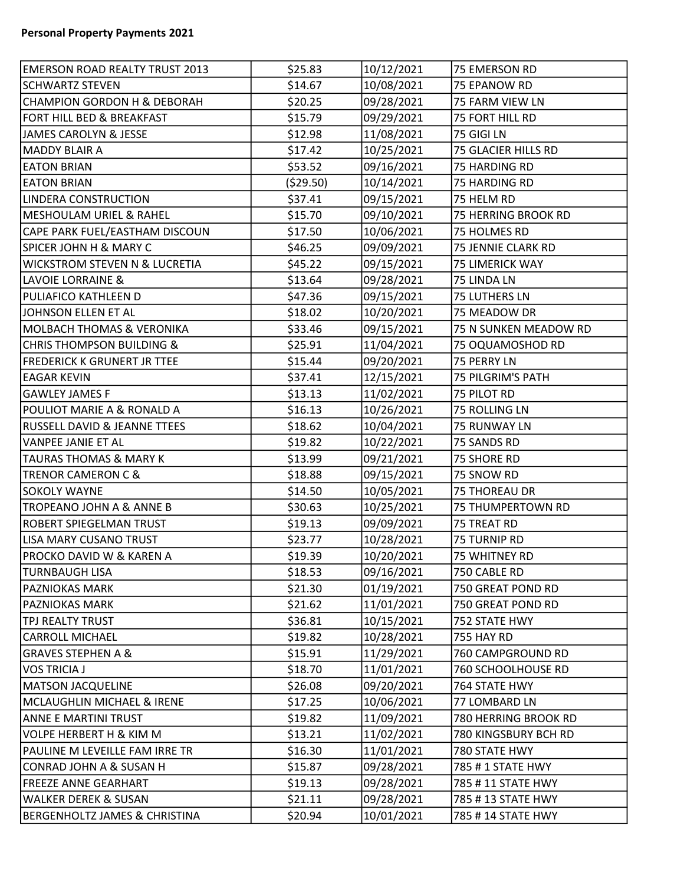**Personal Property Payments 2021**

| | | | |
|---|---|---|---|
| EMERSON ROAD REALTY TRUST 2013 | $25.83 | 10/12/2021 | 75 EMERSON RD |
| SCHWARTZ STEVEN | $14.67 | 10/08/2021 | 75 EPANOW RD |
| CHAMPION GORDON H & DEBORAH | $20.25 | 09/28/2021 | 75 FARM VIEW LN |
| FORT HILL BED & BREAKFAST | $15.79 | 09/29/2021 | 75 FORT HILL RD |
| JAMES CAROLYN & JESSE | $12.98 | 11/08/2021 | 75 GIGI LN |
| MADDY BLAIR A | $17.42 | 10/25/2021 | 75 GLACIER HILLS RD |
| EATON BRIAN | $53.52 | 09/16/2021 | 75 HARDING RD |
| EATON BRIAN | ($29.50) | 10/14/2021 | 75 HARDING RD |
| LINDERA CONSTRUCTION | $37.41 | 09/15/2021 | 75 HELM RD |
| MESHOULAM URIEL & RAHEL | $15.70 | 09/10/2021 | 75 HERRING BROOK RD |
| CAPE PARK FUEL/EASTHAM DISCOUN | $17.50 | 10/06/2021 | 75 HOLMES RD |
| SPICER JOHN H & MARY C | $46.25 | 09/09/2021 | 75 JENNIE CLARK RD |
| WICKSTROM STEVEN N & LUCRETIA | $45.22 | 09/15/2021 | 75 LIMERICK WAY |
| LAVOIE LORRAINE & | $13.64 | 09/28/2021 | 75 LINDA LN |
| PULIAFICO KATHLEEN D | $47.36 | 09/15/2021 | 75 LUTHERS LN |
| JOHNSON ELLEN ET AL | $18.02 | 10/20/2021 | 75 MEADOW DR |
| MOLBACH THOMAS & VERONIKA | $33.46 | 09/15/2021 | 75 N SUNKEN MEADOW RD |
| CHRIS THOMPSON BUILDING & | $25.91 | 11/04/2021 | 75 OQUAMOSHOD RD |
| FREDERICK K GRUNERT JR TTEE | $15.44 | 09/20/2021 | 75 PERRY LN |
| EAGAR KEVIN | $37.41 | 12/15/2021 | 75 PILGRIM'S PATH |
| GAWLEY JAMES F | $13.13 | 11/02/2021 | 75 PILOT RD |
| POULIOT MARIE A & RONALD A | $16.13 | 10/26/2021 | 75 ROLLING LN |
| RUSSELL DAVID & JEANNE TTEES | $18.62 | 10/04/2021 | 75 RUNWAY LN |
| VANPEE JANIE ET AL | $19.82 | 10/22/2021 | 75 SANDS RD |
| TAURAS THOMAS & MARY K | $13.99 | 09/21/2021 | 75 SHORE RD |
| TRENOR CAMERON C & | $18.88 | 09/15/2021 | 75 SNOW RD |
| SOKOLY WAYNE | $14.50 | 10/05/2021 | 75 THOREAU DR |
| TROPEANO JOHN A & ANNE B | $30.63 | 10/25/2021 | 75 THUMPERTOWN RD |
| ROBERT SPIEGELMAN TRUST | $19.13 | 09/09/2021 | 75 TREAT RD |
| LISA MARY CUSANO TRUST | $23.77 | 10/28/2021 | 75 TURNIP RD |
| PROCKO DAVID W & KAREN A | $19.39 | 10/20/2021 | 75 WHITNEY RD |
| TURNBAUGH LISA | $18.53 | 09/16/2021 | 750 CABLE RD |
| PAZNIOKAS MARK | $21.30 | 01/19/2021 | 750 GREAT POND RD |
| PAZNIOKAS MARK | $21.62 | 11/01/2021 | 750 GREAT POND RD |
| TPJ REALTY TRUST | $36.81 | 10/15/2021 | 752 STATE HWY |
| CARROLL MICHAEL | $19.82 | 10/28/2021 | 755 HAY RD |
| GRAVES STEPHEN A & | $15.91 | 11/29/2021 | 760 CAMPGROUND RD |
| VOS TRICIA J | $18.70 | 11/01/2021 | 760 SCHOOLHOUSE RD |
| MATSON JACQUELINE | $26.08 | 09/20/2021 | 764 STATE HWY |
| MCLAUGHLIN MICHAEL & IRENE | $17.25 | 10/06/2021 | 77 LOMBARD LN |
| ANNE E MARTINI TRUST | $19.82 | 11/09/2021 | 780 HERRING BROOK RD |
| VOLPE HERBERT H & KIM M | $13.21 | 11/02/2021 | 780 KINGSBURY BCH RD |
| PAULINE M LEVEILLE FAM IRRE TR | $16.30 | 11/01/2021 | 780 STATE HWY |
| CONRAD JOHN A & SUSAN H | $15.87 | 09/28/2021 | 785 # 1 STATE HWY |
| FREEZE ANNE GEARHART | $19.13 | 09/28/2021 | 785 # 11 STATE HWY |
| WALKER DEREK & SUSAN | $21.11 | 09/28/2021 | 785 # 13 STATE HWY |
| BERGENHOLTZ JAMES & CHRISTINA | $20.94 | 10/01/2021 | 785 # 14 STATE HWY |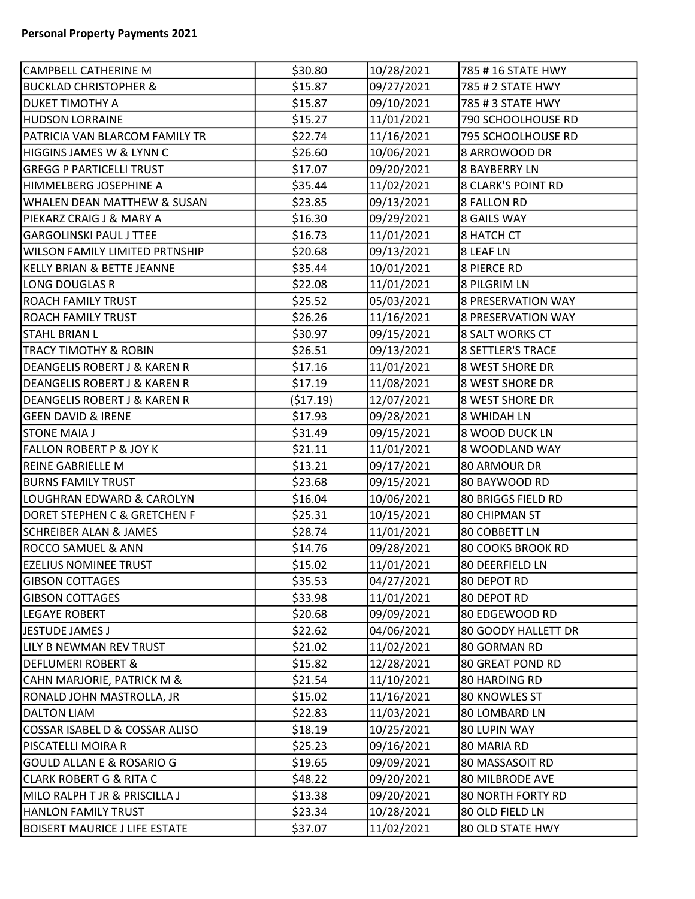**Personal Property Payments 2021**

| | | | |
|---|---|---|---|
| CAMPBELL CATHERINE M | $30.80 | 10/28/2021 | 785 # 16 STATE HWY |
| BUCKLAD CHRISTOPHER & | $15.87 | 09/27/2021 | 785 # 2 STATE HWY |
| DUKET TIMOTHY A | $15.87 | 09/10/2021 | 785 # 3 STATE HWY |
| HUDSON LORRAINE | $15.27 | 11/01/2021 | 790 SCHOOLHOUSE RD |
| PATRICIA VAN BLARCOM FAMILY TR | $22.74 | 11/16/2021 | 795 SCHOOLHOUSE RD |
| HIGGINS JAMES W & LYNN C | $26.60 | 10/06/2021 | 8 ARROWOOD DR |
| GREGG P PARTICELLI TRUST | $17.07 | 09/20/2021 | 8 BAYBERRY LN |
| HIMMELBERG JOSEPHINE A | $35.44 | 11/02/2021 | 8 CLARK'S POINT RD |
| WHALEN DEAN MATTHEW & SUSAN | $23.85 | 09/13/2021 | 8 FALLON RD |
| PIEKARZ CRAIG J & MARY A | $16.30 | 09/29/2021 | 8 GAILS WAY |
| GARGOLINSKI PAUL J TTEE | $16.73 | 11/01/2021 | 8 HATCH CT |
| WILSON FAMILY LIMITED PRTNSHIP | $20.68 | 09/13/2021 | 8 LEAF LN |
| KELLY BRIAN & BETTE JEANNE | $35.44 | 10/01/2021 | 8 PIERCE RD |
| LONG DOUGLAS R | $22.08 | 11/01/2021 | 8 PILGRIM LN |
| ROACH FAMILY TRUST | $25.52 | 05/03/2021 | 8 PRESERVATION WAY |
| ROACH FAMILY TRUST | $26.26 | 11/16/2021 | 8 PRESERVATION WAY |
| STAHL BRIAN L | $30.97 | 09/15/2021 | 8 SALT WORKS CT |
| TRACY TIMOTHY & ROBIN | $26.51 | 09/13/2021 | 8 SETTLER'S TRACE |
| DEANGELIS ROBERT J & KAREN R | $17.16 | 11/01/2021 | 8 WEST SHORE DR |
| DEANGELIS ROBERT J & KAREN R | $17.19 | 11/08/2021 | 8 WEST SHORE DR |
| DEANGELIS ROBERT J & KAREN R | ($17.19) | 12/07/2021 | 8 WEST SHORE DR |
| GEEN DAVID & IRENE | $17.93 | 09/28/2021 | 8 WHIDAH LN |
| STONE MAIA J | $31.49 | 09/15/2021 | 8 WOOD DUCK LN |
| FALLON ROBERT P & JOY K | $21.11 | 11/01/2021 | 8 WOODLAND WAY |
| REINE GABRIELLE M | $13.21 | 09/17/2021 | 80 ARMOUR DR |
| BURNS FAMILY TRUST | $23.68 | 09/15/2021 | 80 BAYWOOD RD |
| LOUGHRAN EDWARD & CAROLYN | $16.04 | 10/06/2021 | 80 BRIGGS FIELD RD |
| DORET STEPHEN C & GRETCHEN F | $25.31 | 10/15/2021 | 80 CHIPMAN ST |
| SCHREIBER ALAN & JAMES | $28.74 | 11/01/2021 | 80 COBBETT LN |
| ROCCO SAMUEL & ANN | $14.76 | 09/28/2021 | 80 COOKS BROOK RD |
| EZELIUS NOMINEE TRUST | $15.02 | 11/01/2021 | 80 DEERFIELD LN |
| GIBSON COTTAGES | $35.53 | 04/27/2021 | 80 DEPOT RD |
| GIBSON COTTAGES | $33.98 | 11/01/2021 | 80 DEPOT RD |
| LEGAYE ROBERT | $20.68 | 09/09/2021 | 80 EDGEWOOD RD |
| JESTUDE JAMES J | $22.62 | 04/06/2021 | 80 GOODY HALLETT DR |
| LILY B NEWMAN REV TRUST | $21.02 | 11/02/2021 | 80 GORMAN RD |
| DEFLUMERI ROBERT & | $15.82 | 12/28/2021 | 80 GREAT POND RD |
| CAHN MARJORIE, PATRICK M & | $21.54 | 11/10/2021 | 80 HARDING RD |
| RONALD JOHN MASTROLLA, JR | $15.02 | 11/16/2021 | 80 KNOWLES ST |
| DALTON LIAM | $22.83 | 11/03/2021 | 80 LOMBARD LN |
| COSSAR ISABEL D & COSSAR ALISO | $18.19 | 10/25/2021 | 80 LUPIN WAY |
| PISCATELLI MOIRA R | $25.23 | 09/16/2021 | 80 MARIA RD |
| GOULD ALLAN E & ROSARIO G | $19.65 | 09/09/2021 | 80 MASSASOIT RD |
| CLARK ROBERT G & RITA C | $48.22 | 09/20/2021 | 80 MILBRODE AVE |
| MILO RALPH T JR & PRISCILLA J | $13.38 | 09/20/2021 | 80 NORTH FORTY RD |
| HANLON FAMILY TRUST | $23.34 | 10/28/2021 | 80 OLD FIELD LN |
| BOISERT MAURICE J LIFE ESTATE | $37.07 | 11/02/2021 | 80 OLD STATE HWY |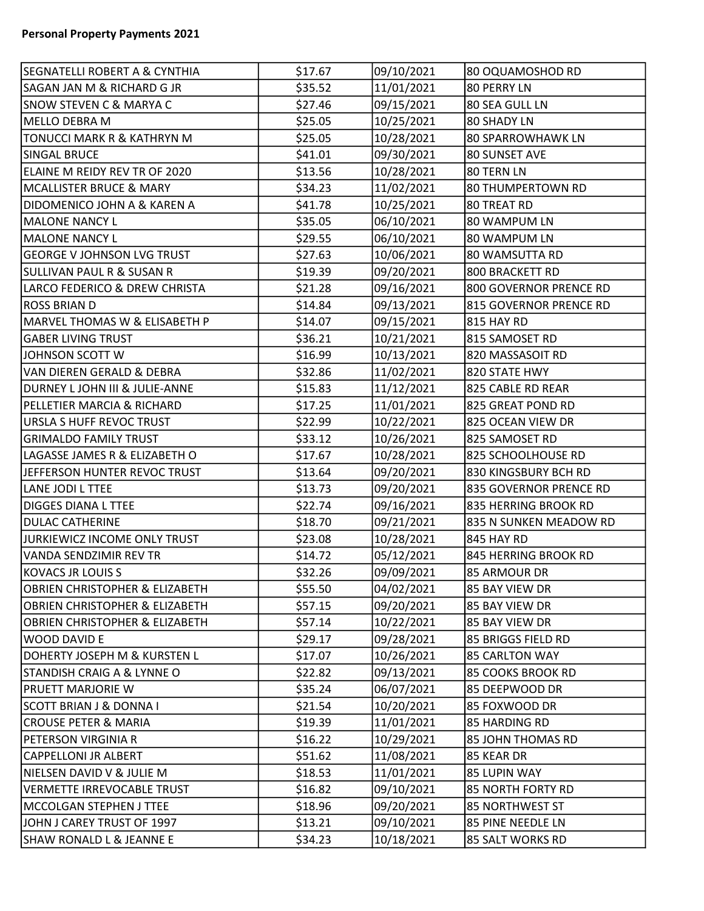**Personal Property Payments 2021**

| | | | |
|---|---|---|---|
| SEGNATELLI ROBERT A & CYNTHIA | $17.67 | 09/10/2021 | 80 OQUAMOSHOD RD |
| SAGAN JAN M & RICHARD G JR | $35.52 | 11/01/2021 | 80 PERRY LN |
| SNOW STEVEN C & MARYA C | $27.46 | 09/15/2021 | 80 SEA GULL LN |
| MELLO DEBRA M | $25.05 | 10/25/2021 | 80 SHADY LN |
| TONUCCI MARK R & KATHRYN M | $25.05 | 10/28/2021 | 80 SPARROWHAWK LN |
| SINGAL BRUCE | $41.01 | 09/30/2021 | 80 SUNSET AVE |
| ELAINE M REIDY REV TR OF 2020 | $13.56 | 10/28/2021 | 80 TERN LN |
| MCALLISTER BRUCE & MARY | $34.23 | 11/02/2021 | 80 THUMPERTOWN RD |
| DIDOMENICO JOHN A & KAREN A | $41.78 | 10/25/2021 | 80 TREAT RD |
| MALONE NANCY L | $35.05 | 06/10/2021 | 80 WAMPUM LN |
| MALONE NANCY L | $29.55 | 06/10/2021 | 80 WAMPUM LN |
| GEORGE V JOHNSON LVG TRUST | $27.63 | 10/06/2021 | 80 WAMSUTTA RD |
| SULLIVAN PAUL R & SUSAN R | $19.39 | 09/20/2021 | 800 BRACKETT RD |
| LARCO FEDERICO & DREW CHRISTA | $21.28 | 09/16/2021 | 800 GOVERNOR PRENCE RD |
| ROSS BRIAN D | $14.84 | 09/13/2021 | 815 GOVERNOR PRENCE RD |
| MARVEL THOMAS W & ELISABETH P | $14.07 | 09/15/2021 | 815 HAY RD |
| GABER LIVING TRUST | $36.21 | 10/21/2021 | 815 SAMOSET RD |
| JOHNSON SCOTT W | $16.99 | 10/13/2021 | 820 MASSASOIT RD |
| VAN DIEREN GERALD & DEBRA | $32.86 | 11/02/2021 | 820 STATE HWY |
| DURNEY L JOHN III & JULIE-ANNE | $15.83 | 11/12/2021 | 825 CABLE RD REAR |
| PELLETIER MARCIA & RICHARD | $17.25 | 11/01/2021 | 825 GREAT POND RD |
| URSLA S HUFF REVOC TRUST | $22.99 | 10/22/2021 | 825 OCEAN VIEW DR |
| GRIMALDO FAMILY TRUST | $33.12 | 10/26/2021 | 825 SAMOSET RD |
| LAGASSE JAMES R & ELIZABETH O | $17.67 | 10/28/2021 | 825 SCHOOLHOUSE RD |
| JEFFERSON HUNTER REVOC TRUST | $13.64 | 09/20/2021 | 830 KINGSBURY BCH RD |
| LANE JODI L TTEE | $13.73 | 09/20/2021 | 835 GOVERNOR PRENCE RD |
| DIGGES DIANA L TTEE | $22.74 | 09/16/2021 | 835 HERRING BROOK RD |
| DULAC CATHERINE | $18.70 | 09/21/2021 | 835 N SUNKEN MEADOW RD |
| JURKIEWICZ INCOME ONLY TRUST | $23.08 | 10/28/2021 | 845 HAY RD |
| VANDA SENDZIMIR REV TR | $14.72 | 05/12/2021 | 845 HERRING BROOK RD |
| KOVACS JR LOUIS S | $32.26 | 09/09/2021 | 85 ARMOUR DR |
| OBRIEN CHRISTOPHER & ELIZABETH | $55.50 | 04/02/2021 | 85 BAY VIEW DR |
| OBRIEN CHRISTOPHER & ELIZABETH | $57.15 | 09/20/2021 | 85 BAY VIEW DR |
| OBRIEN CHRISTOPHER & ELIZABETH | $57.14 | 10/22/2021 | 85 BAY VIEW DR |
| WOOD DAVID E | $29.17 | 09/28/2021 | 85 BRIGGS FIELD RD |
| DOHERTY JOSEPH M & KURSTEN L | $17.07 | 10/26/2021 | 85 CARLTON WAY |
| STANDISH CRAIG A & LYNNE O | $22.82 | 09/13/2021 | 85 COOKS BROOK RD |
| PRUETT MARJORIE W | $35.24 | 06/07/2021 | 85 DEEPWOOD DR |
| SCOTT BRIAN J & DONNA I | $21.54 | 10/20/2021 | 85 FOXWOOD DR |
| CROUSE PETER & MARIA | $19.39 | 11/01/2021 | 85 HARDING RD |
| PETERSON VIRGINIA R | $16.22 | 10/29/2021 | 85 JOHN THOMAS RD |
| CAPPELLONI JR ALBERT | $51.62 | 11/08/2021 | 85 KEAR DR |
| NIELSEN DAVID V & JULIE M | $18.53 | 11/01/2021 | 85 LUPIN WAY |
| VERMETTE IRREVOCABLE TRUST | $16.82 | 09/10/2021 | 85 NORTH FORTY RD |
| MCCOLGAN STEPHEN J TTEE | $18.96 | 09/20/2021 | 85 NORTHWEST ST |
| JOHN J CAREY TRUST OF 1997 | $13.21 | 09/10/2021 | 85 PINE NEEDLE LN |
| SHAW RONALD L & JEANNE E | $34.23 | 10/18/2021 | 85 SALT WORKS RD |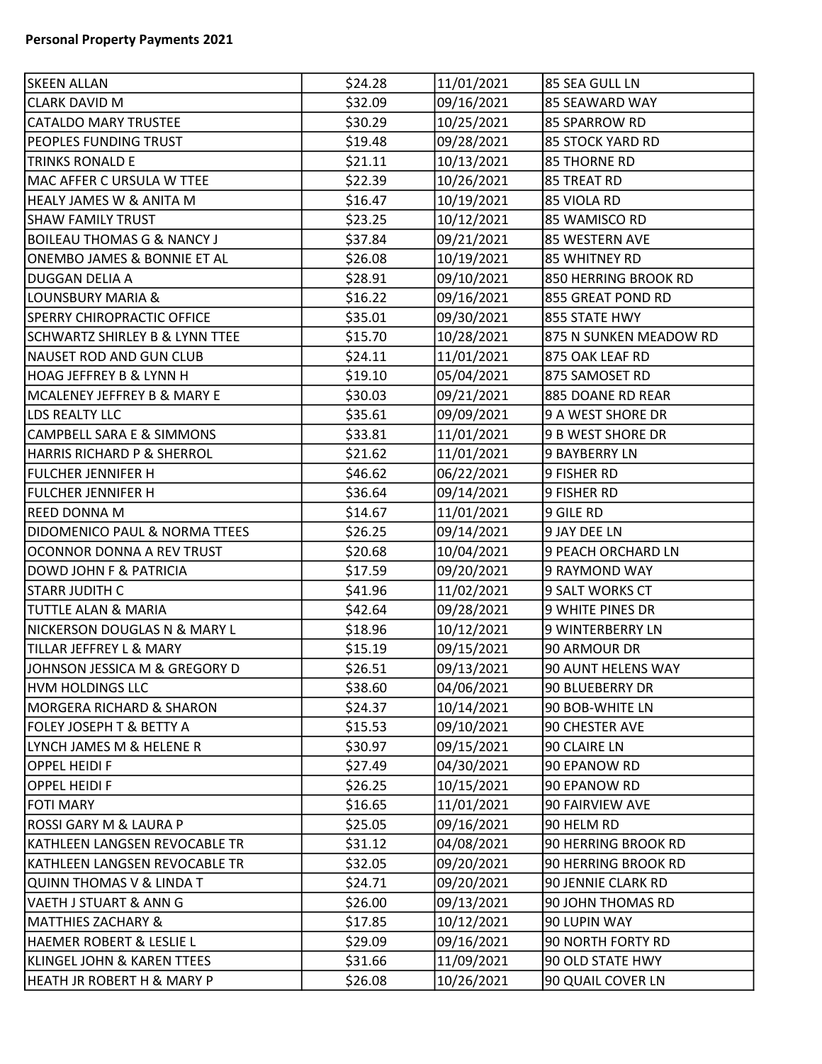**Personal Property Payments 2021**

| | | | |
|---|---|---|---|
| SKEEN ALLAN | $24.28 | 11/01/2021 | 85 SEA GULL LN |
| CLARK DAVID M | $32.09 | 09/16/2021 | 85 SEAWARD WAY |
| CATALDO MARY TRUSTEE | $30.29 | 10/25/2021 | 85 SPARROW RD |
| PEOPLES FUNDING TRUST | $19.48 | 09/28/2021 | 85 STOCK YARD RD |
| TRINKS RONALD E | $21.11 | 10/13/2021 | 85 THORNE RD |
| MAC AFFER C URSULA W TTEE | $22.39 | 10/26/2021 | 85 TREAT RD |
| HEALY JAMES W & ANITA M | $16.47 | 10/19/2021 | 85 VIOLA RD |
| SHAW FAMILY TRUST | $23.25 | 10/12/2021 | 85 WAMISCO RD |
| BOILEAU THOMAS G & NANCY J | $37.84 | 09/21/2021 | 85 WESTERN AVE |
| ONEMBO JAMES & BONNIE ET AL | $26.08 | 10/19/2021 | 85 WHITNEY RD |
| DUGGAN DELIA A | $28.91 | 09/10/2021 | 850 HERRING BROOK RD |
| LOUNSBURY MARIA & | $16.22 | 09/16/2021 | 855 GREAT POND RD |
| SPERRY CHIROPRACTIC OFFICE | $35.01 | 09/30/2021 | 855 STATE HWY |
| SCHWARTZ SHIRLEY B & LYNN TTEE | $15.70 | 10/28/2021 | 875 N SUNKEN MEADOW RD |
| NAUSET ROD AND GUN CLUB | $24.11 | 11/01/2021 | 875 OAK LEAF RD |
| HOAG JEFFREY B & LYNN H | $19.10 | 05/04/2021 | 875 SAMOSET RD |
| MCALENEY JEFFREY B & MARY E | $30.03 | 09/21/2021 | 885 DOANE RD REAR |
| LDS REALTY LLC | $35.61 | 09/09/2021 | 9 A WEST SHORE DR |
| CAMPBELL SARA E & SIMMONS | $33.81 | 11/01/2021 | 9 B WEST SHORE DR |
| HARRIS RICHARD P & SHERROL | $21.62 | 11/01/2021 | 9 BAYBERRY LN |
| FULCHER JENNIFER H | $46.62 | 06/22/2021 | 9 FISHER RD |
| FULCHER JENNIFER H | $36.64 | 09/14/2021 | 9 FISHER RD |
| REED DONNA M | $14.67 | 11/01/2021 | 9 GILE RD |
| DIDOMENICO PAUL & NORMA TTEES | $26.25 | 09/14/2021 | 9 JAY DEE LN |
| OCONNOR DONNA A REV TRUST | $20.68 | 10/04/2021 | 9 PEACH ORCHARD LN |
| DOWD JOHN F & PATRICIA | $17.59 | 09/20/2021 | 9 RAYMOND WAY |
| STARR JUDITH C | $41.96 | 11/02/2021 | 9 SALT WORKS CT |
| TUTTLE ALAN & MARIA | $42.64 | 09/28/2021 | 9 WHITE PINES DR |
| NICKERSON DOUGLAS N & MARY L | $18.96 | 10/12/2021 | 9 WINTERBERRY LN |
| TILLAR JEFFREY L & MARY | $15.19 | 09/15/2021 | 90 ARMOUR DR |
| JOHNSON JESSICA M & GREGORY D | $26.51 | 09/13/2021 | 90 AUNT HELENS WAY |
| HVM HOLDINGS LLC | $38.60 | 04/06/2021 | 90 BLUEBERRY DR |
| MORGERA RICHARD & SHARON | $24.37 | 10/14/2021 | 90 BOB-WHITE LN |
| FOLEY JOSEPH T & BETTY A | $15.53 | 09/10/2021 | 90 CHESTER AVE |
| LYNCH JAMES M & HELENE R | $30.97 | 09/15/2021 | 90 CLAIRE LN |
| OPPEL HEIDI F | $27.49 | 04/30/2021 | 90 EPANOW RD |
| OPPEL HEIDI F | $26.25 | 10/15/2021 | 90 EPANOW RD |
| FOTI MARY | $16.65 | 11/01/2021 | 90 FAIRVIEW AVE |
| ROSSI GARY M & LAURA P | $25.05 | 09/16/2021 | 90 HELM RD |
| KATHLEEN LANGSEN REVOCABLE TR | $31.12 | 04/08/2021 | 90 HERRING BROOK RD |
| KATHLEEN LANGSEN REVOCABLE TR | $32.05 | 09/20/2021 | 90 HERRING BROOK RD |
| QUINN THOMAS V & LINDA T | $24.71 | 09/20/2021 | 90 JENNIE CLARK RD |
| VAETH J STUART & ANN G | $26.00 | 09/13/2021 | 90 JOHN THOMAS RD |
| MATTHIES ZACHARY & | $17.85 | 10/12/2021 | 90 LUPIN WAY |
| HAEMER ROBERT & LESLIE L | $29.09 | 09/16/2021 | 90 NORTH FORTY RD |
| KLINGEL JOHN & KAREN TTEES | $31.66 | 11/09/2021 | 90 OLD STATE HWY |
| HEATH JR ROBERT H & MARY P | $26.08 | 10/26/2021 | 90 QUAIL COVER LN |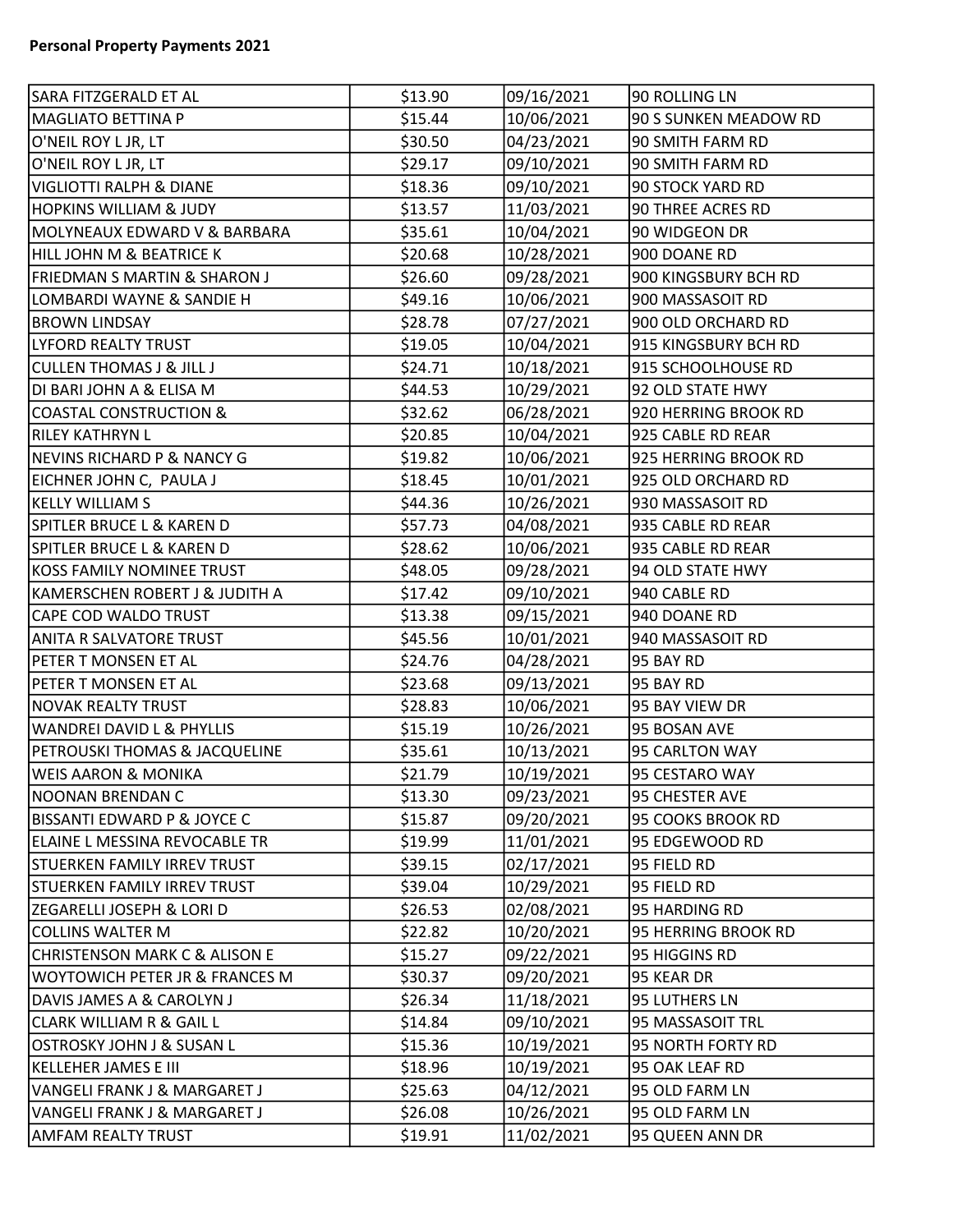**Personal Property Payments 2021**

| | | | |
|---|---|---|---|
| SARA FITZGERALD ET AL | $13.90 | 09/16/2021 | 90 ROLLING LN |
| MAGLIATO BETTINA P | $15.44 | 10/06/2021 | 90 S SUNKEN MEADOW RD |
| O'NEIL ROY L JR, LT | $30.50 | 04/23/2021 | 90 SMITH FARM RD |
| O'NEIL ROY L JR, LT | $29.17 | 09/10/2021 | 90 SMITH FARM RD |
| VIGLIOTTI RALPH & DIANE | $18.36 | 09/10/2021 | 90 STOCK YARD RD |
| HOPKINS WILLIAM & JUDY | $13.57 | 11/03/2021 | 90 THREE ACRES RD |
| MOLYNEAUX EDWARD V & BARBARA | $35.61 | 10/04/2021 | 90 WIDGEON DR |
| HILL JOHN M & BEATRICE K | $20.68 | 10/28/2021 | 900 DOANE RD |
| FRIEDMAN S MARTIN & SHARON J | $26.60 | 09/28/2021 | 900 KINGSBURY BCH RD |
| LOMBARDI WAYNE & SANDIE H | $49.16 | 10/06/2021 | 900 MASSASOIT RD |
| BROWN LINDSAY | $28.78 | 07/27/2021 | 900 OLD ORCHARD RD |
| LYFORD REALTY TRUST | $19.05 | 10/04/2021 | 915 KINGSBURY BCH RD |
| CULLEN THOMAS J & JILL J | $24.71 | 10/18/2021 | 915 SCHOOLHOUSE RD |
| DI BARI JOHN A & ELISA M | $44.53 | 10/29/2021 | 92 OLD STATE HWY |
| COASTAL CONSTRUCTION & | $32.62 | 06/28/2021 | 920 HERRING BROOK RD |
| RILEY KATHRYN L | $20.85 | 10/04/2021 | 925 CABLE RD REAR |
| NEVINS RICHARD P & NANCY G | $19.82 | 10/06/2021 | 925 HERRING BROOK RD |
| EICHNER JOHN C, PAULA J | $18.45 | 10/01/2021 | 925 OLD ORCHARD RD |
| KELLY WILLIAM S | $44.36 | 10/26/2021 | 930 MASSASOIT RD |
| SPITLER BRUCE L & KAREN D | $57.73 | 04/08/2021 | 935 CABLE RD REAR |
| SPITLER BRUCE L & KAREN D | $28.62 | 10/06/2021 | 935 CABLE RD REAR |
| KOSS FAMILY NOMINEE TRUST | $48.05 | 09/28/2021 | 94 OLD STATE HWY |
| KAMERSCHEN ROBERT J & JUDITH A | $17.42 | 09/10/2021 | 940 CABLE RD |
| CAPE COD WALDO TRUST | $13.38 | 09/15/2021 | 940 DOANE RD |
| ANITA R SALVATORE TRUST | $45.56 | 10/01/2021 | 940 MASSASOIT RD |
| PETER T MONSEN ET AL | $24.76 | 04/28/2021 | 95 BAY RD |
| PETER T MONSEN ET AL | $23.68 | 09/13/2021 | 95 BAY RD |
| NOVAK REALTY TRUST | $28.83 | 10/06/2021 | 95 BAY VIEW DR |
| WANDREI DAVID L & PHYLLIS | $15.19 | 10/26/2021 | 95 BOSAN AVE |
| PETROUSKI THOMAS & JACQUELINE | $35.61 | 10/13/2021 | 95 CARLTON WAY |
| WEIS AARON & MONIKA | $21.79 | 10/19/2021 | 95 CESTARO WAY |
| NOONAN BRENDAN C | $13.30 | 09/23/2021 | 95 CHESTER AVE |
| BISSANTI EDWARD P & JOYCE C | $15.87 | 09/20/2021 | 95 COOKS BROOK RD |
| ELAINE L MESSINA REVOCABLE TR | $19.99 | 11/01/2021 | 95 EDGEWOOD RD |
| STUERKEN FAMILY IRREV TRUST | $39.15 | 02/17/2021 | 95 FIELD RD |
| STUERKEN FAMILY IRREV TRUST | $39.04 | 10/29/2021 | 95 FIELD RD |
| ZEGARELLI JOSEPH & LORI D | $26.53 | 02/08/2021 | 95 HARDING RD |
| COLLINS WALTER M | $22.82 | 10/20/2021 | 95 HERRING BROOK RD |
| CHRISTENSON MARK C & ALISON E | $15.27 | 09/22/2021 | 95 HIGGINS RD |
| WOYTOWICH PETER JR & FRANCES M | $30.37 | 09/20/2021 | 95 KEAR DR |
| DAVIS JAMES A & CAROLYN J | $26.34 | 11/18/2021 | 95 LUTHERS LN |
| CLARK WILLIAM R & GAIL L | $14.84 | 09/10/2021 | 95 MASSASOIT TRL |
| OSTROSKY JOHN J & SUSAN L | $15.36 | 10/19/2021 | 95 NORTH FORTY RD |
| KELLEHER JAMES E III | $18.96 | 10/19/2021 | 95 OAK LEAF RD |
| VANGELI FRANK J & MARGARET J | $25.63 | 04/12/2021 | 95 OLD FARM LN |
| VANGELI FRANK J & MARGARET J | $26.08 | 10/26/2021 | 95 OLD FARM LN |
| AMFAM REALTY TRUST | $19.91 | 11/02/2021 | 95 QUEEN ANN DR |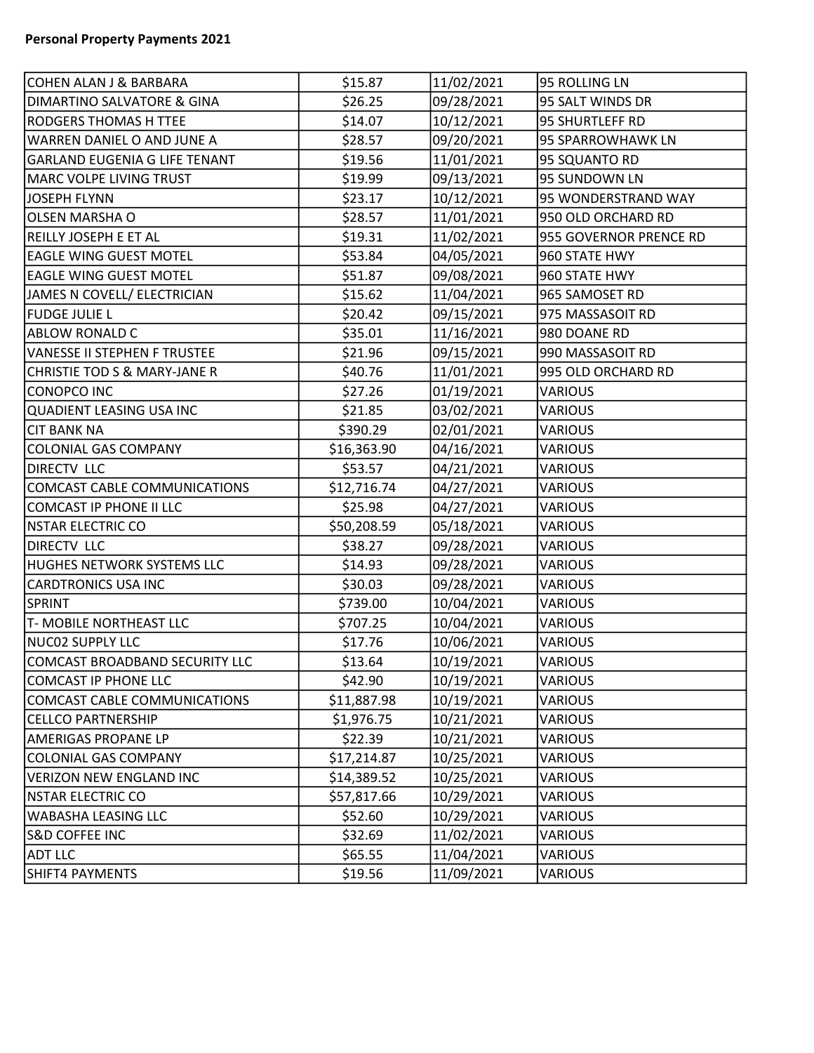**Personal Property Payments 2021**

| | | | |
|---|---|---|---|
| COHEN ALAN J & BARBARA | $15.87 | 11/02/2021 | 95 ROLLING LN |
| DIMARTINO SALVATORE & GINA | $26.25 | 09/28/2021 | 95 SALT WINDS DR |
| RODGERS THOMAS H TTEE | $14.07 | 10/12/2021 | 95 SHURTLEFF RD |
| WARREN DANIEL O AND JUNE A | $28.57 | 09/20/2021 | 95 SPARROWHAWK LN |
| GARLAND EUGENIA G LIFE TENANT | $19.56 | 11/01/2021 | 95 SQUANTO RD |
| MARC VOLPE LIVING TRUST | $19.99 | 09/13/2021 | 95 SUNDOWN LN |
| JOSEPH FLYNN | $23.17 | 10/12/2021 | 95 WONDERSTRAND WAY |
| OLSEN MARSHA O | $28.57 | 11/01/2021 | 950 OLD ORCHARD RD |
| REILLY JOSEPH E ET AL | $19.31 | 11/02/2021 | 955 GOVERNOR PRENCE RD |
| EAGLE WING GUEST MOTEL | $53.84 | 04/05/2021 | 960 STATE HWY |
| EAGLE WING GUEST MOTEL | $51.87 | 09/08/2021 | 960 STATE HWY |
| JAMES N COVELL/ ELECTRICIAN | $15.62 | 11/04/2021 | 965 SAMOSET RD |
| FUDGE JULIE L | $20.42 | 09/15/2021 | 975 MASSASOIT RD |
| ABLOW RONALD C | $35.01 | 11/16/2021 | 980 DOANE RD |
| VANESSE II STEPHEN F TRUSTEE | $21.96 | 09/15/2021 | 990 MASSASOIT RD |
| CHRISTIE TOD S & MARY-JANE R | $40.76 | 11/01/2021 | 995 OLD ORCHARD RD |
| CONOPCO INC | $27.26 | 01/19/2021 | VARIOUS |
| QUADIENT LEASING USA INC | $21.85 | 03/02/2021 | VARIOUS |
| CIT BANK NA | $390.29 | 02/01/2021 | VARIOUS |
| COLONIAL GAS COMPANY | $16,363.90 | 04/16/2021 | VARIOUS |
| DIRECTV LLC | $53.57 | 04/21/2021 | VARIOUS |
| COMCAST CABLE COMMUNICATIONS | $12,716.74 | 04/27/2021 | VARIOUS |
| COMCAST IP PHONE II LLC | $25.98 | 04/27/2021 | VARIOUS |
| NSTAR ELECTRIC CO | $50,208.59 | 05/18/2021 | VARIOUS |
| DIRECTV LLC | $38.27 | 09/28/2021 | VARIOUS |
| HUGHES NETWORK SYSTEMS LLC | $14.93 | 09/28/2021 | VARIOUS |
| CARDTRONICS USA INC | $30.03 | 09/28/2021 | VARIOUS |
| SPRINT | $739.00 | 10/04/2021 | VARIOUS |
| T- MOBILE NORTHEAST LLC | $707.25 | 10/04/2021 | VARIOUS |
| NUC02 SUPPLY LLC | $17.76 | 10/06/2021 | VARIOUS |
| COMCAST BROADBAND SECURITY LLC | $13.64 | 10/19/2021 | VARIOUS |
| COMCAST IP PHONE LLC | $42.90 | 10/19/2021 | VARIOUS |
| COMCAST CABLE COMMUNICATIONS | $11,887.98 | 10/19/2021 | VARIOUS |
| CELLCO PARTNERSHIP | $1,976.75 | 10/21/2021 | VARIOUS |
| AMERIGAS PROPANE LP | $22.39 | 10/21/2021 | VARIOUS |
| COLONIAL GAS COMPANY | $17,214.87 | 10/25/2021 | VARIOUS |
| VERIZON NEW ENGLAND INC | $14,389.52 | 10/25/2021 | VARIOUS |
| NSTAR ELECTRIC CO | $57,817.66 | 10/29/2021 | VARIOUS |
| WABASHA LEASING LLC | $52.60 | 10/29/2021 | VARIOUS |
| S&D COFFEE INC | $32.69 | 11/02/2021 | VARIOUS |
| ADT LLC | $65.55 | 11/04/2021 | VARIOUS |
| SHIFT4 PAYMENTS | $19.56 | 11/09/2021 | VARIOUS |